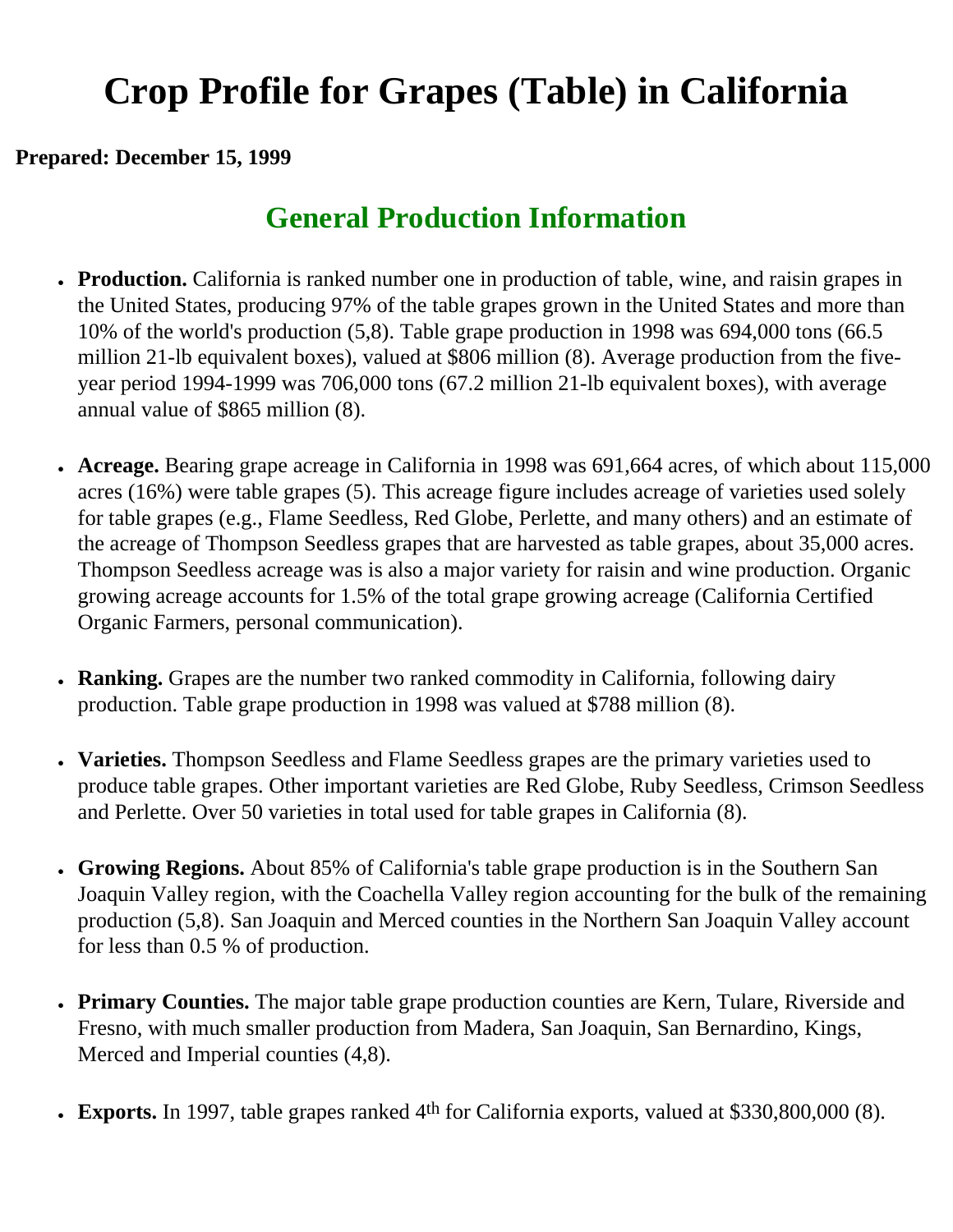# Crop Profile for Grapes (Table) in California

**Prepared: December 15, 1999**

## General Production Information

- **Production.** California is ranked number one in production of table, wine, and raisin grapes in the United States, producing 97% of the table grapes grown in the United States and more than 10% of the world's production (5,8). Table grape production in 1998 was 694,000 tons (66.5 million 21-lb equivalent boxes), valued at $806 million (8). Average production from the five-year period 1994-1999 was 706,000 tons (67.2 million 21-lb equivalent boxes), with average annual value of $865 million (8).

- **Acreage.** Bearing grape acreage in California in 1998 was 691,664 acres, of which about 115,000 acres (16%) were table grapes (5). This acreage figure includes acreage of varieties used solely for table grapes (e.g., Flame Seedless, Red Globe, Perlette, and many others) and an estimate of the acreage of Thompson Seedless grapes that are harvested as table grapes, about 35,000 acres. Thompson Seedless acreage was is also a major variety for raisin and wine production. Organic growing acreage accounts for 1.5% of the total grape growing acreage (California Certified Organic Farmers, personal communication).

- **Ranking.** Grapes are the number two ranked commodity in California, following dairy production. Table grape production in 1998 was valued at $788 million (8).

- **Varieties.** Thompson Seedless and Flame Seedless grapes are the primary varieties used to produce table grapes. Other important varieties are Red Globe, Ruby Seedless, Crimson Seedless and Perlette. Over 50 varieties in total used for table grapes in California (8).

- **Growing Regions.** About 85% of California's table grape production is in the Southern San Joaquin Valley region, with the Coachella Valley region accounting for the bulk of the remaining production (5,8). San Joaquin and Merced counties in the Northern San Joaquin Valley account for less than 0.5 % of production.

- **Primary Counties.** The major table grape production counties are Kern, Tulare, Riverside and Fresno, with much smaller production from Madera, San Joaquin, San Bernardino, Kings, Merced and Imperial counties (4,8).

- **Exports.** In 1997, table grapes ranked 4th for California exports, valued at $330,800,000 (8).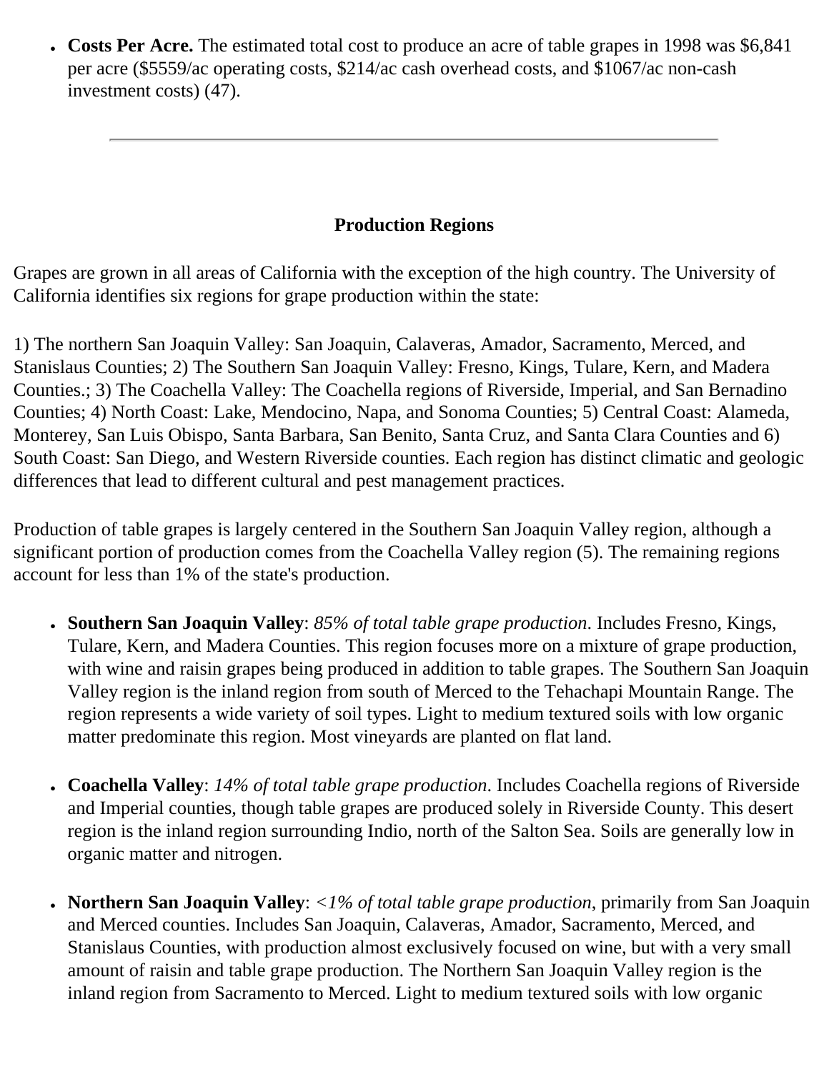- **Costs Per Acre.** The estimated total cost to produce an acre of table grapes in 1998 was $6,841 per acre ($5559/ac operating costs, $214/ac cash overhead costs, and $1067/ac non-cash investment costs) (47).

---

## Production Regions

Grapes are grown in all areas of California with the exception of the high country. The University of California identifies six regions for grape production within the state:

1) The northern San Joaquin Valley: San Joaquin, Calaveras, Amador, Sacramento, Merced, and Stanislaus Counties; 2) The Southern San Joaquin Valley: Fresno, Kings, Tulare, Kern, and Madera Counties.; 3) The Coachella Valley: The Coachella regions of Riverside, Imperial, and San Bernadino Counties; 4) North Coast: Lake, Mendocino, Napa, and Sonoma Counties; 5) Central Coast: Alameda, Monterey, San Luis Obispo, Santa Barbara, San Benito, Santa Cruz, and Santa Clara Counties and 6) South Coast: San Diego, and Western Riverside counties. Each region has distinct climatic and geologic differences that lead to different cultural and pest management practices.

Production of table grapes is largely centered in the Southern San Joaquin Valley region, although a significant portion of production comes from the Coachella Valley region (5). The remaining regions account for less than 1% of the state's production.

- **Southern San Joaquin Valley**: *85% of total table grape production*. Includes Fresno, Kings, Tulare, Kern, and Madera Counties. This region focuses more on a mixture of grape production, with wine and raisin grapes being produced in addition to table grapes. The Southern San Joaquin Valley region is the inland region from south of Merced to the Tehachapi Mountain Range. The region represents a wide variety of soil types. Light to medium textured soils with low organic matter predominate this region. Most vineyards are planted on flat land.

- **Coachella Valley**: *14% of total table grape production*. Includes Coachella regions of Riverside and Imperial counties, though table grapes are produced solely in Riverside County. This desert region is the inland region surrounding Indio, north of the Salton Sea. Soils are generally low in organic matter and nitrogen.

- **Northern San Joaquin Valley**: *<1% of total table grape production*, primarily from San Joaquin and Merced counties. Includes San Joaquin, Calaveras, Amador, Sacramento, Merced, and Stanislaus Counties, with production almost exclusively focused on wine, but with a very small amount of raisin and table grape production. The Northern San Joaquin Valley region is the inland region from Sacramento to Merced. Light to medium textured soils with low organic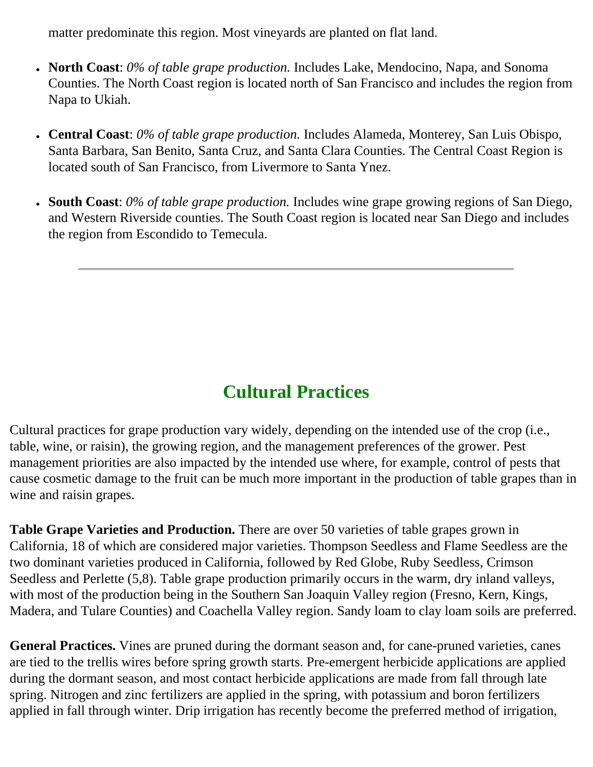matter predominate this region. Most vineyards are planted on flat land.

- **North Coast**: *0% of table grape production.* Includes Lake, Mendocino, Napa, and Sonoma Counties. The North Coast region is located north of San Francisco and includes the region from Napa to Ukiah.
- **Central Coast**: *0% of table grape production.* Includes Alameda, Monterey, San Luis Obispo, Santa Barbara, San Benito, Santa Cruz, and Santa Clara Counties. The Central Coast Region is located south of San Francisco, from Livermore to Santa Ynez.
- **South Coast**: *0% of table grape production.* Includes wine grape growing regions of San Diego, and Western Riverside counties. The South Coast region is located near San Diego and includes the region from Escondido to Temecula.

---

## Cultural Practices

Cultural practices for grape production vary widely, depending on the intended use of the crop (i.e., table, wine, or raisin), the growing region, and the management preferences of the grower. Pest management priorities are also impacted by the intended use where, for example, control of pests that cause cosmetic damage to the fruit can be much more important in the production of table grapes than in wine and raisin grapes.

**Table Grape Varieties and Production.** There are over 50 varieties of table grapes grown in California, 18 of which are considered major varieties. Thompson Seedless and Flame Seedless are the two dominant varieties produced in California, followed by Red Globe, Ruby Seedless, Crimson Seedless and Perlette (5,8). Table grape production primarily occurs in the warm, dry inland valleys, with most of the production being in the Southern San Joaquin Valley region (Fresno, Kern, Kings, Madera, and Tulare Counties) and Coachella Valley region. Sandy loam to clay loam soils are preferred.

**General Practices.** Vines are pruned during the dormant season and, for cane-pruned varieties, canes are tied to the trellis wires before spring growth starts. Pre-emergent herbicide applications are applied during the dormant season, and most contact herbicide applications are made from fall through late spring. Nitrogen and zinc fertilizers are applied in the spring, with potassium and boron fertilizers applied in fall through winter. Drip irrigation has recently become the preferred method of irrigation,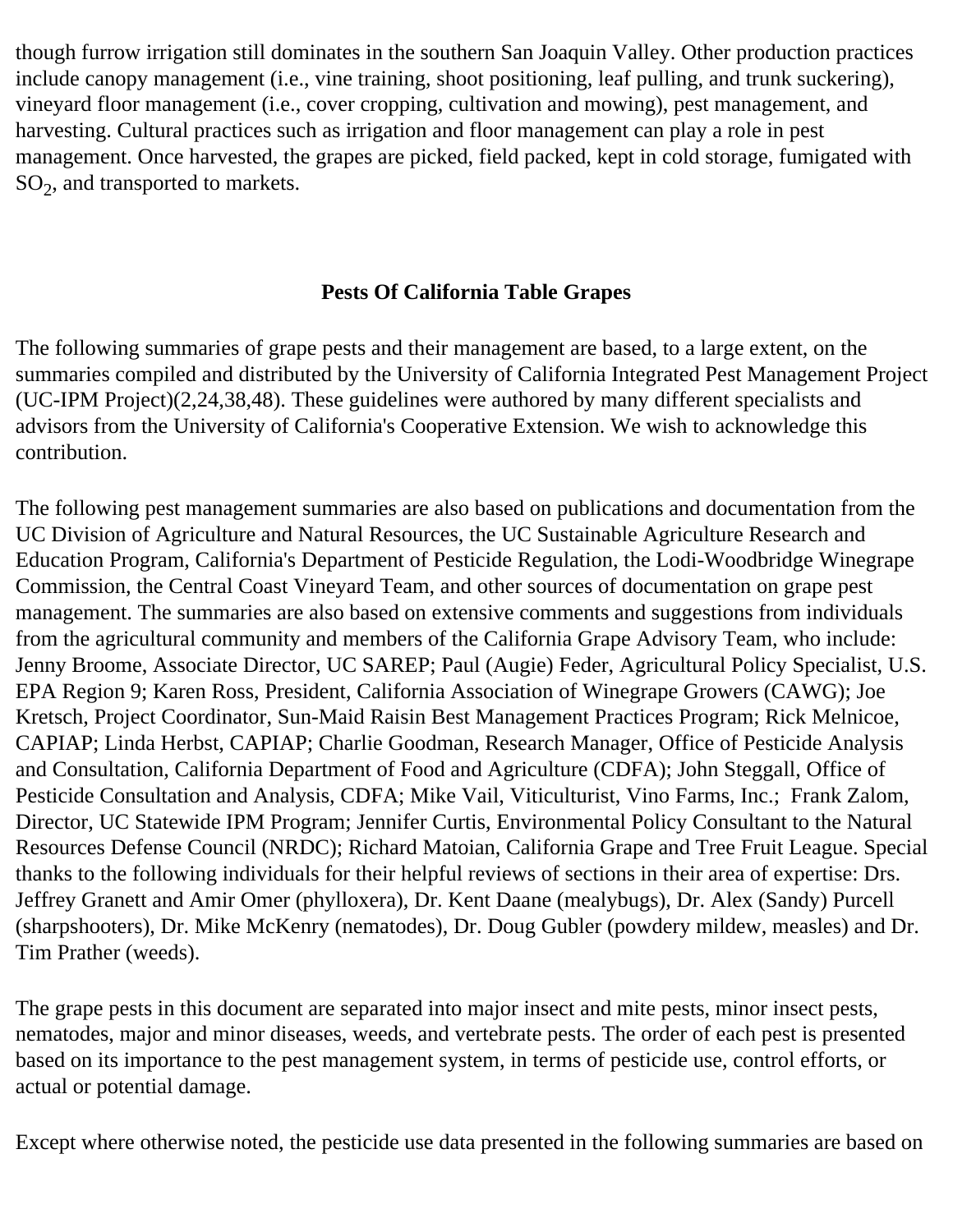though furrow irrigation still dominates in the southern San Joaquin Valley. Other production practices include canopy management (i.e., vine training, shoot positioning, leaf pulling, and trunk suckering), vineyard floor management (i.e., cover cropping, cultivation and mowing), pest management, and harvesting. Cultural practices such as irrigation and floor management can play a role in pest management. Once harvested, the grapes are picked, field packed, kept in cold storage, fumigated with $SO_2$, and transported to markets.

## Pests Of California Table Grapes

The following summaries of grape pests and their management are based, to a large extent, on the summaries compiled and distributed by the University of California Integrated Pest Management Project (UC-IPM Project)(2,24,38,48). These guidelines were authored by many different specialists and advisors from the University of California's Cooperative Extension. We wish to acknowledge this contribution.

The following pest management summaries are also based on publications and documentation from the UC Division of Agriculture and Natural Resources, the UC Sustainable Agriculture Research and Education Program, California's Department of Pesticide Regulation, the Lodi-Woodbridge Winegrape Commission, the Central Coast Vineyard Team, and other sources of documentation on grape pest management. The summaries are also based on extensive comments and suggestions from individuals from the agricultural community and members of the California Grape Advisory Team, who include: Jenny Broome, Associate Director, UC SAREP; Paul (Augie) Feder, Agricultural Policy Specialist, U.S. EPA Region 9; Karen Ross, President, California Association of Winegrape Growers (CAWG); Joe Kretsch, Project Coordinator, Sun-Maid Raisin Best Management Practices Program; Rick Melnicoe, CAPIAP; Linda Herbst, CAPIAP; Charlie Goodman, Research Manager, Office of Pesticide Analysis and Consultation, California Department of Food and Agriculture (CDFA); John Steggall, Office of Pesticide Consultation and Analysis, CDFA; Mike Vail, Viticulturist, Vino Farms, Inc.; Frank Zalom, Director, UC Statewide IPM Program; Jennifer Curtis, Environmental Policy Consultant to the Natural Resources Defense Council (NRDC); Richard Matoian, California Grape and Tree Fruit League. Special thanks to the following individuals for their helpful reviews of sections in their area of expertise: Drs. Jeffrey Granett and Amir Omer (phylloxera), Dr. Kent Daane (mealybugs), Dr. Alex (Sandy) Purcell (sharpshooters), Dr. Mike McKenry (nematodes), Dr. Doug Gubler (powdery mildew, measles) and Dr. Tim Prather (weeds).

The grape pests in this document are separated into major insect and mite pests, minor insect pests, nematodes, major and minor diseases, weeds, and vertebrate pests. The order of each pest is presented based on its importance to the pest management system, in terms of pesticide use, control efforts, or actual or potential damage.

Except where otherwise noted, the pesticide use data presented in the following summaries are based on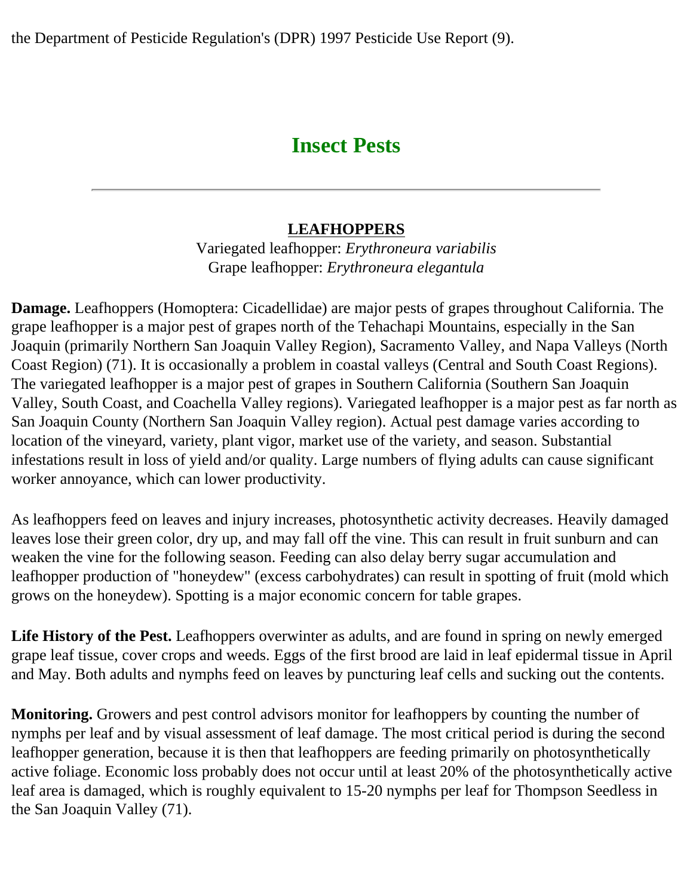the Department of Pesticide Regulation's (DPR) 1997 Pesticide Use Report (9).

## Insect Pests

---

### LEADHOPPERS

Variegated leafhopper: *Erythroneura variabilis*
Grape leafhopper: *Erythroneura elegantula*

**Damage.** Leafhoppers (Homoptera: Cicadellidae) are major pests of grapes throughout California. The grape leafhopper is a major pest of grapes north of the Tehachapi Mountains, especially in the San Joaquin (primarily Northern San Joaquin Valley Region), Sacramento Valley, and Napa Valleys (North Coast Region) (71). It is occasionally a problem in coastal valleys (Central and South Coast Regions). The variegated leafhopper is a major pest of grapes in Southern California (Southern San Joaquin Valley, South Coast, and Coachella Valley regions). Variegated leafhopper is a major pest as far north as San Joaquin County (Northern San Joaquin Valley region). Actual pest damage varies according to location of the vineyard, variety, plant vigor, market use of the variety, and season. Substantial infestations result in loss of yield and/or quality. Large numbers of flying adults can cause significant worker annoyance, which can lower productivity.

As leafhoppers feed on leaves and injury increases, photosynthetic activity decreases. Heavily damaged leaves lose their green color, dry up, and may fall off the vine. This can result in fruit sunburn and can weaken the vine for the following season. Feeding can also delay berry sugar accumulation and leafhopper production of "honeydew" (excess carbohydrates) can result in spotting of fruit (mold which grows on the honeydew). Spotting is a major economic concern for table grapes.

**Life History of the Pest.** Leafhoppers overwinter as adults, and are found in spring on newly emerged grape leaf tissue, cover crops and weeds. Eggs of the first brood are laid in leaf epidermal tissue in April and May. Both adults and nymphs feed on leaves by puncturing leaf cells and sucking out the contents.

**Monitoring.** Growers and pest control advisors monitor for leafhoppers by counting the number of nymphs per leaf and by visual assessment of leaf damage. The most critical period is during the second leafhopper generation, because it is then that leafhoppers are feeding primarily on photosynthetically active foliage. Economic loss probably does not occur until at least 20% of the photosynthetically active leaf area is damaged, which is roughly equivalent to 15-20 nymphs per leaf for Thompson Seedless in the San Joaquin Valley (71).

the Department of Pesticide Regulation's (DPR) 1997 Pesticide Use Report (9).

## Insect Pests

---

### LEAFHOPPERS

Variegated leafhopper: *Erythroneura variabilis*
Grape leafhopper: *Erythroneura elegantula*

**Damage.** Leafhoppers (Homoptera: Cicadellidae) are major pests of grapes throughout California. The grape leafhopper is a major pest of grapes north of the Tehachapi Mountains, especially in the San Joaquin (primarily Northern San Joaquin Valley Region), Sacramento Valley, and Napa Valleys (North Coast Region) (71). It is occasionally a problem in coastal valleys (Central and South Coast Regions). The variegated leafhopper is a major pest of grapes in Southern California (Southern San Joaquin Valley, South Coast, and Coachella Valley regions). Variegated leafhopper is a major pest as far north as San Joaquin County (Northern San Joaquin Valley region). Actual pest damage varies according to location of the vineyard, variety, plant vigor, market use of the variety, and season. Substantial infestations result in loss of yield and/or quality. Large numbers of flying adults can cause significant worker annoyance, which can lower productivity.

As leafhoppers feed on leaves and injury increases, photosynthetic activity decreases. Heavily damaged leaves lose their green color, dry up, and may fall off the vine. This can result in fruit sunburn and can weaken the vine for the following season. Feeding can also delay berry sugar accumulation and leafhopper production of "honeydew" (excess carbohydrates) can result in spotting of fruit (mold which grows on the honeydew). Spotting is a major economic concern for table grapes.

**Life History of the Pest.** Leafhoppers overwinter as adults, and are found in spring on newly emerged grape leaf tissue, cover crops and weeds. Eggs of the first brood are laid in leaf epidermal tissue in April and May. Both adults and nymphs feed on leaves by puncturing leaf cells and sucking out the contents.

**Monitoring.** Growers and pest control advisors monitor for leafhoppers by counting the number of nymphs per leaf and by visual assessment of leaf damage. The most critical period is during the second leafhopper generation, because it is then that leafhoppers are feeding primarily on photosynthetically active foliage. Economic loss probably does not occur until at least 20% of the photosynthetically active leaf area is damaged, which is roughly equivalent to 15-20 nymphs per leaf for Thompson Seedless in the San Joaquin Valley (71).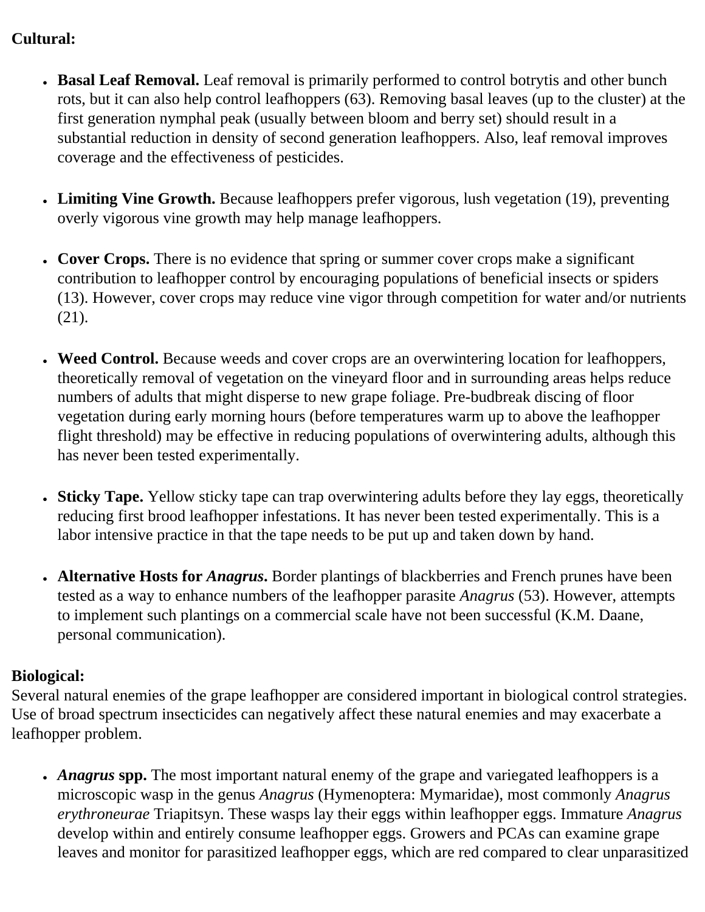**Cultural:**

- **Basal Leaf Removal.** Leaf removal is primarily performed to control botrytis and other bunch rots, but it can also help control leafhoppers (63). Removing basal leaves (up to the cluster) at the first generation nymphal peak (usually between bloom and berry set) should result in a substantial reduction in density of second generation leafhoppers. Also, leaf removal improves coverage and the effectiveness of pesticides.

- **Limiting Vine Growth.** Because leafhoppers prefer vigorous, lush vegetation (19), preventing overly vigorous vine growth may help manage leafhoppers.

- **Cover Crops.** There is no evidence that spring or summer cover crops make a significant contribution to leafhopper control by encouraging populations of beneficial insects or spiders (13). However, cover crops may reduce vine vigor through competition for water and/or nutrients (21).

- **Weed Control.** Because weeds and cover crops are an overwintering location for leafhoppers, theoretically removal of vegetation on the vineyard floor and in surrounding areas helps reduce numbers of adults that might disperse to new grape foliage. Pre-budbreak discing of floor vegetation during early morning hours (before temperatures warm up to above the leafhopper flight threshold) may be effective in reducing populations of overwintering adults, although this has never been tested experimentally.

- **Sticky Tape.** Yellow sticky tape can trap overwintering adults before they lay eggs, theoretically reducing first brood leafhopper infestations. It has never been tested experimentally. This is a labor intensive practice in that the tape needs to be put up and taken down by hand.

- **Alternative Hosts for *Anagrus*.** Border plantings of blackberries and French prunes have been tested as a way to enhance numbers of the leafhopper parasite *Anagrus* (53). However, attempts to implement such plantings on a commercial scale have not been successful (K.M. Daane, personal communication).

**Biological:**
Several natural enemies of the grape leafhopper are considered important in biological control strategies. Use of broad spectrum insecticides can negatively affect these natural enemies and may exacerbate a leafhopper problem.

- ***Anagrus* spp.** The most important natural enemy of the grape and variegated leafhoppers is a microscopic wasp in the genus *Anagrus* (Hymenoptera: Mymaridae), most commonly *Anagrus erythroneurae* Triapitsyn. These wasps lay their eggs within leafhopper eggs. Immature *Anagrus* develop within and entirely consume leafhopper eggs. Growers and PCAs can examine grape leaves and monitor for parasitized leafhopper eggs, which are red compared to clear unparasitized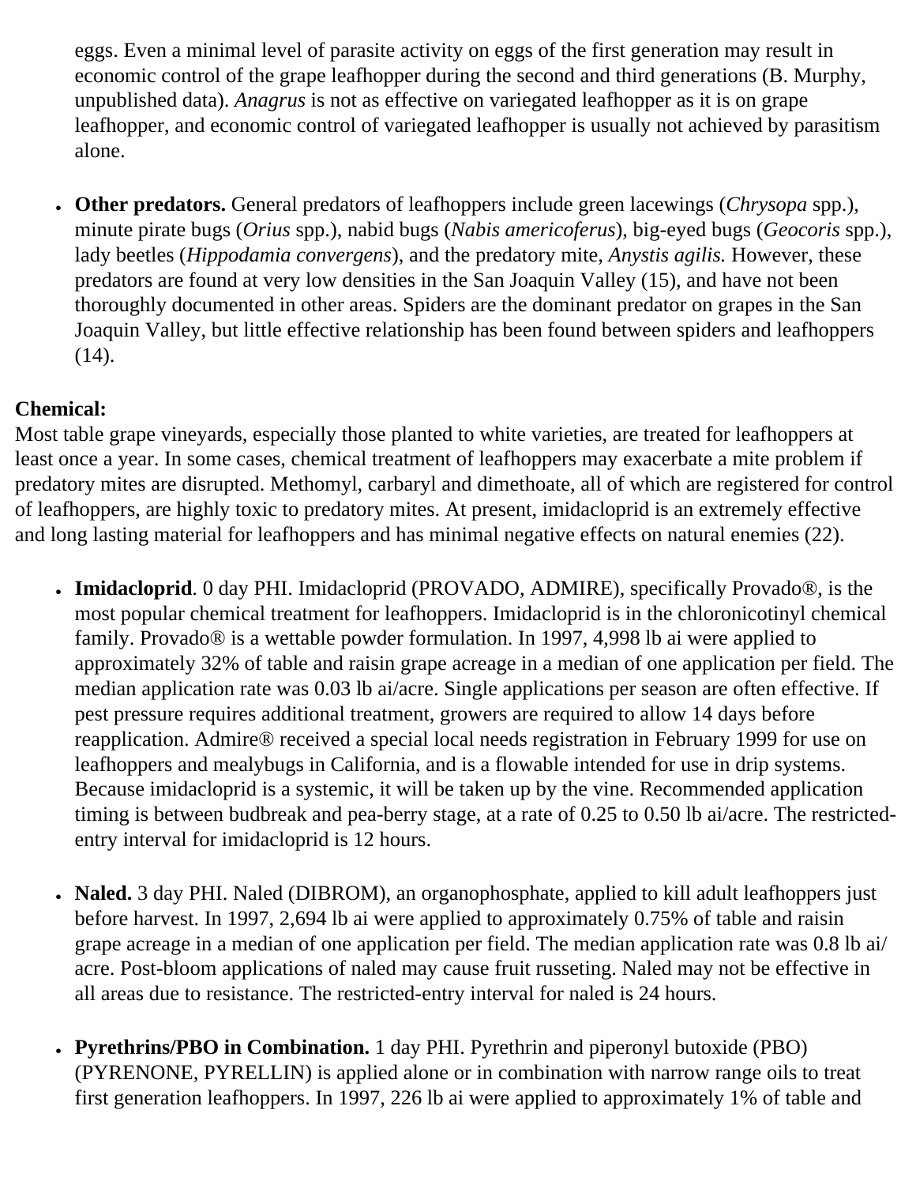eggs. Even a minimal level of parasite activity on eggs of the first generation may result in economic control of the grape leafhopper during the second and third generations (B. Murphy, unpublished data). *Anagrus* is not as effective on variegated leafhopper as it is on grape leafhopper, and economic control of variegated leafhopper is usually not achieved by parasitism alone.

- **Other predators.** General predators of leafhoppers include green lacewings (*Chrysopa* spp.), minute pirate bugs (*Orius* spp.), nabid bugs (*Nabis americoferus*), big-eyed bugs (*Geocoris* spp.), lady beetles (*Hippodamia convergens*), and the predatory mite, *Anystis agilis.* However, these predators are found at very low densities in the San Joaquin Valley (15), and have not been thoroughly documented in other areas. Spiders are the dominant predator on grapes in the San Joaquin Valley, but little effective relationship has been found between spiders and leafhoppers (14).

**Chemical:**
Most table grape vineyards, especially those planted to white varieties, are treated for leafhoppers at least once a year. In some cases, chemical treatment of leafhoppers may exacerbate a mite problem if predatory mites are disrupted. Methomyl, carbaryl and dimethoate, all of which are registered for control of leafhoppers, are highly toxic to predatory mites. At present, imidacloprid is an extremely effective and long lasting material for leafhoppers and has minimal negative effects on natural enemies (22).

- **Imidacloprid**. 0 day PHI. Imidacloprid (PROVADO, ADMIRE), specifically Provado®, is the most popular chemical treatment for leafhoppers. Imidacloprid is in the chloronicotinyl chemical family. Provado® is a wettable powder formulation. In 1997, 4,998 lb ai were applied to approximately 32% of table and raisin grape acreage in a median of one application per field. The median application rate was 0.03 lb ai/acre. Single applications per season are often effective. If pest pressure requires additional treatment, growers are required to allow 14 days before reapplication. Admire® received a special local needs registration in February 1999 for use on leafhoppers and mealybugs in California, and is a flowable intended for use in drip systems. Because imidacloprid is a systemic, it will be taken up by the vine. Recommended application timing is between budbreak and pea-berry stage, at a rate of 0.25 to 0.50 lb ai/acre. The restricted-entry interval for imidacloprid is 12 hours.

- **Naled.** 3 day PHI. Naled (DIBROM), an organophosphate, applied to kill adult leafhoppers just before harvest. In 1997, 2,694 lb ai were applied to approximately 0.75% of table and raisin grape acreage in a median of one application per field. The median application rate was 0.8 lb ai/acre. Post-bloom applications of naled may cause fruit russeting. Naled may not be effective in all areas due to resistance. The restricted-entry interval for naled is 24 hours.

- **Pyrethrins/PBO in Combination.** 1 day PHI. Pyrethrin and piperonyl butoxide (PBO) (PYRENONE, PYRELLIN) is applied alone or in combination with narrow range oils to treat first generation leafhoppers. In 1997, 226 lb ai were applied to approximately 1% of table and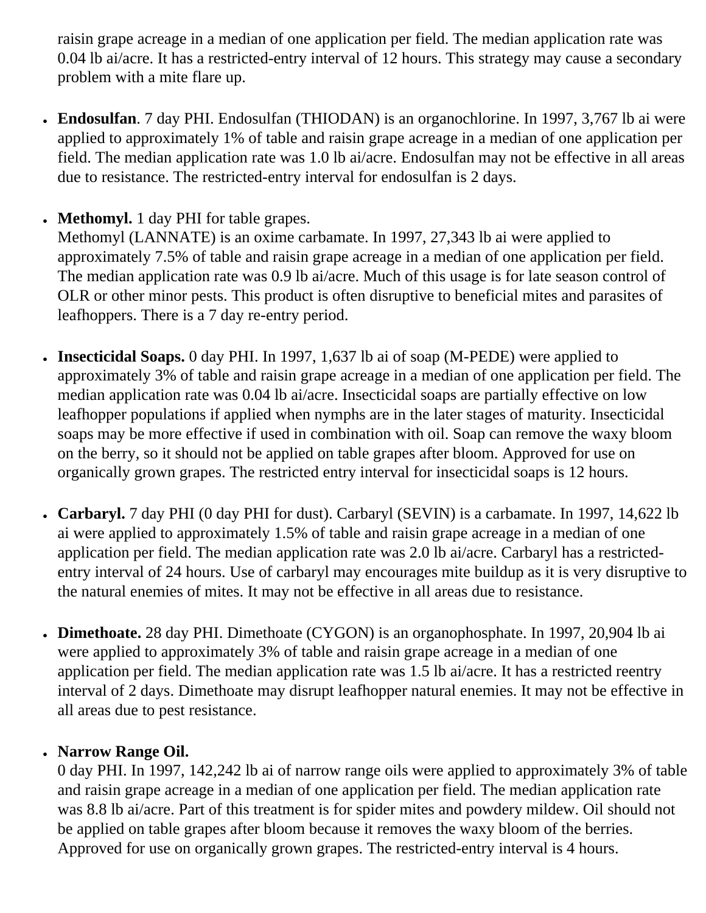raisin grape acreage in a median of one application per field. The median application rate was 0.04 lb ai/acre. It has a restricted-entry interval of 12 hours. This strategy may cause a secondary problem with a mite flare up.

- **Endosulfan**. 7 day PHI. Endosulfan (THIODAN) is an organochlorine. In 1997, 3,767 lb ai were applied to approximately 1% of table and raisin grape acreage in a median of one application per field. The median application rate was 1.0 lb ai/acre. Endosulfan may not be effective in all areas due to resistance. The restricted-entry interval for endosulfan is 2 days.

- **Methomyl.** 1 day PHI for table grapes.
  Methomyl (LANNATE) is an oxime carbamate. In 1997, 27,343 lb ai were applied to approximately 7.5% of table and raisin grape acreage in a median of one application per field. The median application rate was 0.9 lb ai/acre. Much of this usage is for late season control of OLR or other minor pests. This product is often disruptive to beneficial mites and parasites of leafhoppers. There is a 7 day re-entry period.

- **Insecticidal Soaps.** 0 day PHI. In 1997, 1,637 lb ai of soap (M-PEDE) were applied to approximately 3% of table and raisin grape acreage in a median of one application per field. The median application rate was 0.04 lb ai/acre. Insecticidal soaps are partially effective on low leafhopper populations if applied when nymphs are in the later stages of maturity. Insecticidal soaps may be more effective if used in combination with oil. Soap can remove the waxy bloom on the berry, so it should not be applied on table grapes after bloom. Approved for use on organically grown grapes. The restricted entry interval for insecticidal soaps is 12 hours.

- **Carbaryl.** 7 day PHI (0 day PHI for dust). Carbaryl (SEVIN) is a carbamate. In 1997, 14,622 lb ai were applied to approximately 1.5% of table and raisin grape acreage in a median of one application per field. The median application rate was 2.0 lb ai/acre. Carbaryl has a restricted-entry interval of 24 hours. Use of carbaryl may encourages mite buildup as it is very disruptive to the natural enemies of mites. It may not be effective in all areas due to resistance.

- **Dimethoate.** 28 day PHI. Dimethoate (CYGON) is an organophosphate. In 1997, 20,904 lb ai were applied to approximately 3% of table and raisin grape acreage in a median of one application per field. The median application rate was 1.5 lb ai/acre. It has a restricted reentry interval of 2 days. Dimethoate may disrupt leafhopper natural enemies. It may not be effective in all areas due to pest resistance.

- **Narrow Range Oil.**
  0 day PHI. In 1997, 142,242 lb ai of narrow range oils were applied to approximately 3% of table and raisin grape acreage in a median of one application per field. The median application rate was 8.8 lb ai/acre. Part of this treatment is for spider mites and powdery mildew. Oil should not be applied on table grapes after bloom because it removes the waxy bloom of the berries. Approved for use on organically grown grapes. The restricted-entry interval is 4 hours.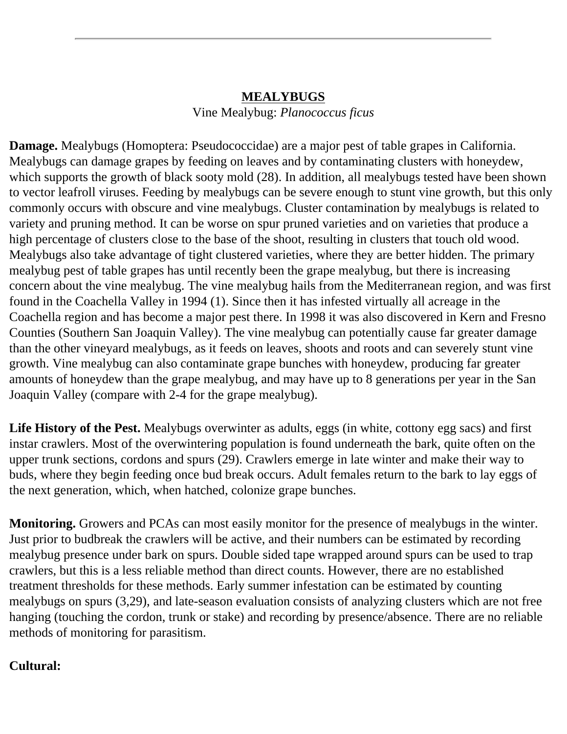## MEALYBUGS

Vine Mealybug: *Planococcus ficus*

**Damage.** Mealybugs (Homoptera: Pseudococcidae) are a major pest of table grapes in California. Mealybugs can damage grapes by feeding on leaves and by contaminating clusters with honeydew, which supports the growth of black sooty mold (28). In addition, all mealybugs tested have been shown to vector leafroll viruses. Feeding by mealybugs can be severe enough to stunt vine growth, but this only commonly occurs with obscure and vine mealybugs. Cluster contamination by mealybugs is related to variety and pruning method. It can be worse on spur pruned varieties and on varieties that produce a high percentage of clusters close to the base of the shoot, resulting in clusters that touch old wood. Mealybugs also take advantage of tight clustered varieties, where they are better hidden. The primary mealybug pest of table grapes has until recently been the grape mealybug, but there is increasing concern about the vine mealybug. The vine mealybug hails from the Mediterranean region, and was first found in the Coachella Valley in 1994 (1). Since then it has infested virtually all acreage in the Coachella region and has become a major pest there. In 1998 it was also discovered in Kern and Fresno Counties (Southern San Joaquin Valley). The vine mealybug can potentially cause far greater damage than the other vineyard mealybugs, as it feeds on leaves, shoots and roots and can severely stunt vine growth. Vine mealybug can also contaminate grape bunches with honeydew, producing far greater amounts of honeydew than the grape mealybug, and may have up to 8 generations per year in the San Joaquin Valley (compare with 2-4 for the grape mealybug).

**Life History of the Pest.** Mealybugs overwinter as adults, eggs (in white, cottony egg sacs) and first instar crawlers. Most of the overwintering population is found underneath the bark, quite often on the upper trunk sections, cordons and spurs (29). Crawlers emerge in late winter and make their way to buds, where they begin feeding once bud break occurs. Adult females return to the bark to lay eggs of the next generation, which, when hatched, colonize grape bunches.

**Monitoring.** Growers and PCAs can most easily monitor for the presence of mealybugs in the winter. Just prior to budbreak the crawlers will be active, and their numbers can be estimated by recording mealybug presence under bark on spurs. Double sided tape wrapped around spurs can be used to trap crawlers, but this is a less reliable method than direct counts. However, there are no established treatment thresholds for these methods. Early summer infestation can be estimated by counting mealybugs on spurs (3,29), and late-season evaluation consists of analyzing clusters which are not free hanging (touching the cordon, trunk or stake) and recording by presence/absence. There are no reliable methods of monitoring for parasitism.

**Cultural:**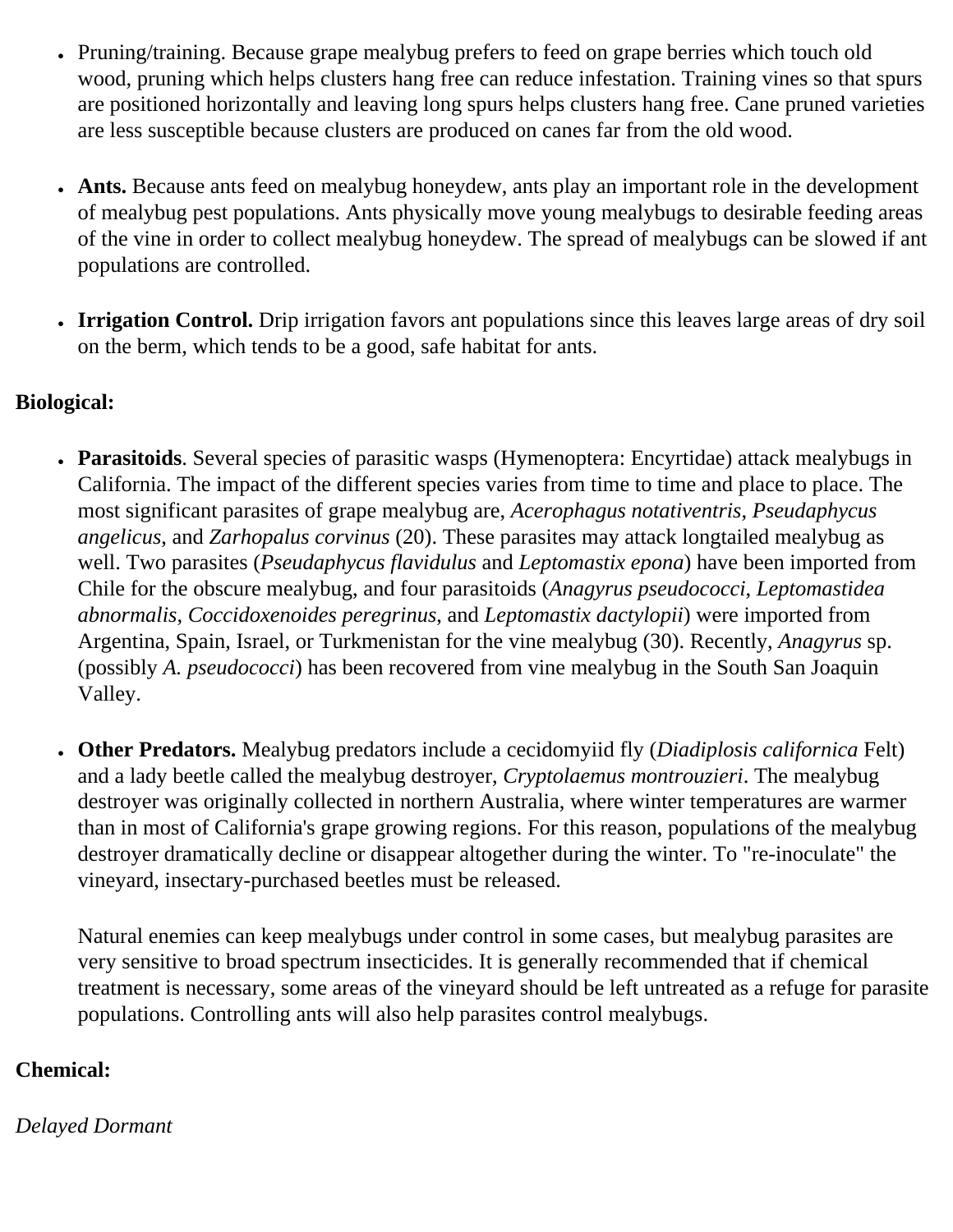- Pruning/training. Because grape mealybug prefers to feed on grape berries which touch old wood, pruning which helps clusters hang free can reduce infestation. Training vines so that spurs are positioned horizontally and leaving long spurs helps clusters hang free. Cane pruned varieties are less susceptible because clusters are produced on canes far from the old wood.

- **Ants.** Because ants feed on mealybug honeydew, ants play an important role in the development of mealybug pest populations. Ants physically move young mealybugs to desirable feeding areas of the vine in order to collect mealybug honeydew. The spread of mealybugs can be slowed if ant populations are controlled.

- **Irrigation Control.** Drip irrigation favors ant populations since this leaves large areas of dry soil on the berm, which tends to be a good, safe habitat for ants.

**Biological:**

- **Parasitoids**. Several species of parasitic wasps (Hymenoptera: Encyrtidae) attack mealybugs in California. The impact of the different species varies from time to time and place to place. The most significant parasites of grape mealybug are, *Acerophagus notativentris*, *Pseudaphycus angelicus*, and *Zarhopalus corvinus* (20). These parasites may attack longtailed mealybug as well. Two parasites (*Pseudaphycus flavidulus* and *Leptomastix epona*) have been imported from Chile for the obscure mealybug, and four parasitoids (*Anagyrus pseudococci*, *Leptomastidea abnormalis*, *Coccidoxenoides peregrinus*, and *Leptomastix dactylopii*) were imported from Argentina, Spain, Israel, or Turkmenistan for the vine mealybug (30). Recently, *Anagyrus* sp. (possibly *A. pseudococci*) has been recovered from vine mealybug in the South San Joaquin Valley.

- **Other Predators.** Mealybug predators include a cecidomyiid fly (*Diadiplosis californica* Felt) and a lady beetle called the mealybug destroyer, *Cryptolaemus montrouzieri*. The mealybug destroyer was originally collected in northern Australia, where winter temperatures are warmer than in most of California's grape growing regions. For this reason, populations of the mealybug destroyer dramatically decline or disappear altogether during the winter. To "re-inoculate" the vineyard, insectary-purchased beetles must be released.

  Natural enemies can keep mealybugs under control in some cases, but mealybug parasites are very sensitive to broad spectrum insecticides. It is generally recommended that if chemical treatment is necessary, some areas of the vineyard should be left untreated as a refuge for parasite populations. Controlling ants will also help parasites control mealybugs.

**Chemical:**

*Delayed Dormant*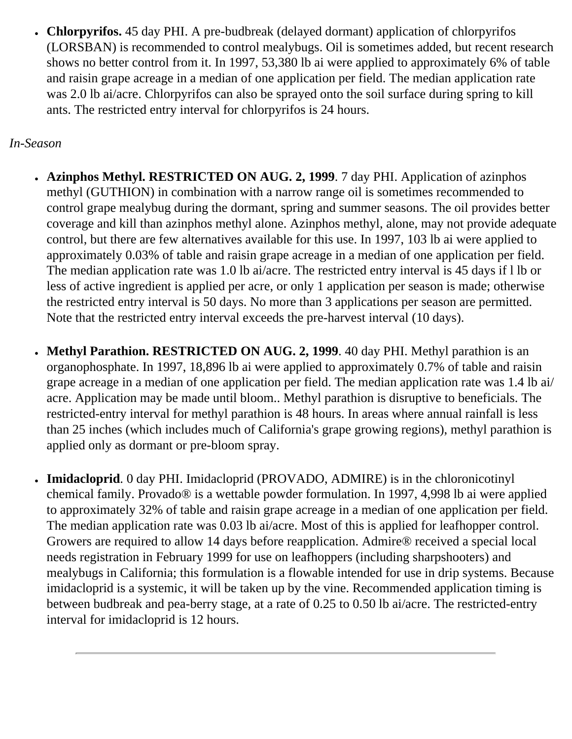- **Chlorpyrifos.** 45 day PHI. A pre-budbreak (delayed dormant) application of chlorpyrifos (LORSBAN) is recommended to control mealybugs. Oil is sometimes added, but recent research shows no better control from it. In 1997, 53,380 lb ai were applied to approximately 6% of table and raisin grape acreage in a median of one application per field. The median application rate was 2.0 lb ai/acre. Chlorpyrifos can also be sprayed onto the soil surface during spring to kill ants. The restricted entry interval for chlorpyrifos is 24 hours.

*In-Season*

- **Azinphos Methyl. RESTRICTED ON AUG. 2, 1999**. 7 day PHI. Application of azinphos methyl (GUTHION) in combination with a narrow range oil is sometimes recommended to control grape mealybug during the dormant, spring and summer seasons. The oil provides better coverage and kill than azinphos methyl alone. Azinphos methyl, alone, may not provide adequate control, but there are few alternatives available for this use. In 1997, 103 lb ai were applied to approximately 0.03% of table and raisin grape acreage in a median of one application per field. The median application rate was 1.0 lb ai/acre. The restricted entry interval is 45 days if l lb or less of active ingredient is applied per acre, or only 1 application per season is made; otherwise the restricted entry interval is 50 days. No more than 3 applications per season are permitted. Note that the restricted entry interval exceeds the pre-harvest interval (10 days).

- **Methyl Parathion. RESTRICTED ON AUG. 2, 1999**. 40 day PHI. Methyl parathion is an organophosphate. In 1997, 18,896 lb ai were applied to approximately 0.7% of table and raisin grape acreage in a median of one application per field. The median application rate was 1.4 lb ai/acre. Application may be made until bloom.. Methyl parathion is disruptive to beneficials. The restricted-entry interval for methyl parathion is 48 hours. In areas where annual rainfall is less than 25 inches (which includes much of California's grape growing regions), methyl parathion is applied only as dormant or pre-bloom spray.

- **Imidacloprid**. 0 day PHI. Imidacloprid (PROVADO, ADMIRE) is in the chloronicotinyl chemical family. Provado® is a wettable powder formulation. In 1997, 4,998 lb ai were applied to approximately 32% of table and raisin grape acreage in a median of one application per field. The median application rate was 0.03 lb ai/acre. Most of this is applied for leafhopper control. Growers are required to allow 14 days before reapplication. Admire® received a special local needs registration in February 1999 for use on leafhoppers (including sharpshooters) and mealybugs in California; this formulation is a flowable intended for use in drip systems. Because imidacloprid is a systemic, it will be taken up by the vine. Recommended application timing is between budbreak and pea-berry stage, at a rate of 0.25 to 0.50 lb ai/acre. The restricted-entry interval for imidacloprid is 12 hours.

---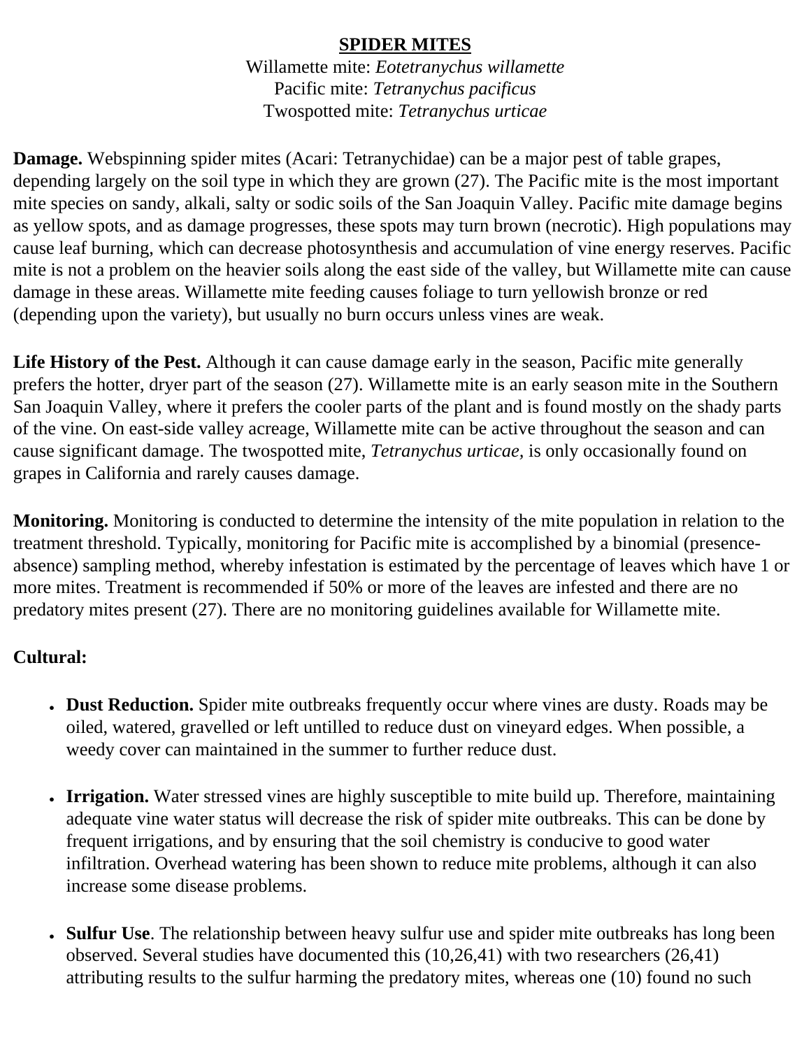## SPIDER MITES

Willamette mite: *Eotetranychus willamette*
Pacific mite: *Tetranychus pacificus*
Twospotted mite: *Tetranychus urticae*

**Damage.** Webspinning spider mites (Acari: Tetranychidae) can be a major pest of table grapes, depending largely on the soil type in which they are grown (27). The Pacific mite is the most important mite species on sandy, alkali, salty or sodic soils of the San Joaquin Valley. Pacific mite damage begins as yellow spots, and as damage progresses, these spots may turn brown (necrotic). High populations may cause leaf burning, which can decrease photosynthesis and accumulation of vine energy reserves. Pacific mite is not a problem on the heavier soils along the east side of the valley, but Willamette mite can cause damage in these areas. Willamette mite feeding causes foliage to turn yellowish bronze or red (depending upon the variety), but usually no burn occurs unless vines are weak.

**Life History of the Pest.** Although it can cause damage early in the season, Pacific mite generally prefers the hotter, dryer part of the season (27). Willamette mite is an early season mite in the Southern San Joaquin Valley, where it prefers the cooler parts of the plant and is found mostly on the shady parts of the vine. On east-side valley acreage, Willamette mite can be active throughout the season and can cause significant damage. The twospotted mite, *Tetranychus urticae,* is only occasionally found on grapes in California and rarely causes damage.

**Monitoring.** Monitoring is conducted to determine the intensity of the mite population in relation to the treatment threshold. Typically, monitoring for Pacific mite is accomplished by a binomial (presence-absence) sampling method, whereby infestation is estimated by the percentage of leaves which have 1 or more mites. Treatment is recommended if 50% or more of the leaves are infested and there are no predatory mites present (27). There are no monitoring guidelines available for Willamette mite.

**Cultural:**

- **Dust Reduction.** Spider mite outbreaks frequently occur where vines are dusty. Roads may be oiled, watered, gravelled or left untilled to reduce dust on vineyard edges. When possible, a weedy cover can maintained in the summer to further reduce dust.
- **Irrigation.** Water stressed vines are highly susceptible to mite build up. Therefore, maintaining adequate vine water status will decrease the risk of spider mite outbreaks. This can be done by frequent irrigations, and by ensuring that the soil chemistry is conducive to good water infiltration. Overhead watering has been shown to reduce mite problems, although it can also increase some disease problems.
- **Sulfur Use**. The relationship between heavy sulfur use and spider mite outbreaks has long been observed. Several studies have documented this (10,26,41) with two researchers (26,41) attributing results to the sulfur harming the predatory mites, whereas one (10) found no such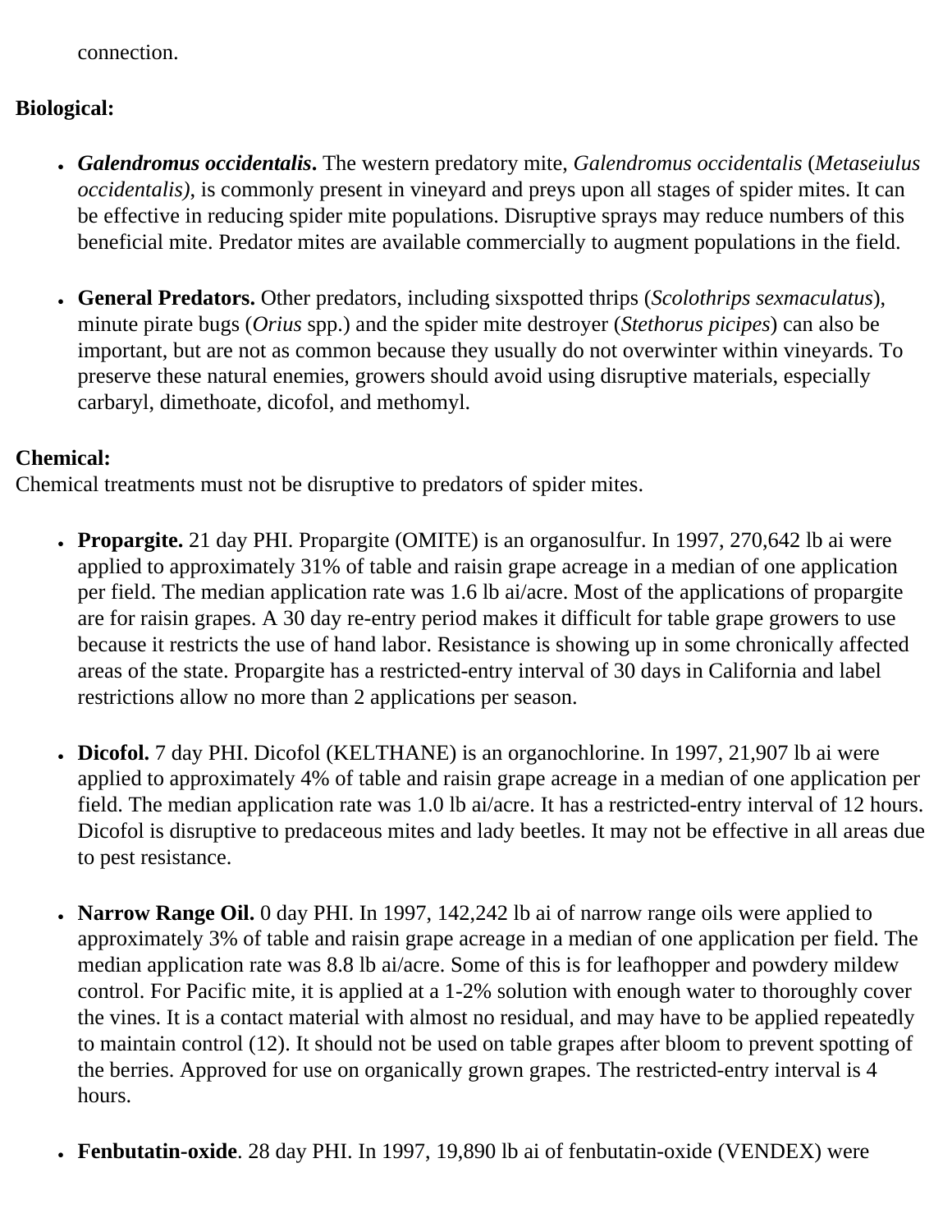connection.

**Biological:**

- ***Galendromus occidentalis*.** The western predatory mite, *Galendromus occidentalis* (*Metaseiulus occidentalis)*, is commonly present in vineyard and preys upon all stages of spider mites. It can be effective in reducing spider mite populations. Disruptive sprays may reduce numbers of this beneficial mite. Predator mites are available commercially to augment populations in the field.

- **General Predators.** Other predators, including sixspotted thrips (*Scolothrips sexmaculatus*), minute pirate bugs (*Orius* spp.) and the spider mite destroyer (*Stethorus picipes*) can also be important, but are not as common because they usually do not overwinter within vineyards. To preserve these natural enemies, growers should avoid using disruptive materials, especially carbaryl, dimethoate, dicofol, and methomyl.

**Chemical:**
Chemical treatments must not be disruptive to predators of spider mites.

- **Propargite.** 21 day PHI. Propargite (OMITE) is an organosulfur. In 1997, 270,642 lb ai were applied to approximately 31% of table and raisin grape acreage in a median of one application per field. The median application rate was 1.6 lb ai/acre. Most of the applications of propargite are for raisin grapes. A 30 day re-entry period makes it difficult for table grape growers to use because it restricts the use of hand labor. Resistance is showing up in some chronically affected areas of the state. Propargite has a restricted-entry interval of 30 days in California and label restrictions allow no more than 2 applications per season.

- **Dicofol.** 7 day PHI. Dicofol (KELTHANE) is an organochlorine. In 1997, 21,907 lb ai were applied to approximately 4% of table and raisin grape acreage in a median of one application per field. The median application rate was 1.0 lb ai/acre. It has a restricted-entry interval of 12 hours. Dicofol is disruptive to predaceous mites and lady beetles. It may not be effective in all areas due to pest resistance.

- **Narrow Range Oil.** 0 day PHI. In 1997, 142,242 lb ai of narrow range oils were applied to approximately 3% of table and raisin grape acreage in a median of one application per field. The median application rate was 8.8 lb ai/acre. Some of this is for leafhopper and powdery mildew control. For Pacific mite, it is applied at a 1-2% solution with enough water to thoroughly cover the vines. It is a contact material with almost no residual, and may have to be applied repeatedly to maintain control (12). It should not be used on table grapes after bloom to prevent spotting of the berries. Approved for use on organically grown grapes. The restricted-entry interval is 4 hours.

- **Fenbutatin-oxide**. 28 day PHI. In 1997, 19,890 lb ai of fenbutatin-oxide (VENDEX) were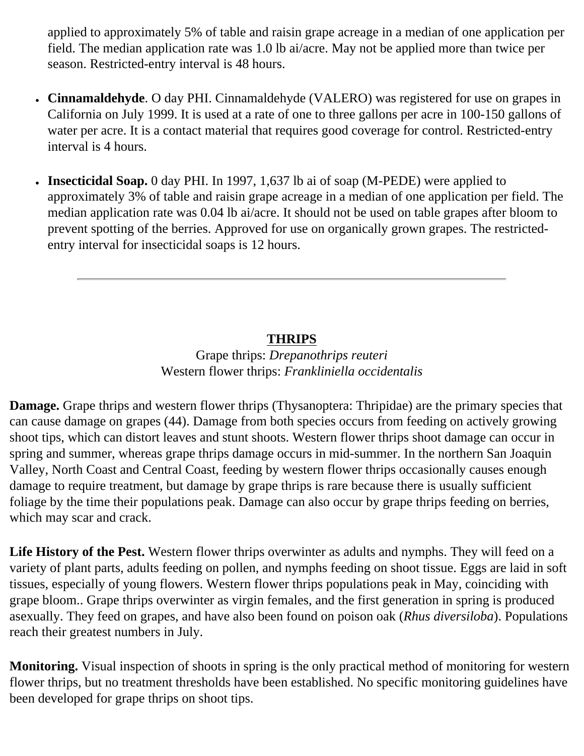applied to approximately 5% of table and raisin grape acreage in a median of one application per field. The median application rate was 1.0 lb ai/acre. May not be applied more than twice per season. Restricted-entry interval is 48 hours.

- **Cinnamaldehyde**. O day PHI. Cinnamaldehyde (VALERO) was registered for use on grapes in California on July 1999. It is used at a rate of one to three gallons per acre in 100-150 gallons of water per acre. It is a contact material that requires good coverage for control. Restricted-entry interval is 4 hours.

- **Insecticidal Soap.** 0 day PHI. In 1997, 1,637 lb ai of soap (M-PEDE) were applied to approximately 3% of table and raisin grape acreage in a median of one application per field. The median application rate was 0.04 lb ai/acre. It should not be used on table grapes after bloom to prevent spotting of the berries. Approved for use on organically grown grapes. The restricted-entry interval for insecticidal soaps is 12 hours.

---

## THRIPS

Grape thrips: *Drepanothrips reuteri*
Western flower thrips: *Frankliniella occidentalis*

**Damage.** Grape thrips and western flower thrips (Thysanoptera: Thripidae) are the primary species that can cause damage on grapes (44). Damage from both species occurs from feeding on actively growing shoot tips, which can distort leaves and stunt shoots. Western flower thrips shoot damage can occur in spring and summer, whereas grape thrips damage occurs in mid-summer. In the northern San Joaquin Valley, North Coast and Central Coast, feeding by western flower thrips occasionally causes enough damage to require treatment, but damage by grape thrips is rare because there is usually sufficient foliage by the time their populations peak. Damage can also occur by grape thrips feeding on berries, which may scar and crack.

**Life History of the Pest.** Western flower thrips overwinter as adults and nymphs. They will feed on a variety of plant parts, adults feeding on pollen, and nymphs feeding on shoot tissue. Eggs are laid in soft tissues, especially of young flowers. Western flower thrips populations peak in May, coinciding with grape bloom.. Grape thrips overwinter as virgin females, and the first generation in spring is produced asexually. They feed on grapes, and have also been found on poison oak (*Rhus diversiloba*). Populations reach their greatest numbers in July.

**Monitoring.** Visual inspection of shoots in spring is the only practical method of monitoring for western flower thrips, but no treatment thresholds have been established. No specific monitoring guidelines have been developed for grape thrips on shoot tips.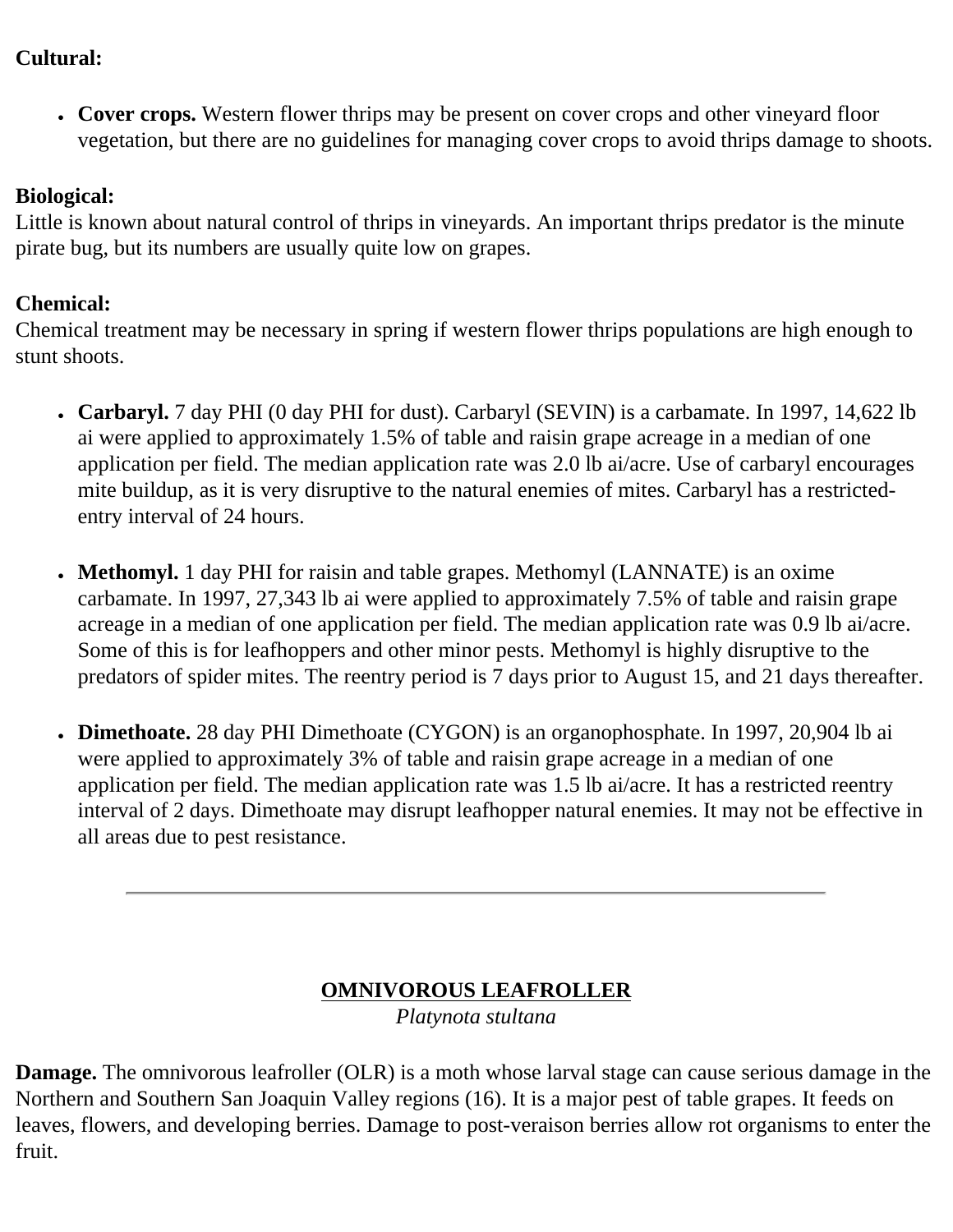**Cultural:**

- **Cover crops.** Western flower thrips may be present on cover crops and other vineyard floor vegetation, but there are no guidelines for managing cover crops to avoid thrips damage to shoots.

**Biological:**
Little is known about natural control of thrips in vineyards. An important thrips predator is the minute pirate bug, but its numbers are usually quite low on grapes.

**Chemical:**
Chemical treatment may be necessary in spring if western flower thrips populations are high enough to stunt shoots.

- **Carbaryl.** 7 day PHI (0 day PHI for dust). Carbaryl (SEVIN) is a carbamate. In 1997, 14,622 lb ai were applied to approximately 1.5% of table and raisin grape acreage in a median of one application per field. The median application rate was 2.0 lb ai/acre. Use of carbaryl encourages mite buildup, as it is very disruptive to the natural enemies of mites. Carbaryl has a restricted-entry interval of 24 hours.

- **Methomyl.** 1 day PHI for raisin and table grapes. Methomyl (LANNATE) is an oxime carbamate. In 1997, 27,343 lb ai were applied to approximately 7.5% of table and raisin grape acreage in a median of one application per field. The median application rate was 0.9 lb ai/acre. Some of this is for leafhoppers and other minor pests. Methomyl is highly disruptive to the predators of spider mites. The reentry period is 7 days prior to August 15, and 21 days thereafter.

- **Dimethoate.** 28 day PHI Dimethoate (CYGON) is an organophosphate. In 1997, 20,904 lb ai were applied to approximately 3% of table and raisin grape acreage in a median of one application per field. The median application rate was 1.5 lb ai/acre. It has a restricted reentry interval of 2 days. Dimethoate may disrupt leafhopper natural enemies. It may not be effective in all areas due to pest resistance.

---

## OMNIVOROUS LEAFROLLER

*Platynota stultana*

**Damage.** The omnivorous leafroller (OLR) is a moth whose larval stage can cause serious damage in the Northern and Southern San Joaquin Valley regions (16). It is a major pest of table grapes. It feeds on leaves, flowers, and developing berries. Damage to post-veraison berries allow rot organisms to enter the fruit.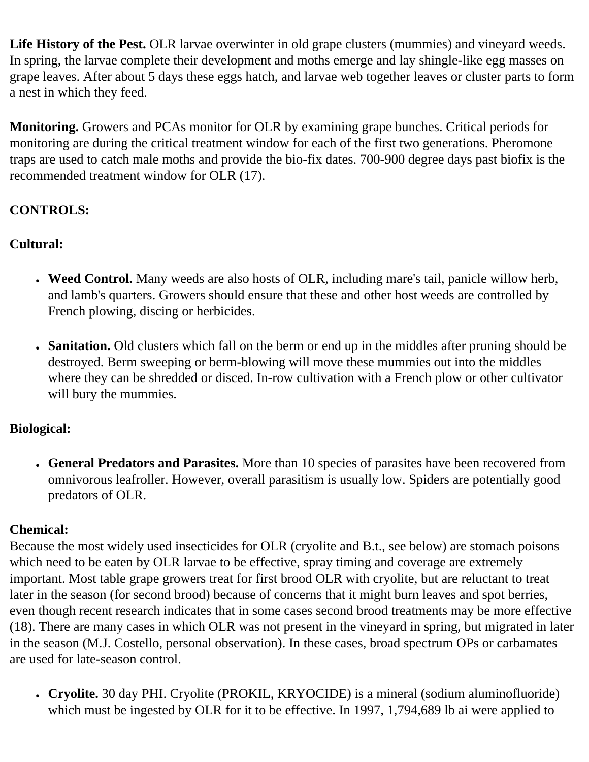**Life History of the Pest.** OLR larvae overwinter in old grape clusters (mummies) and vineyard weeds. In spring, the larvae complete their development and moths emerge and lay shingle-like egg masses on grape leaves. After about 5 days these eggs hatch, and larvae web together leaves or cluster parts to form a nest in which they feed.

**Monitoring.** Growers and PCAs monitor for OLR by examining grape bunches. Critical periods for monitoring are during the critical treatment window for each of the first two generations. Pheromone traps are used to catch male moths and provide the bio-fix dates. 700-900 degree days past biofix is the recommended treatment window for OLR (17).

**CONTROLS:**

**Cultural:**

- **Weed Control.** Many weeds are also hosts of OLR, including mare's tail, panicle willow herb, and lamb's quarters. Growers should ensure that these and other host weeds are controlled by French plowing, discing or herbicides.

- **Sanitation.** Old clusters which fall on the berm or end up in the middles after pruning should be destroyed. Berm sweeping or berm-blowing will move these mummies out into the middles where they can be shredded or disced. In-row cultivation with a French plow or other cultivator will bury the mummies.

**Biological:**

- **General Predators and Parasites.** More than 10 species of parasites have been recovered from omnivorous leafroller. However, overall parasitism is usually low. Spiders are potentially good predators of OLR.

**Chemical:**
Because the most widely used insecticides for OLR (cryolite and B.t., see below) are stomach poisons which need to be eaten by OLR larvae to be effective, spray timing and coverage are extremely important. Most table grape growers treat for first brood OLR with cryolite, but are reluctant to treat later in the season (for second brood) because of concerns that it might burn leaves and spot berries, even though recent research indicates that in some cases second brood treatments may be more effective (18). There are many cases in which OLR was not present in the vineyard in spring, but migrated in later in the season (M.J. Costello, personal observation). In these cases, broad spectrum OPs or carbamates are used for late-season control.

- **Cryolite.** 30 day PHI. Cryolite (PROKIL, KRYOCIDE) is a mineral (sodium aluminofluoride) which must be ingested by OLR for it to be effective. In 1997, 1,794,689 lb ai were applied to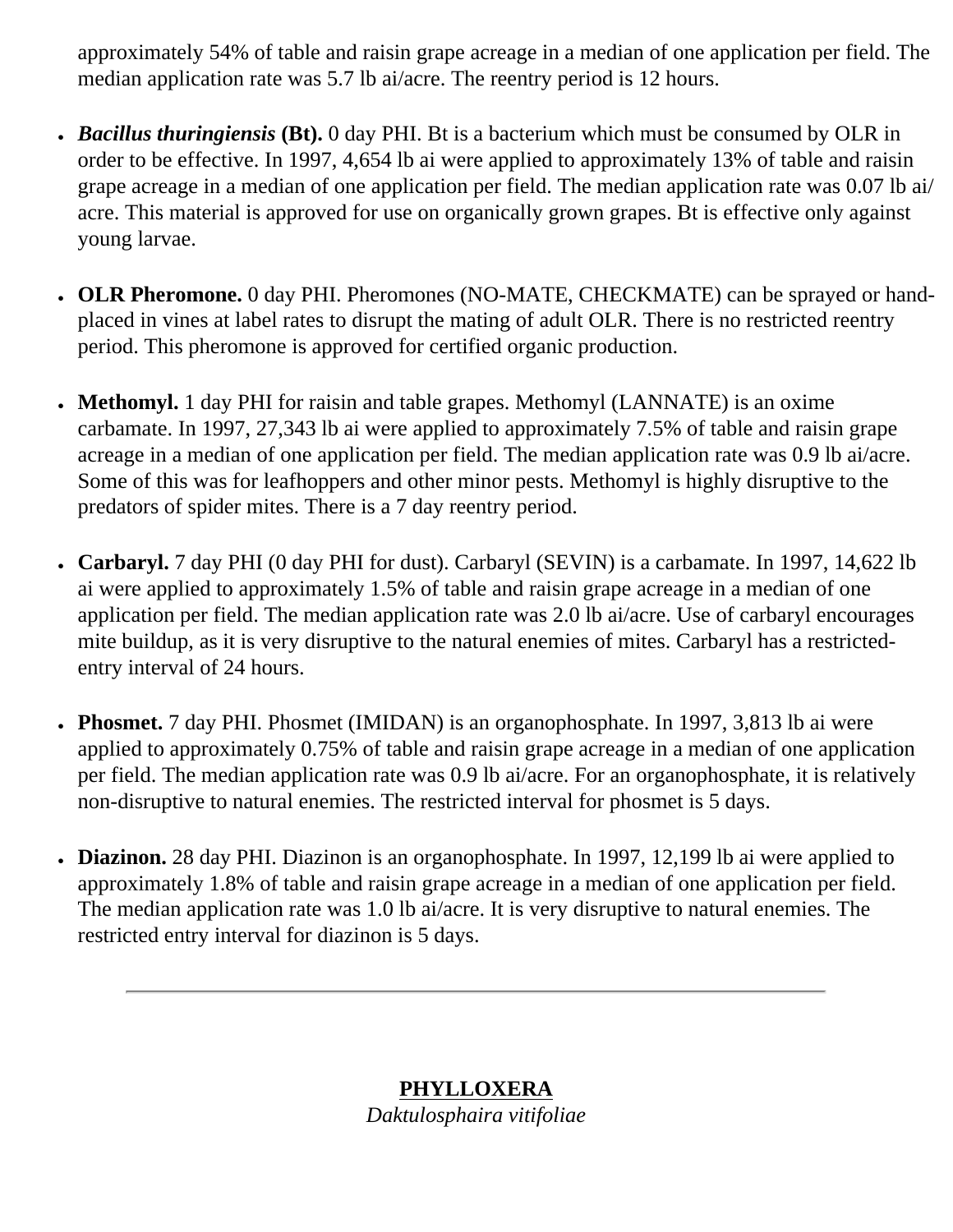approximately 54% of table and raisin grape acreage in a median of one application per field. The median application rate was 5.7 lb ai/acre. The reentry period is 12 hours.

- ***Bacillus thuringiensis*** **(Bt).** 0 day PHI. Bt is a bacterium which must be consumed by OLR in order to be effective. In 1997, 4,654 lb ai were applied to approximately 13% of table and raisin grape acreage in a median of one application per field. The median application rate was 0.07 lb ai/acre. This material is approved for use on organically grown grapes. Bt is effective only against young larvae.

- **OLR Pheromone.** 0 day PHI. Pheromones (NO-MATE, CHECKMATE) can be sprayed or hand-placed in vines at label rates to disrupt the mating of adult OLR. There is no restricted reentry period. This pheromone is approved for certified organic production.

- **Methomyl.** 1 day PHI for raisin and table grapes. Methomyl (LANNATE) is an oxime carbamate. In 1997, 27,343 lb ai were applied to approximately 7.5% of table and raisin grape acreage in a median of one application per field. The median application rate was 0.9 lb ai/acre. Some of this was for leafhoppers and other minor pests. Methomyl is highly disruptive to the predators of spider mites. There is a 7 day reentry period.

- **Carbaryl.** 7 day PHI (0 day PHI for dust). Carbaryl (SEVIN) is a carbamate. In 1997, 14,622 lb ai were applied to approximately 1.5% of table and raisin grape acreage in a median of one application per field. The median application rate was 2.0 lb ai/acre. Use of carbaryl encourages mite buildup, as it is very disruptive to the natural enemies of mites. Carbaryl has a restricted-entry interval of 24 hours.

- **Phosmet.** 7 day PHI. Phosmet (IMIDAN) is an organophosphate. In 1997, 3,813 lb ai were applied to approximately 0.75% of table and raisin grape acreage in a median of one application per field. The median application rate was 0.9 lb ai/acre. For an organophosphate, it is relatively non-disruptive to natural enemies. The restricted interval for phosmet is 5 days.

- **Diazinon.** 28 day PHI. Diazinon is an organophosphate. In 1997, 12,199 lb ai were applied to approximately 1.8% of table and raisin grape acreage in a median of one application per field. The median application rate was 1.0 lb ai/acre. It is very disruptive to natural enemies. The restricted entry interval for diazinon is 5 days.

---

## PHYLLOXERA

*Daktulosphaira vitifoliae*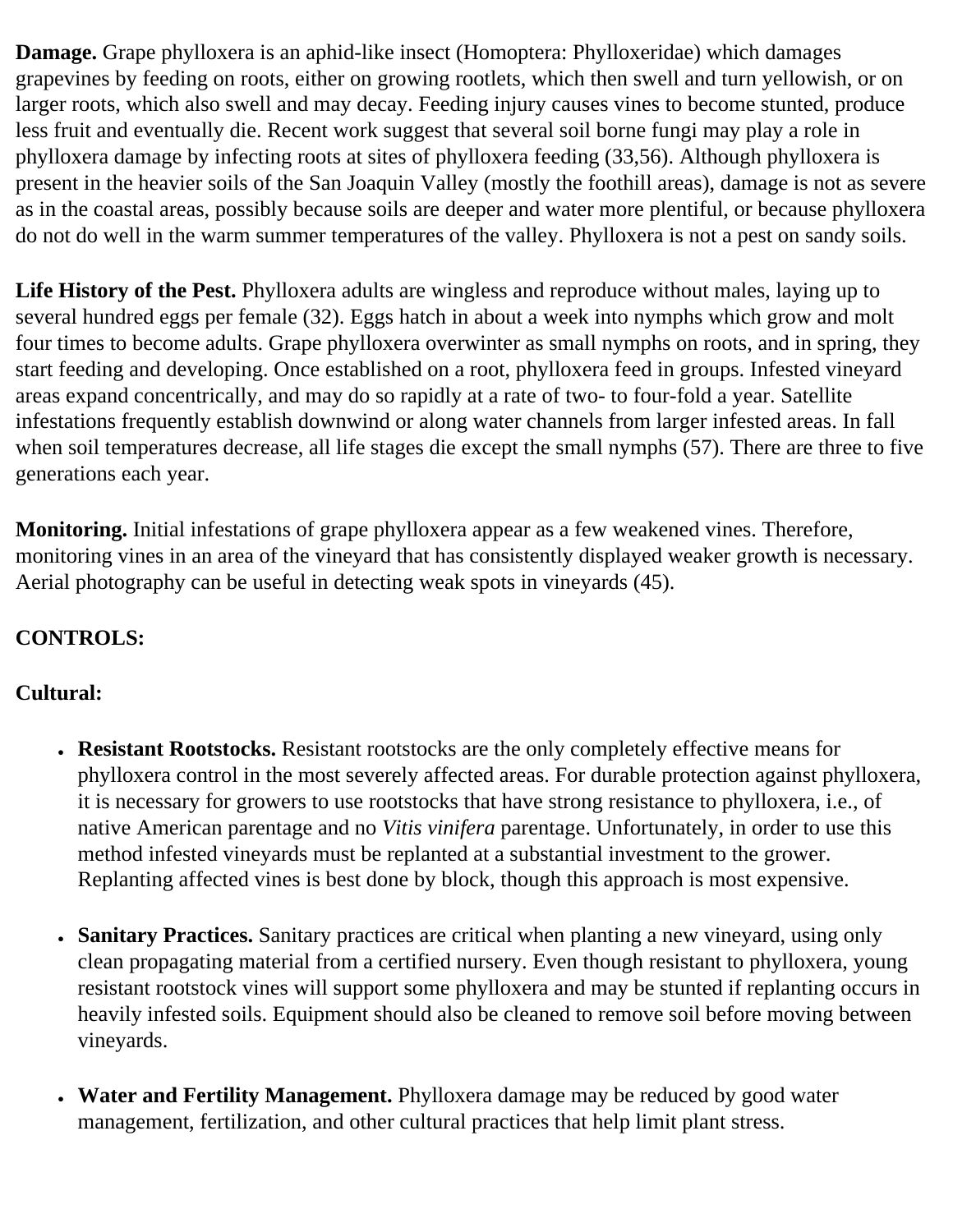**Damage.** Grape phylloxera is an aphid-like insect (Homoptera: Phylloxeridae) which damages grapevines by feeding on roots, either on growing rootlets, which then swell and turn yellowish, or on larger roots, which also swell and may decay. Feeding injury causes vines to become stunted, produce less fruit and eventually die. Recent work suggest that several soil borne fungi may play a role in phylloxera damage by infecting roots at sites of phylloxera feeding (33,56). Although phylloxera is present in the heavier soils of the San Joaquin Valley (mostly the foothill areas), damage is not as severe as in the coastal areas, possibly because soils are deeper and water more plentiful, or because phylloxera do not do well in the warm summer temperatures of the valley. Phylloxera is not a pest on sandy soils.

**Life History of the Pest.** Phylloxera adults are wingless and reproduce without males, laying up to several hundred eggs per female (32). Eggs hatch in about a week into nymphs which grow and molt four times to become adults. Grape phylloxera overwinter as small nymphs on roots, and in spring, they start feeding and developing. Once established on a root, phylloxera feed in groups. Infested vineyard areas expand concentrically, and may do so rapidly at a rate of two- to four-fold a year. Satellite infestations frequently establish downwind or along water channels from larger infested areas. In fall when soil temperatures decrease, all life stages die except the small nymphs (57). There are three to five generations each year.

**Monitoring.** Initial infestations of grape phylloxera appear as a few weakened vines. Therefore, monitoring vines in an area of the vineyard that has consistently displayed weaker growth is necessary. Aerial photography can be useful in detecting weak spots in vineyards (45).

**CONTROLS:**

**Cultural:**

- **Resistant Rootstocks.** Resistant rootstocks are the only completely effective means for phylloxera control in the most severely affected areas. For durable protection against phylloxera, it is necessary for growers to use rootstocks that have strong resistance to phylloxera, i.e., of native American parentage and no *Vitis vinifera* parentage. Unfortunately, in order to use this method infested vineyards must be replanted at a substantial investment to the grower. Replanting affected vines is best done by block, though this approach is most expensive.

- **Sanitary Practices.** Sanitary practices are critical when planting a new vineyard, using only clean propagating material from a certified nursery. Even though resistant to phylloxera, young resistant rootstock vines will support some phylloxera and may be stunted if replanting occurs in heavily infested soils. Equipment should also be cleaned to remove soil before moving between vineyards.

- **Water and Fertility Management.** Phylloxera damage may be reduced by good water management, fertilization, and other cultural practices that help limit plant stress.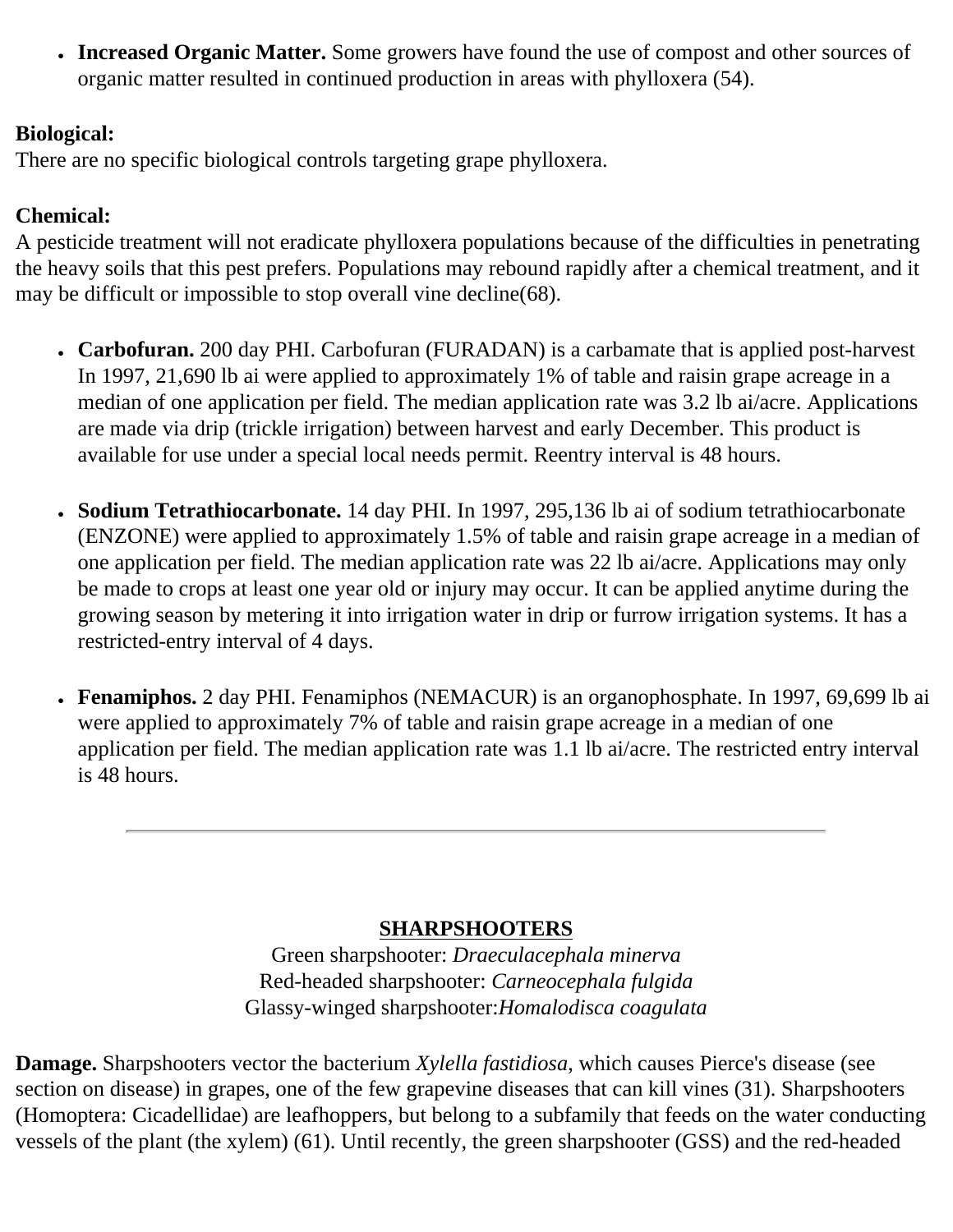- **Increased Organic Matter.** Some growers have found the use of compost and other sources of organic matter resulted in continued production in areas with phylloxera (54).

**Biological:**
There are no specific biological controls targeting grape phylloxera.

**Chemical:**
A pesticide treatment will not eradicate phylloxera populations because of the difficulties in penetrating the heavy soils that this pest prefers. Populations may rebound rapidly after a chemical treatment, and it may be difficult or impossible to stop overall vine decline(68).

- **Carbofuran.** 200 day PHI. Carbofuran (FURADAN) is a carbamate that is applied post-harvest In 1997, 21,690 lb ai were applied to approximately 1% of table and raisin grape acreage in a median of one application per field. The median application rate was 3.2 lb ai/acre. Applications are made via drip (trickle irrigation) between harvest and early December. This product is available for use under a special local needs permit. Reentry interval is 48 hours.

- **Sodium Tetrathiocarbonate.** 14 day PHI. In 1997, 295,136 lb ai of sodium tetrathiocarbonate (ENZONE) were applied to approximately 1.5% of table and raisin grape acreage in a median of one application per field. The median application rate was 22 lb ai/acre. Applications may only be made to crops at least one year old or injury may occur. It can be applied anytime during the growing season by metering it into irrigation water in drip or furrow irrigation systems. It has a restricted-entry interval of 4 days.

- **Fenamiphos.** 2 day PHI. Fenamiphos (NEMACUR) is an organophosphate. In 1997, 69,699 lb ai were applied to approximately 7% of table and raisin grape acreage in a median of one application per field. The median application rate was 1.1 lb ai/acre. The restricted entry interval is 48 hours.

---

## SHARPSHOOTERS

Green sharpshooter: *Draeculacephala minerva*
Red-headed sharpshooter: *Carneocephala fulgida*
Glassy-winged sharpshooter:*Homalodisca coagulata*

**Damage.** Sharpshooters vector the bacterium *Xylella fastidiosa*, which causes Pierce's disease (see section on disease) in grapes, one of the few grapevine diseases that can kill vines (31). Sharpshooters (Homoptera: Cicadellidae) are leafhoppers, but belong to a subfamily that feeds on the water conducting vessels of the plant (the xylem) (61). Until recently, the green sharpshooter (GSS) and the red-headed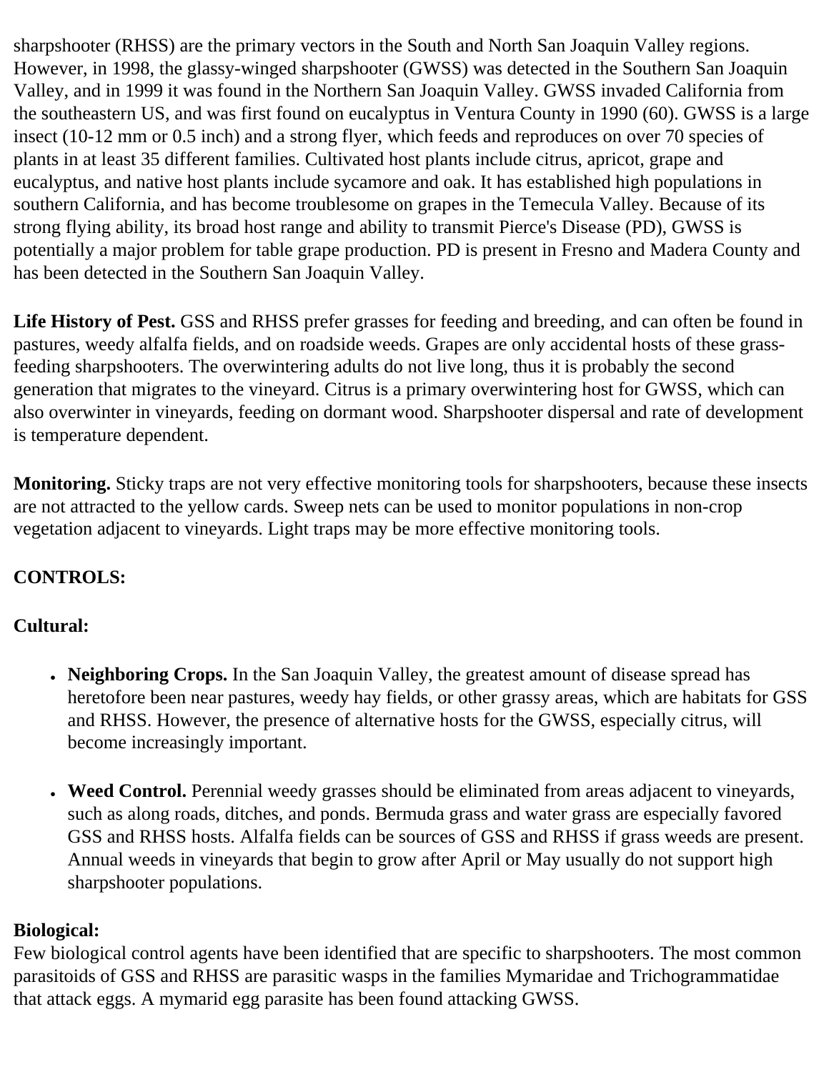sharpshooter (RHSS) are the primary vectors in the South and North San Joaquin Valley regions. However, in 1998, the glassy-winged sharpshooter (GWSS) was detected in the Southern San Joaquin Valley, and in 1999 it was found in the Northern San Joaquin Valley. GWSS invaded California from the southeastern US, and was first found on eucalyptus in Ventura County in 1990 (60). GWSS is a large insect (10-12 mm or 0.5 inch) and a strong flyer, which feeds and reproduces on over 70 species of plants in at least 35 different families. Cultivated host plants include citrus, apricot, grape and eucalyptus, and native host plants include sycamore and oak. It has established high populations in southern California, and has become troublesome on grapes in the Temecula Valley. Because of its strong flying ability, its broad host range and ability to transmit Pierce's Disease (PD), GWSS is potentially a major problem for table grape production. PD is present in Fresno and Madera County and has been detected in the Southern San Joaquin Valley.

**Life History of Pest.** GSS and RHSS prefer grasses for feeding and breeding, and can often be found in pastures, weedy alfalfa fields, and on roadside weeds. Grapes are only accidental hosts of these grass-feeding sharpshooters. The overwintering adults do not live long, thus it is probably the second generation that migrates to the vineyard. Citrus is a primary overwintering host for GWSS, which can also overwinter in vineyards, feeding on dormant wood. Sharpshooter dispersal and rate of development is temperature dependent.

**Monitoring.** Sticky traps are not very effective monitoring tools for sharpshooters, because these insects are not attracted to the yellow cards. Sweep nets can be used to monitor populations in non-crop vegetation adjacent to vineyards. Light traps may be more effective monitoring tools.

**CONTROLS:**

**Cultural:**

- **Neighboring Crops.** In the San Joaquin Valley, the greatest amount of disease spread has heretofore been near pastures, weedy hay fields, or other grassy areas, which are habitats for GSS and RHSS. However, the presence of alternative hosts for the GWSS, especially citrus, will become increasingly important.

- **Weed Control.** Perennial weedy grasses should be eliminated from areas adjacent to vineyards, such as along roads, ditches, and ponds. Bermuda grass and water grass are especially favored GSS and RHSS hosts. Alfalfa fields can be sources of GSS and RHSS if grass weeds are present. Annual weeds in vineyards that begin to grow after April or May usually do not support high sharpshooter populations.

**Biological:**

Few biological control agents have been identified that are specific to sharpshooters. The most common parasitoids of GSS and RHSS are parasitic wasps in the families Mymaridae and Trichogrammatidae that attack eggs. A mymarid egg parasite has been found attacking GWSS.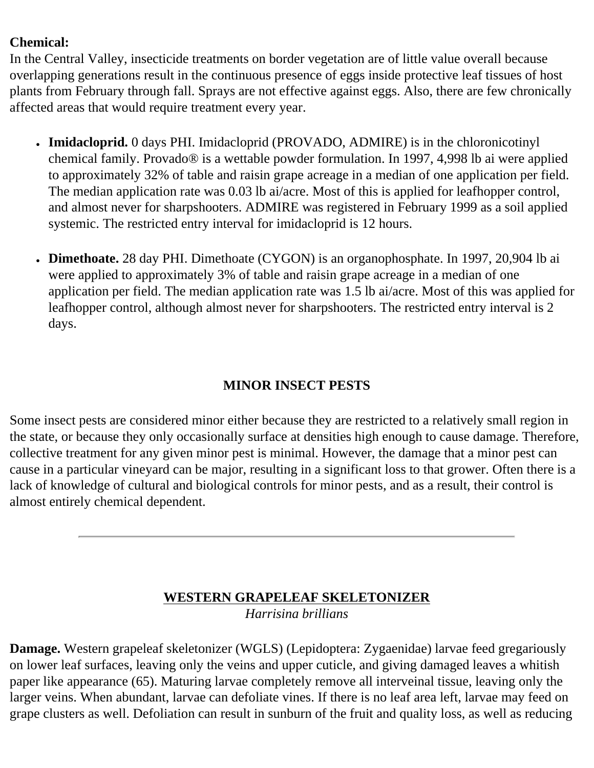**Chemical:**
In the Central Valley, insecticide treatments on border vegetation are of little value overall because overlapping generations result in the continuous presence of eggs inside protective leaf tissues of host plants from February through fall. Sprays are not effective against eggs. Also, there are few chronically affected areas that would require treatment every year.

- **Imidacloprid.** 0 days PHI. Imidacloprid (PROVADO, ADMIRE) is in the chloronicotinyl chemical family. Provado® is a wettable powder formulation. In 1997, 4,998 lb ai were applied to approximately 32% of table and raisin grape acreage in a median of one application per field. The median application rate was 0.03 lb ai/acre. Most of this is applied for leafhopper control, and almost never for sharpshooters. ADMIRE was registered in February 1999 as a soil applied systemic. The restricted entry interval for imidacloprid is 12 hours.

- **Dimethoate.** 28 day PHI. Dimethoate (CYGON) is an organophosphate. In 1997, 20,904 lb ai were applied to approximately 3% of table and raisin grape acreage in a median of one application per field. The median application rate was 1.5 lb ai/acre. Most of this was applied for leafhopper control, although almost never for sharpshooters. The restricted entry interval is 2 days.

## MINOR INSECT PESTS

Some insect pests are considered minor either because they are restricted to a relatively small region in the state, or because they only occasionally surface at densities high enough to cause damage. Therefore, collective treatment for any given minor pest is minimal. However, the damage that a minor pest can cause in a particular vineyard can be major, resulting in a significant loss to that grower. Often there is a lack of knowledge of cultural and biological controls for minor pests, and as a result, their control is almost entirely chemical dependent.

---

### WESTERN GRAPELEAF SKELETONIZER

*Harrisina brillians*

**Damage.** Western grapeleaf skeletonizer (WGLS) (Lepidoptera: Zygaenidae) larvae feed gregariously on lower leaf surfaces, leaving only the veins and upper cuticle, and giving damaged leaves a whitish paper like appearance (65). Maturing larvae completely remove all interveinal tissue, leaving only the larger veins. When abundant, larvae can defoliate vines. If there is no leaf area left, larvae may feed on grape clusters as well. Defoliation can result in sunburn of the fruit and quality loss, as well as reducing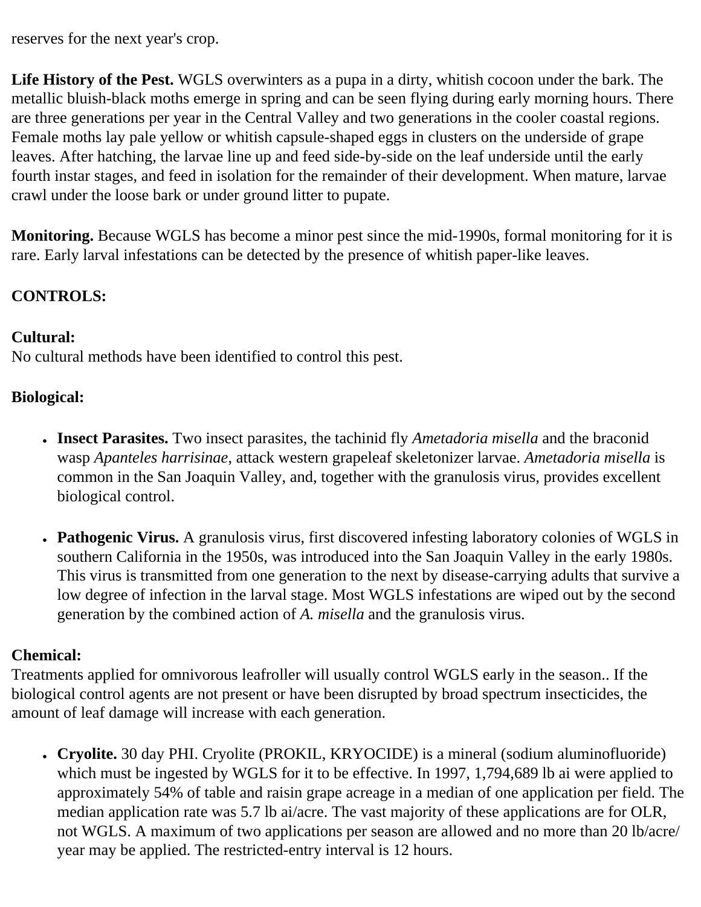reserves for the next year's crop.

**Life History of the Pest.** WGLS overwinters as a pupa in a dirty, whitish cocoon under the bark. The metallic bluish-black moths emerge in spring and can be seen flying during early morning hours. There are three generations per year in the Central Valley and two generations in the cooler coastal regions. Female moths lay pale yellow or whitish capsule-shaped eggs in clusters on the underside of grape leaves. After hatching, the larvae line up and feed side-by-side on the leaf underside until the early fourth instar stages, and feed in isolation for the remainder of their development. When mature, larvae crawl under the loose bark or under ground litter to pupate.

**Monitoring.** Because WGLS has become a minor pest since the mid-1990s, formal monitoring for it is rare. Early larval infestations can be detected by the presence of whitish paper-like leaves.

**CONTROLS:**

**Cultural:**
No cultural methods have been identified to control this pest.

**Biological:**

- **Insect Parasites.** Two insect parasites, the tachinid fly *Ametadoria misella* and the braconid wasp *Apanteles harrisinae*, attack western grapeleaf skeletonizer larvae. *Ametadoria misella* is common in the San Joaquin Valley, and, together with the granulosis virus, provides excellent biological control.

- **Pathogenic Virus.** A granulosis virus, first discovered infesting laboratory colonies of WGLS in southern California in the 1950s, was introduced into the San Joaquin Valley in the early 1980s. This virus is transmitted from one generation to the next by disease-carrying adults that survive a low degree of infection in the larval stage. Most WGLS infestations are wiped out by the second generation by the combined action of *A. misella* and the granulosis virus.

**Chemical:**
Treatments applied for omnivorous leafroller will usually control WGLS early in the season.. If the biological control agents are not present or have been disrupted by broad spectrum insecticides, the amount of leaf damage will increase with each generation.

- **Cryolite.** 30 day PHI. Cryolite (PROKIL, KRYOCIDE) is a mineral (sodium aluminofluoride) which must be ingested by WGLS for it to be effective. In 1997, 1,794,689 lb ai were applied to approximately 54% of table and raisin grape acreage in a median of one application per field. The median application rate was 5.7 lb ai/acre. The vast majority of these applications are for OLR, not WGLS. A maximum of two applications per season are allowed and no more than 20 lb/acre/year may be applied. The restricted-entry interval is 12 hours.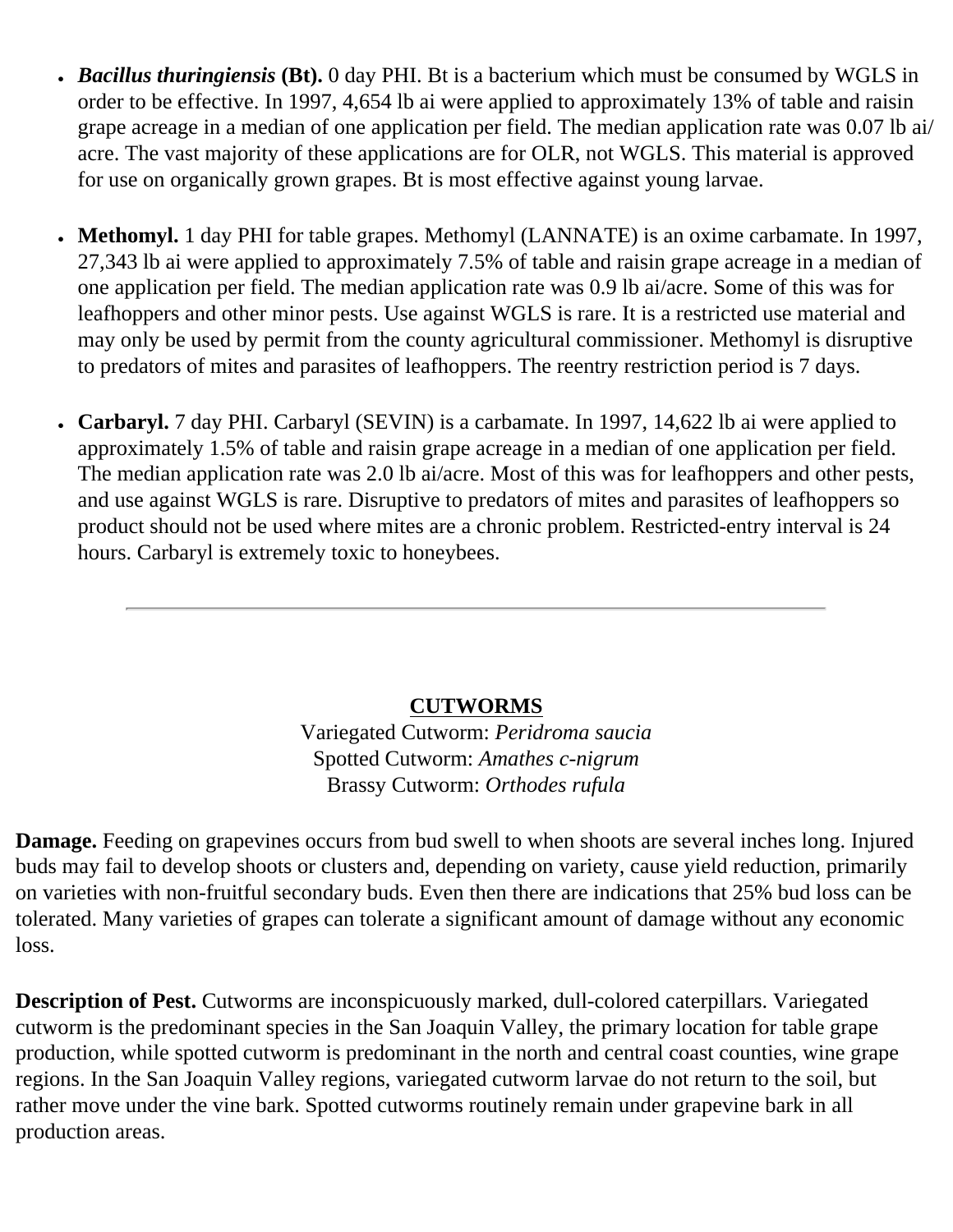- ***Bacillus thuringiensis* (Bt).** 0 day PHI. Bt is a bacterium which must be consumed by WGLS in order to be effective. In 1997, 4,654 lb ai were applied to approximately 13% of table and raisin grape acreage in a median of one application per field. The median application rate was 0.07 lb ai/acre. The vast majority of these applications are for OLR, not WGLS. This material is approved for use on organically grown grapes. Bt is most effective against young larvae.

- **Methomyl.** 1 day PHI for table grapes. Methomyl (LANNATE) is an oxime carbamate. In 1997, 27,343 lb ai were applied to approximately 7.5% of table and raisin grape acreage in a median of one application per field. The median application rate was 0.9 lb ai/acre. Some of this was for leafhoppers and other minor pests. Use against WGLS is rare. It is a restricted use material and may only be used by permit from the county agricultural commissioner. Methomyl is disruptive to predators of mites and parasites of leafhoppers. The reentry restriction period is 7 days.

- **Carbaryl.** 7 day PHI. Carbaryl (SEVIN) is a carbamate. In 1997, 14,622 lb ai were applied to approximately 1.5% of table and raisin grape acreage in a median of one application per field. The median application rate was 2.0 lb ai/acre. Most of this was for leafhoppers and other pests, and use against WGLS is rare. Disruptive to predators of mites and parasites of leafhoppers so product should not be used where mites are a chronic problem. Restricted-entry interval is 24 hours. Carbaryl is extremely toxic to honeybees.

---

## CUTWORMS

Variegated Cutworm: *Peridroma saucia*
Spotted Cutworm: *Amathes c-nigrum*
Brassy Cutworm: *Orthodes rufula*

**Damage.** Feeding on grapevines occurs from bud swell to when shoots are several inches long. Injured buds may fail to develop shoots or clusters and, depending on variety, cause yield reduction, primarily on varieties with non-fruitful secondary buds. Even then there are indications that 25% bud loss can be tolerated. Many varieties of grapes can tolerate a significant amount of damage without any economic loss.

**Description of Pest.** Cutworms are inconspicuously marked, dull-colored caterpillars. Variegated cutworm is the predominant species in the San Joaquin Valley, the primary location for table grape production, while spotted cutworm is predominant in the north and central coast counties, wine grape regions. In the San Joaquin Valley regions, variegated cutworm larvae do not return to the soil, but rather move under the vine bark. Spotted cutworms routinely remain under grapevine bark in all production areas.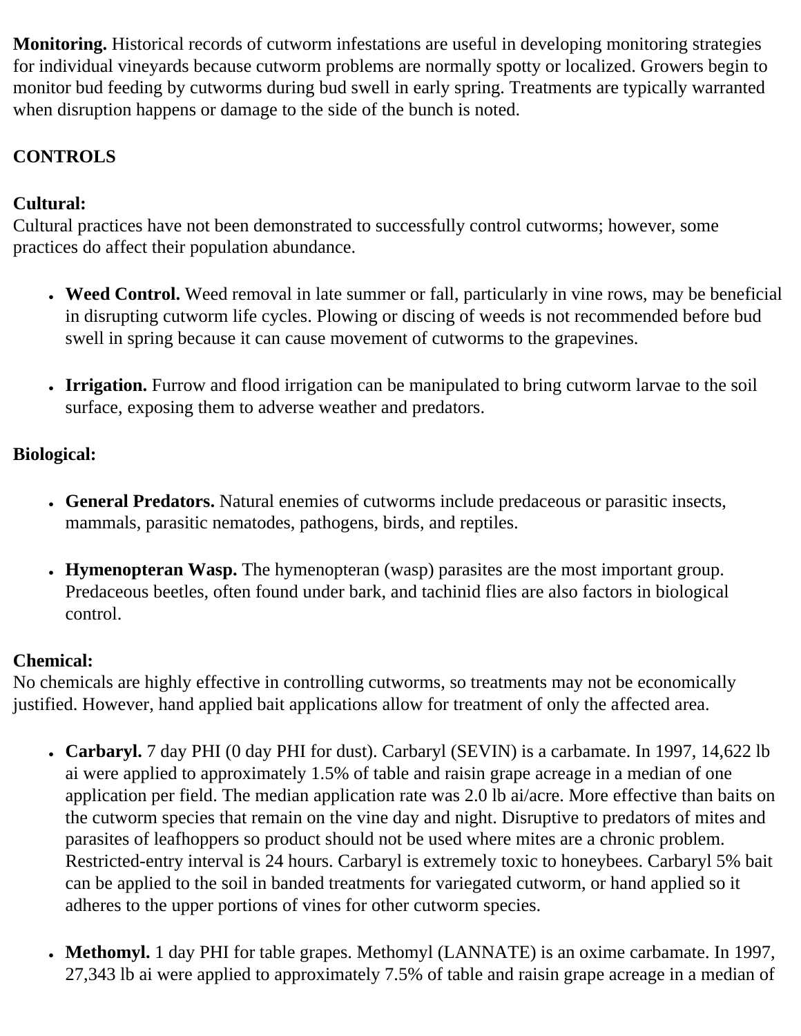**Monitoring.** Historical records of cutworm infestations are useful in developing monitoring strategies for individual vineyards because cutworm problems are normally spotty or localized. Growers begin to monitor bud feeding by cutworms during bud swell in early spring. Treatments are typically warranted when disruption happens or damage to the side of the bunch is noted.

**CONTROLS**

**Cultural:**
Cultural practices have not been demonstrated to successfully control cutworms; however, some practices do affect their population abundance.

- **Weed Control.** Weed removal in late summer or fall, particularly in vine rows, may be beneficial in disrupting cutworm life cycles. Plowing or discing of weeds is not recommended before bud swell in spring because it can cause movement of cutworms to the grapevines.

- **Irrigation.** Furrow and flood irrigation can be manipulated to bring cutworm larvae to the soil surface, exposing them to adverse weather and predators.

**Biological:**

- **General Predators.** Natural enemies of cutworms include predaceous or parasitic insects, mammals, parasitic nematodes, pathogens, birds, and reptiles.

- **Hymenopteran Wasp.** The hymenopteran (wasp) parasites are the most important group. Predaceous beetles, often found under bark, and tachinid flies are also factors in biological control.

**Chemical:**
No chemicals are highly effective in controlling cutworms, so treatments may not be economically justified. However, hand applied bait applications allow for treatment of only the affected area.

- **Carbaryl.** 7 day PHI (0 day PHI for dust). Carbaryl (SEVIN) is a carbamate. In 1997, 14,622 lb ai were applied to approximately 1.5% of table and raisin grape acreage in a median of one application per field. The median application rate was 2.0 lb ai/acre. More effective than baits on the cutworm species that remain on the vine day and night. Disruptive to predators of mites and parasites of leafhoppers so product should not be used where mites are a chronic problem. Restricted-entry interval is 24 hours. Carbaryl is extremely toxic to honeybees. Carbaryl 5% bait can be applied to the soil in banded treatments for variegated cutworm, or hand applied so it adheres to the upper portions of vines for other cutworm species.

- **Methomyl.** 1 day PHI for table grapes. Methomyl (LANNATE) is an oxime carbamate. In 1997, 27,343 lb ai were applied to approximately 7.5% of table and raisin grape acreage in a median of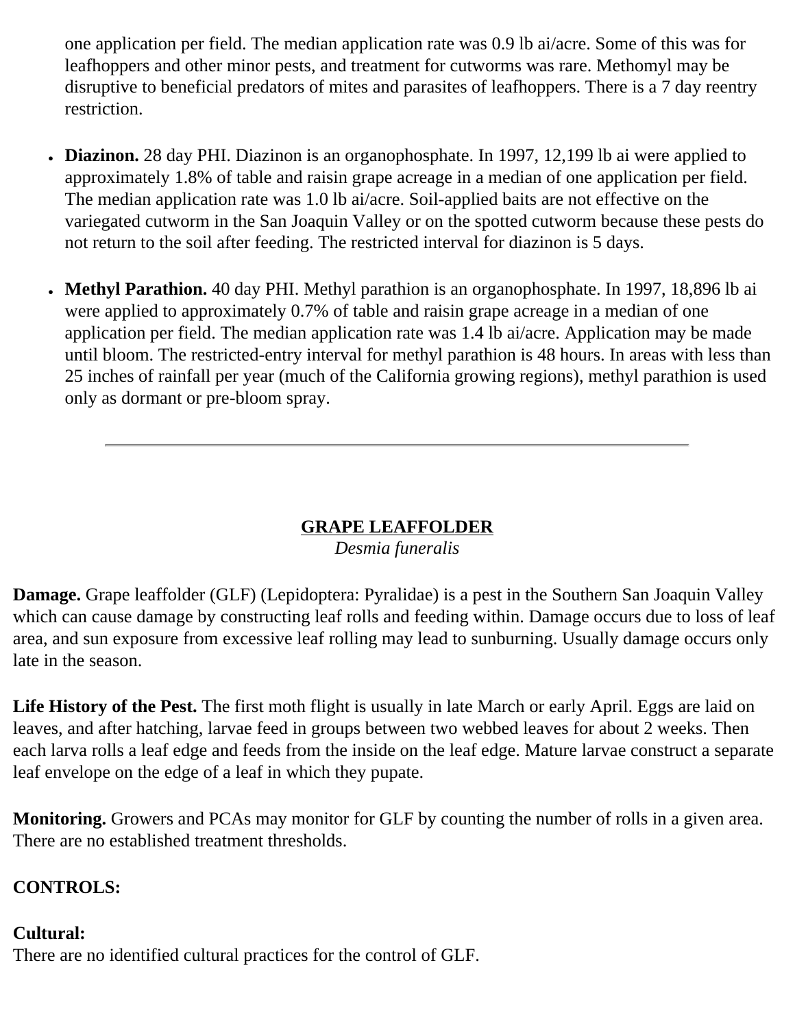one application per field. The median application rate was 0.9 lb ai/acre. Some of this was for leafhoppers and other minor pests, and treatment for cutworms was rare. Methomyl may be disruptive to beneficial predators of mites and parasites of leafhoppers. There is a 7 day reentry restriction.

- **Diazinon.** 28 day PHI. Diazinon is an organophosphate. In 1997, 12,199 lb ai were applied to approximately 1.8% of table and raisin grape acreage in a median of one application per field. The median application rate was 1.0 lb ai/acre. Soil-applied baits are not effective on the variegated cutworm in the San Joaquin Valley or on the spotted cutworm because these pests do not return to the soil after feeding. The restricted interval for diazinon is 5 days.

- **Methyl Parathion.** 40 day PHI. Methyl parathion is an organophosphate. In 1997, 18,896 lb ai were applied to approximately 0.7% of table and raisin grape acreage in a median of one application per field. The median application rate was 1.4 lb ai/acre. Application may be made until bloom. The restricted-entry interval for methyl parathion is 48 hours. In areas with less than 25 inches of rainfall per year (much of the California growing regions), methyl parathion is used only as dormant or pre-bloom spray.

---

## GRAPE LEAFFOLDER

*Desmia funeralis*

**Damage.** Grape leaffolder (GLF) (Lepidoptera: Pyralidae) is a pest in the Southern San Joaquin Valley which can cause damage by constructing leaf rolls and feeding within. Damage occurs due to loss of leaf area, and sun exposure from excessive leaf rolling may lead to sunburning. Usually damage occurs only late in the season.

**Life History of the Pest.** The first moth flight is usually in late March or early April. Eggs are laid on leaves, and after hatching, larvae feed in groups between two webbed leaves for about 2 weeks. Then each larva rolls a leaf edge and feeds from the inside on the leaf edge. Mature larvae construct a separate leaf envelope on the edge of a leaf in which they pupate.

**Monitoring.** Growers and PCAs may monitor for GLF by counting the number of rolls in a given area. There are no established treatment thresholds.

**CONTROLS:**

**Cultural:**
There are no identified cultural practices for the control of GLF.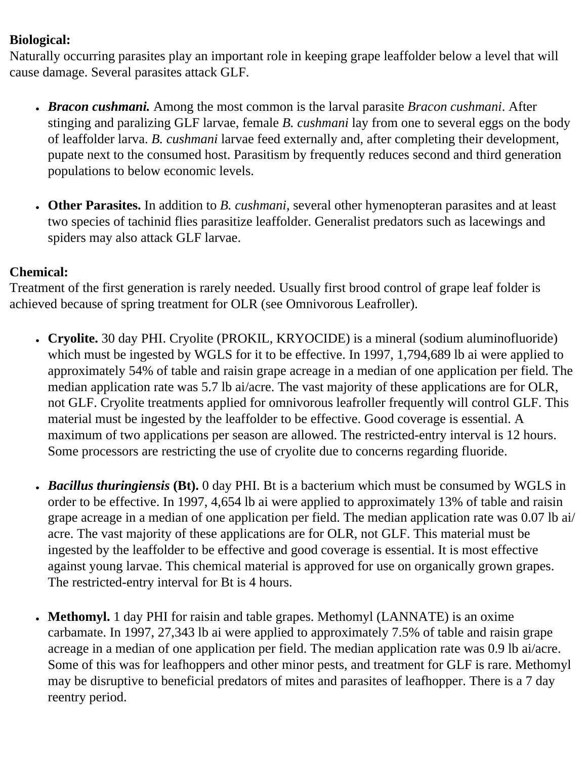**Biological:**
Naturally occurring parasites play an important role in keeping grape leaffolder below a level that will cause damage. Several parasites attack GLF.

- ***Bracon cushmani.*** Among the most common is the larval parasite *Bracon cushmani*. After stinging and paralizing GLF larvae, female *B. cushmani* lay from one to several eggs on the body of leaffolder larva. *B. cushmani* larvae feed externally and, after completing their development, pupate next to the consumed host. Parasitism by frequently reduces second and third generation populations to below economic levels.

- **Other Parasites.** In addition to *B. cushmani*, several other hymenopteran parasites and at least two species of tachinid flies parasitize leaffolder. Generalist predators such as lacewings and spiders may also attack GLF larvae.

**Chemical:**
Treatment of the first generation is rarely needed. Usually first brood control of grape leaf folder is achieved because of spring treatment for OLR (see Omnivorous Leafroller).

- **Cryolite.** 30 day PHI. Cryolite (PROKIL, KRYOCIDE) is a mineral (sodium aluminofluoride) which must be ingested by WGLS for it to be effective. In 1997, 1,794,689 lb ai were applied to approximately 54% of table and raisin grape acreage in a median of one application per field. The median application rate was 5.7 lb ai/acre. The vast majority of these applications are for OLR, not GLF. Cryolite treatments applied for omnivorous leafroller frequently will control GLF. This material must be ingested by the leaffolder to be effective. Good coverage is essential. A maximum of two applications per season are allowed. The restricted-entry interval is 12 hours. Some processors are restricting the use of cryolite due to concerns regarding fluoride.

- ***Bacillus thuringiensis* (Bt).** 0 day PHI. Bt is a bacterium which must be consumed by WGLS in order to be effective. In 1997, 4,654 lb ai were applied to approximately 13% of table and raisin grape acreage in a median of one application per field. The median application rate was 0.07 lb ai/acre. The vast majority of these applications are for OLR, not GLF. This material must be ingested by the leaffolder to be effective and good coverage is essential. It is most effective against young larvae. This chemical material is approved for use on organically grown grapes. The restricted-entry interval for Bt is 4 hours.

- **Methomyl.** 1 day PHI for raisin and table grapes. Methomyl (LANNATE) is an oxime carbamate. In 1997, 27,343 lb ai were applied to approximately 7.5% of table and raisin grape acreage in a median of one application per field. The median application rate was 0.9 lb ai/acre. Some of this was for leafhoppers and other minor pests, and treatment for GLF is rare. Methomyl may be disruptive to beneficial predators of mites and parasites of leafhopper. There is a 7 day reentry period.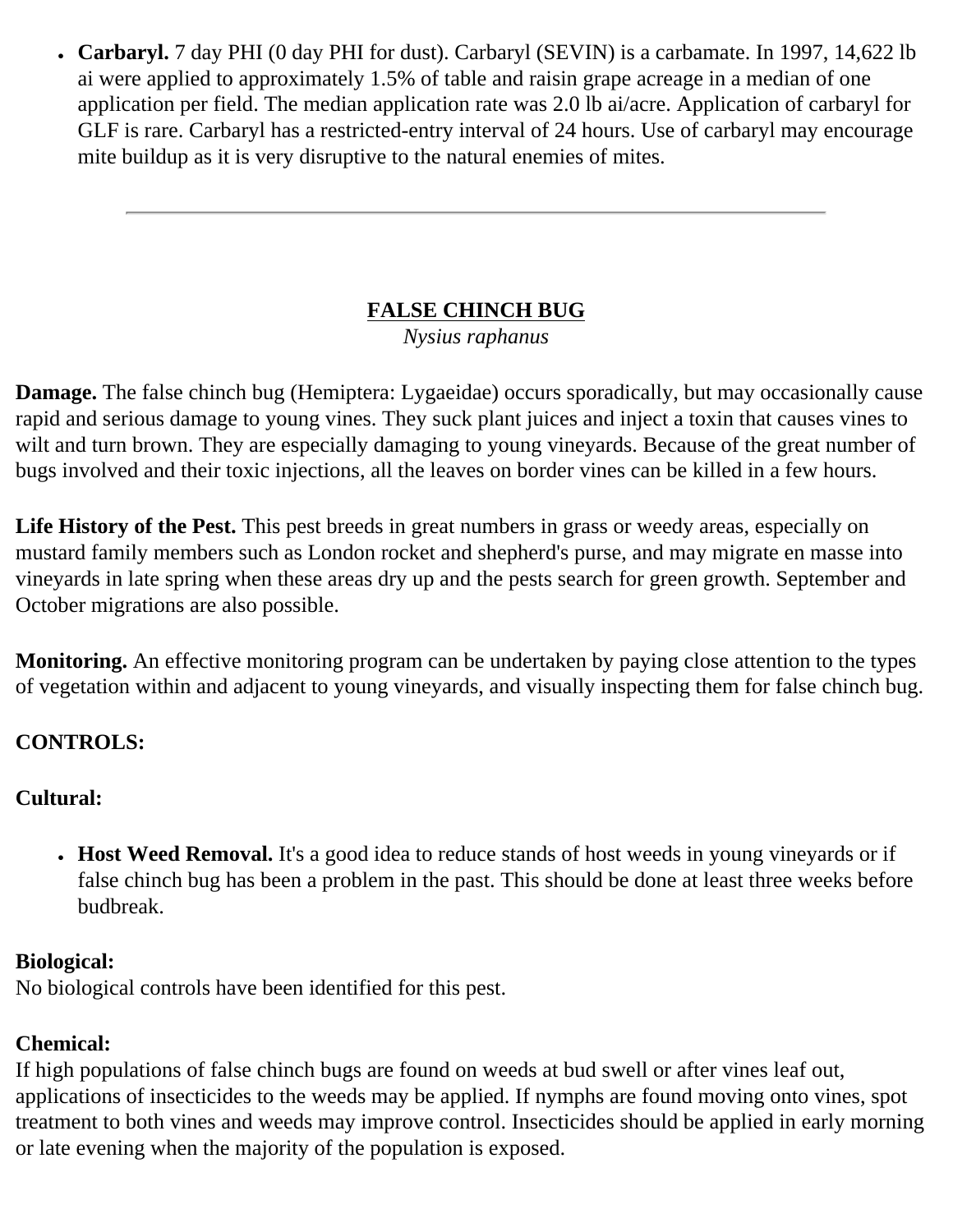- **Carbaryl.** 7 day PHI (0 day PHI for dust). Carbaryl (SEVIN) is a carbamate. In 1997, 14,622 lb ai were applied to approximately 1.5% of table and raisin grape acreage in a median of one application per field. The median application rate was 2.0 lb ai/acre. Application of carbaryl for GLF is rare. Carbaryl has a restricted-entry interval of 24 hours. Use of carbaryl may encourage mite buildup as it is very disruptive to the natural enemies of mites.

---

## FALSE CHINCH BUG

*Nysius raphanus*

**Damage.** The false chinch bug (Hemiptera: Lygaeidae) occurs sporadically, but may occasionally cause rapid and serious damage to young vines. They suck plant juices and inject a toxin that causes vines to wilt and turn brown. They are especially damaging to young vineyards. Because of the great number of bugs involved and their toxic injections, all the leaves on border vines can be killed in a few hours.

**Life History of the Pest.** This pest breeds in great numbers in grass or weedy areas, especially on mustard family members such as London rocket and shepherd's purse, and may migrate en masse into vineyards in late spring when these areas dry up and the pests search for green growth. September and October migrations are also possible.

**Monitoring.** An effective monitoring program can be undertaken by paying close attention to the types of vegetation within and adjacent to young vineyards, and visually inspecting them for false chinch bug.

**CONTROLS:**

**Cultural:**

- **Host Weed Removal.** It's a good idea to reduce stands of host weeds in young vineyards or if false chinch bug has been a problem in the past. This should be done at least three weeks before budbreak.

**Biological:**
No biological controls have been identified for this pest.

**Chemical:**
If high populations of false chinch bugs are found on weeds at bud swell or after vines leaf out, applications of insecticides to the weeds may be applied. If nymphs are found moving onto vines, spot treatment to both vines and weeds may improve control. Insecticides should be applied in early morning or late evening when the majority of the population is exposed.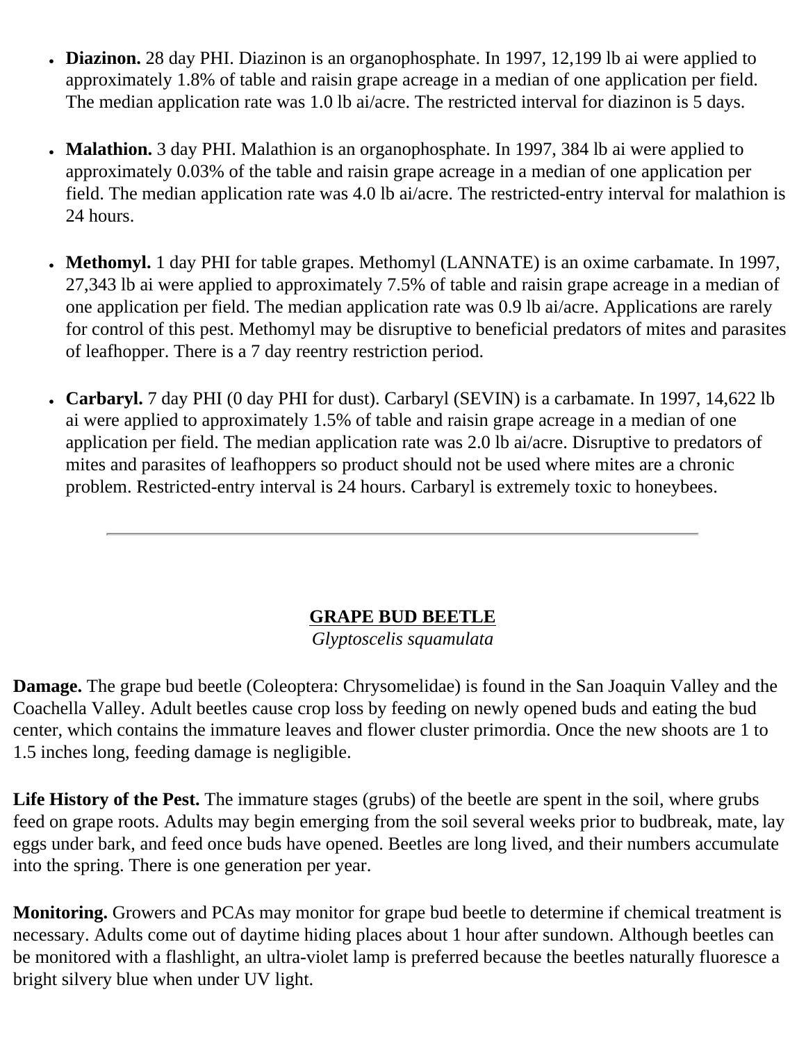- **Diazinon.** 28 day PHI. Diazinon is an organophosphate. In 1997, 12,199 lb ai were applied to approximately 1.8% of table and raisin grape acreage in a median of one application per field. The median application rate was 1.0 lb ai/acre. The restricted interval for diazinon is 5 days.

- **Malathion.** 3 day PHI. Malathion is an organophosphate. In 1997, 384 lb ai were applied to approximately 0.03% of the table and raisin grape acreage in a median of one application per field. The median application rate was 4.0 lb ai/acre. The restricted-entry interval for malathion is 24 hours.

- **Methomyl.** 1 day PHI for table grapes. Methomyl (LANNATE) is an oxime carbamate. In 1997, 27,343 lb ai were applied to approximately 7.5% of table and raisin grape acreage in a median of one application per field. The median application rate was 0.9 lb ai/acre. Applications are rarely for control of this pest. Methomyl may be disruptive to beneficial predators of mites and parasites of leafhopper. There is a 7 day reentry restriction period.

- **Carbaryl.** 7 day PHI (0 day PHI for dust). Carbaryl (SEVIN) is a carbamate. In 1997, 14,622 lb ai were applied to approximately 1.5% of table and raisin grape acreage in a median of one application per field. The median application rate was 2.0 lb ai/acre. Disruptive to predators of mites and parasites of leafhoppers so product should not be used where mites are a chronic problem. Restricted-entry interval is 24 hours. Carbaryl is extremely toxic to honeybees.

---

## GRAPE BUD BEETLE

*Glyptoscelis squamulata*

**Damage.** The grape bud beetle (Coleoptera: Chrysomelidae) is found in the San Joaquin Valley and the Coachella Valley. Adult beetles cause crop loss by feeding on newly opened buds and eating the bud center, which contains the immature leaves and flower cluster primordia. Once the new shoots are 1 to 1.5 inches long, feeding damage is negligible.

**Life History of the Pest.** The immature stages (grubs) of the beetle are spent in the soil, where grubs feed on grape roots. Adults may begin emerging from the soil several weeks prior to budbreak, mate, lay eggs under bark, and feed once buds have opened. Beetles are long lived, and their numbers accumulate into the spring. There is one generation per year.

**Monitoring.** Growers and PCAs may monitor for grape bud beetle to determine if chemical treatment is necessary. Adults come out of daytime hiding places about 1 hour after sundown. Although beetles can be monitored with a flashlight, an ultra-violet lamp is preferred because the beetles naturally fluoresce a bright silvery blue when under UV light.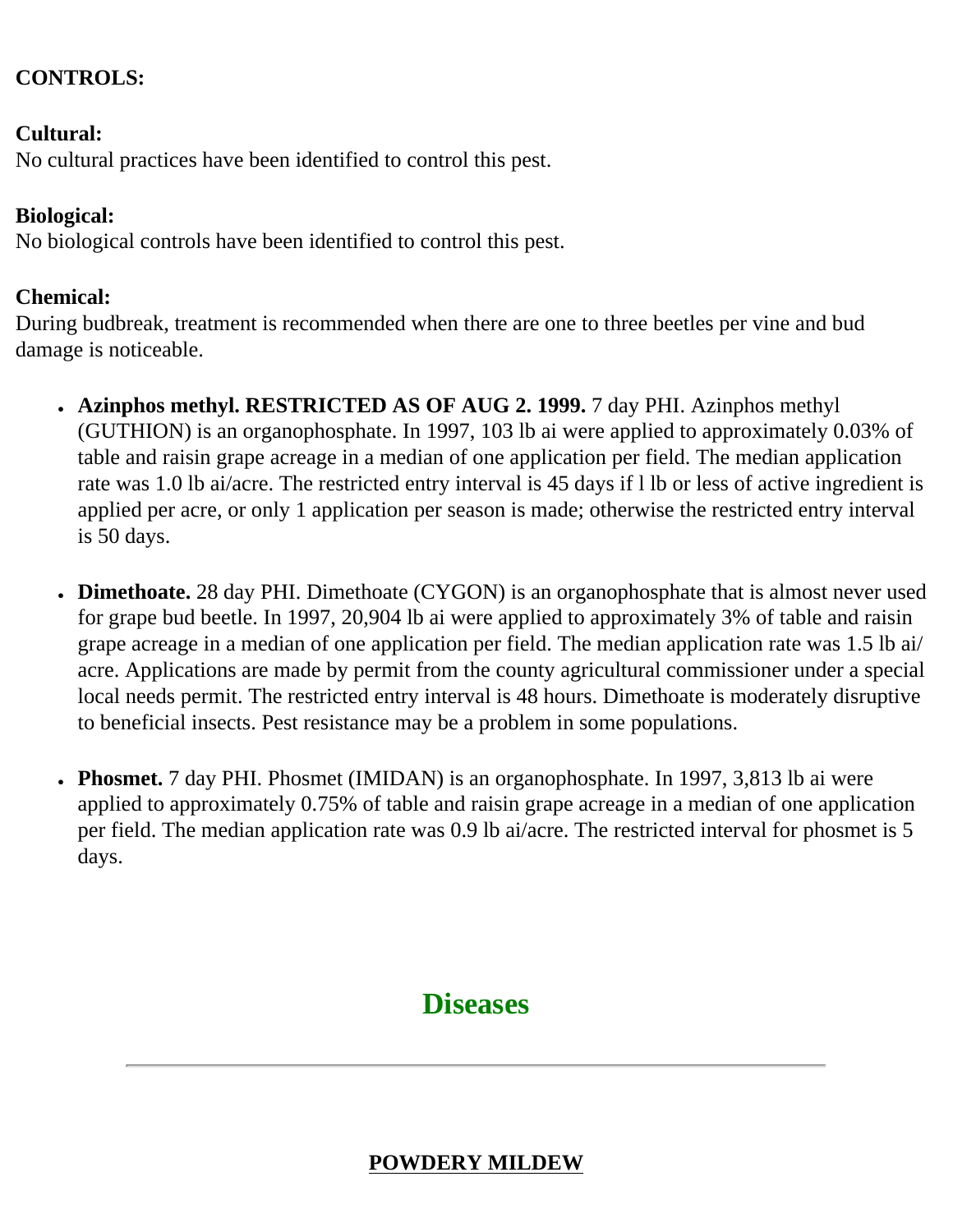**CONTROLS:**

**Cultural:**
No cultural practices have been identified to control this pest.

**Biological:**
No biological controls have been identified to control this pest.

**Chemical:**
During budbreak, treatment is recommended when there are one to three beetles per vine and bud damage is noticeable.

- **Azinphos methyl. RESTRICTED AS OF AUG 2. 1999.** 7 day PHI. Azinphos methyl (GUTHION) is an organophosphate. In 1997, 103 lb ai were applied to approximately 0.03% of table and raisin grape acreage in a median of one application per field. The median application rate was 1.0 lb ai/acre. The restricted entry interval is 45 days if l lb or less of active ingredient is applied per acre, or only 1 application per season is made; otherwise the restricted entry interval is 50 days.

- **Dimethoate.** 28 day PHI. Dimethoate (CYGON) is an organophosphate that is almost never used for grape bud beetle. In 1997, 20,904 lb ai were applied to approximately 3% of table and raisin grape acreage in a median of one application per field. The median application rate was 1.5 lb ai/acre. Applications are made by permit from the county agricultural commissioner under a special local needs permit. The restricted entry interval is 48 hours. Dimethoate is moderately disruptive to beneficial insects. Pest resistance may be a problem in some populations.

- **Phosmet.** 7 day PHI. Phosmet (IMIDAN) is an organophosphate. In 1997, 3,813 lb ai were applied to approximately 0.75% of table and raisin grape acreage in a median of one application per field. The median application rate was 0.9 lb ai/acre. The restricted interval for phosmet is 5 days.

## Diseases

---

### POWDERY MILDEW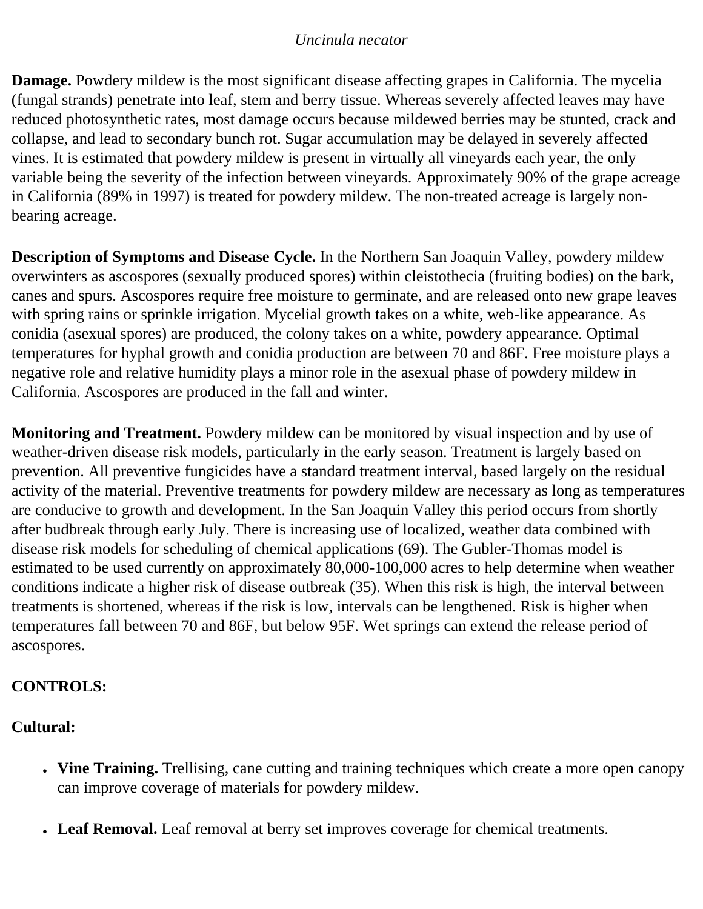*Uncinula necator*

**Damage.** Powdery mildew is the most significant disease affecting grapes in California. The mycelia (fungal strands) penetrate into leaf, stem and berry tissue. Whereas severely affected leaves may have reduced photosynthetic rates, most damage occurs because mildewed berries may be stunted, crack and collapse, and lead to secondary bunch rot. Sugar accumulation may be delayed in severely affected vines. It is estimated that powdery mildew is present in virtually all vineyards each year, the only variable being the severity of the infection between vineyards. Approximately 90% of the grape acreage in California (89% in 1997) is treated for powdery mildew. The non-treated acreage is largely non-bearing acreage.

**Description of Symptoms and Disease Cycle.** In the Northern San Joaquin Valley, powdery mildew overwinters as ascospores (sexually produced spores) within cleistothecia (fruiting bodies) on the bark, canes and spurs. Ascospores require free moisture to germinate, and are released onto new grape leaves with spring rains or sprinkle irrigation. Mycelial growth takes on a white, web-like appearance. As conidia (asexual spores) are produced, the colony takes on a white, powdery appearance. Optimal temperatures for hyphal growth and conidia production are between 70 and 86F. Free moisture plays a negative role and relative humidity plays a minor role in the asexual phase of powdery mildew in California. Ascospores are produced in the fall and winter.

**Monitoring and Treatment.** Powdery mildew can be monitored by visual inspection and by use of weather-driven disease risk models, particularly in the early season. Treatment is largely based on prevention. All preventive fungicides have a standard treatment interval, based largely on the residual activity of the material. Preventive treatments for powdery mildew are necessary as long as temperatures are conducive to growth and development. In the San Joaquin Valley this period occurs from shortly after budbreak through early July. There is increasing use of localized, weather data combined with disease risk models for scheduling of chemical applications (69). The Gubler-Thomas model is estimated to be used currently on approximately 80,000-100,000 acres to help determine when weather conditions indicate a higher risk of disease outbreak (35). When this risk is high, the interval between treatments is shortened, whereas if the risk is low, intervals can be lengthened. Risk is higher when temperatures fall between 70 and 86F, but below 95F. Wet springs can extend the release period of ascospores.

**CONTROLS:**

**Cultural:**

- **Vine Training.** Trellising, cane cutting and training techniques which create a more open canopy can improve coverage of materials for powdery mildew.
- **Leaf Removal.** Leaf removal at berry set improves coverage for chemical treatments.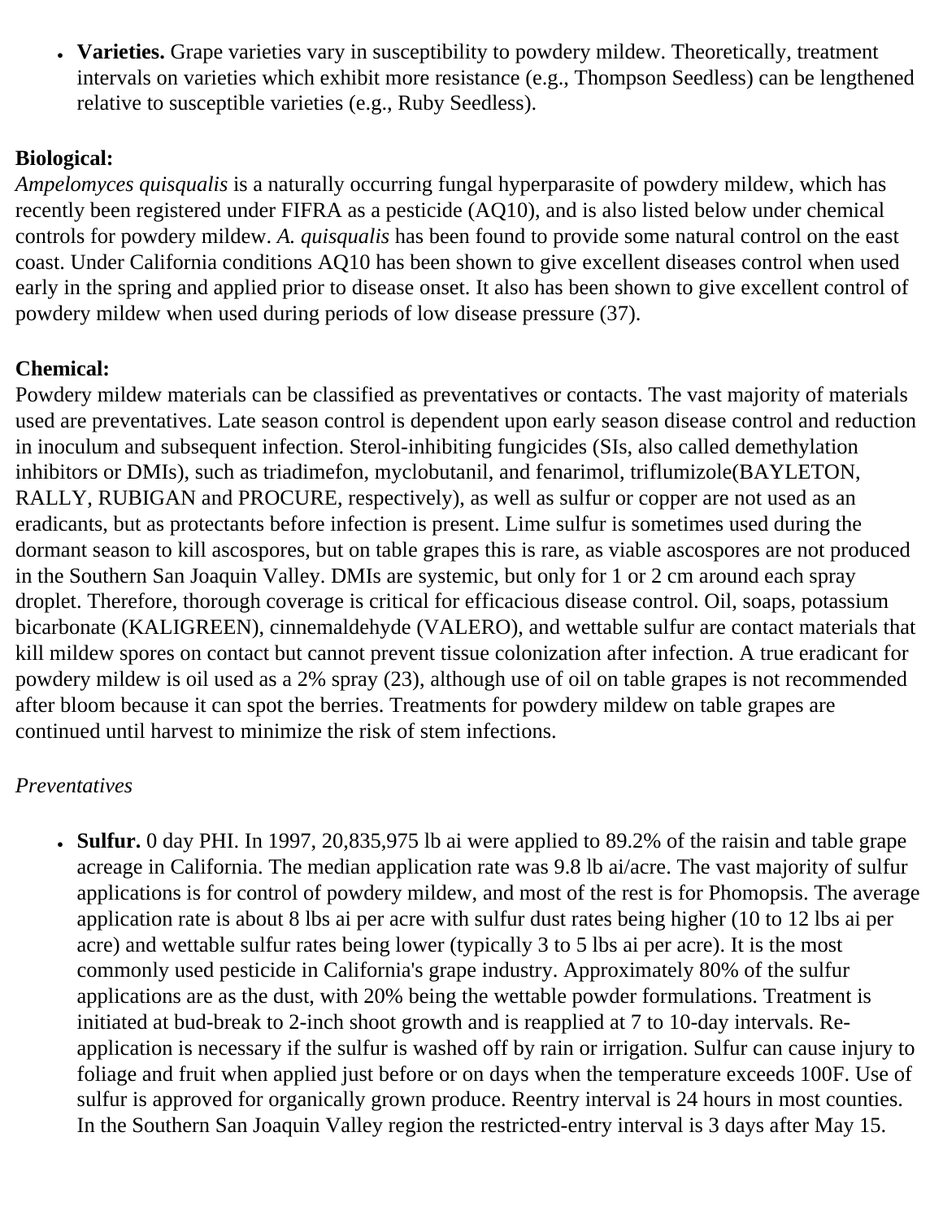- **Varieties.** Grape varieties vary in susceptibility to powdery mildew. Theoretically, treatment intervals on varieties which exhibit more resistance (e.g., Thompson Seedless) can be lengthened relative to susceptible varieties (e.g., Ruby Seedless).

**Biological:**
*Ampelomyces quisqualis* is a naturally occurring fungal hyperparasite of powdery mildew, which has recently been registered under FIFRA as a pesticide (AQ10), and is also listed below under chemical controls for powdery mildew. *A. quisqualis* has been found to provide some natural control on the east coast. Under California conditions AQ10 has been shown to give excellent diseases control when used early in the spring and applied prior to disease onset. It also has been shown to give excellent control of powdery mildew when used during periods of low disease pressure (37).

**Chemical:**
Powdery mildew materials can be classified as preventatives or contacts. The vast majority of materials used are preventatives. Late season control is dependent upon early season disease control and reduction in inoculum and subsequent infection. Sterol-inhibiting fungicides (SIs, also called demethylation inhibitors or DMIs), such as triadimefon, myclobutanil, and fenarimol, triflumizole(BAYLETON, RALLY, RUBIGAN and PROCURE, respectively), as well as sulfur or copper are not used as an eradicants, but as protectants before infection is present. Lime sulfur is sometimes used during the dormant season to kill ascospores, but on table grapes this is rare, as viable ascospores are not produced in the Southern San Joaquin Valley. DMIs are systemic, but only for 1 or 2 cm around each spray droplet. Therefore, thorough coverage is critical for efficacious disease control. Oil, soaps, potassium bicarbonate (KALIGREEN), cinnemaldehyde (VALERO), and wettable sulfur are contact materials that kill mildew spores on contact but cannot prevent tissue colonization after infection. A true eradicant for powdery mildew is oil used as a 2% spray (23), although use of oil on table grapes is not recommended after bloom because it can spot the berries. Treatments for powdery mildew on table grapes are continued until harvest to minimize the risk of stem infections.

*Preventatives*

- **Sulfur.** 0 day PHI. In 1997, 20,835,975 lb ai were applied to 89.2% of the raisin and table grape acreage in California. The median application rate was 9.8 lb ai/acre. The vast majority of sulfur applications is for control of powdery mildew, and most of the rest is for Phomopsis. The average application rate is about 8 lbs ai per acre with sulfur dust rates being higher (10 to 12 lbs ai per acre) and wettable sulfur rates being lower (typically 3 to 5 lbs ai per acre). It is the most commonly used pesticide in California's grape industry. Approximately 80% of the sulfur applications are as the dust, with 20% being the wettable powder formulations. Treatment is initiated at bud-break to 2-inch shoot growth and is reapplied at 7 to 10-day intervals. Re-application is necessary if the sulfur is washed off by rain or irrigation. Sulfur can cause injury to foliage and fruit when applied just before or on days when the temperature exceeds 100F. Use of sulfur is approved for organically grown produce. Reentry interval is 24 hours in most counties. In the Southern San Joaquin Valley region the restricted-entry interval is 3 days after May 15.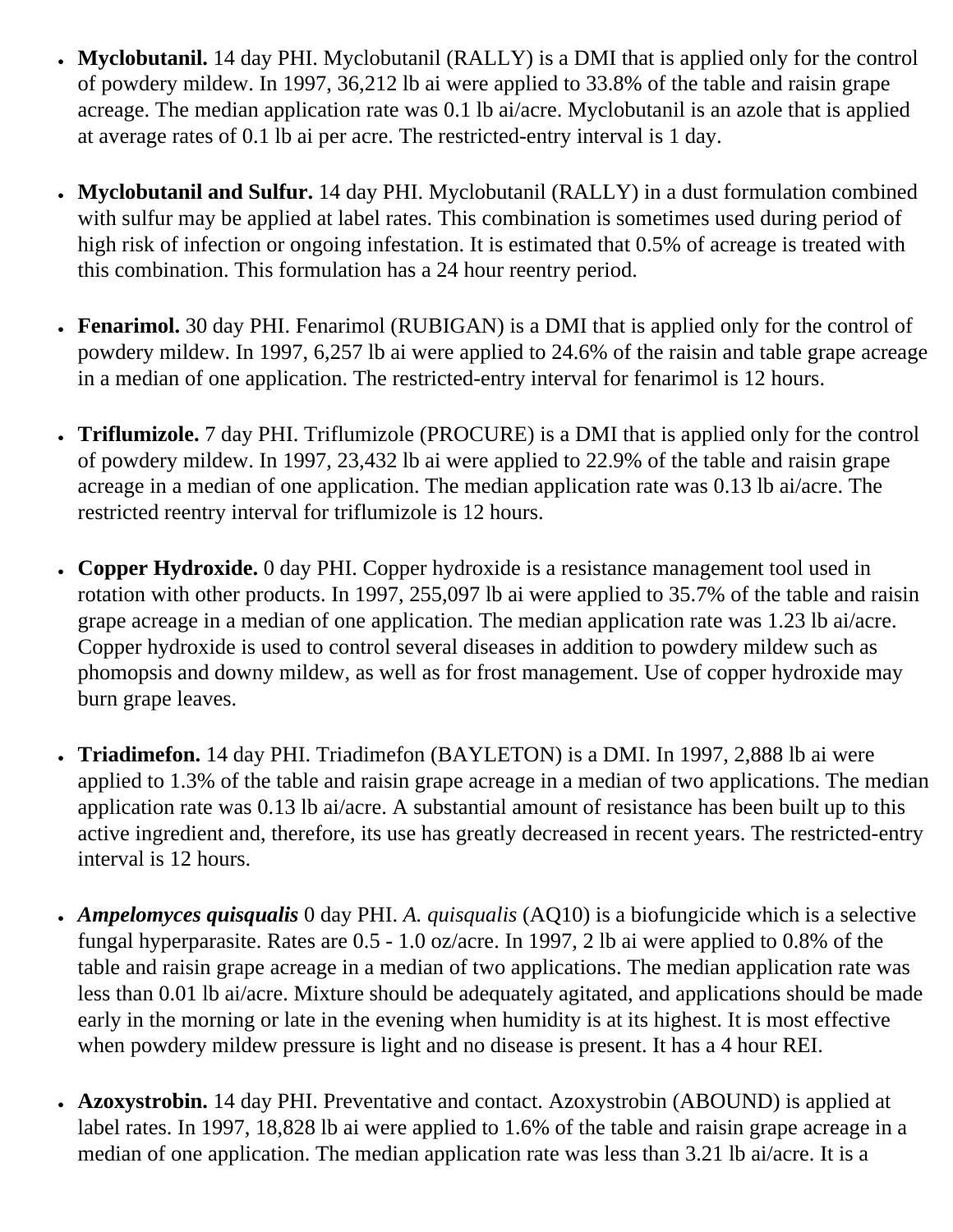- **Myclobutanil.** 14 day PHI. Myclobutanil (RALLY) is a DMI that is applied only for the control of powdery mildew. In 1997, 36,212 lb ai were applied to 33.8% of the table and raisin grape acreage. The median application rate was 0.1 lb ai/acre. Myclobutanil is an azole that is applied at average rates of 0.1 lb ai per acre. The restricted-entry interval is 1 day.

- **Myclobutanil and Sulfur.** 14 day PHI. Myclobutanil (RALLY) in a dust formulation combined with sulfur may be applied at label rates. This combination is sometimes used during period of high risk of infection or ongoing infestation. It is estimated that 0.5% of acreage is treated with this combination. This formulation has a 24 hour reentry period.

- **Fenarimol.** 30 day PHI. Fenarimol (RUBIGAN) is a DMI that is applied only for the control of powdery mildew. In 1997, 6,257 lb ai were applied to 24.6% of the raisin and table grape acreage in a median of one application. The restricted-entry interval for fenarimol is 12 hours.

- **Triflumizole.** 7 day PHI. Triflumizole (PROCURE) is a DMI that is applied only for the control of powdery mildew. In 1997, 23,432 lb ai were applied to 22.9% of the table and raisin grape acreage in a median of one application. The median application rate was 0.13 lb ai/acre. The restricted reentry interval for triflumizole is 12 hours.

- **Copper Hydroxide.** 0 day PHI. Copper hydroxide is a resistance management tool used in rotation with other products. In 1997, 255,097 lb ai were applied to 35.7% of the table and raisin grape acreage in a median of one application. The median application rate was 1.23 lb ai/acre. Copper hydroxide is used to control several diseases in addition to powdery mildew such as phomopsis and downy mildew, as well as for frost management. Use of copper hydroxide may burn grape leaves.

- **Triadimefon.** 14 day PHI. Triadimefon (BAYLETON) is a DMI. In 1997, 2,888 lb ai were applied to 1.3% of the table and raisin grape acreage in a median of two applications. The median application rate was 0.13 lb ai/acre. A substantial amount of resistance has been built up to this active ingredient and, therefore, its use has greatly decreased in recent years. The restricted-entry interval is 12 hours.

- ***Ampelomyces quisqualis*** 0 day PHI. *A. quisqualis* (AQ10) is a biofungicide which is a selective fungal hyperparasite. Rates are 0.5 - 1.0 oz/acre. In 1997, 2 lb ai were applied to 0.8% of the table and raisin grape acreage in a median of two applications. The median application rate was less than 0.01 lb ai/acre. Mixture should be adequately agitated, and applications should be made early in the morning or late in the evening when humidity is at its highest. It is most effective when powdery mildew pressure is light and no disease is present. It has a 4 hour REI.

- **Azoxystrobin.** 14 day PHI. Preventative and contact. Azoxystrobin (ABOUND) is applied at label rates. In 1997, 18,828 lb ai were applied to 1.6% of the table and raisin grape acreage in a median of one application. The median application rate was less than 3.21 lb ai/acre. It is a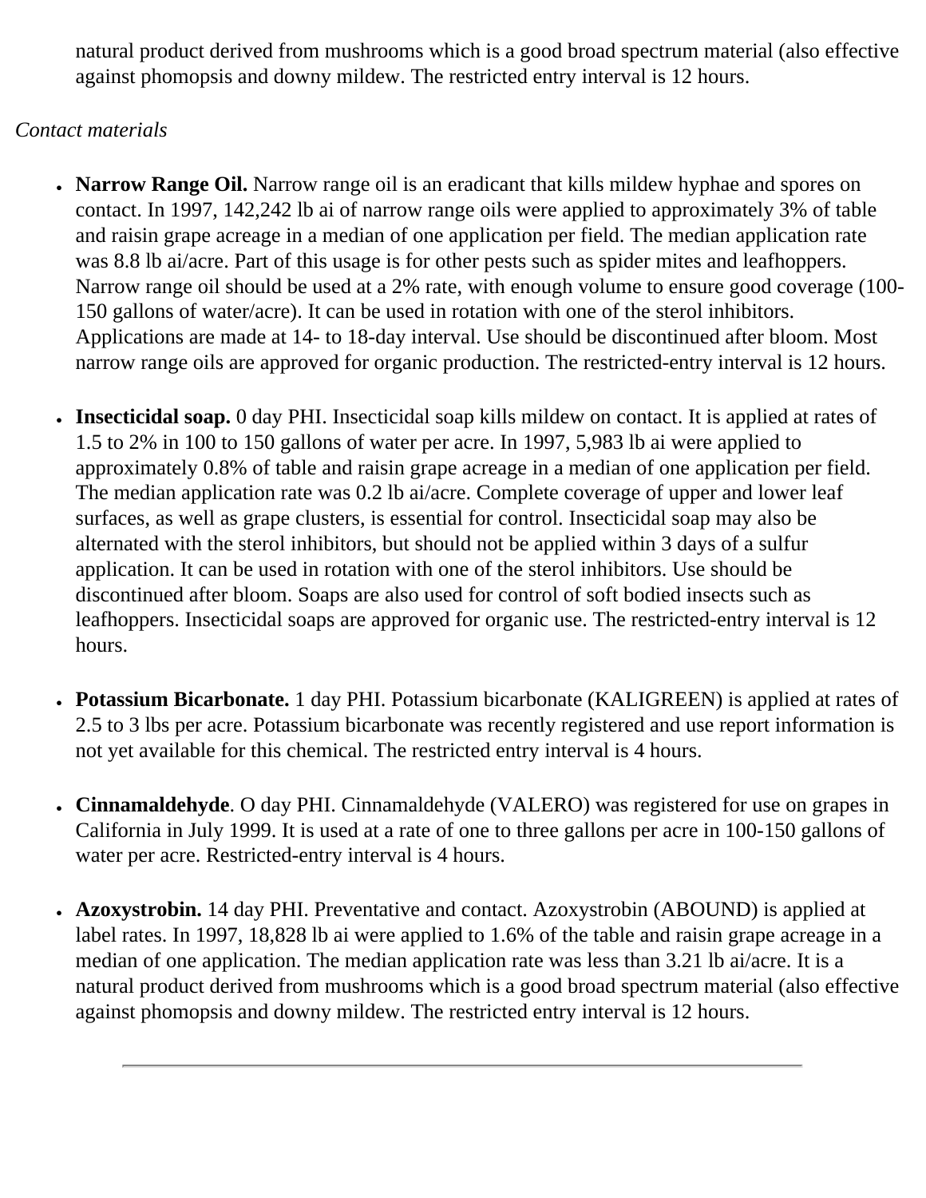natural product derived from mushrooms which is a good broad spectrum material (also effective against phomopsis and downy mildew. The restricted entry interval is 12 hours.

*Contact materials*

- **Narrow Range Oil.** Narrow range oil is an eradicant that kills mildew hyphae and spores on contact. In 1997, 142,242 lb ai of narrow range oils were applied to approximately 3% of table and raisin grape acreage in a median of one application per field. The median application rate was 8.8 lb ai/acre. Part of this usage is for other pests such as spider mites and leafhoppers. Narrow range oil should be used at a 2% rate, with enough volume to ensure good coverage (100-150 gallons of water/acre). It can be used in rotation with one of the sterol inhibitors. Applications are made at 14- to 18-day interval. Use should be discontinued after bloom. Most narrow range oils are approved for organic production. The restricted-entry interval is 12 hours.

- **Insecticidal soap.** 0 day PHI. Insecticidal soap kills mildew on contact. It is applied at rates of 1.5 to 2% in 100 to 150 gallons of water per acre. In 1997, 5,983 lb ai were applied to approximately 0.8% of table and raisin grape acreage in a median of one application per field. The median application rate was 0.2 lb ai/acre. Complete coverage of upper and lower leaf surfaces, as well as grape clusters, is essential for control. Insecticidal soap may also be alternated with the sterol inhibitors, but should not be applied within 3 days of a sulfur application. It can be used in rotation with one of the sterol inhibitors. Use should be discontinued after bloom. Soaps are also used for control of soft bodied insects such as leafhoppers. Insecticidal soaps are approved for organic use. The restricted-entry interval is 12 hours.

- **Potassium Bicarbonate.** 1 day PHI. Potassium bicarbonate (KALIGREEN) is applied at rates of 2.5 to 3 lbs per acre. Potassium bicarbonate was recently registered and use report information is not yet available for this chemical. The restricted entry interval is 4 hours.

- **Cinnamaldehyde**. O day PHI. Cinnamaldehyde (VALERO) was registered for use on grapes in California in July 1999. It is used at a rate of one to three gallons per acre in 100-150 gallons of water per acre. Restricted-entry interval is 4 hours.

- **Azoxystrobin.** 14 day PHI. Preventative and contact. Azoxystrobin (ABOUND) is applied at label rates. In 1997, 18,828 lb ai were applied to 1.6% of the table and raisin grape acreage in a median of one application. The median application rate was less than 3.21 lb ai/acre. It is a natural product derived from mushrooms which is a good broad spectrum material (also effective against phomopsis and downy mildew. The restricted entry interval is 12 hours.

---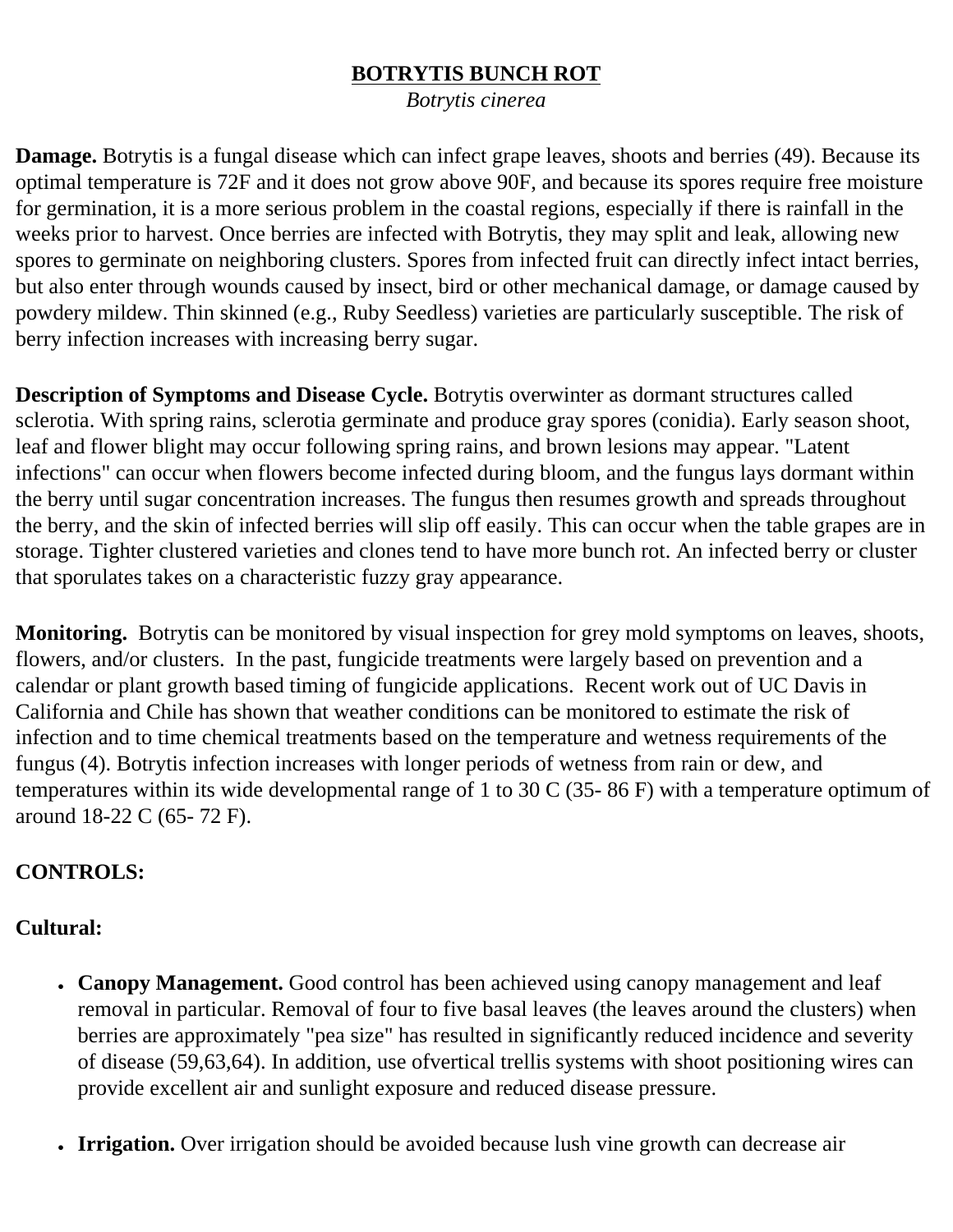## BOTRYTIS BUNCH ROT

*Botrytis cinerea*

**Damage.** Botrytis is a fungal disease which can infect grape leaves, shoots and berries (49). Because its optimal temperature is 72F and it does not grow above 90F, and because its spores require free moisture for germination, it is a more serious problem in the coastal regions, especially if there is rainfall in the weeks prior to harvest. Once berries are infected with Botrytis, they may split and leak, allowing new spores to germinate on neighboring clusters. Spores from infected fruit can directly infect intact berries, but also enter through wounds caused by insect, bird or other mechanical damage, or damage caused by powdery mildew. Thin skinned (e.g., Ruby Seedless) varieties are particularly susceptible. The risk of berry infection increases with increasing berry sugar.

**Description of Symptoms and Disease Cycle.** Botrytis overwinter as dormant structures called sclerotia. With spring rains, sclerotia germinate and produce gray spores (conidia). Early season shoot, leaf and flower blight may occur following spring rains, and brown lesions may appear. "Latent infections" can occur when flowers become infected during bloom, and the fungus lays dormant within the berry until sugar concentration increases. The fungus then resumes growth and spreads throughout the berry, and the skin of infected berries will slip off easily. This can occur when the table grapes are in storage. Tighter clustered varieties and clones tend to have more bunch rot. An infected berry or cluster that sporulates takes on a characteristic fuzzy gray appearance.

**Monitoring.** Botrytis can be monitored by visual inspection for grey mold symptoms on leaves, shoots, flowers, and/or clusters. In the past, fungicide treatments were largely based on prevention and a calendar or plant growth based timing of fungicide applications. Recent work out of UC Davis in California and Chile has shown that weather conditions can be monitored to estimate the risk of infection and to time chemical treatments based on the temperature and wetness requirements of the fungus (4). Botrytis infection increases with longer periods of wetness from rain or dew, and temperatures within its wide developmental range of 1 to 30 C (35- 86 F) with a temperature optimum of around 18-22 C (65- 72 F).

**CONTROLS:**

**Cultural:**

- **Canopy Management.** Good control has been achieved using canopy management and leaf removal in particular. Removal of four to five basal leaves (the leaves around the clusters) when berries are approximately "pea size" has resulted in significantly reduced incidence and severity of disease (59,63,64). In addition, use ofvertical trellis systems with shoot positioning wires can provide excellent air and sunlight exposure and reduced disease pressure.
- **Irrigation.** Over irrigation should be avoided because lush vine growth can decrease air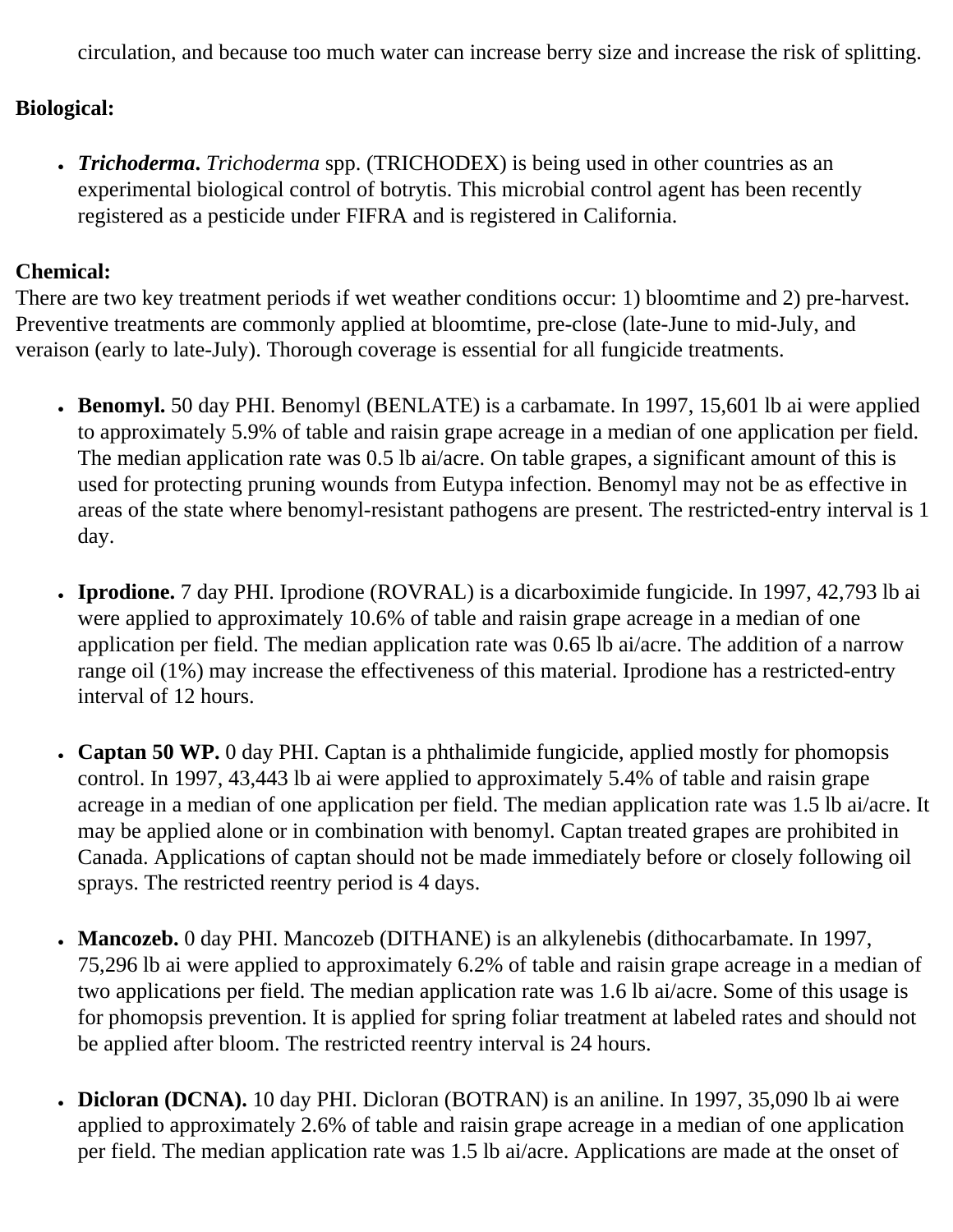circulation, and because too much water can increase berry size and increase the risk of splitting.

**Biological:**

- ***Trichoderma.*** *Trichoderma* spp. (TRICHODEX) is being used in other countries as an experimental biological control of botrytis. This microbial control agent has been recently registered as a pesticide under FIFRA and is registered in California.

**Chemical:**
There are two key treatment periods if wet weather conditions occur: 1) bloomtime and 2) pre-harvest. Preventive treatments are commonly applied at bloomtime, pre-close (late-June to mid-July, and veraison (early to late-July). Thorough coverage is essential for all fungicide treatments.

- **Benomyl.** 50 day PHI. Benomyl (BENLATE) is a carbamate. In 1997, 15,601 lb ai were applied to approximately 5.9% of table and raisin grape acreage in a median of one application per field. The median application rate was 0.5 lb ai/acre. On table grapes, a significant amount of this is used for protecting pruning wounds from Eutypa infection. Benomyl may not be as effective in areas of the state where benomyl-resistant pathogens are present. The restricted-entry interval is 1 day.

- **Iprodione.** 7 day PHI. Iprodione (ROVRAL) is a dicarboximide fungicide. In 1997, 42,793 lb ai were applied to approximately 10.6% of table and raisin grape acreage in a median of one application per field. The median application rate was 0.65 lb ai/acre. The addition of a narrow range oil (1%) may increase the effectiveness of this material. Iprodione has a restricted-entry interval of 12 hours.

- **Captan 50 WP.** 0 day PHI. Captan is a phthalimide fungicide, applied mostly for phomopsis control. In 1997, 43,443 lb ai were applied to approximately 5.4% of table and raisin grape acreage in a median of one application per field. The median application rate was 1.5 lb ai/acre. It may be applied alone or in combination with benomyl. Captan treated grapes are prohibited in Canada. Applications of captan should not be made immediately before or closely following oil sprays. The restricted reentry period is 4 days.

- **Mancozeb.** 0 day PHI. Mancozeb (DITHANE) is an alkylenebis (dithocarbamate. In 1997, 75,296 lb ai were applied to approximately 6.2% of table and raisin grape acreage in a median of two applications per field. The median application rate was 1.6 lb ai/acre. Some of this usage is for phomopsis prevention. It is applied for spring foliar treatment at labeled rates and should not be applied after bloom. The restricted reentry interval is 24 hours.

- **Dicloran (DCNA).** 10 day PHI. Dicloran (BOTRAN) is an aniline. In 1997, 35,090 lb ai were applied to approximately 2.6% of table and raisin grape acreage in a median of one application per field. The median application rate was 1.5 lb ai/acre. Applications are made at the onset of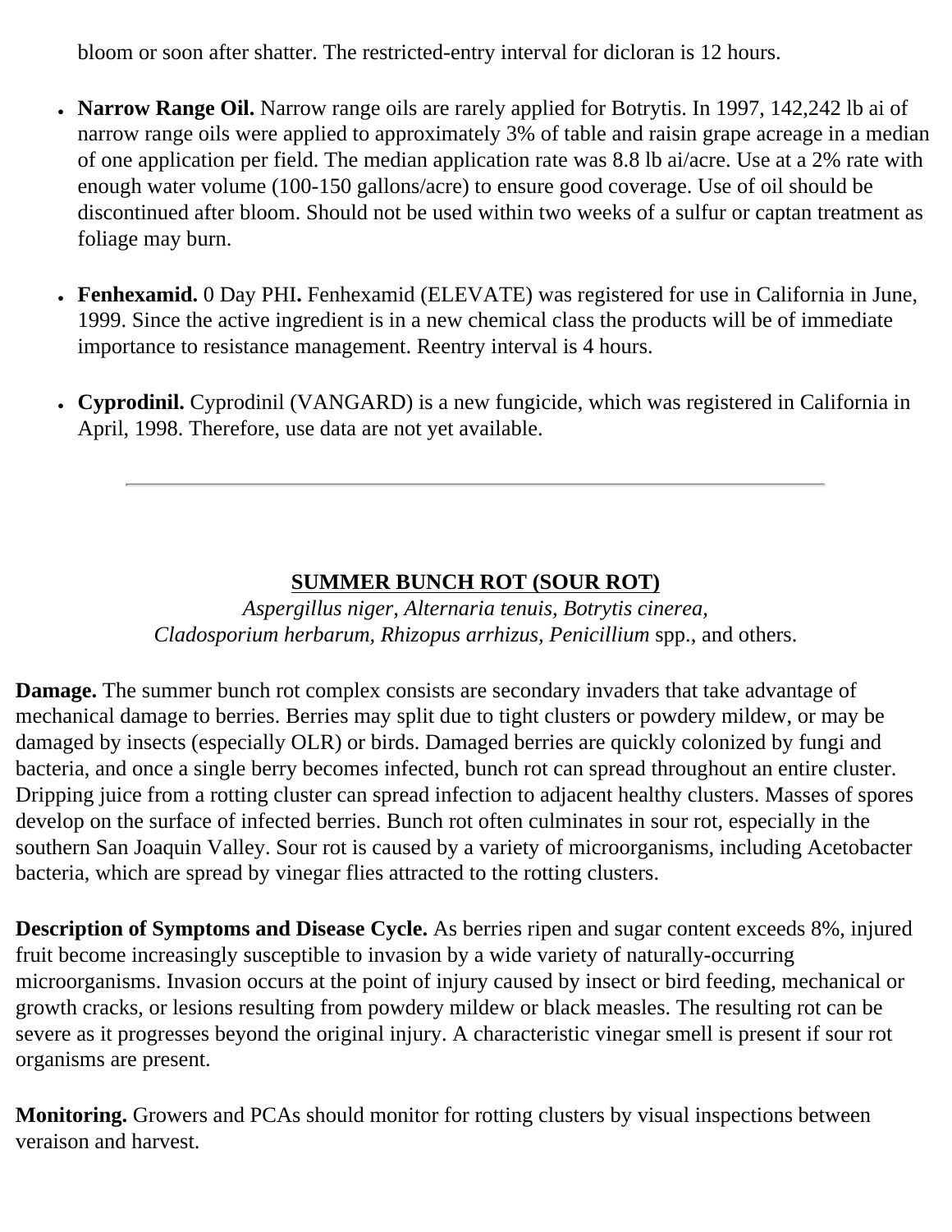bloom or soon after shatter. The restricted-entry interval for dicloran is 12 hours.

- **Narrow Range Oil.** Narrow range oils are rarely applied for Botrytis. In 1997, 142,242 lb ai of narrow range oils were applied to approximately 3% of table and raisin grape acreage in a median of one application per field. The median application rate was 8.8 lb ai/acre. Use at a 2% rate with enough water volume (100-150 gallons/acre) to ensure good coverage. Use of oil should be discontinued after bloom. Should not be used within two weeks of a sulfur or captan treatment as foliage may burn.

- **Fenhexamid.** 0 Day PHI**.** Fenhexamid (ELEVATE) was registered for use in California in June, 1999. Since the active ingredient is in a new chemical class the products will be of immediate importance to resistance management. Reentry interval is 4 hours.

- **Cyprodinil.** Cyprodinil (VANGARD) is a new fungicide, which was registered in California in April, 1998. Therefore, use data are not yet available.

---

## SUMMER BUNCH ROT (SOUR ROT)

*Aspergillus niger, Alternaria tenuis, Botrytis cinerea, Cladosporium herbarum, Rhizopus arrhizus, Penicillium* spp., and others.

**Damage.** The summer bunch rot complex consists are secondary invaders that take advantage of mechanical damage to berries. Berries may split due to tight clusters or powdery mildew, or may be damaged by insects (especially OLR) or birds. Damaged berries are quickly colonized by fungi and bacteria, and once a single berry becomes infected, bunch rot can spread throughout an entire cluster. Dripping juice from a rotting cluster can spread infection to adjacent healthy clusters. Masses of spores develop on the surface of infected berries. Bunch rot often culminates in sour rot, especially in the southern San Joaquin Valley. Sour rot is caused by a variety of microorganisms, including Acetobacter bacteria, which are spread by vinegar flies attracted to the rotting clusters.

**Description of Symptoms and Disease Cycle.** As berries ripen and sugar content exceeds 8%, injured fruit become increasingly susceptible to invasion by a wide variety of naturally-occurring microorganisms. Invasion occurs at the point of injury caused by insect or bird feeding, mechanical or growth cracks, or lesions resulting from powdery mildew or black measles. The resulting rot can be severe as it progresses beyond the original injury. A characteristic vinegar smell is present if sour rot organisms are present.

**Monitoring.** Growers and PCAs should monitor for rotting clusters by visual inspections between veraison and harvest.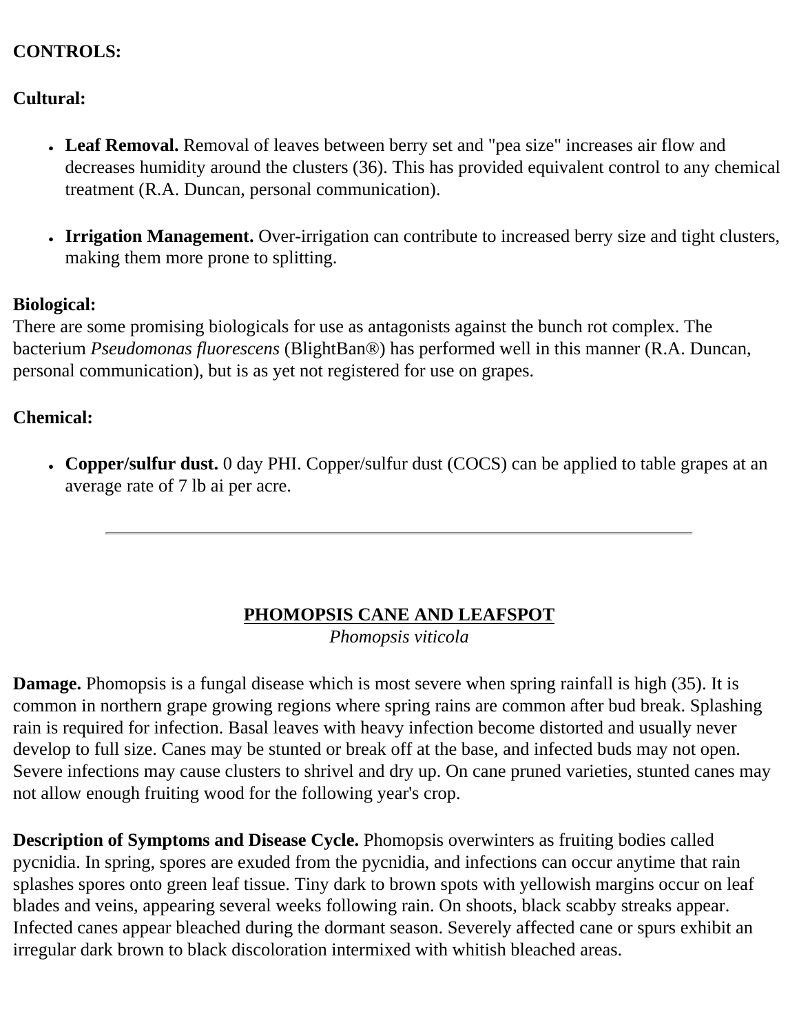**CONTROLS:**

**Cultural:**

- **Leaf Removal.** Removal of leaves between berry set and "pea size" increases air flow and decreases humidity around the clusters (36). This has provided equivalent control to any chemical treatment (R.A. Duncan, personal communication).

- **Irrigation Management.** Over-irrigation can contribute to increased berry size and tight clusters, making them more prone to splitting.

**Biological:**
There are some promising biologicals for use as antagonists against the bunch rot complex. The bacterium *Pseudomonas fluorescens* (BlightBan®) has performed well in this manner (R.A. Duncan, personal communication), but is as yet not registered for use on grapes.

**Chemical:**

- **Copper/sulfur dust.** 0 day PHI. Copper/sulfur dust (COCS) can be applied to table grapes at an average rate of 7 lb ai per acre.

---

## PHOMOPSIS CANE AND LEAFSPOT

*Phomopsis viticola*

**Damage.** Phomopsis is a fungal disease which is most severe when spring rainfall is high (35). It is common in northern grape growing regions where spring rains are common after bud break. Splashing rain is required for infection. Basal leaves with heavy infection become distorted and usually never develop to full size. Canes may be stunted or break off at the base, and infected buds may not open. Severe infections may cause clusters to shrivel and dry up. On cane pruned varieties, stunted canes may not allow enough fruiting wood for the following year's crop.

**Description of Symptoms and Disease Cycle.** Phomopsis overwinters as fruiting bodies called pycnidia. In spring, spores are exuded from the pycnidia, and infections can occur anytime that rain splashes spores onto green leaf tissue. Tiny dark to brown spots with yellowish margins occur on leaf blades and veins, appearing several weeks following rain. On shoots, black scabby streaks appear. Infected canes appear bleached during the dormant season. Severely affected cane or spurs exhibit an irregular dark brown to black discoloration intermixed with whitish bleached areas.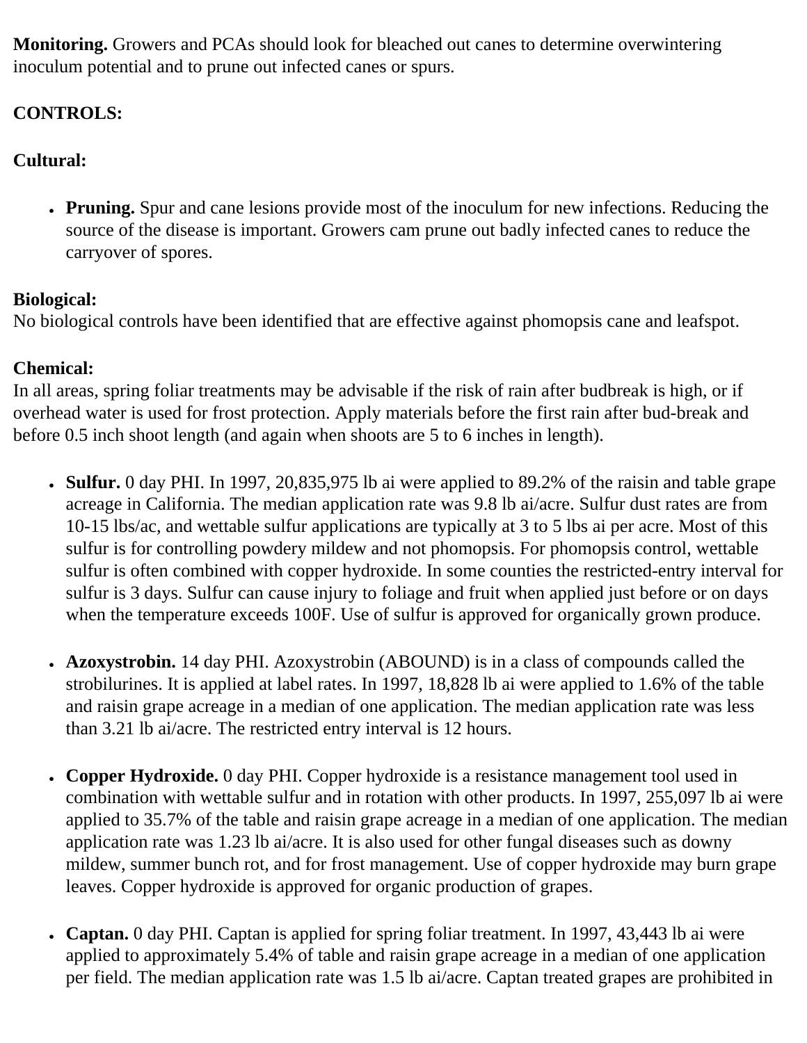**Monitoring.** Growers and PCAs should look for bleached out canes to determine overwintering inoculum potential and to prune out infected canes or spurs.

**CONTROLS:**

**Cultural:**

- **Pruning.** Spur and cane lesions provide most of the inoculum for new infections. Reducing the source of the disease is important. Growers cam prune out badly infected canes to reduce the carryover of spores.

**Biological:**
No biological controls have been identified that are effective against phomopsis cane and leafspot.

**Chemical:**
In all areas, spring foliar treatments may be advisable if the risk of rain after budbreak is high, or if overhead water is used for frost protection. Apply materials before the first rain after bud-break and before 0.5 inch shoot length (and again when shoots are 5 to 6 inches in length).

- **Sulfur.** 0 day PHI. In 1997, 20,835,975 lb ai were applied to 89.2% of the raisin and table grape acreage in California. The median application rate was 9.8 lb ai/acre. Sulfur dust rates are from 10-15 lbs/ac, and wettable sulfur applications are typically at 3 to 5 lbs ai per acre. Most of this sulfur is for controlling powdery mildew and not phomopsis. For phomopsis control, wettable sulfur is often combined with copper hydroxide. In some counties the restricted-entry interval for sulfur is 3 days. Sulfur can cause injury to foliage and fruit when applied just before or on days when the temperature exceeds 100F. Use of sulfur is approved for organically grown produce.

- **Azoxystrobin.** 14 day PHI. Azoxystrobin (ABOUND) is in a class of compounds called the strobilurines. It is applied at label rates. In 1997, 18,828 lb ai were applied to 1.6% of the table and raisin grape acreage in a median of one application. The median application rate was less than 3.21 lb ai/acre. The restricted entry interval is 12 hours.

- **Copper Hydroxide.** 0 day PHI. Copper hydroxide is a resistance management tool used in combination with wettable sulfur and in rotation with other products. In 1997, 255,097 lb ai were applied to 35.7% of the table and raisin grape acreage in a median of one application. The median application rate was 1.23 lb ai/acre. It is also used for other fungal diseases such as downy mildew, summer bunch rot, and for frost management. Use of copper hydroxide may burn grape leaves. Copper hydroxide is approved for organic production of grapes.

- **Captan.** 0 day PHI. Captan is applied for spring foliar treatment. In 1997, 43,443 lb ai were applied to approximately 5.4% of table and raisin grape acreage in a median of one application per field. The median application rate was 1.5 lb ai/acre. Captan treated grapes are prohibited in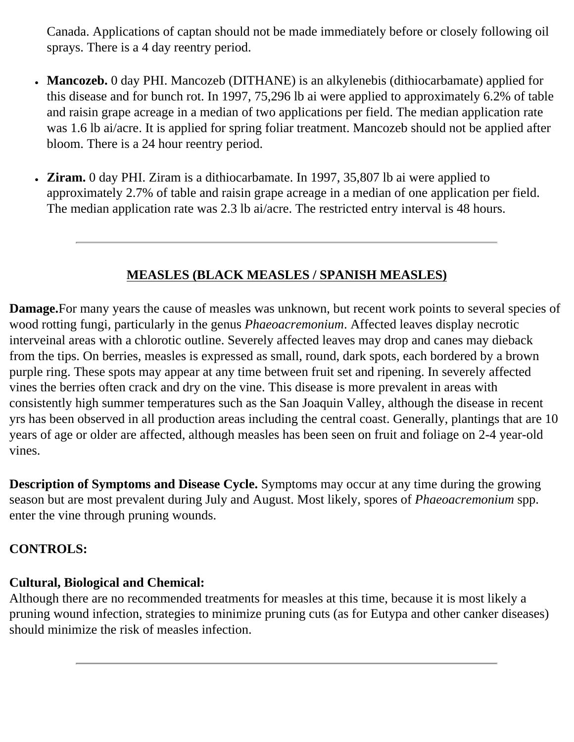Canada. Applications of captan should not be made immediately before or closely following oil sprays. There is a 4 day reentry period.

- **Mancozeb.** 0 day PHI. Mancozeb (DITHANE) is an alkylenebis (dithiocarbamate) applied for this disease and for bunch rot. In 1997, 75,296 lb ai were applied to approximately 6.2% of table and raisin grape acreage in a median of two applications per field. The median application rate was 1.6 lb ai/acre. It is applied for spring foliar treatment. Mancozeb should not be applied after bloom. There is a 24 hour reentry period.

- **Ziram.** 0 day PHI. Ziram is a dithiocarbamate. In 1997, 35,807 lb ai were applied to approximately 2.7% of table and raisin grape acreage in a median of one application per field. The median application rate was 2.3 lb ai/acre. The restricted entry interval is 48 hours.

---

## MEASLES (BLACK MEASLES / SPANISH MEASLES)

**Damage.**For many years the cause of measles was unknown, but recent work points to several species of wood rotting fungi, particularly in the genus *Phaeoacremonium*. Affected leaves display necrotic interveinal areas with a chlorotic outline. Severely affected leaves may drop and canes may dieback from the tips. On berries, measles is expressed as small, round, dark spots, each bordered by a brown purple ring. These spots may appear at any time between fruit set and ripening. In severely affected vines the berries often crack and dry on the vine. This disease is more prevalent in areas with consistently high summer temperatures such as the San Joaquin Valley, although the disease in recent yrs has been observed in all production areas including the central coast. Generally, plantings that are 10 years of age or older are affected, although measles has been seen on fruit and foliage on 2-4 year-old vines.

**Description of Symptoms and Disease Cycle.** Symptoms may occur at any time during the growing season but are most prevalent during July and August. Most likely, spores of *Phaeoacremonium* spp. enter the vine through pruning wounds.

**CONTROLS:**

**Cultural, Biological and Chemical:**
Although there are no recommended treatments for measles at this time, because it is most likely a pruning wound infection, strategies to minimize pruning cuts (as for Eutypa and other canker diseases) should minimize the risk of measles infection.

---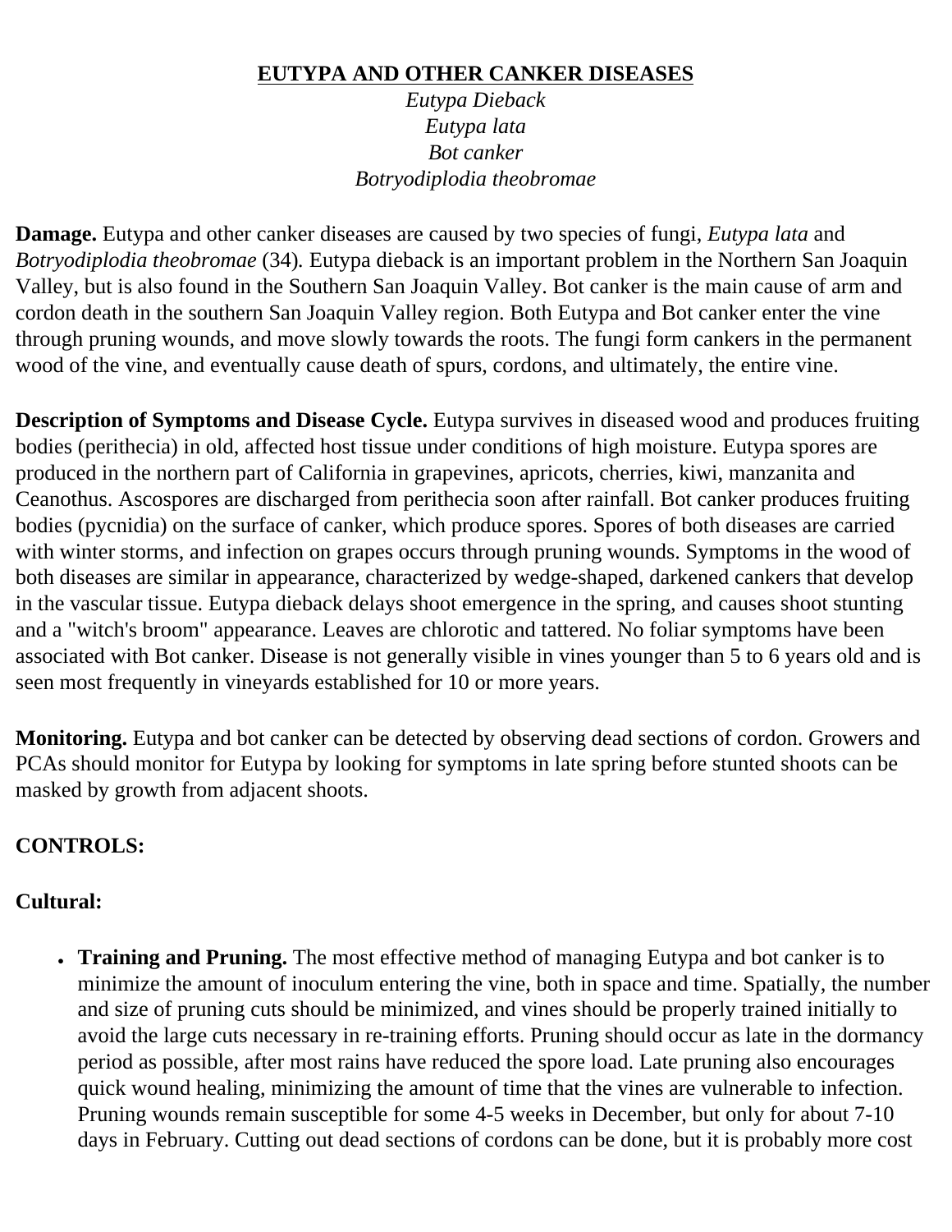# <u>EUTYPA AND OTHER CANKER DISEASES</u>

*Eutypa Dieback*
*Eutypa lata*
*Bot canker*
*Botryodiplodia theobromae*

**Damage.** Eutypa and other canker diseases are caused by two species of fungi, *Eutypa lata* and *Botryodiplodia theobromae* (34). Eutypa dieback is an important problem in the Northern San Joaquin Valley, but is also found in the Southern San Joaquin Valley. Bot canker is the main cause of arm and cordon death in the southern San Joaquin Valley region. Both Eutypa and Bot canker enter the vine through pruning wounds, and move slowly towards the roots. The fungi form cankers in the permanent wood of the vine, and eventually cause death of spurs, cordons, and ultimately, the entire vine.

**Description of Symptoms and Disease Cycle.** Eutypa survives in diseased wood and produces fruiting bodies (perithecia) in old, affected host tissue under conditions of high moisture. Eutypa spores are produced in the northern part of California in grapevines, apricots, cherries, kiwi, manzanita and Ceanothus. Ascospores are discharged from perithecia soon after rainfall. Bot canker produces fruiting bodies (pycnidia) on the surface of canker, which produce spores. Spores of both diseases are carried with winter storms, and infection on grapes occurs through pruning wounds. Symptoms in the wood of both diseases are similar in appearance, characterized by wedge-shaped, darkened cankers that develop in the vascular tissue. Eutypa dieback delays shoot emergence in the spring, and causes shoot stunting and a "witch's broom" appearance. Leaves are chlorotic and tattered. No foliar symptoms have been associated with Bot canker. Disease is not generally visible in vines younger than 5 to 6 years old and is seen most frequently in vineyards established for 10 or more years.

**Monitoring.** Eutypa and bot canker can be detected by observing dead sections of cordon. Growers and PCAs should monitor for Eutypa by looking for symptoms in late spring before stunted shoots can be masked by growth from adjacent shoots.

**CONTROLS:**

**Cultural:**

- **Training and Pruning.** The most effective method of managing Eutypa and bot canker is to minimize the amount of inoculum entering the vine, both in space and time. Spatially, the number and size of pruning cuts should be minimized, and vines should be properly trained initially to avoid the large cuts necessary in re-training efforts. Pruning should occur as late in the dormancy period as possible, after most rains have reduced the spore load. Late pruning also encourages quick wound healing, minimizing the amount of time that the vines are vulnerable to infection. Pruning wounds remain susceptible for some 4-5 weeks in December, but only for about 7-10 days in February. Cutting out dead sections of cordons can be done, but it is probably more cost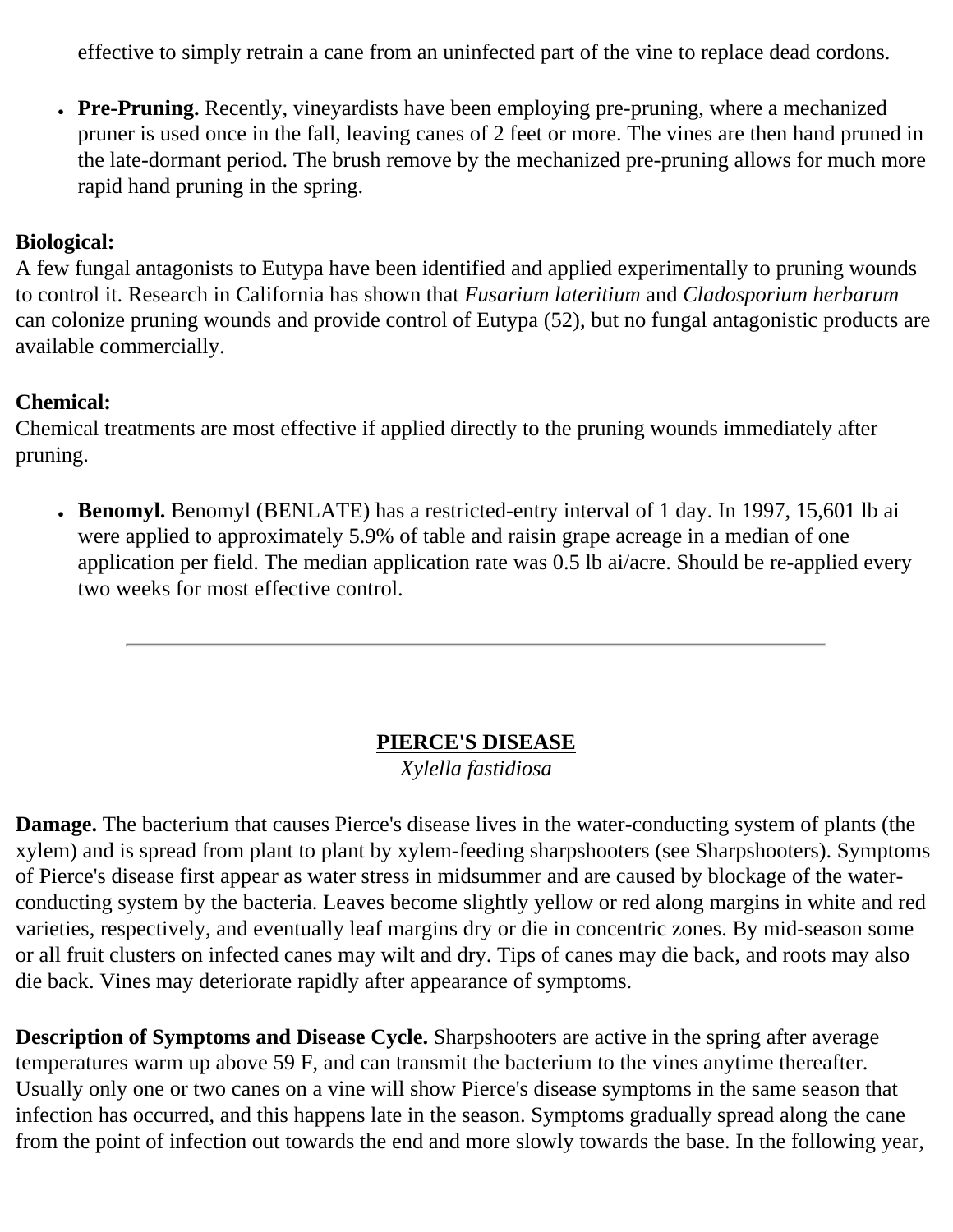effective to simply retrain a cane from an uninfected part of the vine to replace dead cordons.

- **Pre-Pruning.** Recently, vineyardists have been employing pre-pruning, where a mechanized pruner is used once in the fall, leaving canes of 2 feet or more. The vines are then hand pruned in the late-dormant period. The brush remove by the mechanized pre-pruning allows for much more rapid hand pruning in the spring.

**Biological:**
A few fungal antagonists to Eutypa have been identified and applied experimentally to pruning wounds to control it. Research in California has shown that *Fusarium lateritium* and *Cladosporium herbarum* can colonize pruning wounds and provide control of Eutypa (52), but no fungal antagonistic products are available commercially.

**Chemical:**
Chemical treatments are most effective if applied directly to the pruning wounds immediately after pruning.

- **Benomyl.** Benomyl (BENLATE) has a restricted-entry interval of 1 day. In 1997, 15,601 lb ai were applied to approximately 5.9% of table and raisin grape acreage in a median of one application per field. The median application rate was 0.5 lb ai/acre. Should be re-applied every two weeks for most effective control.

---

## PIERCE'S DISEASE

*Xylella fastidiosa*

**Damage.** The bacterium that causes Pierce's disease lives in the water-conducting system of plants (the xylem) and is spread from plant to plant by xylem-feeding sharpshooters (see Sharpshooters). Symptoms of Pierce's disease first appear as water stress in midsummer and are caused by blockage of the water-conducting system by the bacteria. Leaves become slightly yellow or red along margins in white and red varieties, respectively, and eventually leaf margins dry or die in concentric zones. By mid-season some or all fruit clusters on infected canes may wilt and dry. Tips of canes may die back, and roots may also die back. Vines may deteriorate rapidly after appearance of symptoms.

**Description of Symptoms and Disease Cycle.** Sharpshooters are active in the spring after average temperatures warm up above 59 F, and can transmit the bacterium to the vines anytime thereafter. Usually only one or two canes on a vine will show Pierce's disease symptoms in the same season that infection has occurred, and this happens late in the season. Symptoms gradually spread along the cane from the point of infection out towards the end and more slowly towards the base. In the following year,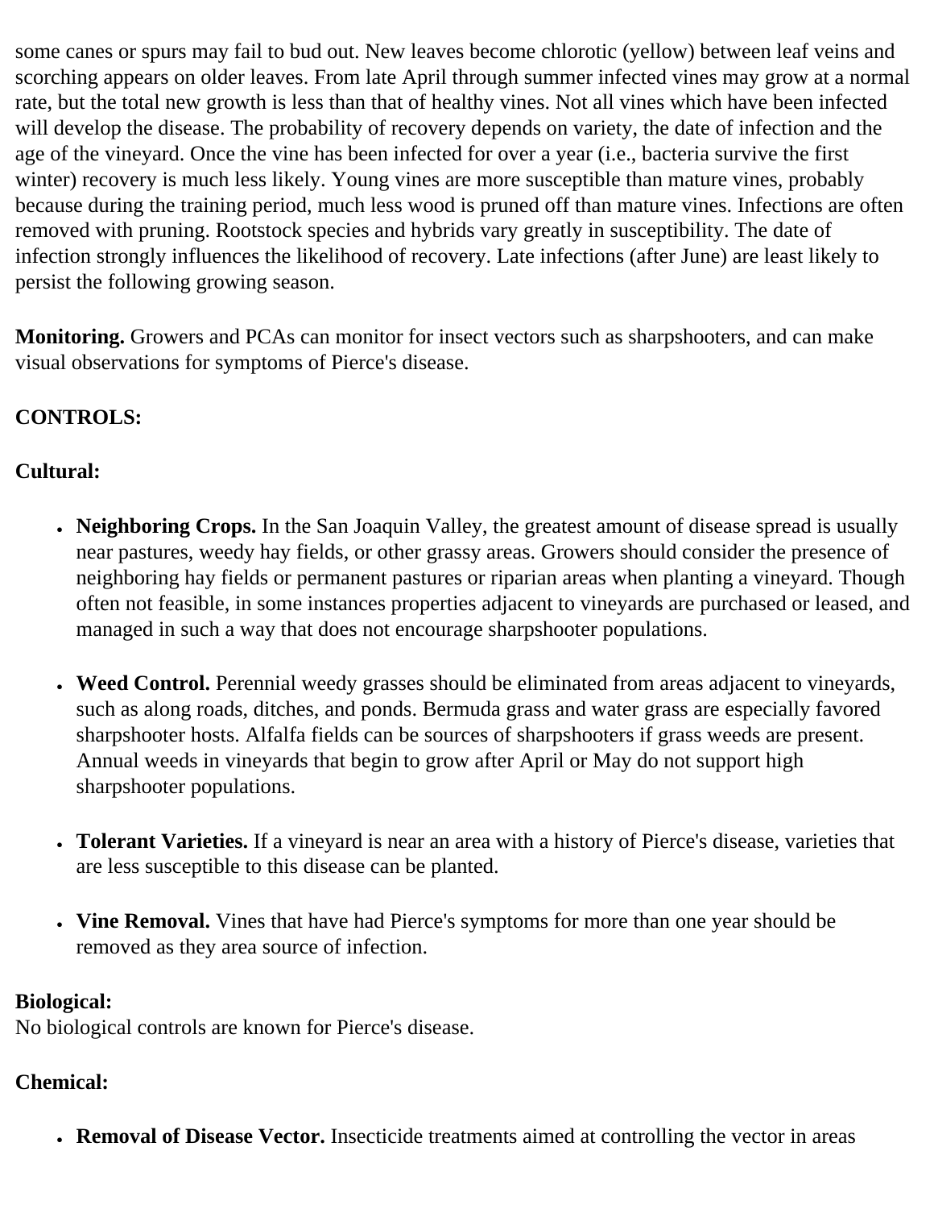some canes or spurs may fail to bud out. New leaves become chlorotic (yellow) between leaf veins and scorching appears on older leaves. From late April through summer infected vines may grow at a normal rate, but the total new growth is less than that of healthy vines. Not all vines which have been infected will develop the disease. The probability of recovery depends on variety, the date of infection and the age of the vineyard. Once the vine has been infected for over a year (i.e., bacteria survive the first winter) recovery is much less likely. Young vines are more susceptible than mature vines, probably because during the training period, much less wood is pruned off than mature vines. Infections are often removed with pruning. Rootstock species and hybrids vary greatly in susceptibility. The date of infection strongly influences the likelihood of recovery. Late infections (after June) are least likely to persist the following growing season.

**Monitoring.** Growers and PCAs can monitor for insect vectors such as sharpshooters, and can make visual observations for symptoms of Pierce's disease.

**CONTROLS:**

**Cultural:**

- **Neighboring Crops.** In the San Joaquin Valley, the greatest amount of disease spread is usually near pastures, weedy hay fields, or other grassy areas. Growers should consider the presence of neighboring hay fields or permanent pastures or riparian areas when planting a vineyard. Though often not feasible, in some instances properties adjacent to vineyards are purchased or leased, and managed in such a way that does not encourage sharpshooter populations.

- **Weed Control.** Perennial weedy grasses should be eliminated from areas adjacent to vineyards, such as along roads, ditches, and ponds. Bermuda grass and water grass are especially favored sharpshooter hosts. Alfalfa fields can be sources of sharpshooters if grass weeds are present. Annual weeds in vineyards that begin to grow after April or May do not support high sharpshooter populations.

- **Tolerant Varieties.** If a vineyard is near an area with a history of Pierce's disease, varieties that are less susceptible to this disease can be planted.

- **Vine Removal.** Vines that have had Pierce's symptoms for more than one year should be removed as they area source of infection.

**Biological:**
No biological controls are known for Pierce's disease.

**Chemical:**

- **Removal of Disease Vector.** Insecticide treatments aimed at controlling the vector in areas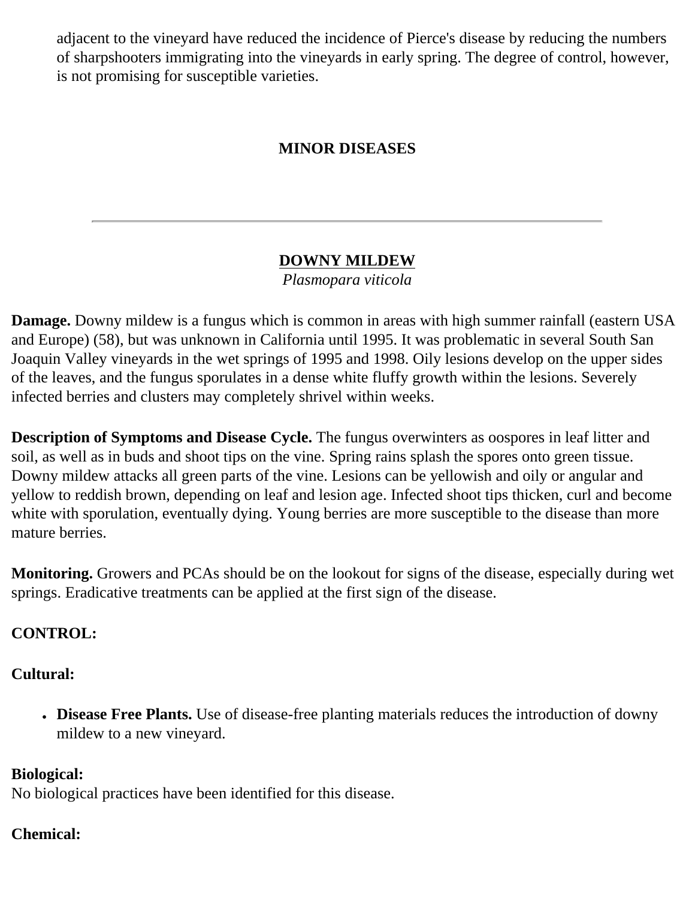adjacent to the vineyard have reduced the incidence of Pierce's disease by reducing the numbers of sharpshooters immigrating into the vineyards in early spring. The degree of control, however, is not promising for susceptible varieties.

## MINOR DISEASES

---

### DOWNY MILDEW

*Plasmopara viticola*

**Damage.** Downy mildew is a fungus which is common in areas with high summer rainfall (eastern USA and Europe) (58), but was unknown in California until 1995. It was problematic in several South San Joaquin Valley vineyards in the wet springs of 1995 and 1998. Oily lesions develop on the upper sides of the leaves, and the fungus sporulates in a dense white fluffy growth within the lesions. Severely infected berries and clusters may completely shrivel within weeks.

**Description of Symptoms and Disease Cycle.** The fungus overwinters as oospores in leaf litter and soil, as well as in buds and shoot tips on the vine. Spring rains splash the spores onto green tissue. Downy mildew attacks all green parts of the vine. Lesions can be yellowish and oily or angular and yellow to reddish brown, depending on leaf and lesion age. Infected shoot tips thicken, curl and become white with sporulation, eventually dying. Young berries are more susceptible to the disease than more mature berries.

**Monitoring.** Growers and PCAs should be on the lookout for signs of the disease, especially during wet springs. Eradicative treatments can be applied at the first sign of the disease.

**CONTROL:**

**Cultural:**

- **Disease Free Plants.** Use of disease-free planting materials reduces the introduction of downy mildew to a new vineyard.

**Biological:**
No biological practices have been identified for this disease.

**Chemical:**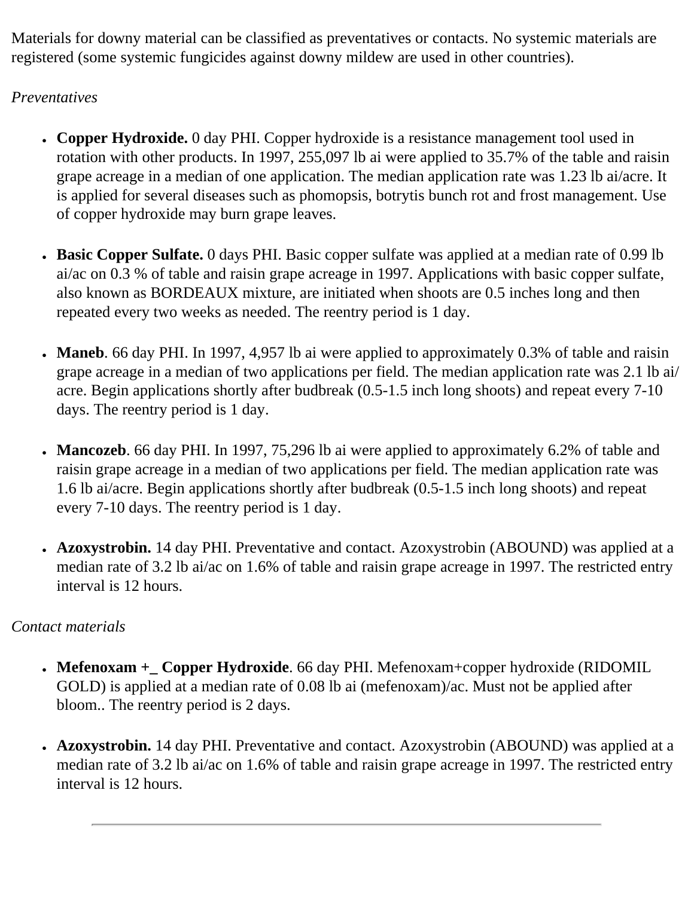Materials for downy material can be classified as preventatives or contacts. No systemic materials are registered (some systemic fungicides against downy mildew are used in other countries).

*Preventatives*

- **Copper Hydroxide.** 0 day PHI. Copper hydroxide is a resistance management tool used in rotation with other products. In 1997, 255,097 lb ai were applied to 35.7% of the table and raisin grape acreage in a median of one application. The median application rate was 1.23 lb ai/acre. It is applied for several diseases such as phomopsis, botrytis bunch rot and frost management. Use of copper hydroxide may burn grape leaves.

- **Basic Copper Sulfate.** 0 days PHI. Basic copper sulfate was applied at a median rate of 0.99 lb ai/ac on 0.3 % of table and raisin grape acreage in 1997. Applications with basic copper sulfate, also known as BORDEAUX mixture, are initiated when shoots are 0.5 inches long and then repeated every two weeks as needed. The reentry period is 1 day.

- **Maneb**. 66 day PHI. In 1997, 4,957 lb ai were applied to approximately 0.3% of table and raisin grape acreage in a median of two applications per field. The median application rate was 2.1 lb ai/acre. Begin applications shortly after budbreak (0.5-1.5 inch long shoots) and repeat every 7-10 days. The reentry period is 1 day.

- **Mancozeb**. 66 day PHI. In 1997, 75,296 lb ai were applied to approximately 6.2% of table and raisin grape acreage in a median of two applications per field. The median application rate was 1.6 lb ai/acre. Begin applications shortly after budbreak (0.5-1.5 inch long shoots) and repeat every 7-10 days. The reentry period is 1 day.

- **Azoxystrobin.** 14 day PHI. Preventative and contact. Azoxystrobin (ABOUND) was applied at a median rate of 3.2 lb ai/ac on 1.6% of table and raisin grape acreage in 1997. The restricted entry interval is 12 hours.

*Contact materials*

- **Mefenoxam +_ Copper Hydroxide**. 66 day PHI. Mefenoxam+copper hydroxide (RIDOMIL GOLD) is applied at a median rate of 0.08 lb ai (mefenoxam)/ac. Must not be applied after bloom.. The reentry period is 2 days.

- **Azoxystrobin.** 14 day PHI. Preventative and contact. Azoxystrobin (ABOUND) was applied at a median rate of 3.2 lb ai/ac on 1.6% of table and raisin grape acreage in 1997. The restricted entry interval is 12 hours.

---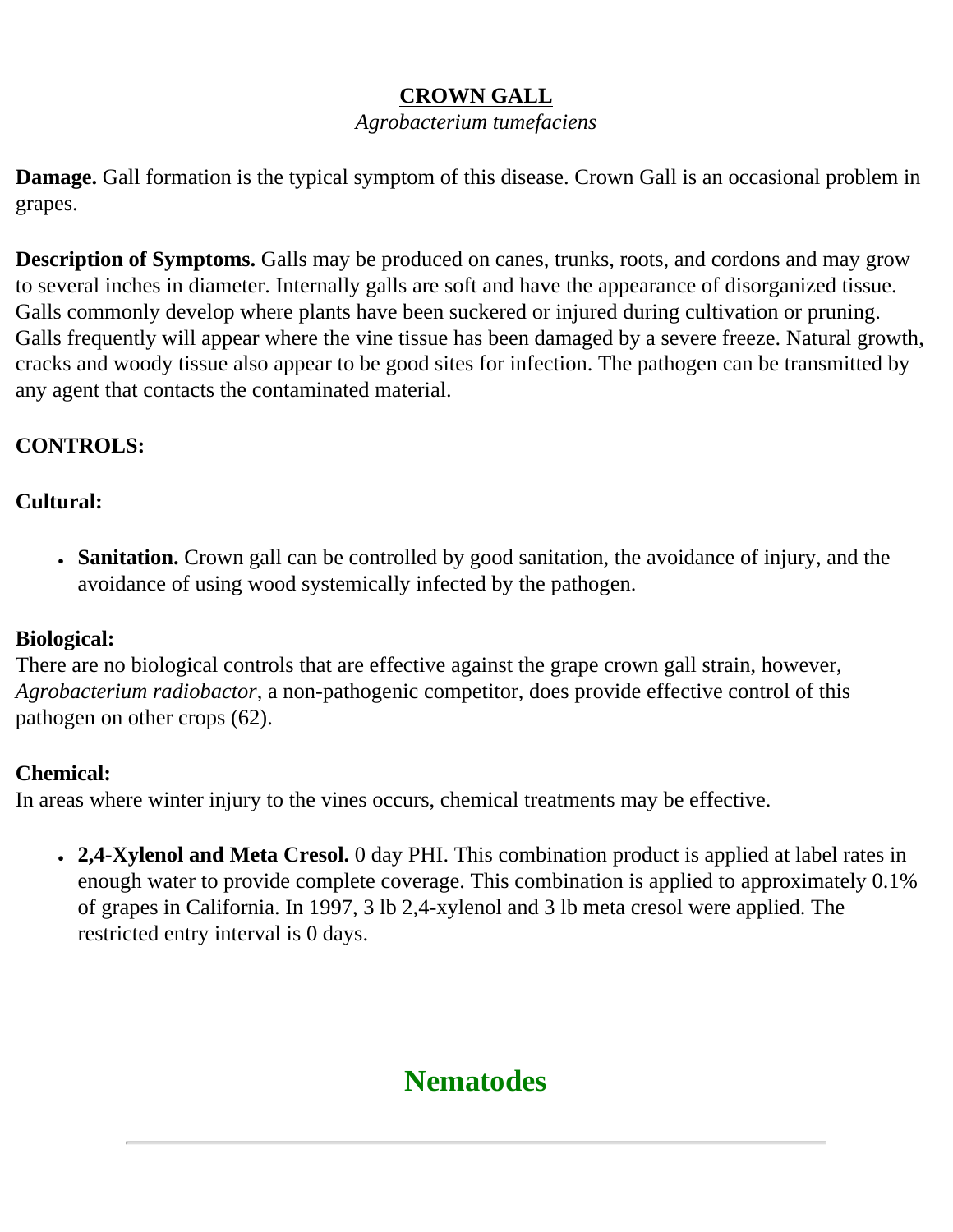## CROWN GALL

*Agrobacterium tumefaciens*

**Damage.** Gall formation is the typical symptom of this disease. Crown Gall is an occasional problem in grapes.

**Description of Symptoms.** Galls may be produced on canes, trunks, roots, and cordons and may grow to several inches in diameter. Internally galls are soft and have the appearance of disorganized tissue. Galls commonly develop where plants have been suckered or injured during cultivation or pruning. Galls frequently will appear where the vine tissue has been damaged by a severe freeze. Natural growth, cracks and woody tissue also appear to be good sites for infection. The pathogen can be transmitted by any agent that contacts the contaminated material.

**CONTROLS:**

**Cultural:**

- **Sanitation.** Crown gall can be controlled by good sanitation, the avoidance of injury, and the avoidance of using wood systemically infected by the pathogen.

**Biological:**

There are no biological controls that are effective against the grape crown gall strain, however, *Agrobacterium radiobactor*, a non-pathogenic competitor, does provide effective control of this pathogen on other crops (62).

**Chemical:**

In areas where winter injury to the vines occurs, chemical treatments may be effective.

- **2,4-Xylenol and Meta Cresol.** 0 day PHI. This combination product is applied at label rates in enough water to provide complete coverage. This combination is applied to approximately 0.1% of grapes in California. In 1997, 3 lb 2,4-xylenol and 3 lb meta cresol were applied. The restricted entry interval is 0 days.

# Nematodes

---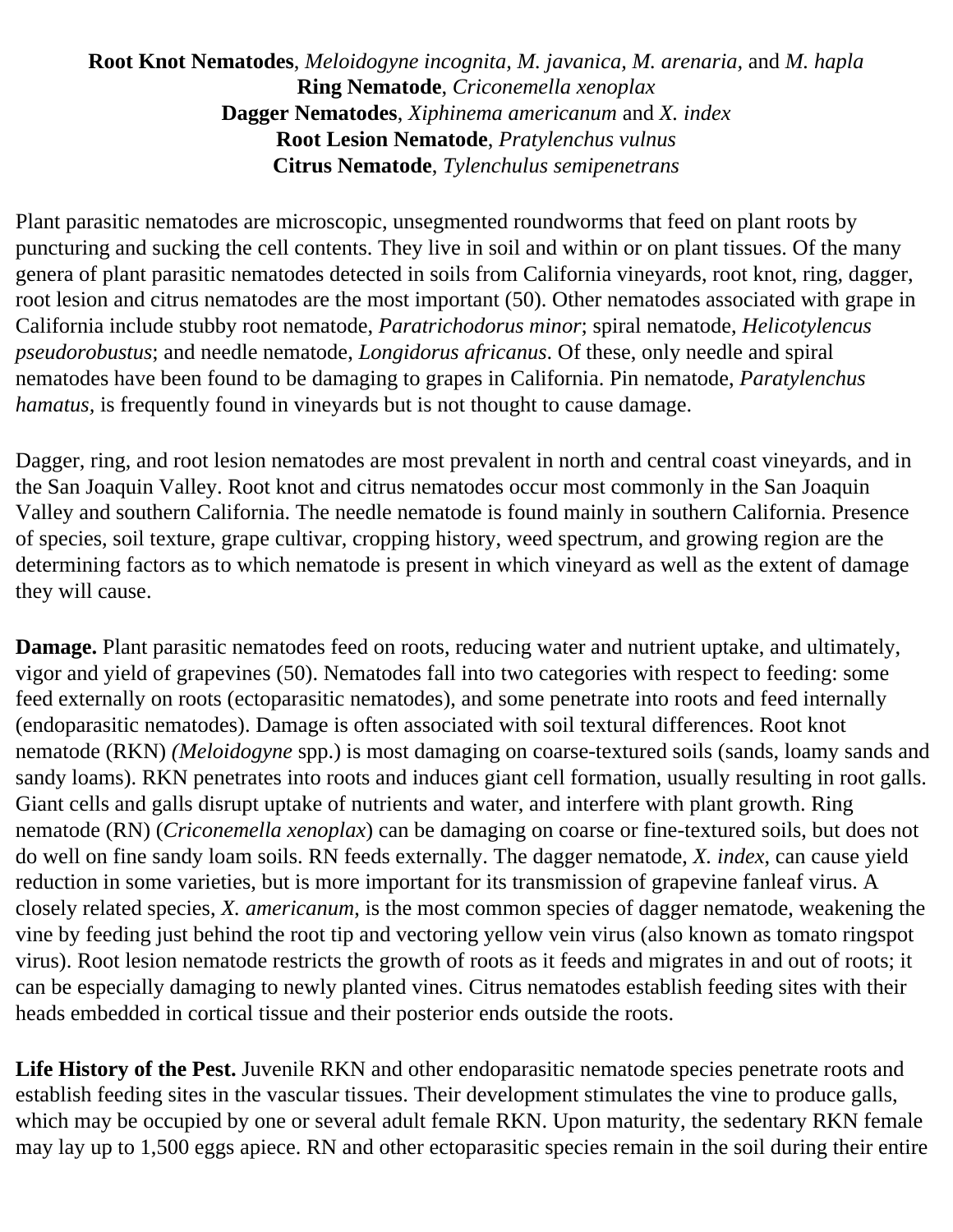**Root Knot Nematodes**, *Meloidogyne incognita, M. javanica, M. arenaria,* and *M. hapla*
**Ring Nematode**, *Criconemella xenoplax*
**Dagger Nematodes**, *Xiphinema americanum* and *X. index*
**Root Lesion Nematode**, *Pratylenchus vulnus*
**Citrus Nematode**, *Tylenchulus semipenetrans*

Plant parasitic nematodes are microscopic, unsegmented roundworms that feed on plant roots by puncturing and sucking the cell contents. They live in soil and within or on plant tissues. Of the many genera of plant parasitic nematodes detected in soils from California vineyards, root knot, ring, dagger, root lesion and citrus nematodes are the most important (50). Other nematodes associated with grape in California include stubby root nematode, *Paratrichodorus minor*; spiral nematode, *Helicotylencus pseudorobustus*; and needle nematode, *Longidorus africanus*. Of these, only needle and spiral nematodes have been found to be damaging to grapes in California. Pin nematode, *Paratylenchus hamatus,* is frequently found in vineyards but is not thought to cause damage.

Dagger, ring, and root lesion nematodes are most prevalent in north and central coast vineyards, and in the San Joaquin Valley. Root knot and citrus nematodes occur most commonly in the San Joaquin Valley and southern California. The needle nematode is found mainly in southern California. Presence of species, soil texture, grape cultivar, cropping history, weed spectrum, and growing region are the determining factors as to which nematode is present in which vineyard as well as the extent of damage they will cause.

**Damage.** Plant parasitic nematodes feed on roots, reducing water and nutrient uptake, and ultimately, vigor and yield of grapevines (50). Nematodes fall into two categories with respect to feeding: some feed externally on roots (ectoparasitic nematodes), and some penetrate into roots and feed internally (endoparasitic nematodes). Damage is often associated with soil textural differences. Root knot nematode (RKN) *(Meloidogyne* spp.) is most damaging on coarse-textured soils (sands, loamy sands and sandy loams). RKN penetrates into roots and induces giant cell formation, usually resulting in root galls. Giant cells and galls disrupt uptake of nutrients and water, and interfere with plant growth. Ring nematode (RN) (*Criconemella xenoplax*) can be damaging on coarse or fine-textured soils, but does not do well on fine sandy loam soils. RN feeds externally. The dagger nematode, *X. index,* can cause yield reduction in some varieties, but is more important for its transmission of grapevine fanleaf virus. A closely related species, *X. americanum,* is the most common species of dagger nematode, weakening the vine by feeding just behind the root tip and vectoring yellow vein virus (also known as tomato ringspot virus). Root lesion nematode restricts the growth of roots as it feeds and migrates in and out of roots; it can be especially damaging to newly planted vines. Citrus nematodes establish feeding sites with their heads embedded in cortical tissue and their posterior ends outside the roots.

**Life History of the Pest.** Juvenile RKN and other endoparasitic nematode species penetrate roots and establish feeding sites in the vascular tissues. Their development stimulates the vine to produce galls, which may be occupied by one or several adult female RKN. Upon maturity, the sedentary RKN female may lay up to 1,500 eggs apiece. RN and other ectoparasitic species remain in the soil during their entire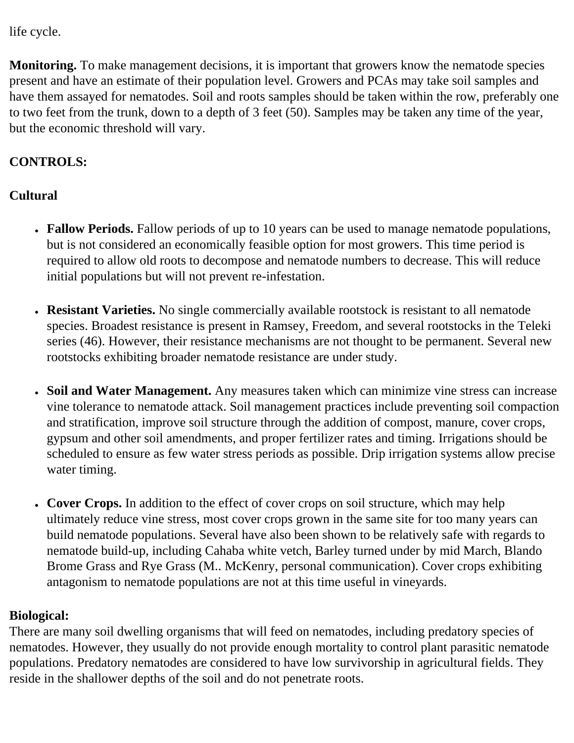life cycle.

**Monitoring.** To make management decisions, it is important that growers know the nematode species present and have an estimate of their population level. Growers and PCAs may take soil samples and have them assayed for nematodes. Soil and roots samples should be taken within the row, preferably one to two feet from the trunk, down to a depth of 3 feet (50). Samples may be taken any time of the year, but the economic threshold will vary.

**CONTROLS:**

**Cultural**

- **Fallow Periods.** Fallow periods of up to 10 years can be used to manage nematode populations, but is not considered an economically feasible option for most growers. This time period is required to allow old roots to decompose and nematode numbers to decrease. This will reduce initial populations but will not prevent re-infestation.

- **Resistant Varieties.** No single commercially available rootstock is resistant to all nematode species. Broadest resistance is present in Ramsey, Freedom, and several rootstocks in the Teleki series (46). However, their resistance mechanisms are not thought to be permanent. Several new rootstocks exhibiting broader nematode resistance are under study.

- **Soil and Water Management.** Any measures taken which can minimize vine stress can increase vine tolerance to nematode attack. Soil management practices include preventing soil compaction and stratification, improve soil structure through the addition of compost, manure, cover crops, gypsum and other soil amendments, and proper fertilizer rates and timing. Irrigations should be scheduled to ensure as few water stress periods as possible. Drip irrigation systems allow precise water timing.

- **Cover Crops.** In addition to the effect of cover crops on soil structure, which may help ultimately reduce vine stress, most cover crops grown in the same site for too many years can build nematode populations. Several have also been shown to be relatively safe with regards to nematode build-up, including Cahaba white vetch, Barley turned under by mid March, Blando Brome Grass and Rye Grass (M.. McKenry, personal communication). Cover crops exhibiting antagonism to nematode populations are not at this time useful in vineyards.

**Biological:**

There are many soil dwelling organisms that will feed on nematodes, including predatory species of nematodes. However, they usually do not provide enough mortality to control plant parasitic nematode populations. Predatory nematodes are considered to have low survivorship in agricultural fields. They reside in the shallower depths of the soil and do not penetrate roots.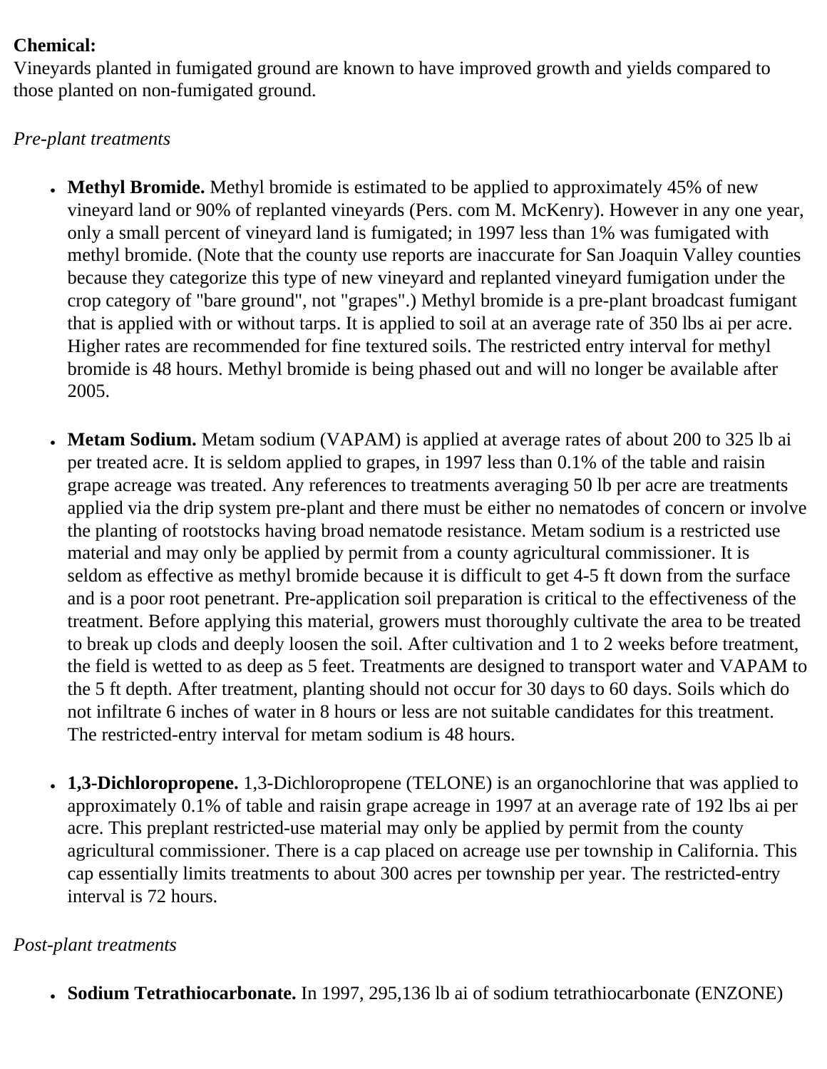**Chemical:**
Vineyards planted in fumigated ground are known to have improved growth and yields compared to those planted on non-fumigated ground.

*Pre-plant treatments*

- **Methyl Bromide.** Methyl bromide is estimated to be applied to approximately 45% of new vineyard land or 90% of replanted vineyards (Pers. com M. McKenry). However in any one year, only a small percent of vineyard land is fumigated; in 1997 less than 1% was fumigated with methyl bromide. (Note that the county use reports are inaccurate for San Joaquin Valley counties because they categorize this type of new vineyard and replanted vineyard fumigation under the crop category of "bare ground", not "grapes".) Methyl bromide is a pre-plant broadcast fumigant that is applied with or without tarps. It is applied to soil at an average rate of 350 lbs ai per acre. Higher rates are recommended for fine textured soils. The restricted entry interval for methyl bromide is 48 hours. Methyl bromide is being phased out and will no longer be available after 2005.

- **Metam Sodium.** Metam sodium (VAPAM) is applied at average rates of about 200 to 325 lb ai per treated acre. It is seldom applied to grapes, in 1997 less than 0.1% of the table and raisin grape acreage was treated. Any references to treatments averaging 50 lb per acre are treatments applied via the drip system pre-plant and there must be either no nematodes of concern or involve the planting of rootstocks having broad nematode resistance. Metam sodium is a restricted use material and may only be applied by permit from a county agricultural commissioner. It is seldom as effective as methyl bromide because it is difficult to get 4-5 ft down from the surface and is a poor root penetrant. Pre-application soil preparation is critical to the effectiveness of the treatment. Before applying this material, growers must thoroughly cultivate the area to be treated to break up clods and deeply loosen the soil. After cultivation and 1 to 2 weeks before treatment, the field is wetted to as deep as 5 feet. Treatments are designed to transport water and VAPAM to the 5 ft depth. After treatment, planting should not occur for 30 days to 60 days. Soils which do not infiltrate 6 inches of water in 8 hours or less are not suitable candidates for this treatment. The restricted-entry interval for metam sodium is 48 hours.

- **1,3-Dichloropropene.** 1,3-Dichloropropene (TELONE) is an organochlorine that was applied to approximately 0.1% of table and raisin grape acreage in 1997 at an average rate of 192 lbs ai per acre. This preplant restricted-use material may only be applied by permit from the county agricultural commissioner. There is a cap placed on acreage use per township in California. This cap essentially limits treatments to about 300 acres per township per year. The restricted-entry interval is 72 hours.

*Post-plant treatments*

- **Sodium Tetrathiocarbonate.** In 1997, 295,136 lb ai of sodium tetrathiocarbonate (ENZONE)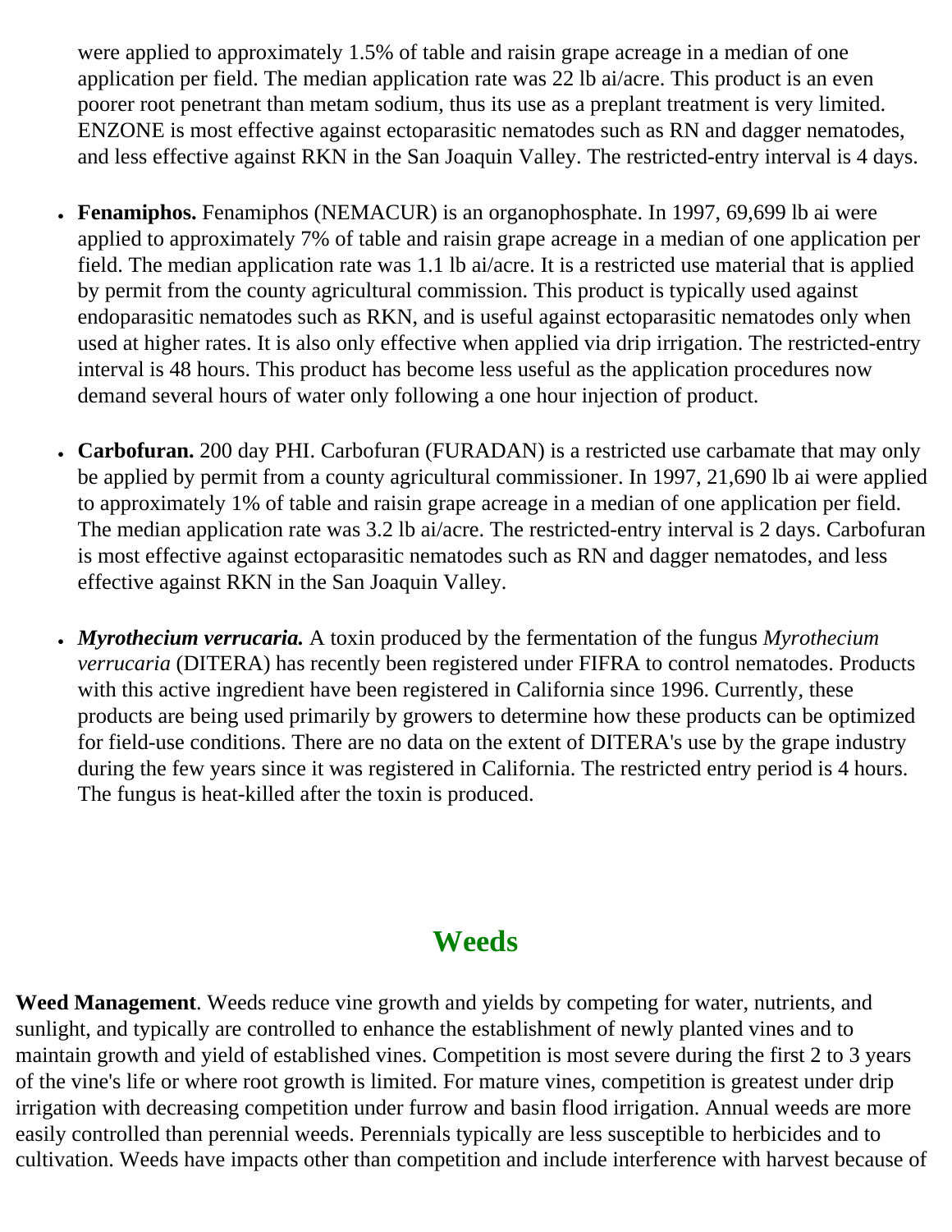were applied to approximately 1.5% of table and raisin grape acreage in a median of one application per field. The median application rate was 22 lb ai/acre. This product is an even poorer root penetrant than metam sodium, thus its use as a preplant treatment is very limited. ENZONE is most effective against ectoparasitic nematodes such as RN and dagger nematodes, and less effective against RKN in the San Joaquin Valley. The restricted-entry interval is 4 days.

- **Fenamiphos.** Fenamiphos (NEMACUR) is an organophosphate. In 1997, 69,699 lb ai were applied to approximately 7% of table and raisin grape acreage in a median of one application per field. The median application rate was 1.1 lb ai/acre. It is a restricted use material that is applied by permit from the county agricultural commission. This product is typically used against endoparasitic nematodes such as RKN, and is useful against ectoparasitic nematodes only when used at higher rates. It is also only effective when applied via drip irrigation. The restricted-entry interval is 48 hours. This product has become less useful as the application procedures now demand several hours of water only following a one hour injection of product.

- **Carbofuran.** 200 day PHI. Carbofuran (FURADAN) is a restricted use carbamate that may only be applied by permit from a county agricultural commissioner. In 1997, 21,690 lb ai were applied to approximately 1% of table and raisin grape acreage in a median of one application per field. The median application rate was 3.2 lb ai/acre. The restricted-entry interval is 2 days. Carbofuran is most effective against ectoparasitic nematodes such as RN and dagger nematodes, and less effective against RKN in the San Joaquin Valley.

- ***Myrothecium verrucaria.*** A toxin produced by the fermentation of the fungus *Myrothecium verrucaria* (DITERA) has recently been registered under FIFRA to control nematodes. Products with this active ingredient have been registered in California since 1996. Currently, these products are being used primarily by growers to determine how these products can be optimized for field-use conditions. There are no data on the extent of DITERA's use by the grape industry during the few years since it was registered in California. The restricted entry period is 4 hours. The fungus is heat-killed after the toxin is produced.

## Weeds

**Weed Management**. Weeds reduce vine growth and yields by competing for water, nutrients, and sunlight, and typically are controlled to enhance the establishment of newly planted vines and to maintain growth and yield of established vines. Competition is most severe during the first 2 to 3 years of the vine's life or where root growth is limited. For mature vines, competition is greatest under drip irrigation with decreasing competition under furrow and basin flood irrigation. Annual weeds are more easily controlled than perennial weeds. Perennials typically are less susceptible to herbicides and to cultivation. Weeds have impacts other than competition and include interference with harvest because of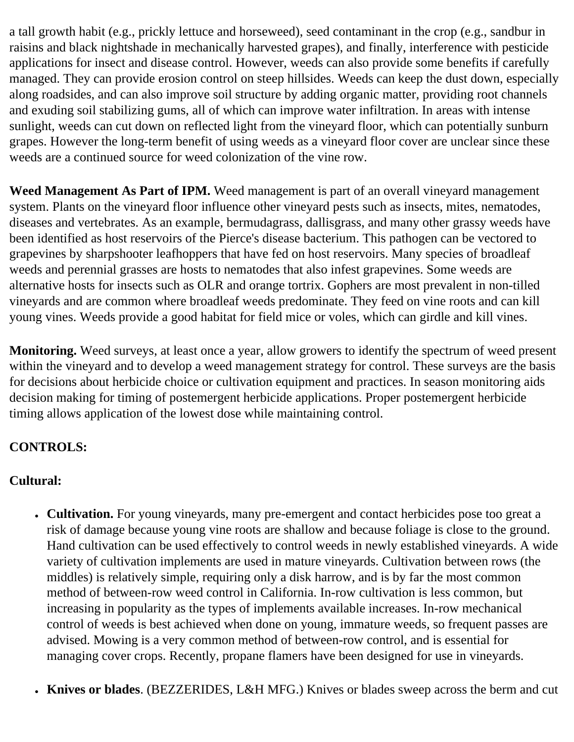a tall growth habit (e.g., prickly lettuce and horseweed), seed contaminant in the crop (e.g., sandbur in raisins and black nightshade in mechanically harvested grapes), and finally, interference with pesticide applications for insect and disease control. However, weeds can also provide some benefits if carefully managed. They can provide erosion control on steep hillsides. Weeds can keep the dust down, especially along roadsides, and can also improve soil structure by adding organic matter, providing root channels and exuding soil stabilizing gums, all of which can improve water infiltration. In areas with intense sunlight, weeds can cut down on reflected light from the vineyard floor, which can potentially sunburn grapes. However the long-term benefit of using weeds as a vineyard floor cover are unclear since these weeds are a continued source for weed colonization of the vine row.

**Weed Management As Part of IPM.** Weed management is part of an overall vineyard management system. Plants on the vineyard floor influence other vineyard pests such as insects, mites, nematodes, diseases and vertebrates. As an example, bermudagrass, dallisgrass, and many other grassy weeds have been identified as host reservoirs of the Pierce's disease bacterium. This pathogen can be vectored to grapevines by sharpshooter leafhoppers that have fed on host reservoirs. Many species of broadleaf weeds and perennial grasses are hosts to nematodes that also infest grapevines. Some weeds are alternative hosts for insects such as OLR and orange tortrix. Gophers are most prevalent in non-tilled vineyards and are common where broadleaf weeds predominate. They feed on vine roots and can kill young vines. Weeds provide a good habitat for field mice or voles, which can girdle and kill vines.

**Monitoring.** Weed surveys, at least once a year, allow growers to identify the spectrum of weed present within the vineyard and to develop a weed management strategy for control. These surveys are the basis for decisions about herbicide choice or cultivation equipment and practices. In season monitoring aids decision making for timing of postemergent herbicide applications. Proper postemergent herbicide timing allows application of the lowest dose while maintaining control.

**CONTROLS:**

**Cultural:**

- **Cultivation.** For young vineyards, many pre-emergent and contact herbicides pose too great a risk of damage because young vine roots are shallow and because foliage is close to the ground. Hand cultivation can be used effectively to control weeds in newly established vineyards. A wide variety of cultivation implements are used in mature vineyards. Cultivation between rows (the middles) is relatively simple, requiring only a disk harrow, and is by far the most common method of between-row weed control in California. In-row cultivation is less common, but increasing in popularity as the types of implements available increases. In-row mechanical control of weeds is best achieved when done on young, immature weeds, so frequent passes are advised. Mowing is a very common method of between-row control, and is essential for managing cover crops. Recently, propane flamers have been designed for use in vineyards.

- **Knives or blades**. (BEZZERIDES, L&H MFG.) Knives or blades sweep across the berm and cut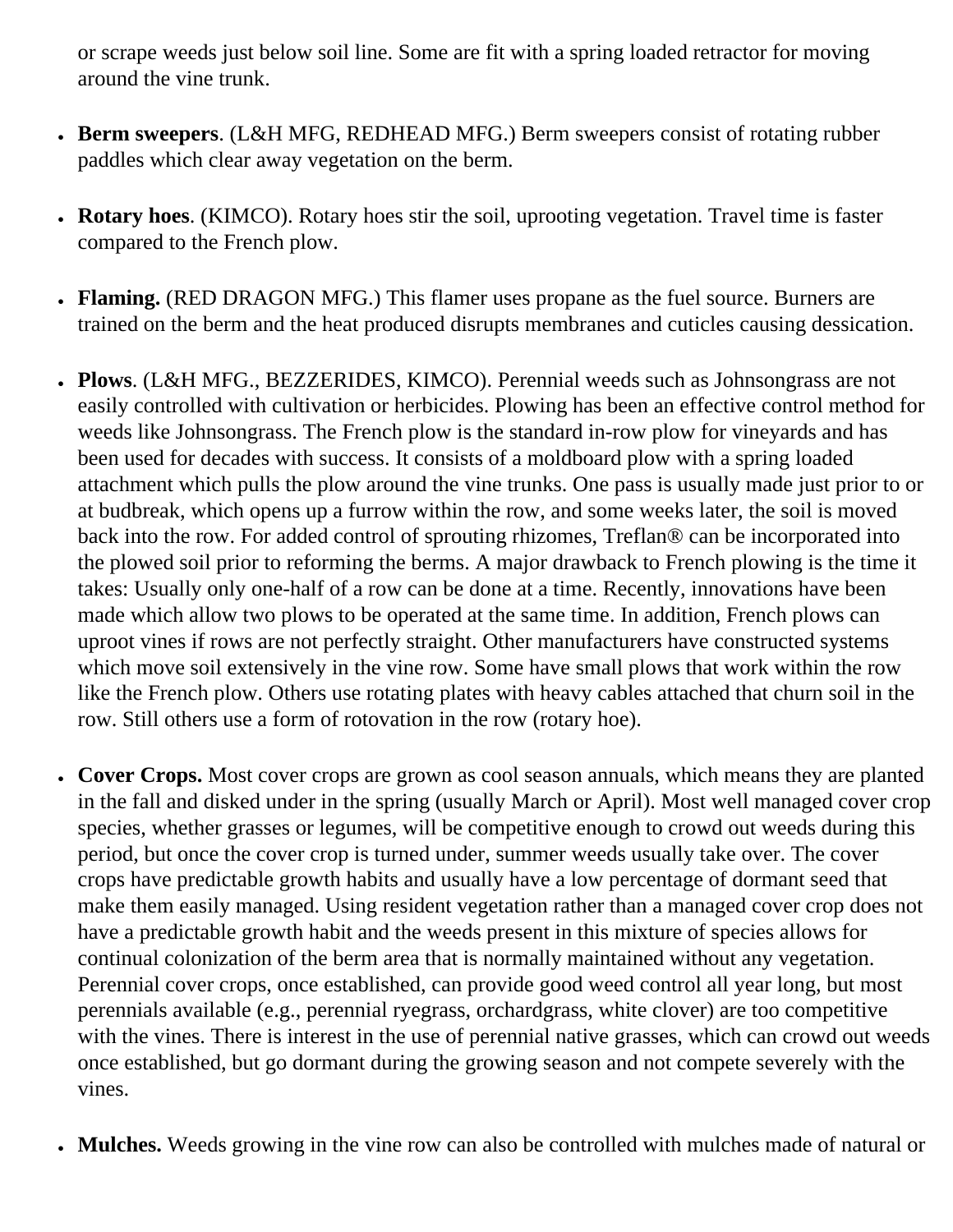or scrape weeds just below soil line. Some are fit with a spring loaded retractor for moving around the vine trunk.

- **Berm sweepers**. (L&H MFG, REDHEAD MFG.) Berm sweepers consist of rotating rubber paddles which clear away vegetation on the berm.

- **Rotary hoes**. (KIMCO). Rotary hoes stir the soil, uprooting vegetation. Travel time is faster compared to the French plow.

- **Flaming.** (RED DRAGON MFG.) This flamer uses propane as the fuel source. Burners are trained on the berm and the heat produced disrupts membranes and cuticles causing dessication.

- **Plows**. (L&H MFG., BEZZERIDES, KIMCO). Perennial weeds such as Johnsongrass are not easily controlled with cultivation or herbicides. Plowing has been an effective control method for weeds like Johnsongrass. The French plow is the standard in-row plow for vineyards and has been used for decades with success. It consists of a moldboard plow with a spring loaded attachment which pulls the plow around the vine trunks. One pass is usually made just prior to or at budbreak, which opens up a furrow within the row, and some weeks later, the soil is moved back into the row. For added control of sprouting rhizomes, Treflan® can be incorporated into the plowed soil prior to reforming the berms. A major drawback to French plowing is the time it takes: Usually only one-half of a row can be done at a time. Recently, innovations have been made which allow two plows to be operated at the same time. In addition, French plows can uproot vines if rows are not perfectly straight. Other manufacturers have constructed systems which move soil extensively in the vine row. Some have small plows that work within the row like the French plow. Others use rotating plates with heavy cables attached that churn soil in the row. Still others use a form of rotovation in the row (rotary hoe).

- **Cover Crops.** Most cover crops are grown as cool season annuals, which means they are planted in the fall and disked under in the spring (usually March or April). Most well managed cover crop species, whether grasses or legumes, will be competitive enough to crowd out weeds during this period, but once the cover crop is turned under, summer weeds usually take over. The cover crops have predictable growth habits and usually have a low percentage of dormant seed that make them easily managed. Using resident vegetation rather than a managed cover crop does not have a predictable growth habit and the weeds present in this mixture of species allows for continual colonization of the berm area that is normally maintained without any vegetation. Perennial cover crops, once established, can provide good weed control all year long, but most perennials available (e.g., perennial ryegrass, orchardgrass, white clover) are too competitive with the vines. There is interest in the use of perennial native grasses, which can crowd out weeds once established, but go dormant during the growing season and not compete severely with the vines.

- **Mulches.** Weeds growing in the vine row can also be controlled with mulches made of natural or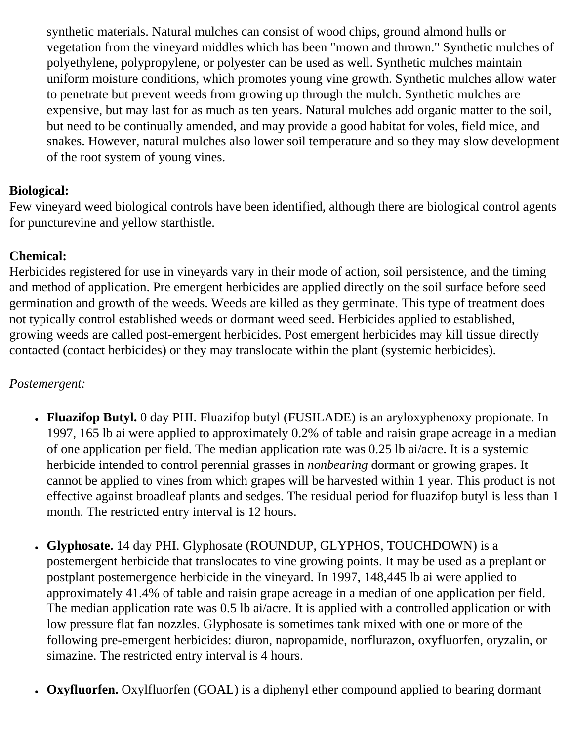synthetic materials. Natural mulches can consist of wood chips, ground almond hulls or vegetation from the vineyard middles which has been "mown and thrown." Synthetic mulches of polyethylene, polypropylene, or polyester can be used as well. Synthetic mulches maintain uniform moisture conditions, which promotes young vine growth. Synthetic mulches allow water to penetrate but prevent weeds from growing up through the mulch. Synthetic mulches are expensive, but may last for as much as ten years. Natural mulches add organic matter to the soil, but need to be continually amended, and may provide a good habitat for voles, field mice, and snakes. However, natural mulches also lower soil temperature and so they may slow development of the root system of young vines.

**Biological:**
Few vineyard weed biological controls have been identified, although there are biological control agents for puncturevine and yellow starthistle.

**Chemical:**
Herbicides registered for use in vineyards vary in their mode of action, soil persistence, and the timing and method of application. Pre emergent herbicides are applied directly on the soil surface before seed germination and growth of the weeds. Weeds are killed as they germinate. This type of treatment does not typically control established weeds or dormant weed seed. Herbicides applied to established, growing weeds are called post-emergent herbicides. Post emergent herbicides may kill tissue directly contacted (contact herbicides) or they may translocate within the plant (systemic herbicides).

*Postemergent:*

- **Fluazifop Butyl.** 0 day PHI. Fluazifop butyl (FUSILADE) is an aryloxyphenoxy propionate. In 1997, 165 lb ai were applied to approximately 0.2% of table and raisin grape acreage in a median of one application per field. The median application rate was 0.25 lb ai/acre. It is a systemic herbicide intended to control perennial grasses in *nonbearing* dormant or growing grapes. It cannot be applied to vines from which grapes will be harvested within 1 year. This product is not effective against broadleaf plants and sedges. The residual period for fluazifop butyl is less than 1 month. The restricted entry interval is 12 hours.

- **Glyphosate.** 14 day PHI. Glyphosate (ROUNDUP, GLYPHOS, TOUCHDOWN) is a postemergent herbicide that translocates to vine growing points. It may be used as a preplant or postplant postemergence herbicide in the vineyard. In 1997, 148,445 lb ai were applied to approximately 41.4% of table and raisin grape acreage in a median of one application per field. The median application rate was 0.5 lb ai/acre. It is applied with a controlled application or with low pressure flat fan nozzles. Glyphosate is sometimes tank mixed with one or more of the following pre-emergent herbicides: diuron, napropamide, norflurazon, oxyfluorfen, oryzalin, or simazine. The restricted entry interval is 4 hours.

- **Oxyfluorfen.** Oxylfluorfen (GOAL) is a diphenyl ether compound applied to bearing dormant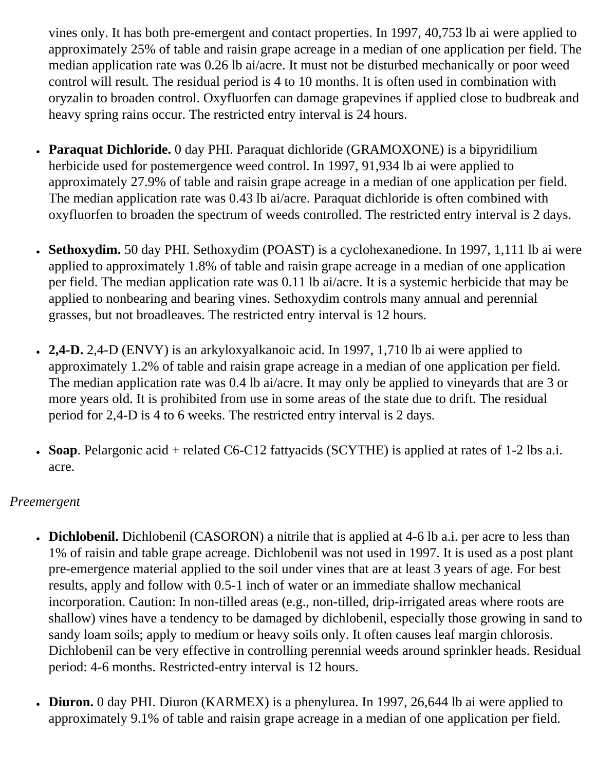vines only. It has both pre-emergent and contact properties. In 1997, 40,753 lb ai were applied to approximately 25% of table and raisin grape acreage in a median of one application per field. The median application rate was 0.26 lb ai/acre. It must not be disturbed mechanically or poor weed control will result. The residual period is 4 to 10 months. It is often used in combination with oryzalin to broaden control. Oxyfluorfen can damage grapevines if applied close to budbreak and heavy spring rains occur. The restricted entry interval is 24 hours.

- **Paraquat Dichloride.** 0 day PHI. Paraquat dichloride (GRAMOXONE) is a bipyridilium herbicide used for postemergence weed control. In 1997, 91,934 lb ai were applied to approximately 27.9% of table and raisin grape acreage in a median of one application per field. The median application rate was 0.43 lb ai/acre. Paraquat dichloride is often combined with oxyfluorfen to broaden the spectrum of weeds controlled. The restricted entry interval is 2 days.

- **Sethoxydim.** 50 day PHI. Sethoxydim (POAST) is a cyclohexanedione. In 1997, 1,111 lb ai were applied to approximately 1.8% of table and raisin grape acreage in a median of one application per field. The median application rate was 0.11 lb ai/acre. It is a systemic herbicide that may be applied to nonbearing and bearing vines. Sethoxydim controls many annual and perennial grasses, but not broadleaves. The restricted entry interval is 12 hours.

- **2,4-D.** 2,4-D (ENVY) is an arkyloxyalkanoic acid. In 1997, 1,710 lb ai were applied to approximately 1.2% of table and raisin grape acreage in a median of one application per field. The median application rate was 0.4 lb ai/acre. It may only be applied to vineyards that are 3 or more years old. It is prohibited from use in some areas of the state due to drift. The residual period for 2,4-D is 4 to 6 weeks. The restricted entry interval is 2 days.

- **Soap**. Pelargonic acid + related C6-C12 fattyacids (SCYTHE) is applied at rates of 1-2 lbs a.i. acre.

*Preemergent*

- **Dichlobenil.** Dichlobenil (CASORON) a nitrile that is applied at 4-6 lb a.i. per acre to less than 1% of raisin and table grape acreage. Dichlobenil was not used in 1997. It is used as a post plant pre-emergence material applied to the soil under vines that are at least 3 years of age. For best results, apply and follow with 0.5-1 inch of water or an immediate shallow mechanical incorporation. Caution: In non-tilled areas (e.g., non-tilled, drip-irrigated areas where roots are shallow) vines have a tendency to be damaged by dichlobenil, especially those growing in sand to sandy loam soils; apply to medium or heavy soils only. It often causes leaf margin chlorosis. Dichlobenil can be very effective in controlling perennial weeds around sprinkler heads. Residual period: 4-6 months. Restricted-entry interval is 12 hours.

- **Diuron.** 0 day PHI. Diuron (KARMEX) is a phenylurea. In 1997, 26,644 lb ai were applied to approximately 9.1% of table and raisin grape acreage in a median of one application per field.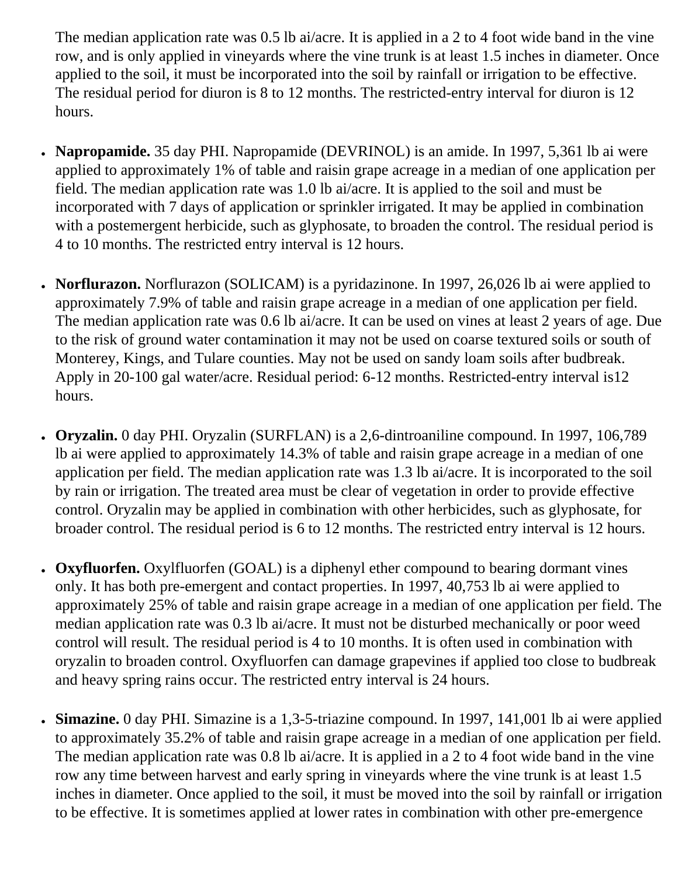The median application rate was 0.5 lb ai/acre. It is applied in a 2 to 4 foot wide band in the vine row, and is only applied in vineyards where the vine trunk is at least 1.5 inches in diameter. Once applied to the soil, it must be incorporated into the soil by rainfall or irrigation to be effective. The residual period for diuron is 8 to 12 months. The restricted-entry interval for diuron is 12 hours.

- **Napropamide.** 35 day PHI. Napropamide (DEVRINOL) is an amide. In 1997, 5,361 lb ai were applied to approximately 1% of table and raisin grape acreage in a median of one application per field. The median application rate was 1.0 lb ai/acre. It is applied to the soil and must be incorporated with 7 days of application or sprinkler irrigated. It may be applied in combination with a postemergent herbicide, such as glyphosate, to broaden the control. The residual period is 4 to 10 months. The restricted entry interval is 12 hours.

- **Norflurazon.** Norflurazon (SOLICAM) is a pyridazinone. In 1997, 26,026 lb ai were applied to approximately 7.9% of table and raisin grape acreage in a median of one application per field. The median application rate was 0.6 lb ai/acre. It can be used on vines at least 2 years of age. Due to the risk of ground water contamination it may not be used on coarse textured soils or south of Monterey, Kings, and Tulare counties. May not be used on sandy loam soils after budbreak. Apply in 20-100 gal water/acre. Residual period: 6-12 months. Restricted-entry interval is12 hours.

- **Oryzalin.** 0 day PHI. Oryzalin (SURFLAN) is a 2,6-dintroaniline compound. In 1997, 106,789 lb ai were applied to approximately 14.3% of table and raisin grape acreage in a median of one application per field. The median application rate was 1.3 lb ai/acre. It is incorporated to the soil by rain or irrigation. The treated area must be clear of vegetation in order to provide effective control. Oryzalin may be applied in combination with other herbicides, such as glyphosate, for broader control. The residual period is 6 to 12 months. The restricted entry interval is 12 hours.

- **Oxyfluorfen.** Oxylfluorfen (GOAL) is a diphenyl ether compound to bearing dormant vines only. It has both pre-emergent and contact properties. In 1997, 40,753 lb ai were applied to approximately 25% of table and raisin grape acreage in a median of one application per field. The median application rate was 0.3 lb ai/acre. It must not be disturbed mechanically or poor weed control will result. The residual period is 4 to 10 months. It is often used in combination with oryzalin to broaden control. Oxyfluorfen can damage grapevines if applied too close to budbreak and heavy spring rains occur. The restricted entry interval is 24 hours.

- **Simazine.** 0 day PHI. Simazine is a 1,3-5-triazine compound. In 1997, 141,001 lb ai were applied to approximately 35.2% of table and raisin grape acreage in a median of one application per field. The median application rate was 0.8 lb ai/acre. It is applied in a 2 to 4 foot wide band in the vine row any time between harvest and early spring in vineyards where the vine trunk is at least 1.5 inches in diameter. Once applied to the soil, it must be moved into the soil by rainfall or irrigation to be effective. It is sometimes applied at lower rates in combination with other pre-emergence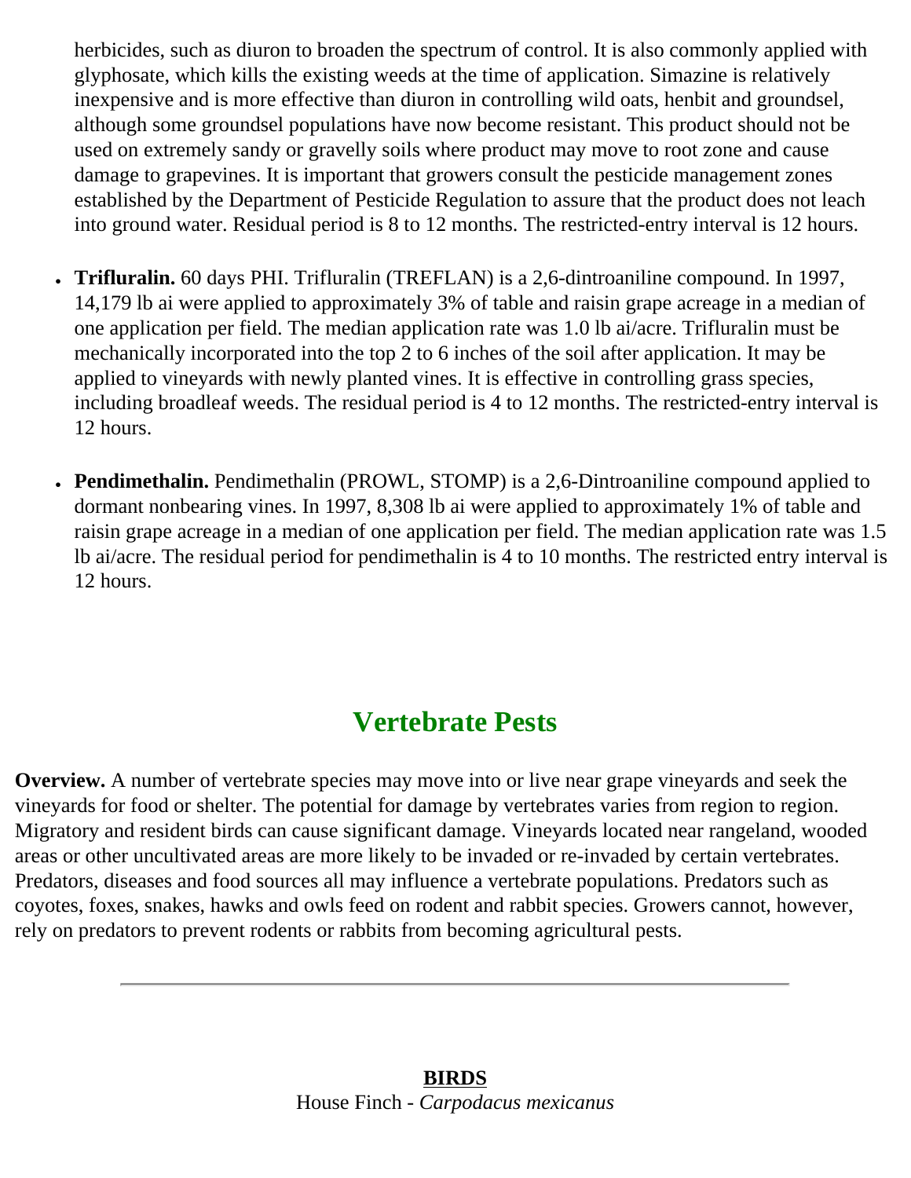herbicides, such as diuron to broaden the spectrum of control. It is also commonly applied with glyphosate, which kills the existing weeds at the time of application. Simazine is relatively inexpensive and is more effective than diuron in controlling wild oats, henbit and groundsel, although some groundsel populations have now become resistant. This product should not be used on extremely sandy or gravelly soils where product may move to root zone and cause damage to grapevines. It is important that growers consult the pesticide management zones established by the Department of Pesticide Regulation to assure that the product does not leach into ground water. Residual period is 8 to 12 months. The restricted-entry interval is 12 hours.

- **Trifluralin.** 60 days PHI. Trifluralin (TREFLAN) is a 2,6-dintroaniline compound. In 1997, 14,179 lb ai were applied to approximately 3% of table and raisin grape acreage in a median of one application per field. The median application rate was 1.0 lb ai/acre. Trifluralin must be mechanically incorporated into the top 2 to 6 inches of the soil after application. It may be applied to vineyards with newly planted vines. It is effective in controlling grass species, including broadleaf weeds. The residual period is 4 to 12 months. The restricted-entry interval is 12 hours.

- **Pendimethalin.** Pendimethalin (PROWL, STOMP) is a 2,6-Dintroaniline compound applied to dormant nonbearing vines. In 1997, 8,308 lb ai were applied to approximately 1% of table and raisin grape acreage in a median of one application per field. The median application rate was 1.5 lb ai/acre. The residual period for pendimethalin is 4 to 10 months. The restricted entry interval is 12 hours.

## Vertebrate Pests

**Overview.** A number of vertebrate species may move into or live near grape vineyards and seek the vineyards for food or shelter. The potential for damage by vertebrates varies from region to region. Migratory and resident birds can cause significant damage. Vineyards located near rangeland, wooded areas or other uncultivated areas are more likely to be invaded or re-invaded by certain vertebrates. Predators, diseases and food sources all may influence a vertebrate populations. Predators such as coyotes, foxes, snakes, hawks and owls feed on rodent and rabbit species. Growers cannot, however, rely on predators to prevent rodents or rabbits from becoming agricultural pests.

---

### BIRDS

House Finch - *Carpodacus mexicanus*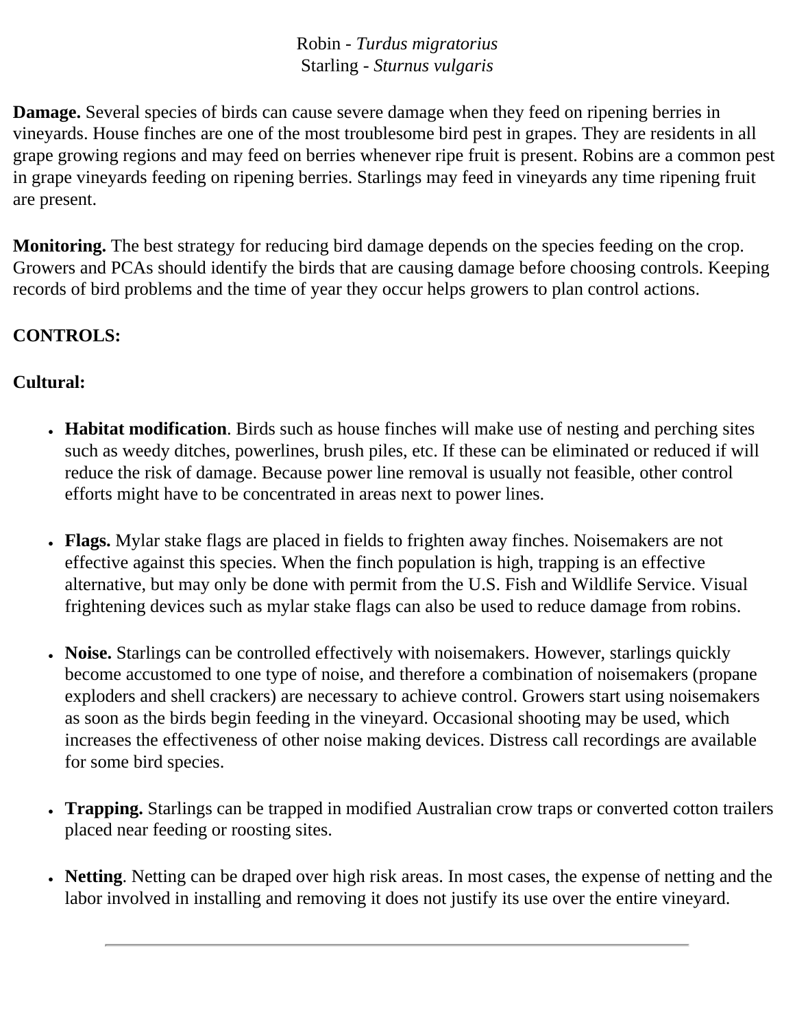Robin - *Turdus migratorius*
Starling - *Sturnus vulgaris*

**Damage.** Several species of birds can cause severe damage when they feed on ripening berries in vineyards. House finches are one of the most troublesome bird pest in grapes. They are residents in all grape growing regions and may feed on berries whenever ripe fruit is present. Robins are a common pest in grape vineyards feeding on ripening berries. Starlings may feed in vineyards any time ripening fruit are present.

**Monitoring.** The best strategy for reducing bird damage depends on the species feeding on the crop. Growers and PCAs should identify the birds that are causing damage before choosing controls. Keeping records of bird problems and the time of year they occur helps growers to plan control actions.

**CONTROLS:**

**Cultural:**

- **Habitat modification**. Birds such as house finches will make use of nesting and perching sites such as weedy ditches, powerlines, brush piles, etc. If these can be eliminated or reduced if will reduce the risk of damage. Because power line removal is usually not feasible, other control efforts might have to be concentrated in areas next to power lines.

- **Flags.** Mylar stake flags are placed in fields to frighten away finches. Noisemakers are not effective against this species. When the finch population is high, trapping is an effective alternative, but may only be done with permit from the U.S. Fish and Wildlife Service. Visual frightening devices such as mylar stake flags can also be used to reduce damage from robins.

- **Noise.** Starlings can be controlled effectively with noisemakers. However, starlings quickly become accustomed to one type of noise, and therefore a combination of noisemakers (propane exploders and shell crackers) are necessary to achieve control. Growers start using noisemakers as soon as the birds begin feeding in the vineyard. Occasional shooting may be used, which increases the effectiveness of other noise making devices. Distress call recordings are available for some bird species.

- **Trapping.** Starlings can be trapped in modified Australian crow traps or converted cotton trailers placed near feeding or roosting sites.

- **Netting**. Netting can be draped over high risk areas. In most cases, the expense of netting and the labor involved in installing and removing it does not justify its use over the entire vineyard.

---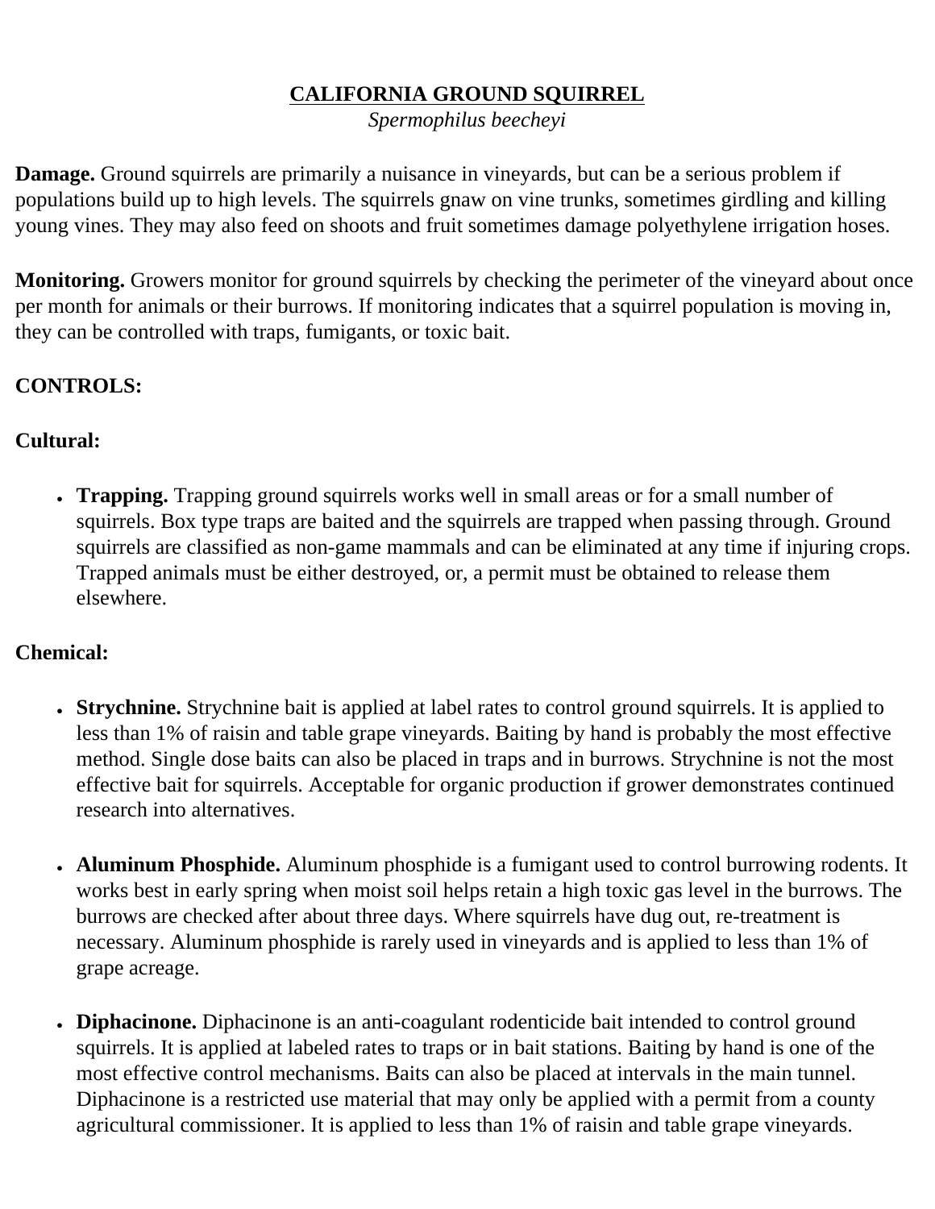## CALIFORNIA GROUND SQUIRREL

*Spermophilus beecheyi*

**Damage.** Ground squirrels are primarily a nuisance in vineyards, but can be a serious problem if populations build up to high levels. The squirrels gnaw on vine trunks, sometimes girdling and killing young vines. They may also feed on shoots and fruit sometimes damage polyethylene irrigation hoses.

**Monitoring.** Growers monitor for ground squirrels by checking the perimeter of the vineyard about once per month for animals or their burrows. If monitoring indicates that a squirrel population is moving in, they can be controlled with traps, fumigants, or toxic bait.

**CONTROLS:**

**Cultural:**

- **Trapping.** Trapping ground squirrels works well in small areas or for a small number of squirrels. Box type traps are baited and the squirrels are trapped when passing through. Ground squirrels are classified as non-game mammals and can be eliminated at any time if injuring crops. Trapped animals must be either destroyed, or, a permit must be obtained to release them elsewhere.

**Chemical:**

- **Strychnine.** Strychnine bait is applied at label rates to control ground squirrels. It is applied to less than 1% of raisin and table grape vineyards. Baiting by hand is probably the most effective method. Single dose baits can also be placed in traps and in burrows. Strychnine is not the most effective bait for squirrels. Acceptable for organic production if grower demonstrates continued research into alternatives.

- **Aluminum Phosphide.** Aluminum phosphide is a fumigant used to control burrowing rodents. It works best in early spring when moist soil helps retain a high toxic gas level in the burrows. The burrows are checked after about three days. Where squirrels have dug out, re-treatment is necessary. Aluminum phosphide is rarely used in vineyards and is applied to less than 1% of grape acreage.

- **Diphacinone.** Diphacinone is an anti-coagulant rodenticide bait intended to control ground squirrels. It is applied at labeled rates to traps or in bait stations. Baiting by hand is one of the most effective control mechanisms. Baits can also be placed at intervals in the main tunnel. Diphacinone is a restricted use material that may only be applied with a permit from a county agricultural commissioner. It is applied to less than 1% of raisin and table grape vineyards.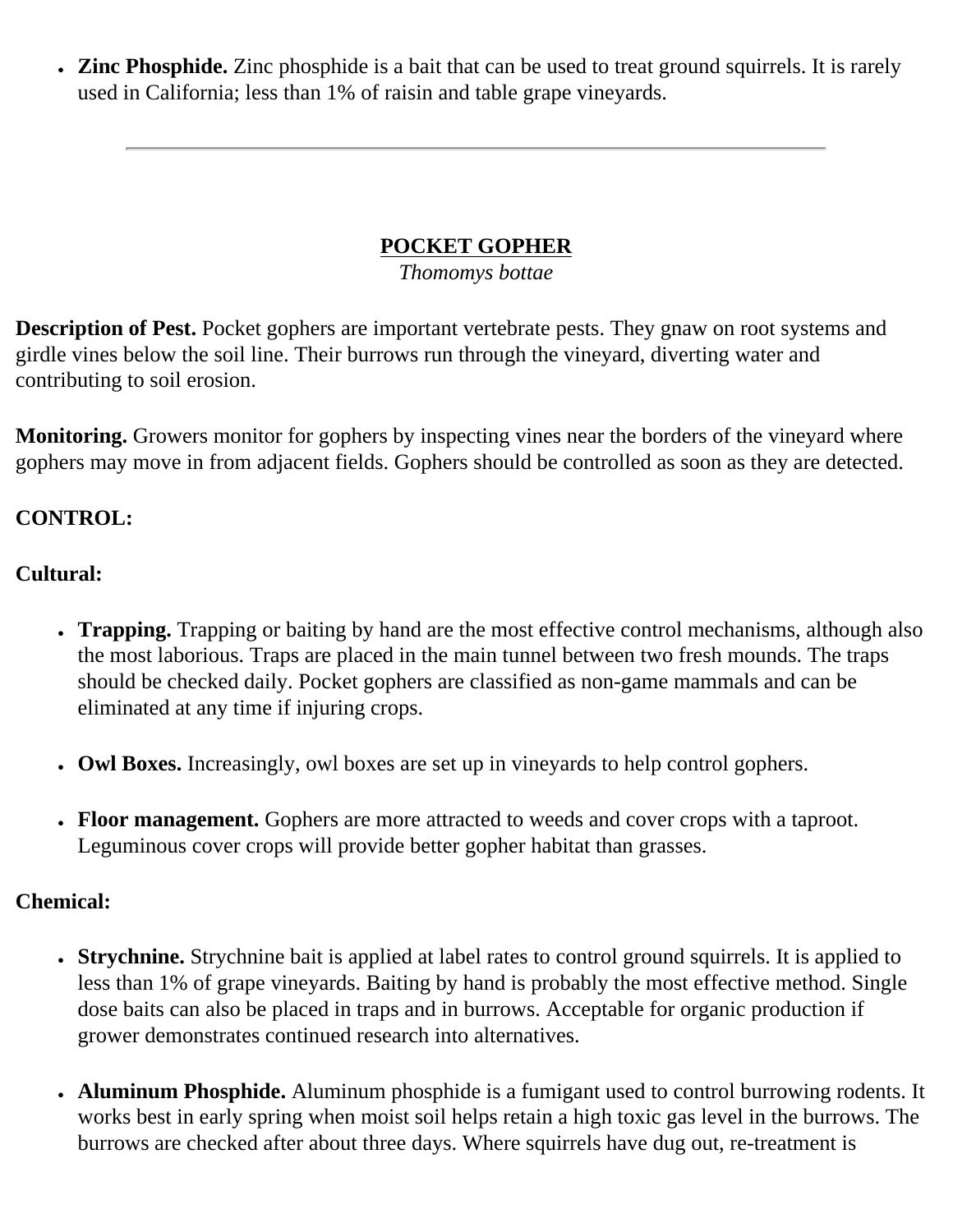- **Zinc Phosphide.** Zinc phosphide is a bait that can be used to treat ground squirrels. It is rarely used in California; less than 1% of raisin and table grape vineyards.

---

## POCKET GOPHER

*Thomomys bottae*

**Description of Pest.** Pocket gophers are important vertebrate pests. They gnaw on root systems and girdle vines below the soil line. Their burrows run through the vineyard, diverting water and contributing to soil erosion.

**Monitoring.** Growers monitor for gophers by inspecting vines near the borders of the vineyard where gophers may move in from adjacent fields. Gophers should be controlled as soon as they are detected.

**CONTROL:**

**Cultural:**

- **Trapping.** Trapping or baiting by hand are the most effective control mechanisms, although also the most laborious. Traps are placed in the main tunnel between two fresh mounds. The traps should be checked daily. Pocket gophers are classified as non-game mammals and can be eliminated at any time if injuring crops.

- **Owl Boxes.** Increasingly, owl boxes are set up in vineyards to help control gophers.

- **Floor management.** Gophers are more attracted to weeds and cover crops with a taproot. Leguminous cover crops will provide better gopher habitat than grasses.

**Chemical:**

- **Strychnine.** Strychnine bait is applied at label rates to control ground squirrels. It is applied to less than 1% of grape vineyards. Baiting by hand is probably the most effective method. Single dose baits can also be placed in traps and in burrows. Acceptable for organic production if grower demonstrates continued research into alternatives.

- **Aluminum Phosphide.** Aluminum phosphide is a fumigant used to control burrowing rodents. It works best in early spring when moist soil helps retain a high toxic gas level in the burrows. The burrows are checked after about three days. Where squirrels have dug out, re-treatment is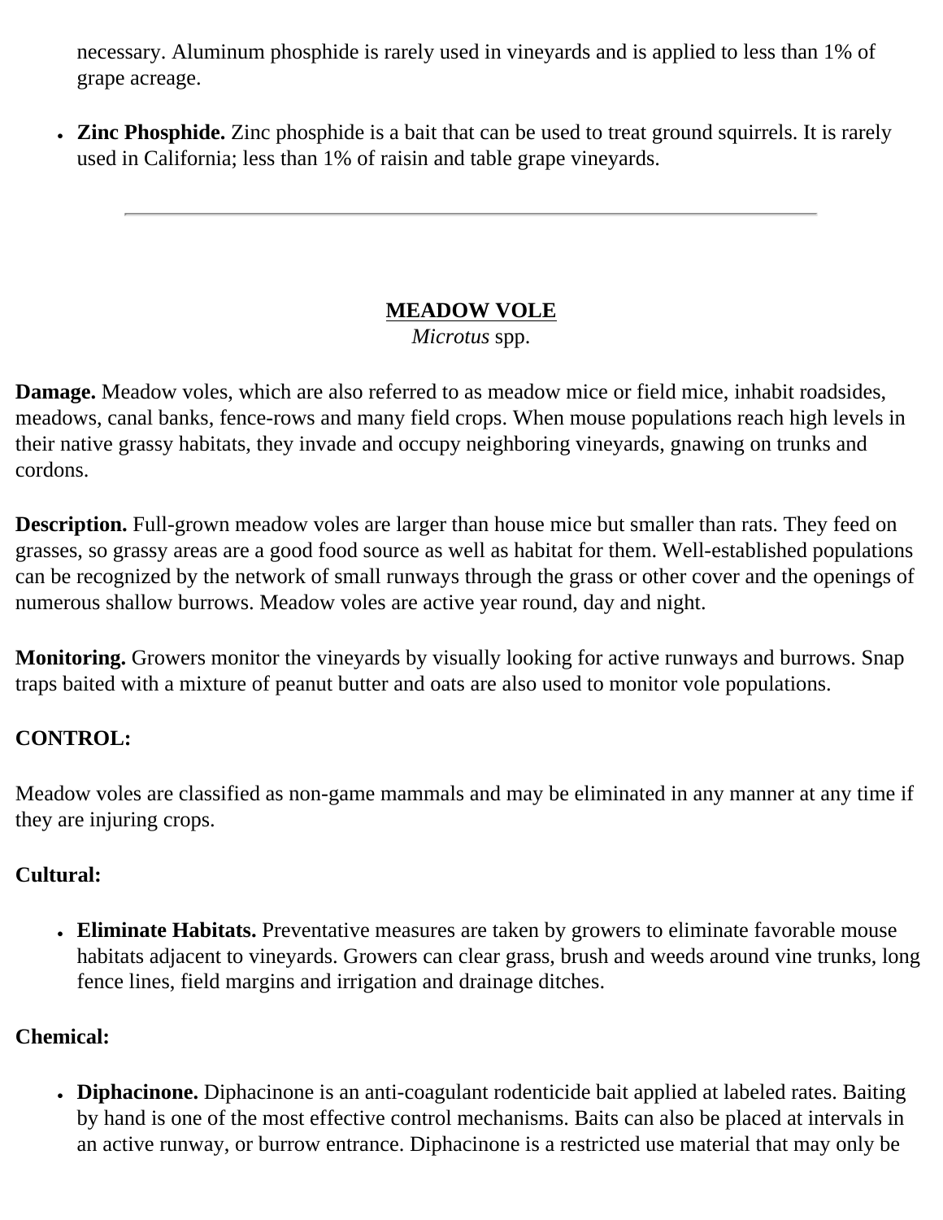necessary. Aluminum phosphide is rarely used in vineyards and is applied to less than 1% of grape acreage.

- **Zinc Phosphide.** Zinc phosphide is a bait that can be used to treat ground squirrels. It is rarely used in California; less than 1% of raisin and table grape vineyards.

---

## MEADOW VOLE

*Microtus* spp.

**Damage.** Meadow voles, which are also referred to as meadow mice or field mice, inhabit roadsides, meadows, canal banks, fence-rows and many field crops. When mouse populations reach high levels in their native grassy habitats, they invade and occupy neighboring vineyards, gnawing on trunks and cordons.

**Description.** Full-grown meadow voles are larger than house mice but smaller than rats. They feed on grasses, so grassy areas are a good food source as well as habitat for them. Well-established populations can be recognized by the network of small runways through the grass or other cover and the openings of numerous shallow burrows. Meadow voles are active year round, day and night.

**Monitoring.** Growers monitor the vineyards by visually looking for active runways and burrows. Snap traps baited with a mixture of peanut butter and oats are also used to monitor vole populations.

**CONTROL:**

Meadow voles are classified as non-game mammals and may be eliminated in any manner at any time if they are injuring crops.

**Cultural:**

- **Eliminate Habitats.** Preventative measures are taken by growers to eliminate favorable mouse habitats adjacent to vineyards. Growers can clear grass, brush and weeds around vine trunks, long fence lines, field margins and irrigation and drainage ditches.

**Chemical:**

- **Diphacinone.** Diphacinone is an anti-coagulant rodenticide bait applied at labeled rates. Baiting by hand is one of the most effective control mechanisms. Baits can also be placed at intervals in an active runway, or burrow entrance. Diphacinone is a restricted use material that may only be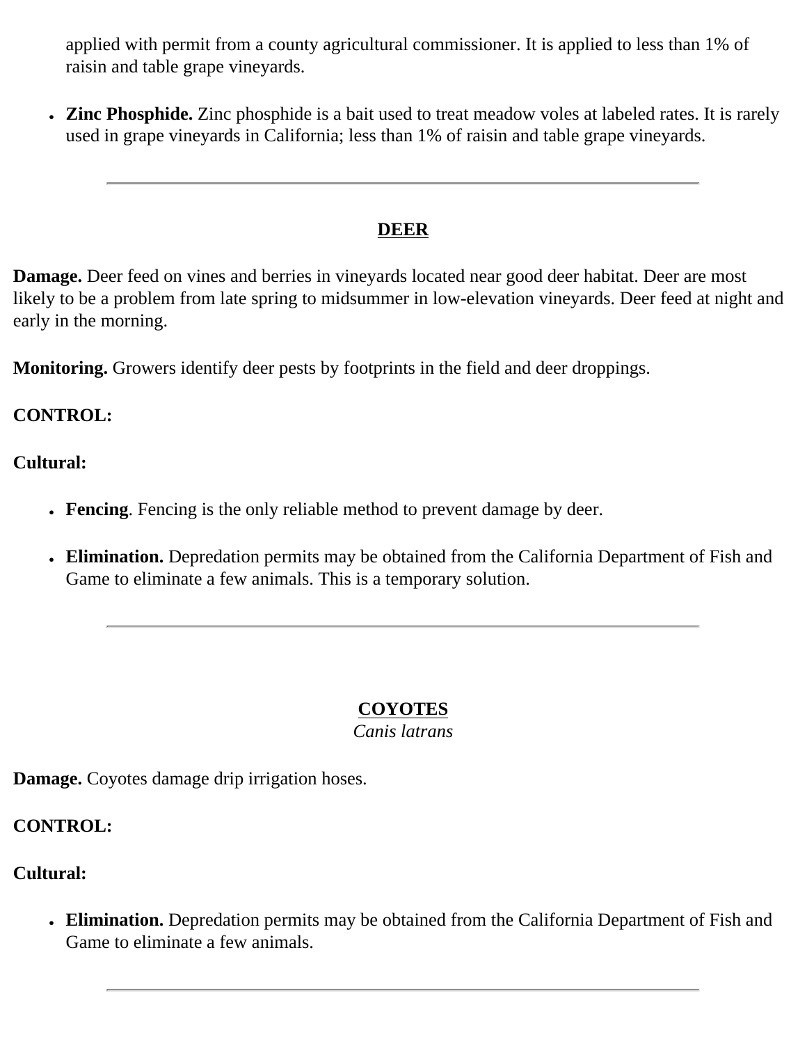applied with permit from a county agricultural commissioner. It is applied to less than 1% of raisin and table grape vineyards.

- **Zinc Phosphide.** Zinc phosphide is a bait used to treat meadow voles at labeled rates. It is rarely used in grape vineyards in California; less than 1% of raisin and table grape vineyards.

---

## DEER

**Damage.** Deer feed on vines and berries in vineyards located near good deer habitat. Deer are most likely to be a problem from late spring to midsummer in low-elevation vineyards. Deer feed at night and early in the morning.

**Monitoring.** Growers identify deer pests by footprints in the field and deer droppings.

**CONTROL:**

**Cultural:**

- **Fencing**. Fencing is the only reliable method to prevent damage by deer.

- **Elimination.** Depredation permits may be obtained from the California Department of Fish and Game to eliminate a few animals. This is a temporary solution.

---

## COYOTES

*Canis latrans*

**Damage.** Coyotes damage drip irrigation hoses.

**CONTROL:**

**Cultural:**

- **Elimination.** Depredation permits may be obtained from the California Department of Fish and Game to eliminate a few animals.

---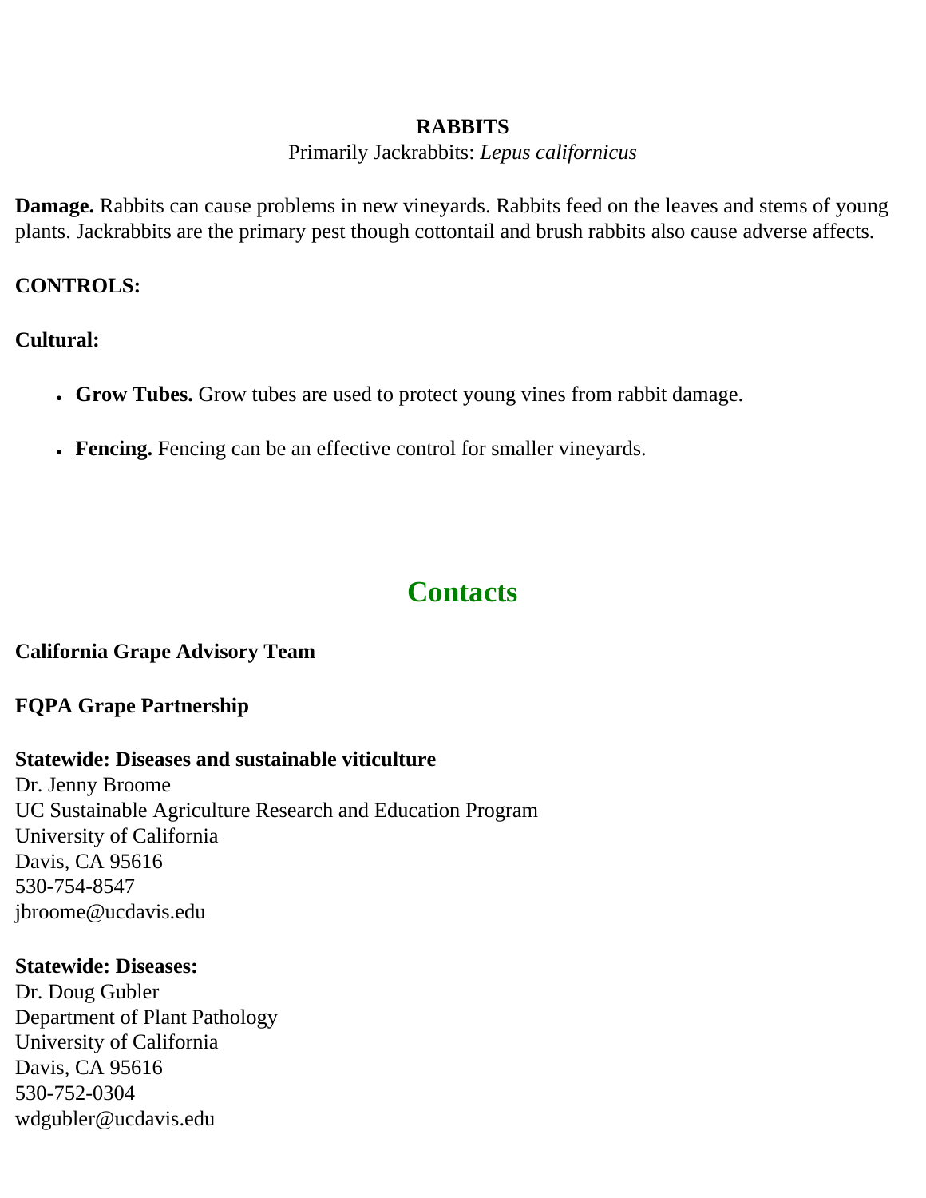## RABBITS

Primarily Jackrabbits: *Lepus californicus*

**Damage.** Rabbits can cause problems in new vineyards. Rabbits feed on the leaves and stems of young plants. Jackrabbits are the primary pest though cottontail and brush rabbits also cause adverse affects.

**CONTROLS:**

**Cultural:**

- **Grow Tubes.** Grow tubes are used to protect young vines from rabbit damage.
- **Fencing.** Fencing can be an effective control for smaller vineyards.

# Contacts

**California Grape Advisory Team**

**FQPA Grape Partnership**

**Statewide: Diseases and sustainable viticulture**
Dr. Jenny Broome
UC Sustainable Agriculture Research and Education Program
University of California
Davis, CA 95616
530-754-8547
jbroome@ucdavis.edu

**Statewide: Diseases:**
Dr. Doug Gubler
Department of Plant Pathology
University of California
Davis, CA 95616
530-752-0304
wdgubler@ucdavis.edu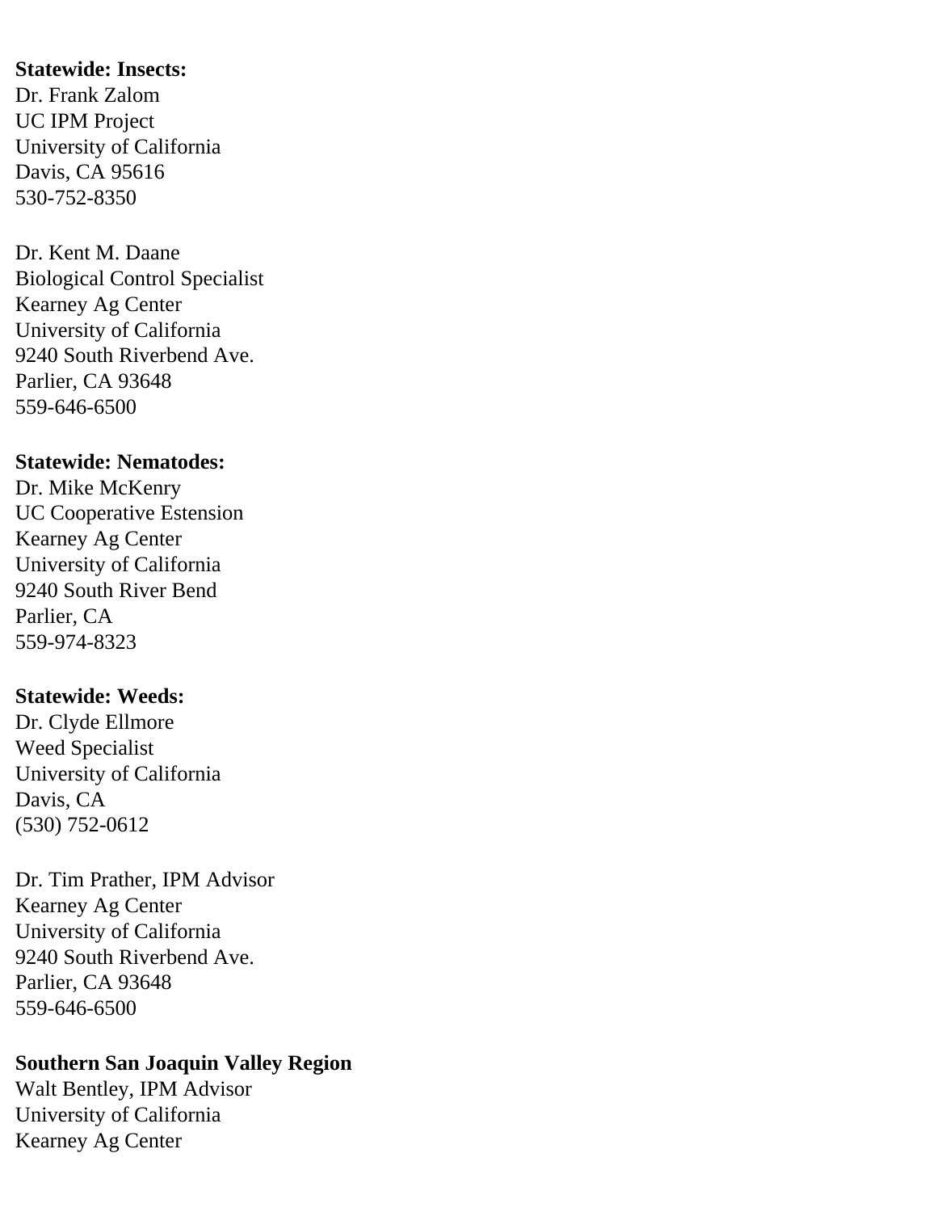**Statewide: Insects:**
Dr. Frank Zalom
UC IPM Project
University of California
Davis, CA 95616
530-752-8350

Dr. Kent M. Daane
Biological Control Specialist
Kearney Ag Center
University of California
9240 South Riverbend Ave.
Parlier, CA 93648
559-646-6500

**Statewide: Nematodes:**
Dr. Mike McKenry
UC Cooperative Estension
Kearney Ag Center
University of California
9240 South River Bend
Parlier, CA
559-974-8323

**Statewide: Weeds:**
Dr. Clyde Ellmore
Weed Specialist
University of California
Davis, CA
(530) 752-0612

Dr. Tim Prather, IPM Advisor
Kearney Ag Center
University of California
9240 South Riverbend Ave.
Parlier, CA 93648
559-646-6500

**Southern San Joaquin Valley Region**
Walt Bentley, IPM Advisor
University of California
Kearney Ag Center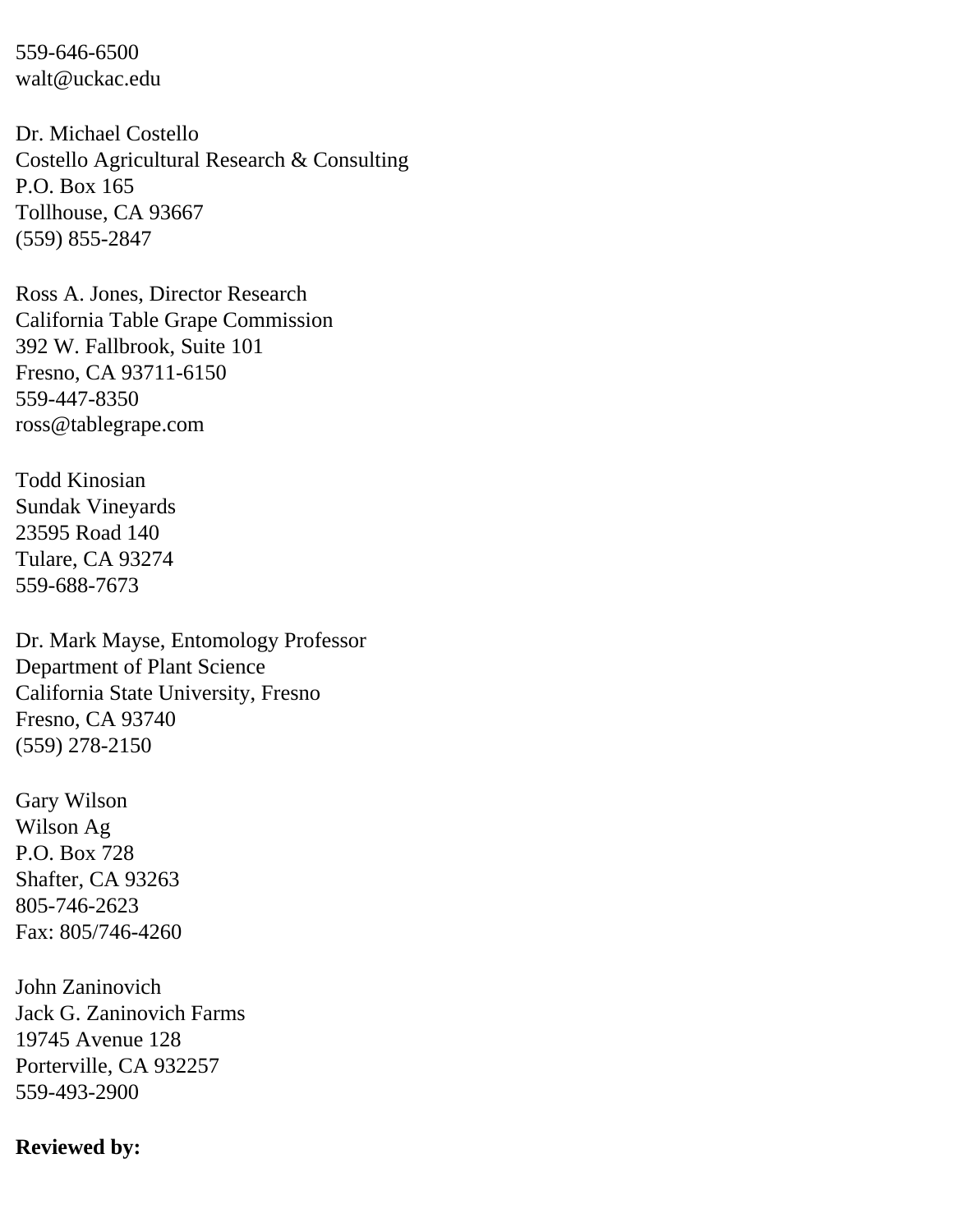559-646-6500
walt@uckac.edu

Dr. Michael Costello
Costello Agricultural Research & Consulting
P.O. Box 165
Tollhouse, CA 93667
(559) 855-2847

Ross A. Jones, Director Research
California Table Grape Commission
392 W. Fallbrook, Suite 101
Fresno, CA 93711-6150
559-447-8350
ross@tablegrape.com

Todd Kinosian
Sundak Vineyards
23595 Road 140
Tulare, CA 93274
559-688-7673

Dr. Mark Mayse, Entomology Professor
Department of Plant Science
California State University, Fresno
Fresno, CA 93740
(559) 278-2150

Gary Wilson
Wilson Ag
P.O. Box 728
Shafter, CA 93263
805-746-2623
Fax: 805/746-4260

John Zaninovich
Jack G. Zaninovich Farms
19745 Avenue 128
Porterville, CA 932257
559-493-2900

**Reviewed by:**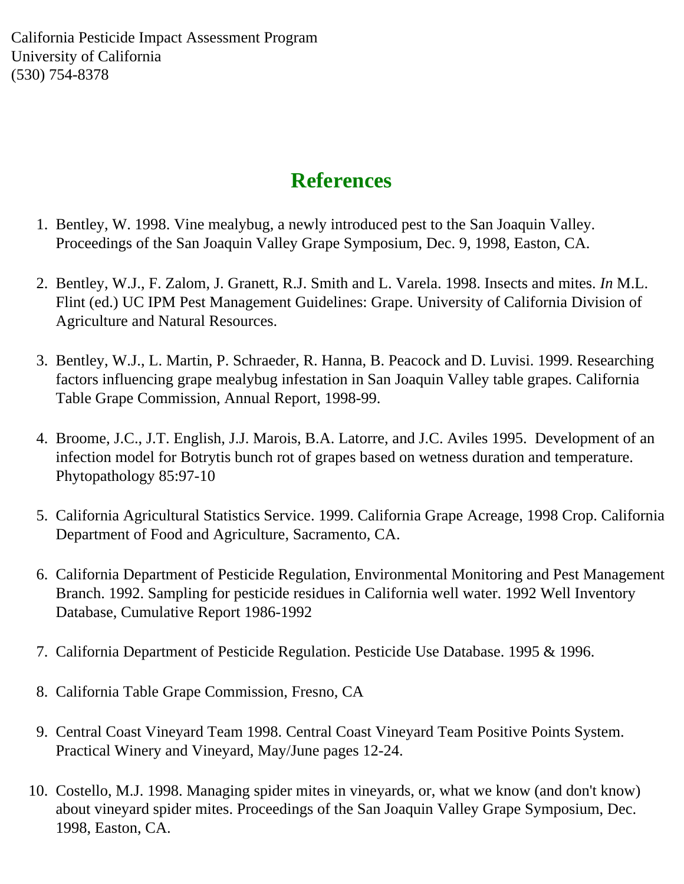California Pesticide Impact Assessment Program
University of California
(530) 754-8378

## References

1. Bentley, W. 1998. Vine mealybug, a newly introduced pest to the San Joaquin Valley. Proceedings of the San Joaquin Valley Grape Symposium, Dec. 9, 1998, Easton, CA.

2. Bentley, W.J., F. Zalom, J. Granett, R.J. Smith and L. Varela. 1998. Insects and mites. *In* M.L. Flint (ed.) UC IPM Pest Management Guidelines: Grape. University of California Division of Agriculture and Natural Resources.

3. Bentley, W.J., L. Martin, P. Schraeder, R. Hanna, B. Peacock and D. Luvisi. 1999. Researching factors influencing grape mealybug infestation in San Joaquin Valley table grapes. California Table Grape Commission, Annual Report, 1998-99.

4. Broome, J.C., J.T. English, J.J. Marois, B.A. Latorre, and J.C. Aviles 1995. Development of an infection model for Botrytis bunch rot of grapes based on wetness duration and temperature. Phytopathology 85:97-10

5. California Agricultural Statistics Service. 1999. California Grape Acreage, 1998 Crop. California Department of Food and Agriculture, Sacramento, CA.

6. California Department of Pesticide Regulation, Environmental Monitoring and Pest Management Branch. 1992. Sampling for pesticide residues in California well water. 1992 Well Inventory Database, Cumulative Report 1986-1992

7. California Department of Pesticide Regulation. Pesticide Use Database. 1995 & 1996.

8. California Table Grape Commission, Fresno, CA

9. Central Coast Vineyard Team 1998. Central Coast Vineyard Team Positive Points System. Practical Winery and Vineyard, May/June pages 12-24.

10. Costello, M.J. 1998. Managing spider mites in vineyards, or, what we know (and don't know) about vineyard spider mites. Proceedings of the San Joaquin Valley Grape Symposium, Dec. 1998, Easton, CA.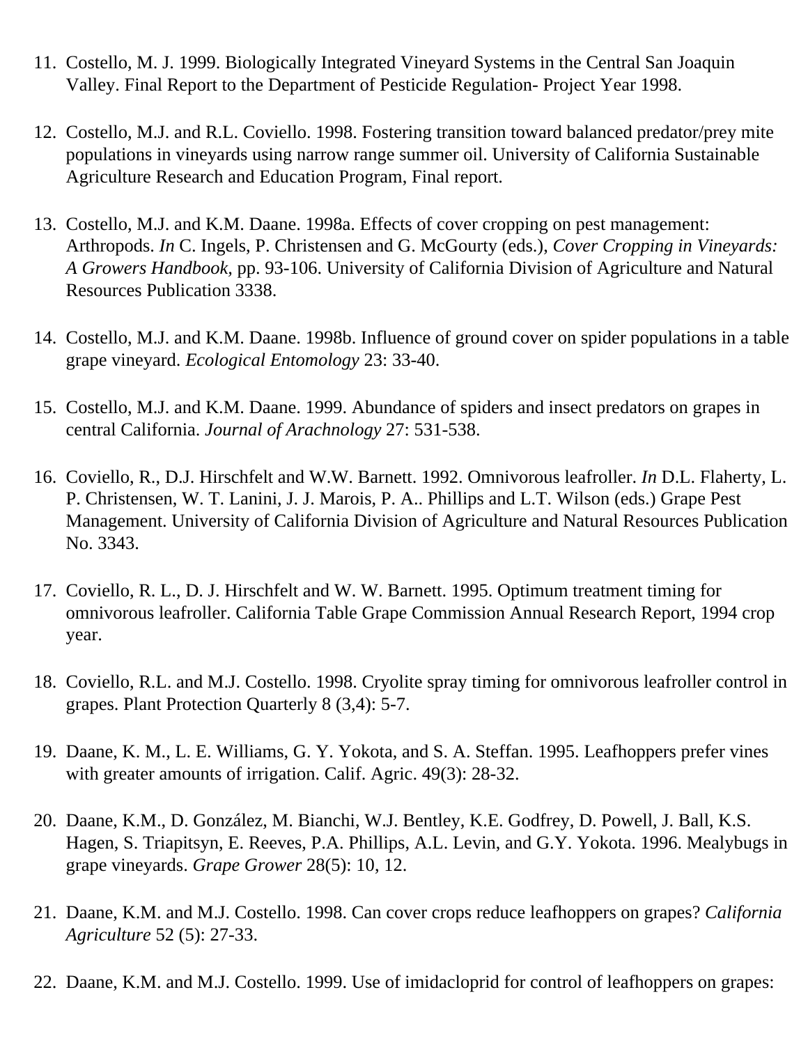11. Costello, M. J. 1999. Biologically Integrated Vineyard Systems in the Central San Joaquin Valley. Final Report to the Department of Pesticide Regulation- Project Year 1998.

12. Costello, M.J. and R.L. Coviello. 1998. Fostering transition toward balanced predator/prey mite populations in vineyards using narrow range summer oil. University of California Sustainable Agriculture Research and Education Program, Final report.

13. Costello, M.J. and K.M. Daane. 1998a. Effects of cover cropping on pest management: Arthropods. *In* C. Ingels, P. Christensen and G. McGourty (eds.), *Cover Cropping in Vineyards: A Growers Handbook,* pp. 93-106. University of California Division of Agriculture and Natural Resources Publication 3338.

14. Costello, M.J. and K.M. Daane. 1998b. Influence of ground cover on spider populations in a table grape vineyard. *Ecological Entomology* 23: 33-40.

15. Costello, M.J. and K.M. Daane. 1999. Abundance of spiders and insect predators on grapes in central California. *Journal of Arachnology* 27: 531-538.

16. Coviello, R., D.J. Hirschfelt and W.W. Barnett. 1992. Omnivorous leafroller. *In* D.L. Flaherty, L. P. Christensen, W. T. Lanini, J. J. Marois, P. A.. Phillips and L.T. Wilson (eds.) Grape Pest Management. University of California Division of Agriculture and Natural Resources Publication No. 3343.

17. Coviello, R. L., D. J. Hirschfelt and W. W. Barnett. 1995. Optimum treatment timing for omnivorous leafroller. California Table Grape Commission Annual Research Report, 1994 crop year.

18. Coviello, R.L. and M.J. Costello. 1998. Cryolite spray timing for omnivorous leafroller control in grapes. Plant Protection Quarterly 8 (3,4): 5-7.

19. Daane, K. M., L. E. Williams, G. Y. Yokota, and S. A. Steffan. 1995. Leafhoppers prefer vines with greater amounts of irrigation. Calif. Agric. 49(3): 28-32.

20. Daane, K.M., D. González, M. Bianchi, W.J. Bentley, K.E. Godfrey, D. Powell, J. Ball, K.S. Hagen, S. Triapitsyn, E. Reeves, P.A. Phillips, A.L. Levin, and G.Y. Yokota. 1996. Mealybugs in grape vineyards. *Grape Grower* 28(5): 10, 12.

21. Daane, K.M. and M.J. Costello. 1998. Can cover crops reduce leafhoppers on grapes? *California Agriculture* 52 (5): 27-33.

22. Daane, K.M. and M.J. Costello. 1999. Use of imidacloprid for control of leafhoppers on grapes: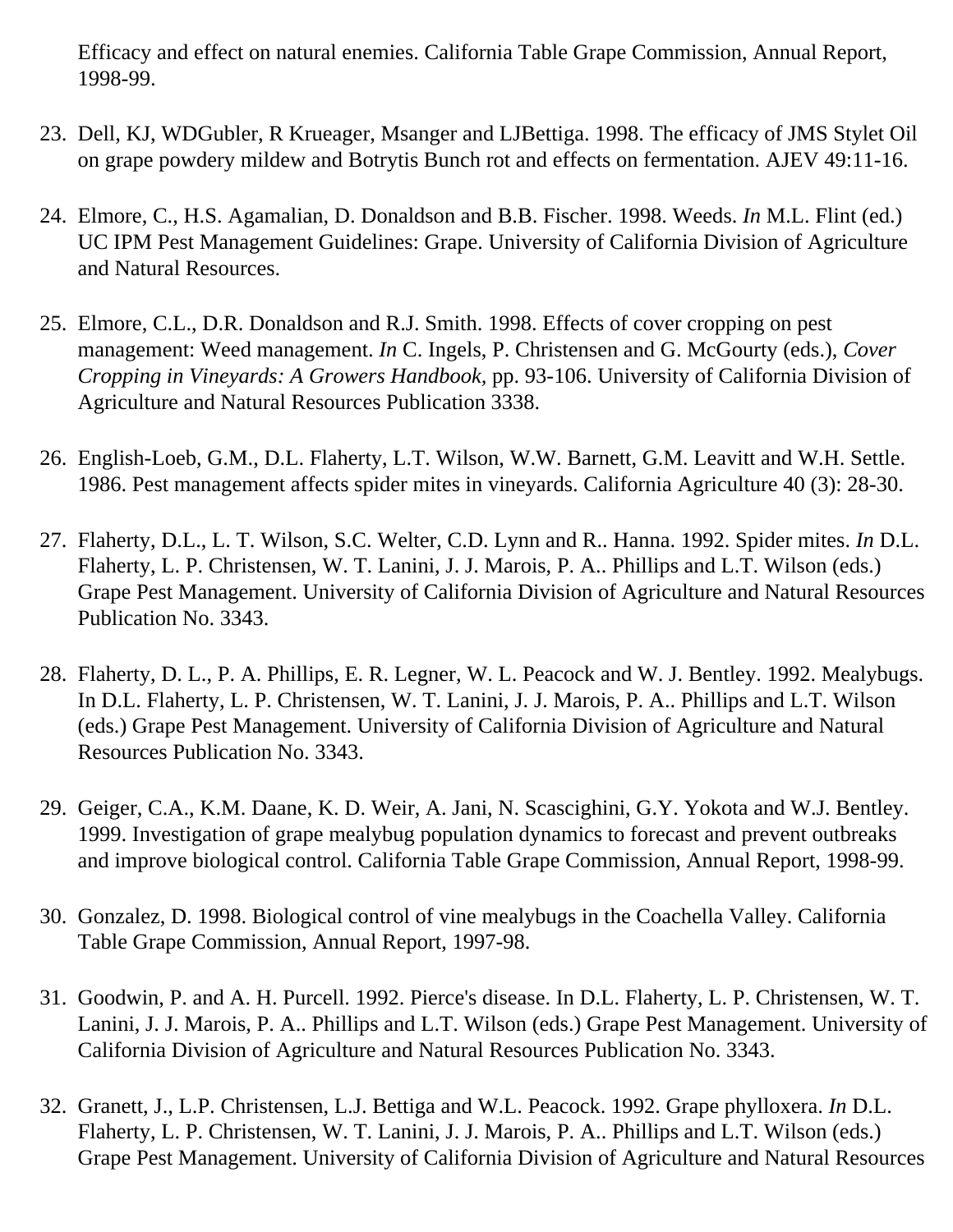Efficacy and effect on natural enemies. California Table Grape Commission, Annual Report, 1998-99.

23. Dell, KJ, WDGubler, R Krueager, Msanger and LJBettiga. 1998. The efficacy of JMS Stylet Oil on grape powdery mildew and Botrytis Bunch rot and effects on fermentation. AJEV 49:11-16.

24. Elmore, C., H.S. Agamalian, D. Donaldson and B.B. Fischer. 1998. Weeds. *In* M.L. Flint (ed.) UC IPM Pest Management Guidelines: Grape. University of California Division of Agriculture and Natural Resources.

25. Elmore, C.L., D.R. Donaldson and R.J. Smith. 1998. Effects of cover cropping on pest management: Weed management. *In* C. Ingels, P. Christensen and G. McGourty (eds.), *Cover Cropping in Vineyards: A Growers Handbook*, pp. 93-106. University of California Division of Agriculture and Natural Resources Publication 3338.

26. English-Loeb, G.M., D.L. Flaherty, L.T. Wilson, W.W. Barnett, G.M. Leavitt and W.H. Settle. 1986. Pest management affects spider mites in vineyards. California Agriculture 40 (3): 28-30.

27. Flaherty, D.L., L. T. Wilson, S.C. Welter, C.D. Lynn and R.. Hanna. 1992. Spider mites. *In* D.L. Flaherty, L. P. Christensen, W. T. Lanini, J. J. Marois, P. A.. Phillips and L.T. Wilson (eds.) Grape Pest Management. University of California Division of Agriculture and Natural Resources Publication No. 3343.

28. Flaherty, D. L., P. A. Phillips, E. R. Legner, W. L. Peacock and W. J. Bentley. 1992. Mealybugs. In D.L. Flaherty, L. P. Christensen, W. T. Lanini, J. J. Marois, P. A.. Phillips and L.T. Wilson (eds.) Grape Pest Management. University of California Division of Agriculture and Natural Resources Publication No. 3343.

29. Geiger, C.A., K.M. Daane, K. D. Weir, A. Jani, N. Scascighini, G.Y. Yokota and W.J. Bentley. 1999. Investigation of grape mealybug population dynamics to forecast and prevent outbreaks and improve biological control. California Table Grape Commission, Annual Report, 1998-99.

30. Gonzalez, D. 1998. Biological control of vine mealybugs in the Coachella Valley. California Table Grape Commission, Annual Report, 1997-98.

31. Goodwin, P. and A. H. Purcell. 1992. Pierce's disease. In D.L. Flaherty, L. P. Christensen, W. T. Lanini, J. J. Marois, P. A.. Phillips and L.T. Wilson (eds.) Grape Pest Management. University of California Division of Agriculture and Natural Resources Publication No. 3343.

32. Granett, J., L.P. Christensen, L.J. Bettiga and W.L. Peacock. 1992. Grape phylloxera. *In* D.L. Flaherty, L. P. Christensen, W. T. Lanini, J. J. Marois, P. A.. Phillips and L.T. Wilson (eds.) Grape Pest Management. University of California Division of Agriculture and Natural Resources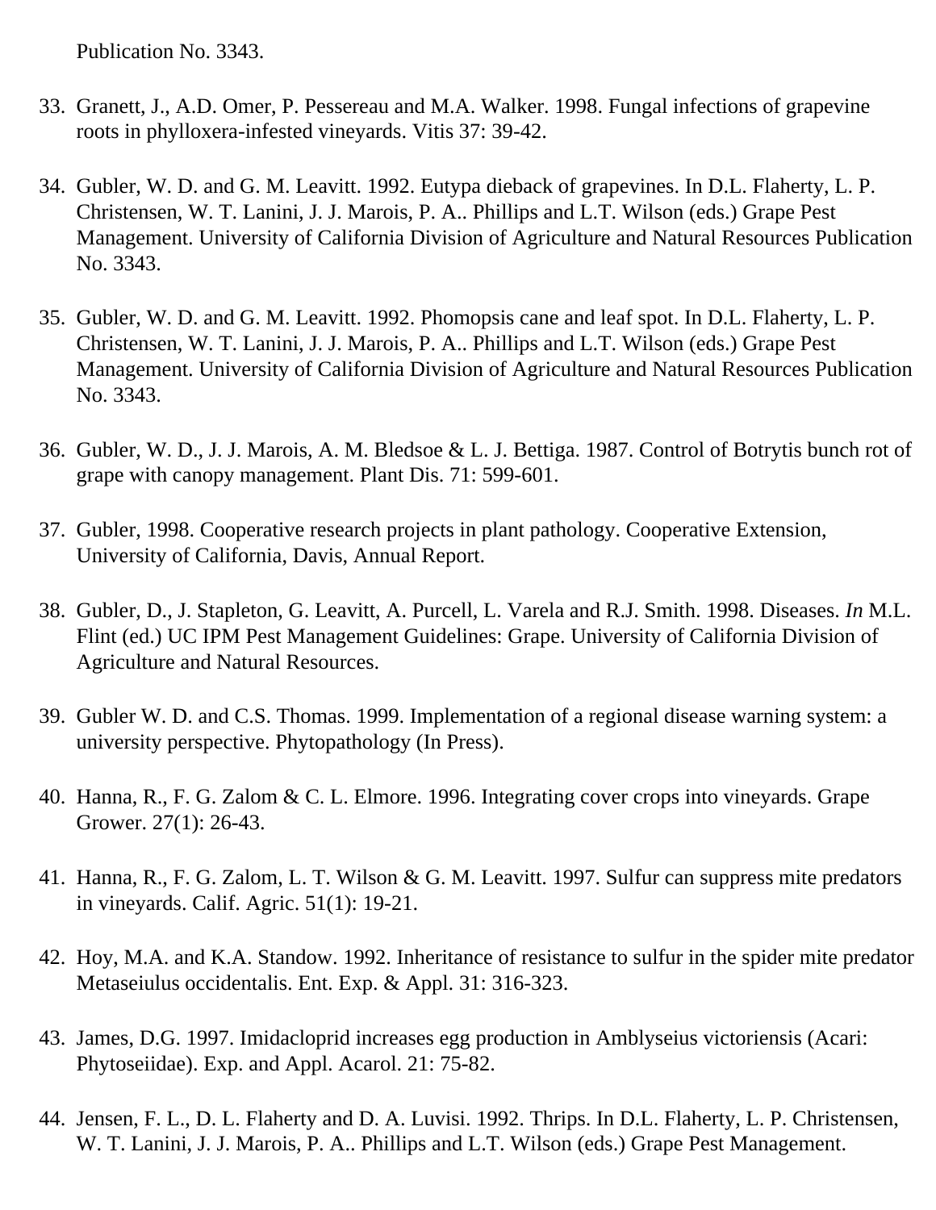Publication No. 3343.

33. Granett, J., A.D. Omer, P. Pessereau and M.A. Walker. 1998. Fungal infections of grapevine roots in phylloxera-infested vineyards. Vitis 37: 39-42.

34. Gubler, W. D. and G. M. Leavitt. 1992. Eutypa dieback of grapevines. In D.L. Flaherty, L. P. Christensen, W. T. Lanini, J. J. Marois, P. A.. Phillips and L.T. Wilson (eds.) Grape Pest Management. University of California Division of Agriculture and Natural Resources Publication No. 3343.

35. Gubler, W. D. and G. M. Leavitt. 1992. Phomopsis cane and leaf spot. In D.L. Flaherty, L. P. Christensen, W. T. Lanini, J. J. Marois, P. A.. Phillips and L.T. Wilson (eds.) Grape Pest Management. University of California Division of Agriculture and Natural Resources Publication No. 3343.

36. Gubler, W. D., J. J. Marois, A. M. Bledsoe & L. J. Bettiga. 1987. Control of Botrytis bunch rot of grape with canopy management. Plant Dis. 71: 599-601.

37. Gubler, 1998. Cooperative research projects in plant pathology. Cooperative Extension, University of California, Davis, Annual Report.

38. Gubler, D., J. Stapleton, G. Leavitt, A. Purcell, L. Varela and R.J. Smith. 1998. Diseases. *In* M.L. Flint (ed.) UC IPM Pest Management Guidelines: Grape. University of California Division of Agriculture and Natural Resources.

39. Gubler W. D. and C.S. Thomas. 1999. Implementation of a regional disease warning system: a university perspective. Phytopathology (In Press).

40. Hanna, R., F. G. Zalom & C. L. Elmore. 1996. Integrating cover crops into vineyards. Grape Grower. 27(1): 26-43.

41. Hanna, R., F. G. Zalom, L. T. Wilson & G. M. Leavitt. 1997. Sulfur can suppress mite predators in vineyards. Calif. Agric. 51(1): 19-21.

42. Hoy, M.A. and K.A. Standow. 1992. Inheritance of resistance to sulfur in the spider mite predator Metaseiulus occidentalis. Ent. Exp. & Appl. 31: 316-323.

43. James, D.G. 1997. Imidacloprid increases egg production in Amblyseius victoriensis (Acari: Phytoseiidae). Exp. and Appl. Acarol. 21: 75-82.

44. Jensen, F. L., D. L. Flaherty and D. A. Luvisi. 1992. Thrips. In D.L. Flaherty, L. P. Christensen, W. T. Lanini, J. J. Marois, P. A.. Phillips and L.T. Wilson (eds.) Grape Pest Management.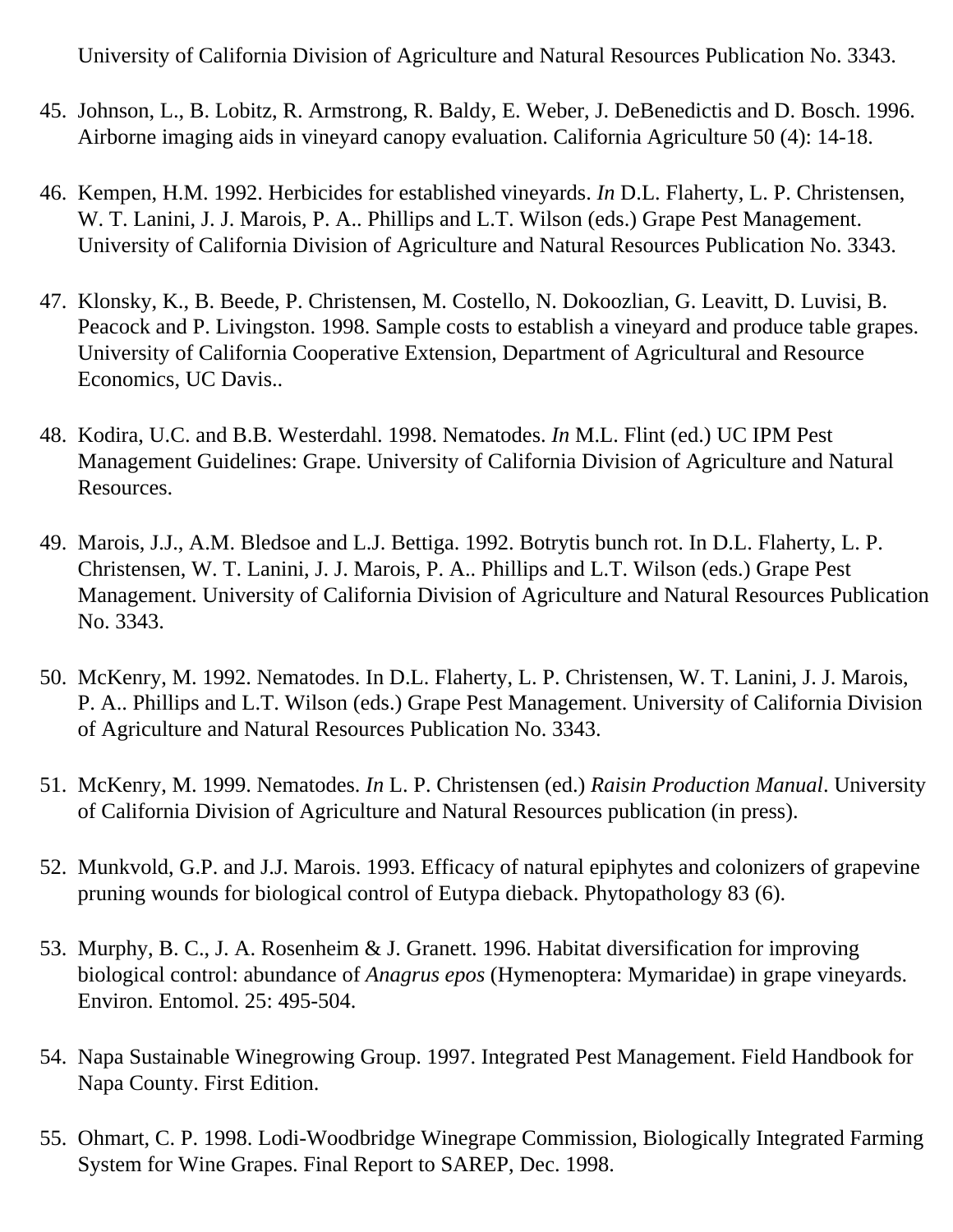University of California Division of Agriculture and Natural Resources Publication No. 3343.

45. Johnson, L., B. Lobitz, R. Armstrong, R. Baldy, E. Weber, J. DeBenedictis and D. Bosch. 1996. Airborne imaging aids in vineyard canopy evaluation. California Agriculture 50 (4): 14-18.

46. Kempen, H.M. 1992. Herbicides for established vineyards. *In* D.L. Flaherty, L. P. Christensen, W. T. Lanini, J. J. Marois, P. A.. Phillips and L.T. Wilson (eds.) Grape Pest Management. University of California Division of Agriculture and Natural Resources Publication No. 3343.

47. Klonsky, K., B. Beede, P. Christensen, M. Costello, N. Dokoozlian, G. Leavitt, D. Luvisi, B. Peacock and P. Livingston. 1998. Sample costs to establish a vineyard and produce table grapes. University of California Cooperative Extension, Department of Agricultural and Resource Economics, UC Davis..

48. Kodira, U.C. and B.B. Westerdahl. 1998. Nematodes. *In* M.L. Flint (ed.) UC IPM Pest Management Guidelines: Grape. University of California Division of Agriculture and Natural Resources.

49. Marois, J.J., A.M. Bledsoe and L.J. Bettiga. 1992. Botrytis bunch rot. In D.L. Flaherty, L. P. Christensen, W. T. Lanini, J. J. Marois, P. A.. Phillips and L.T. Wilson (eds.) Grape Pest Management. University of California Division of Agriculture and Natural Resources Publication No. 3343.

50. McKenry, M. 1992. Nematodes. In D.L. Flaherty, L. P. Christensen, W. T. Lanini, J. J. Marois, P. A.. Phillips and L.T. Wilson (eds.) Grape Pest Management. University of California Division of Agriculture and Natural Resources Publication No. 3343.

51. McKenry, M. 1999. Nematodes. *In* L. P. Christensen (ed.) *Raisin Production Manual*. University of California Division of Agriculture and Natural Resources publication (in press).

52. Munkvold, G.P. and J.J. Marois. 1993. Efficacy of natural epiphytes and colonizers of grapevine pruning wounds for biological control of Eutypa dieback. Phytopathology 83 (6).

53. Murphy, B. C., J. A. Rosenheim & J. Granett. 1996. Habitat diversification for improving biological control: abundance of *Anagrus epos* (Hymenoptera: Mymaridae) in grape vineyards. Environ. Entomol. 25: 495-504.

54. Napa Sustainable Winegrowing Group. 1997. Integrated Pest Management. Field Handbook for Napa County. First Edition.

55. Ohmart, C. P. 1998. Lodi-Woodbridge Winegrape Commission, Biologically Integrated Farming System for Wine Grapes. Final Report to SAREP, Dec. 1998.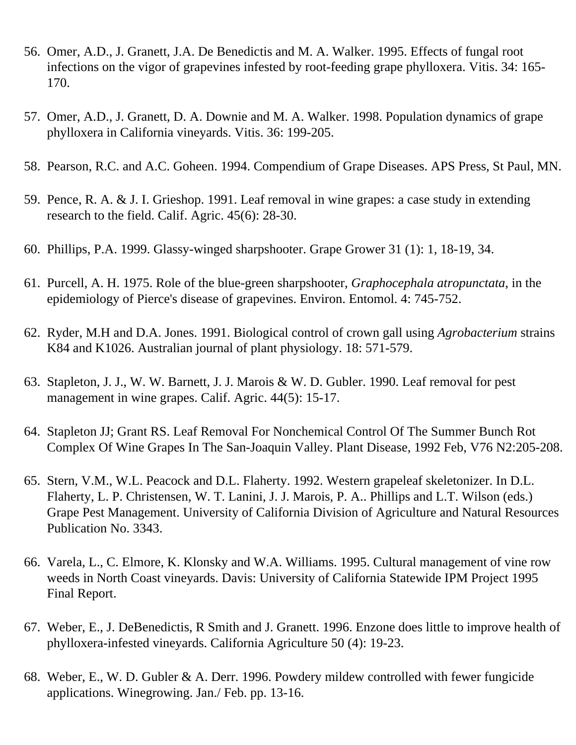56. Omer, A.D., J. Granett, J.A. De Benedictis and M. A. Walker. 1995. Effects of fungal root infections on the vigor of grapevines infested by root-feeding grape phylloxera. Vitis. 34: 165-170.

57. Omer, A.D., J. Granett, D. A. Downie and M. A. Walker. 1998. Population dynamics of grape phylloxera in California vineyards. Vitis. 36: 199-205.

58. Pearson, R.C. and A.C. Goheen. 1994. Compendium of Grape Diseases. APS Press, St Paul, MN.

59. Pence, R. A. & J. I. Grieshop. 1991. Leaf removal in wine grapes: a case study in extending research to the field. Calif. Agric. 45(6): 28-30.

60. Phillips, P.A. 1999. Glassy-winged sharpshooter. Grape Grower 31 (1): 1, 18-19, 34.

61. Purcell, A. H. 1975. Role of the blue-green sharpshooter, *Graphocephala atropunctata*, in the epidemiology of Pierce's disease of grapevines. Environ. Entomol. 4: 745-752.

62. Ryder, M.H and D.A. Jones. 1991. Biological control of crown gall using *Agrobacterium* strains K84 and K1026. Australian journal of plant physiology. 18: 571-579.

63. Stapleton, J. J., W. W. Barnett, J. J. Marois & W. D. Gubler. 1990. Leaf removal for pest management in wine grapes. Calif. Agric. 44(5): 15-17.

64. Stapleton JJ; Grant RS. Leaf Removal For Nonchemical Control Of The Summer Bunch Rot Complex Of Wine Grapes In The San-Joaquin Valley. Plant Disease, 1992 Feb, V76 N2:205-208.

65. Stern, V.M., W.L. Peacock and D.L. Flaherty. 1992. Western grapeleaf skeletonizer. In D.L. Flaherty, L. P. Christensen, W. T. Lanini, J. J. Marois, P. A.. Phillips and L.T. Wilson (eds.) Grape Pest Management. University of California Division of Agriculture and Natural Resources Publication No. 3343.

66. Varela, L., C. Elmore, K. Klonsky and W.A. Williams. 1995. Cultural management of vine row weeds in North Coast vineyards. Davis: University of California Statewide IPM Project 1995 Final Report.

67. Weber, E., J. DeBenedictis, R Smith and J. Granett. 1996. Enzone does little to improve health of phylloxera-infested vineyards. California Agriculture 50 (4): 19-23.

68. Weber, E., W. D. Gubler & A. Derr. 1996. Powdery mildew controlled with fewer fungicide applications. Winegrowing. Jan./ Feb. pp. 13-16.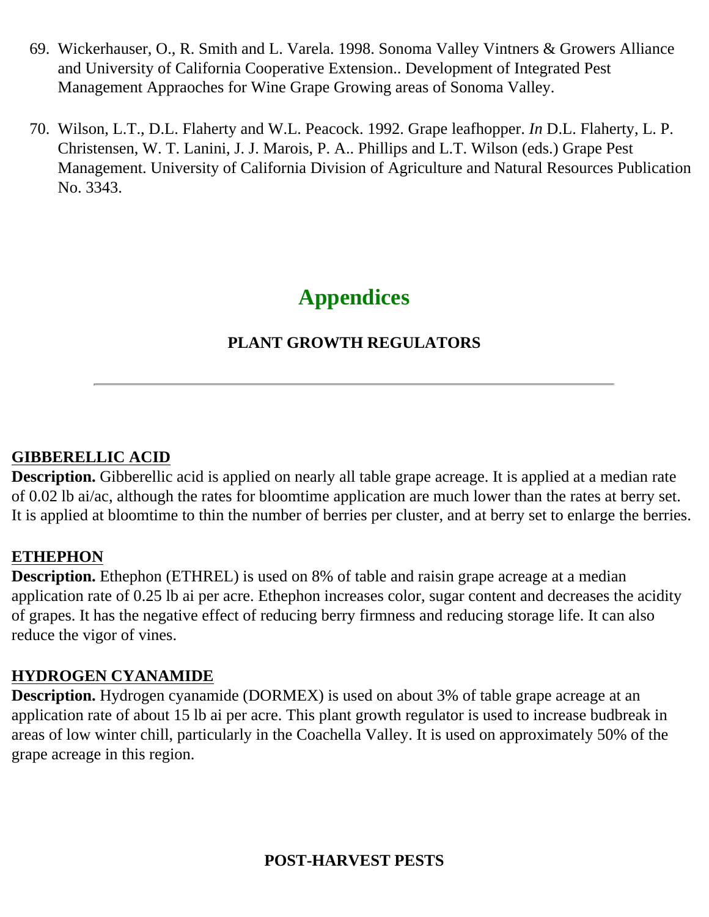69. Wickerhauser, O., R. Smith and L. Varela. 1998. Sonoma Valley Vintners & Growers Alliance and University of California Cooperative Extension.. Development of Integrated Pest Management Appraoches for Wine Grape Growing areas of Sonoma Valley.

70. Wilson, L.T., D.L. Flaherty and W.L. Peacock. 1992. Grape leafhopper. *In* D.L. Flaherty, L. P. Christensen, W. T. Lanini, J. J. Marois, P. A.. Phillips and L.T. Wilson (eds.) Grape Pest Management. University of California Division of Agriculture and Natural Resources Publication No. 3343.

# Appendices

## PLANT GROWTH REGULATORS

---

**GIBBERELLIC ACID**

**Description.** Gibberellic acid is applied on nearly all table grape acreage. It is applied at a median rate of 0.02 lb ai/ac, although the rates for bloomtime application are much lower than the rates at berry set. It is applied at bloomtime to thin the number of berries per cluster, and at berry set to enlarge the berries.

**ETHEPHON**

**Description.** Ethephon (ETHREL) is used on 8% of table and raisin grape acreage at a median application rate of 0.25 lb ai per acre. Ethephon increases color, sugar content and decreases the acidity of grapes. It has the negative effect of reducing berry firmness and reducing storage life. It can also reduce the vigor of vines.

**HYDROGEN CYANAMIDE**

**Description.** Hydrogen cyanamide (DORMEX) is used on about 3% of table grape acreage at an application rate of about 15 lb ai per acre. This plant growth regulator is used to increase budbreak in areas of low winter chill, particularly in the Coachella Valley. It is used on approximately 50% of the grape acreage in this region.

## POST-HARVEST PESTS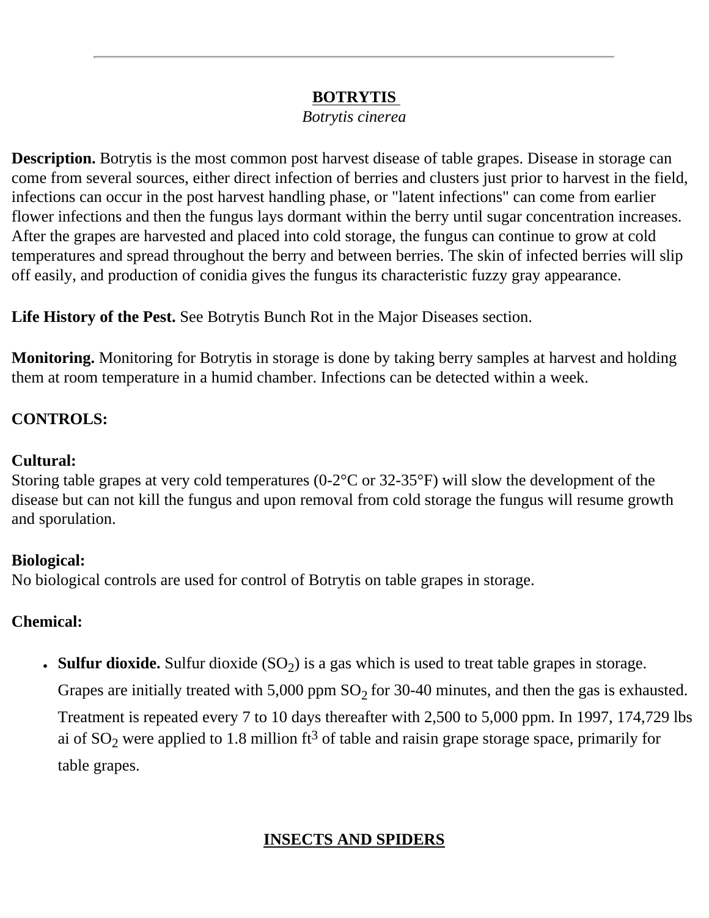---

## BOTRYTIS

*Botrytis cinerea*

**Description.** Botrytis is the most common post harvest disease of table grapes. Disease in storage can come from several sources, either direct infection of berries and clusters just prior to harvest in the field, infections can occur in the post harvest handling phase, or "latent infections" can come from earlier flower infections and then the fungus lays dormant within the berry until sugar concentration increases. After the grapes are harvested and placed into cold storage, the fungus can continue to grow at cold temperatures and spread throughout the berry and between berries. The skin of infected berries will slip off easily, and production of conidia gives the fungus its characteristic fuzzy gray appearance.

**Life History of the Pest.** See Botrytis Bunch Rot in the Major Diseases section.

**Monitoring.** Monitoring for Botrytis in storage is done by taking berry samples at harvest and holding them at room temperature in a humid chamber. Infections can be detected within a week.

**CONTROLS:**

**Cultural:**
Storing table grapes at very cold temperatures (0-2°C or 32-35°F) will slow the development of the disease but can not kill the fungus and upon removal from cold storage the fungus will resume growth and sporulation.

**Biological:**
No biological controls are used for control of Botrytis on table grapes in storage.

**Chemical:**

- **Sulfur dioxide.** Sulfur dioxide ($SO_2$) is a gas which is used to treat table grapes in storage. Grapes are initially treated with 5,000 ppm $SO_2$ for 30-40 minutes, and then the gas is exhausted. Treatment is repeated every 7 to 10 days thereafter with 2,500 to 5,000 ppm. In 1997, 174,729 lbs ai of $SO_2$ were applied to 1.8 million $ft^3$ of table and raisin grape storage space, primarily for table grapes.

## INSECTS AND SPIDERS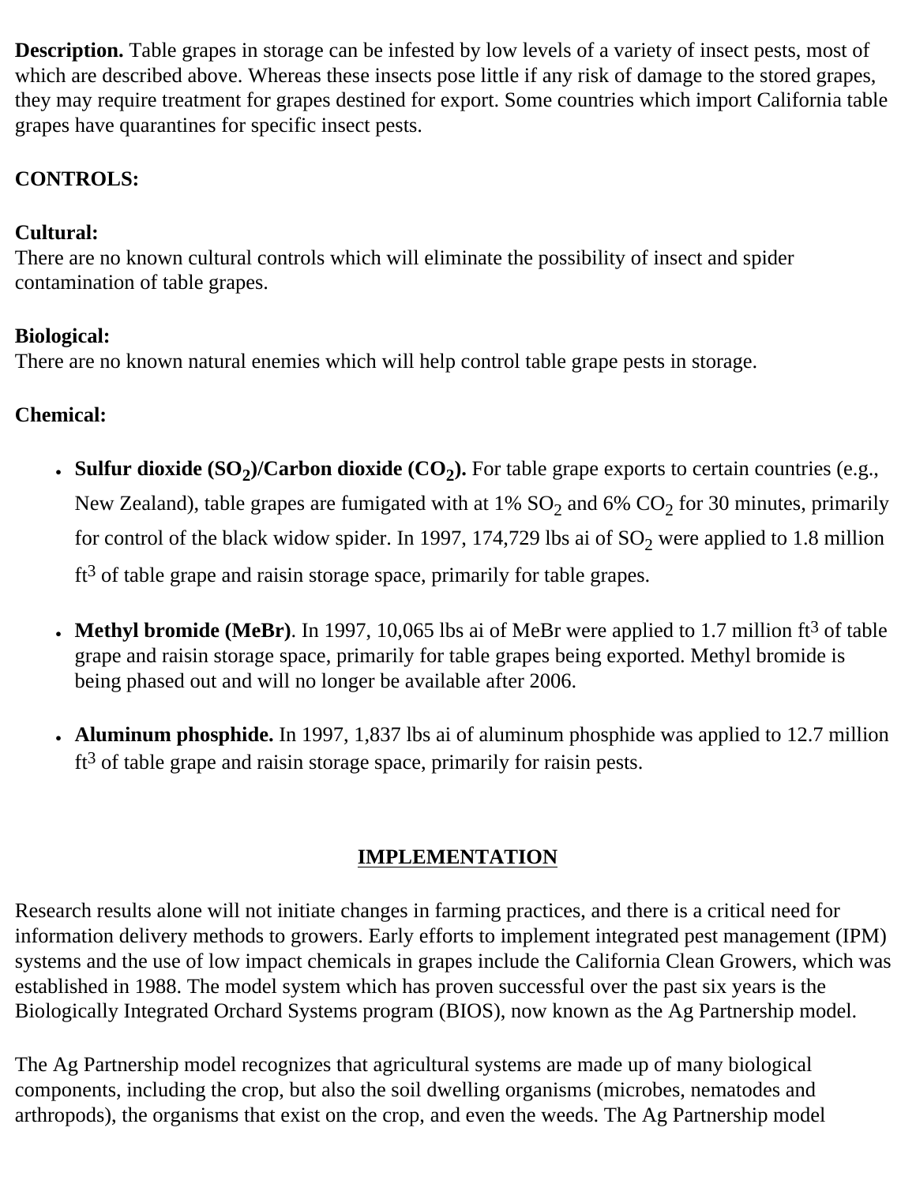**Description.** Table grapes in storage can be infested by low levels of a variety of insect pests, most of which are described above. Whereas these insects pose little if any risk of damage to the stored grapes, they may require treatment for grapes destined for export. Some countries which import California table grapes have quarantines for specific insect pests.

**CONTROLS:**

**Cultural:**
There are no known cultural controls which will eliminate the possibility of insect and spider contamination of table grapes.

**Biological:**
There are no known natural enemies which will help control table grape pests in storage.

**Chemical:**

- **Sulfur dioxide ($SO_2$)/Carbon dioxide ($CO_2$).** For table grape exports to certain countries (e.g., New Zealand), table grapes are fumigated with at 1% $SO_2$ and 6% $CO_2$ for 30 minutes, primarily for control of the black widow spider. In 1997, 174,729 lbs ai of $SO_2$ were applied to 1.8 million $ft^3$ of table grape and raisin storage space, primarily for table grapes.

- **Methyl bromide (MeBr)**. In 1997, 10,065 lbs ai of MeBr were applied to 1.7 million $ft^3$ of table grape and raisin storage space, primarily for table grapes being exported. Methyl bromide is being phased out and will no longer be available after 2006.

- **Aluminum phosphide.** In 1997, 1,837 lbs ai of aluminum phosphide was applied to 12.7 million $ft^3$ of table grape and raisin storage space, primarily for raisin pests.

## IMPLEMENTATION

Research results alone will not initiate changes in farming practices, and there is a critical need for information delivery methods to growers. Early efforts to implement integrated pest management (IPM) systems and the use of low impact chemicals in grapes include the California Clean Growers, which was established in 1988. The model system which has proven successful over the past six years is the Biologically Integrated Orchard Systems program (BIOS), now known as the Ag Partnership model.

The Ag Partnership model recognizes that agricultural systems are made up of many biological components, including the crop, but also the soil dwelling organisms (microbes, nematodes and arthropods), the organisms that exist on the crop, and even the weeds. The Ag Partnership model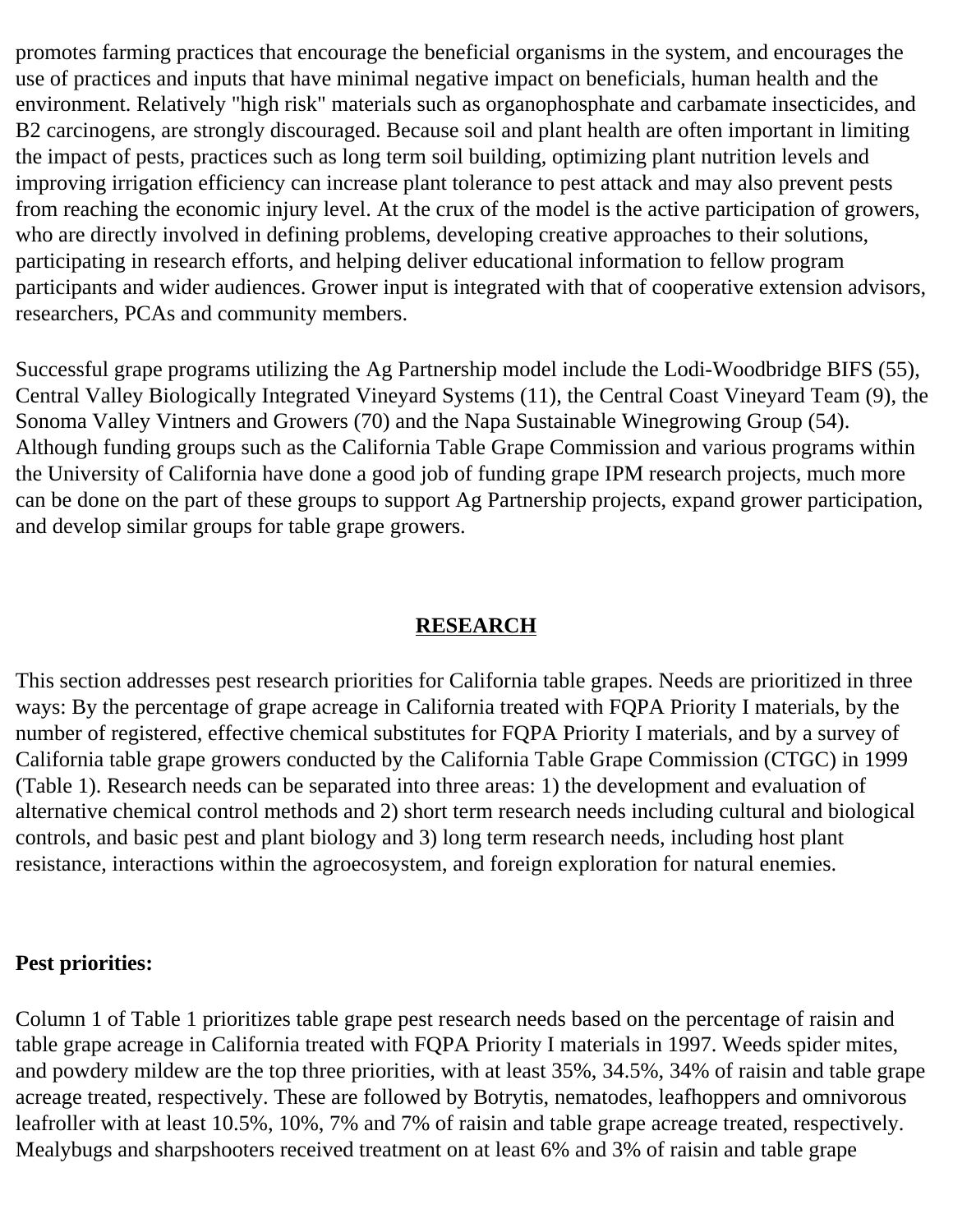promotes farming practices that encourage the beneficial organisms in the system, and encourages the use of practices and inputs that have minimal negative impact on beneficials, human health and the environment. Relatively "high risk" materials such as organophosphate and carbamate insecticides, and B2 carcinogens, are strongly discouraged. Because soil and plant health are often important in limiting the impact of pests, practices such as long term soil building, optimizing plant nutrition levels and improving irrigation efficiency can increase plant tolerance to pest attack and may also prevent pests from reaching the economic injury level. At the crux of the model is the active participation of growers, who are directly involved in defining problems, developing creative approaches to their solutions, participating in research efforts, and helping deliver educational information to fellow program participants and wider audiences. Grower input is integrated with that of cooperative extension advisors, researchers, PCAs and community members.

Successful grape programs utilizing the Ag Partnership model include the Lodi-Woodbridge BIFS (55), Central Valley Biologically Integrated Vineyard Systems (11), the Central Coast Vineyard Team (9), the Sonoma Valley Vintners and Growers (70) and the Napa Sustainable Winegrowing Group (54). Although funding groups such as the California Table Grape Commission and various programs within the University of California have done a good job of funding grape IPM research projects, much more can be done on the part of these groups to support Ag Partnership projects, expand grower participation, and develop similar groups for table grape growers.

## RESEARCH

This section addresses pest research priorities for California table grapes. Needs are prioritized in three ways: By the percentage of grape acreage in California treated with FQPA Priority I materials, by the number of registered, effective chemical substitutes for FQPA Priority I materials, and by a survey of California table grape growers conducted by the California Table Grape Commission (CTGC) in 1999 (Table 1). Research needs can be separated into three areas: 1) the development and evaluation of alternative chemical control methods and 2) short term research needs including cultural and biological controls, and basic pest and plant biology and 3) long term research needs, including host plant resistance, interactions within the agroecosystem, and foreign exploration for natural enemies.

**Pest priorities:**

Column 1 of Table 1 prioritizes table grape pest research needs based on the percentage of raisin and table grape acreage in California treated with FQPA Priority I materials in 1997. Weeds spider mites, and powdery mildew are the top three priorities, with at least 35%, 34.5%, 34% of raisin and table grape acreage treated, respectively. These are followed by Botrytis, nematodes, leafhoppers and omnivorous leafroller with at least 10.5%, 10%, 7% and 7% of raisin and table grape acreage treated, respectively. Mealybugs and sharpshooters received treatment on at least 6% and 3% of raisin and table grape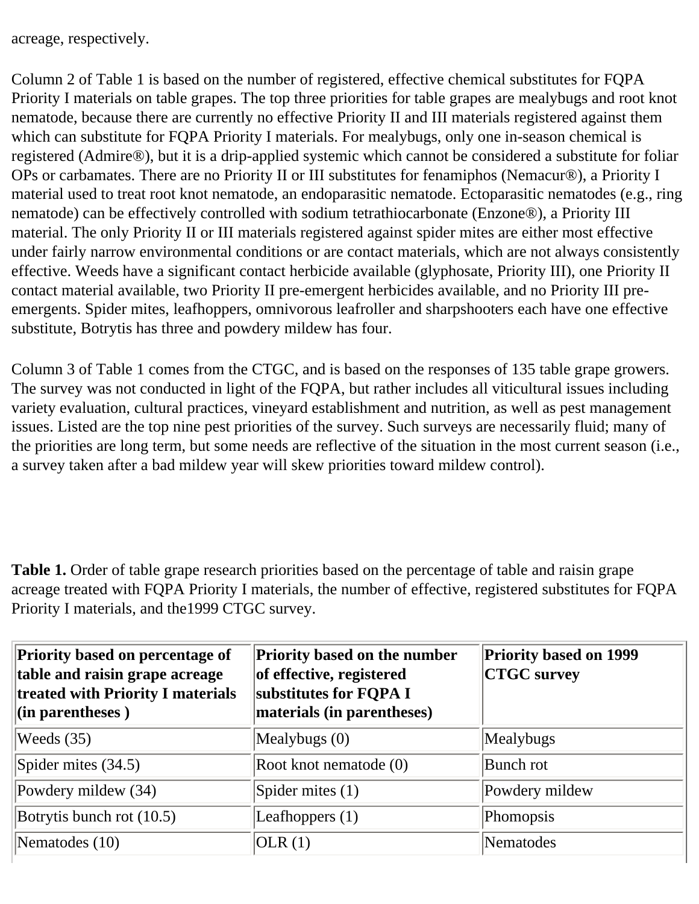acreage, respectively.

Column 2 of Table 1 is based on the number of registered, effective chemical substitutes for FQPA Priority I materials on table grapes. The top three priorities for table grapes are mealybugs and root knot nematode, because there are currently no effective Priority II and III materials registered against them which can substitute for FQPA Priority I materials. For mealybugs, only one in-season chemical is registered (Admire®), but it is a drip-applied systemic which cannot be considered a substitute for foliar OPs or carbamates. There are no Priority II or III substitutes for fenamiphos (Nemacur®), a Priority I material used to treat root knot nematode, an endoparasitic nematode. Ectoparasitic nematodes (e.g., ring nematode) can be effectively controlled with sodium tetrathiocarbonate (Enzone®), a Priority III material. The only Priority II or III materials registered against spider mites are either most effective under fairly narrow environmental conditions or are contact materials, which are not always consistently effective. Weeds have a significant contact herbicide available (glyphosate, Priority III), one Priority II contact material available, two Priority II pre-emergent herbicides available, and no Priority III pre-emergents. Spider mites, leafhoppers, omnivorous leafroller and sharpshooters each have one effective substitute, Botrytis has three and powdery mildew has four.

Column 3 of Table 1 comes from the CTGC, and is based on the responses of 135 table grape growers. The survey was not conducted in light of the FQPA, but rather includes all viticultural issues including variety evaluation, cultural practices, vineyard establishment and nutrition, as well as pest management issues. Listed are the top nine pest priorities of the survey. Such surveys are necessarily fluid; many of the priorities are long term, but some needs are reflective of the situation in the most current season (i.e., a survey taken after a bad mildew year will skew priorities toward mildew control).

**Table 1.** Order of table grape research priorities based on the percentage of table and raisin grape acreage treated with FQPA Priority I materials, the number of effective, registered substitutes for FQPA Priority I materials, and the1999 CTGC survey.

| **Priority based on percentage of table and raisin grape acreage treated with Priority I materials (in parentheses )** | **Priority based on the number of effective, registered substitutes for FQPA I materials (in parentheses)** | **Priority based on 1999 CTGC survey** |
|---|---|---|
| Weeds (35) | Mealybugs (0) | Mealybugs |
| Spider mites (34.5) | Root knot nematode (0) | Bunch rot |
| Powdery mildew (34) | Spider mites (1) | Powdery mildew |
| Botrytis bunch rot (10.5) | Leafhoppers (1) | Phomopsis |
| Nematodes (10) | OLR (1) | Nematodes |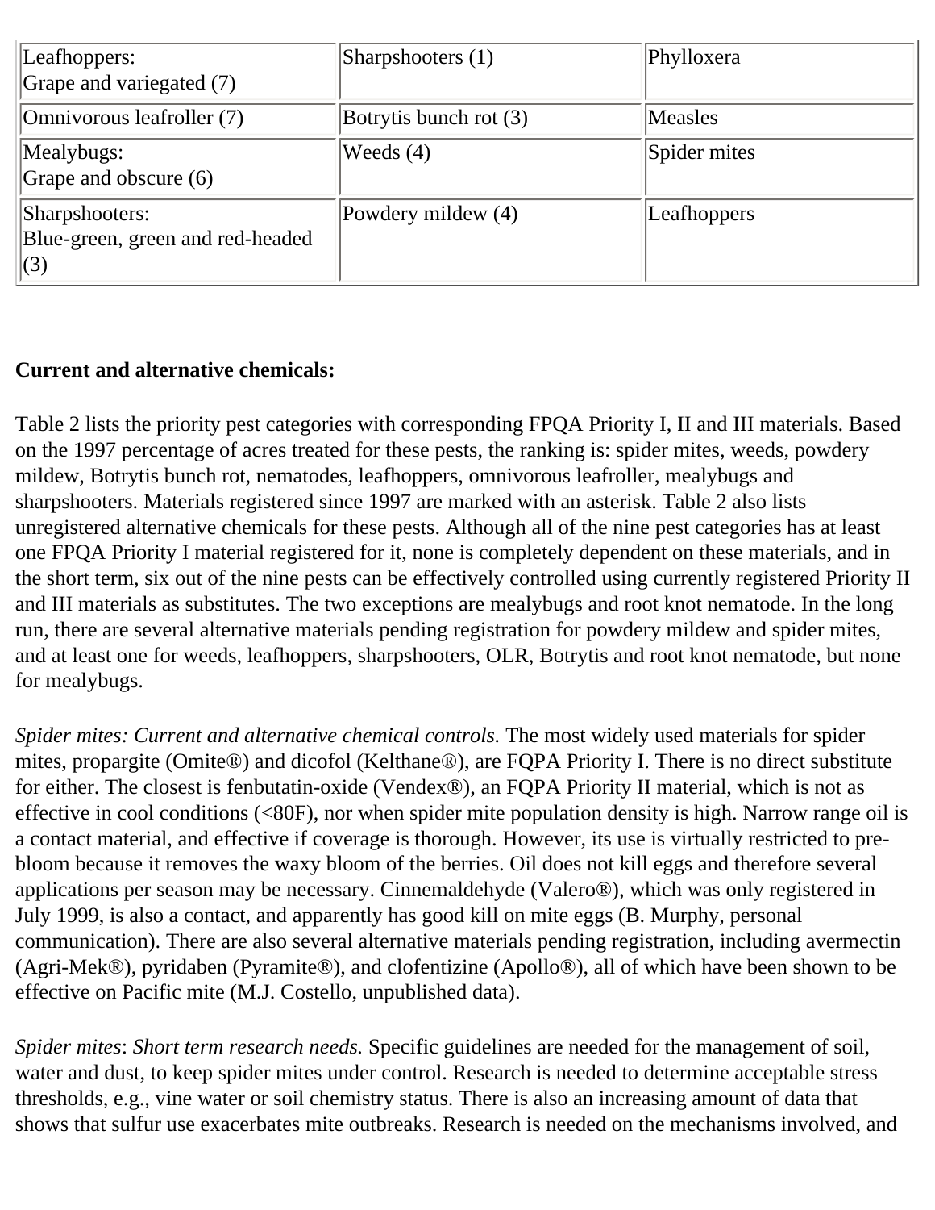| | | |
|---|---|---|
| Leafhoppers:<br>Grape and variegated (7) | Sharpshooters (1) | Phylloxera |
| Omnivorous leafroller (7) | Botrytis bunch rot (3) | Measles |
| Mealybugs:<br>Grape and obscure (6) | Weeds (4) | Spider mites |
| Sharpshooters:<br>Blue-green, green and red-headed (3) | Powdery mildew (4) | Leafhoppers |

**Current and alternative chemicals:**

Table 2 lists the priority pest categories with corresponding FPQA Priority I, II and III materials. Based on the 1997 percentage of acres treated for these pests, the ranking is: spider mites, weeds, powdery mildew, Botrytis bunch rot, nematodes, leafhoppers, omnivorous leafroller, mealybugs and sharpshooters. Materials registered since 1997 are marked with an asterisk. Table 2 also lists unregistered alternative chemicals for these pests. Although all of the nine pest categories has at least one FPQA Priority I material registered for it, none is completely dependent on these materials, and in the short term, six out of the nine pests can be effectively controlled using currently registered Priority II and III materials as substitutes. The two exceptions are mealybugs and root knot nematode. In the long run, there are several alternative materials pending registration for powdery mildew and spider mites, and at least one for weeds, leafhoppers, sharpshooters, OLR, Botrytis and root knot nematode, but none for mealybugs.

*Spider mites: Current and alternative chemical controls.* The most widely used materials for spider mites, propargite (Omite®) and dicofol (Kelthane®), are FQPA Priority I. There is no direct substitute for either. The closest is fenbutatin-oxide (Vendex®), an FQPA Priority II material, which is not as effective in cool conditions (<80F), nor when spider mite population density is high. Narrow range oil is a contact material, and effective if coverage is thorough. However, its use is virtually restricted to pre-bloom because it removes the waxy bloom of the berries. Oil does not kill eggs and therefore several applications per season may be necessary. Cinnemaldehyde (Valero®), which was only registered in July 1999, is also a contact, and apparently has good kill on mite eggs (B. Murphy, personal communication). There are also several alternative materials pending registration, including avermectin (Agri-Mek®), pyridaben (Pyramite®), and clofentizine (Apollo®), all of which have been shown to be effective on Pacific mite (M.J. Costello, unpublished data).

*Spider mites*: *Short term research needs.* Specific guidelines are needed for the management of soil, water and dust, to keep spider mites under control. Research is needed to determine acceptable stress thresholds, e.g., vine water or soil chemistry status. There is also an increasing amount of data that shows that sulfur use exacerbates mite outbreaks. Research is needed on the mechanisms involved, and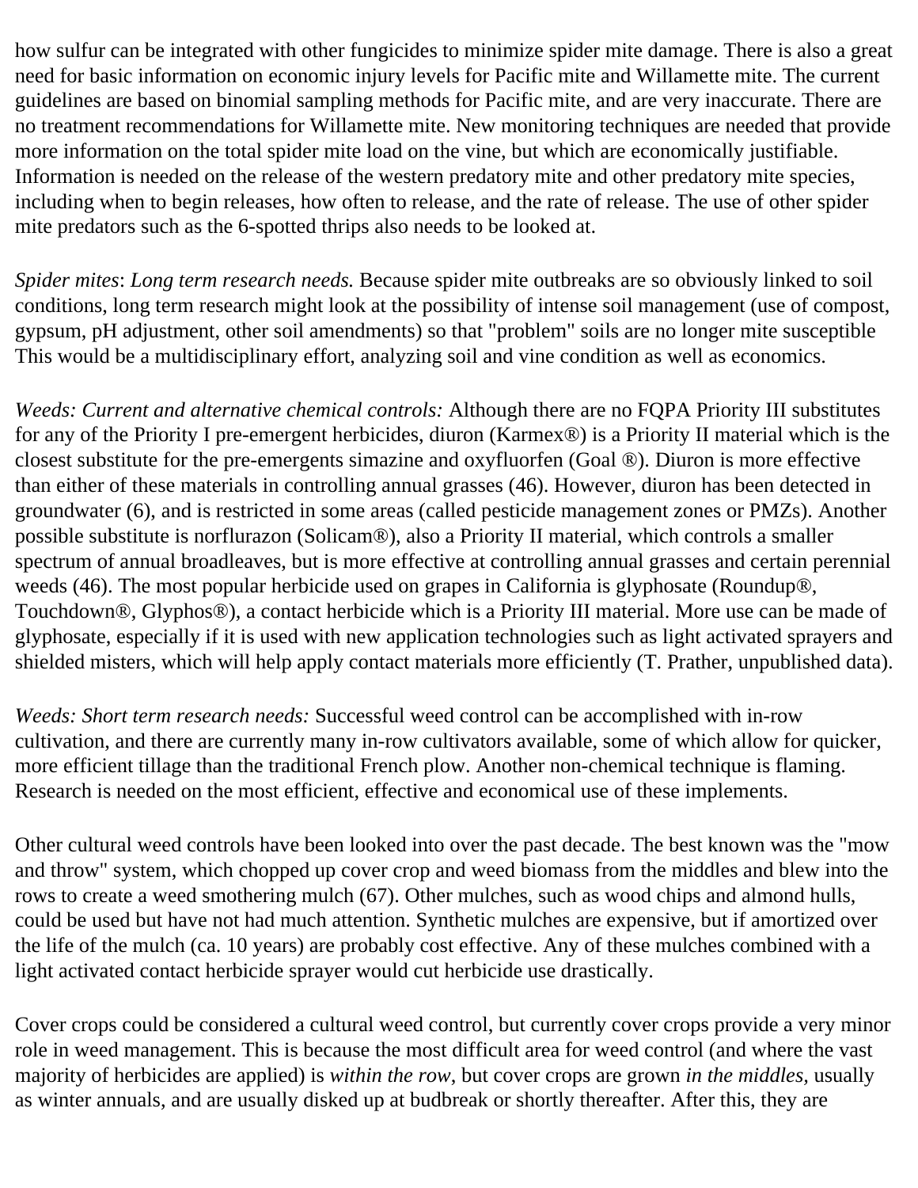how sulfur can be integrated with other fungicides to minimize spider mite damage. There is also a great need for basic information on economic injury levels for Pacific mite and Willamette mite. The current guidelines are based on binomial sampling methods for Pacific mite, and are very inaccurate. There are no treatment recommendations for Willamette mite. New monitoring techniques are needed that provide more information on the total spider mite load on the vine, but which are economically justifiable. Information is needed on the release of the western predatory mite and other predatory mite species, including when to begin releases, how often to release, and the rate of release. The use of other spider mite predators such as the 6-spotted thrips also needs to be looked at.

*Spider mites*: *Long term research needs.* Because spider mite outbreaks are so obviously linked to soil conditions, long term research might look at the possibility of intense soil management (use of compost, gypsum, pH adjustment, other soil amendments) so that "problem" soils are no longer mite susceptible This would be a multidisciplinary effort, analyzing soil and vine condition as well as economics.

*Weeds: Current and alternative chemical controls:* Although there are no FQPA Priority III substitutes for any of the Priority I pre-emergent herbicides, diuron (Karmex®) is a Priority II material which is the closest substitute for the pre-emergents simazine and oxyfluorfen (Goal ®). Diuron is more effective than either of these materials in controlling annual grasses (46). However, diuron has been detected in groundwater (6), and is restricted in some areas (called pesticide management zones or PMZs). Another possible substitute is norflurazon (Solicam®), also a Priority II material, which controls a smaller spectrum of annual broadleaves, but is more effective at controlling annual grasses and certain perennial weeds (46). The most popular herbicide used on grapes in California is glyphosate (Roundup®, Touchdown®, Glyphos®), a contact herbicide which is a Priority III material. More use can be made of glyphosate, especially if it is used with new application technologies such as light activated sprayers and shielded misters, which will help apply contact materials more efficiently (T. Prather, unpublished data).

*Weeds: Short term research needs:* Successful weed control can be accomplished with in-row cultivation, and there are currently many in-row cultivators available, some of which allow for quicker, more efficient tillage than the traditional French plow. Another non-chemical technique is flaming. Research is needed on the most efficient, effective and economical use of these implements.

Other cultural weed controls have been looked into over the past decade. The best known was the "mow and throw" system, which chopped up cover crop and weed biomass from the middles and blew into the rows to create a weed smothering mulch (67). Other mulches, such as wood chips and almond hulls, could be used but have not had much attention. Synthetic mulches are expensive, but if amortized over the life of the mulch (ca. 10 years) are probably cost effective. Any of these mulches combined with a light activated contact herbicide sprayer would cut herbicide use drastically.

Cover crops could be considered a cultural weed control, but currently cover crops provide a very minor role in weed management. This is because the most difficult area for weed control (and where the vast majority of herbicides are applied) is *within the row*, but cover crops are grown *in the middles*, usually as winter annuals, and are usually disked up at budbreak or shortly thereafter. After this, they are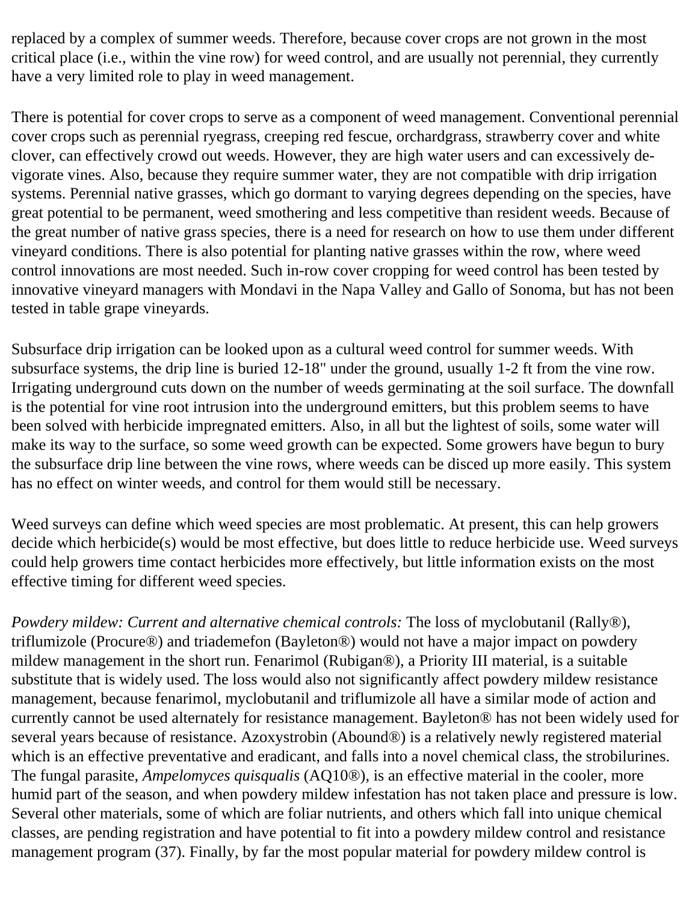replaced by a complex of summer weeds. Therefore, because cover crops are not grown in the most critical place (i.e., within the vine row) for weed control, and are usually not perennial, they currently have a very limited role to play in weed management.

There is potential for cover crops to serve as a component of weed management. Conventional perennial cover crops such as perennial ryegrass, creeping red fescue, orchardgrass, strawberry cover and white clover, can effectively crowd out weeds. However, they are high water users and can excessively de-vigorate vines. Also, because they require summer water, they are not compatible with drip irrigation systems. Perennial native grasses, which go dormant to varying degrees depending on the species, have great potential to be permanent, weed smothering and less competitive than resident weeds. Because of the great number of native grass species, there is a need for research on how to use them under different vineyard conditions. There is also potential for planting native grasses within the row, where weed control innovations are most needed. Such in-row cover cropping for weed control has been tested by innovative vineyard managers with Mondavi in the Napa Valley and Gallo of Sonoma, but has not been tested in table grape vineyards.

Subsurface drip irrigation can be looked upon as a cultural weed control for summer weeds. With subsurface systems, the drip line is buried 12-18" under the ground, usually 1-2 ft from the vine row. Irrigating underground cuts down on the number of weeds germinating at the soil surface. The downfall is the potential for vine root intrusion into the underground emitters, but this problem seems to have been solved with herbicide impregnated emitters. Also, in all but the lightest of soils, some water will make its way to the surface, so some weed growth can be expected. Some growers have begun to bury the subsurface drip line between the vine rows, where weeds can be disced up more easily. This system has no effect on winter weeds, and control for them would still be necessary.

Weed surveys can define which weed species are most problematic. At present, this can help growers decide which herbicide(s) would be most effective, but does little to reduce herbicide use. Weed surveys could help growers time contact herbicides more effectively, but little information exists on the most effective timing for different weed species.

*Powdery mildew: Current and alternative chemical controls:* The loss of myclobutanil (Rally®), triflumizole (Procure®) and triademefon (Bayleton®) would not have a major impact on powdery mildew management in the short run. Fenarimol (Rubigan®), a Priority III material, is a suitable substitute that is widely used. The loss would also not significantly affect powdery mildew resistance management, because fenarimol, myclobutanil and triflumizole all have a similar mode of action and currently cannot be used alternately for resistance management. Bayleton® has not been widely used for several years because of resistance. Azoxystrobin (Abound®) is a relatively newly registered material which is an effective preventative and eradicant, and falls into a novel chemical class, the strobilurines. The fungal parasite, *Ampelomyces quisqualis* (AQ10®), is an effective material in the cooler, more humid part of the season, and when powdery mildew infestation has not taken place and pressure is low. Several other materials, some of which are foliar nutrients, and others which fall into unique chemical classes, are pending registration and have potential to fit into a powdery mildew control and resistance management program (37). Finally, by far the most popular material for powdery mildew control is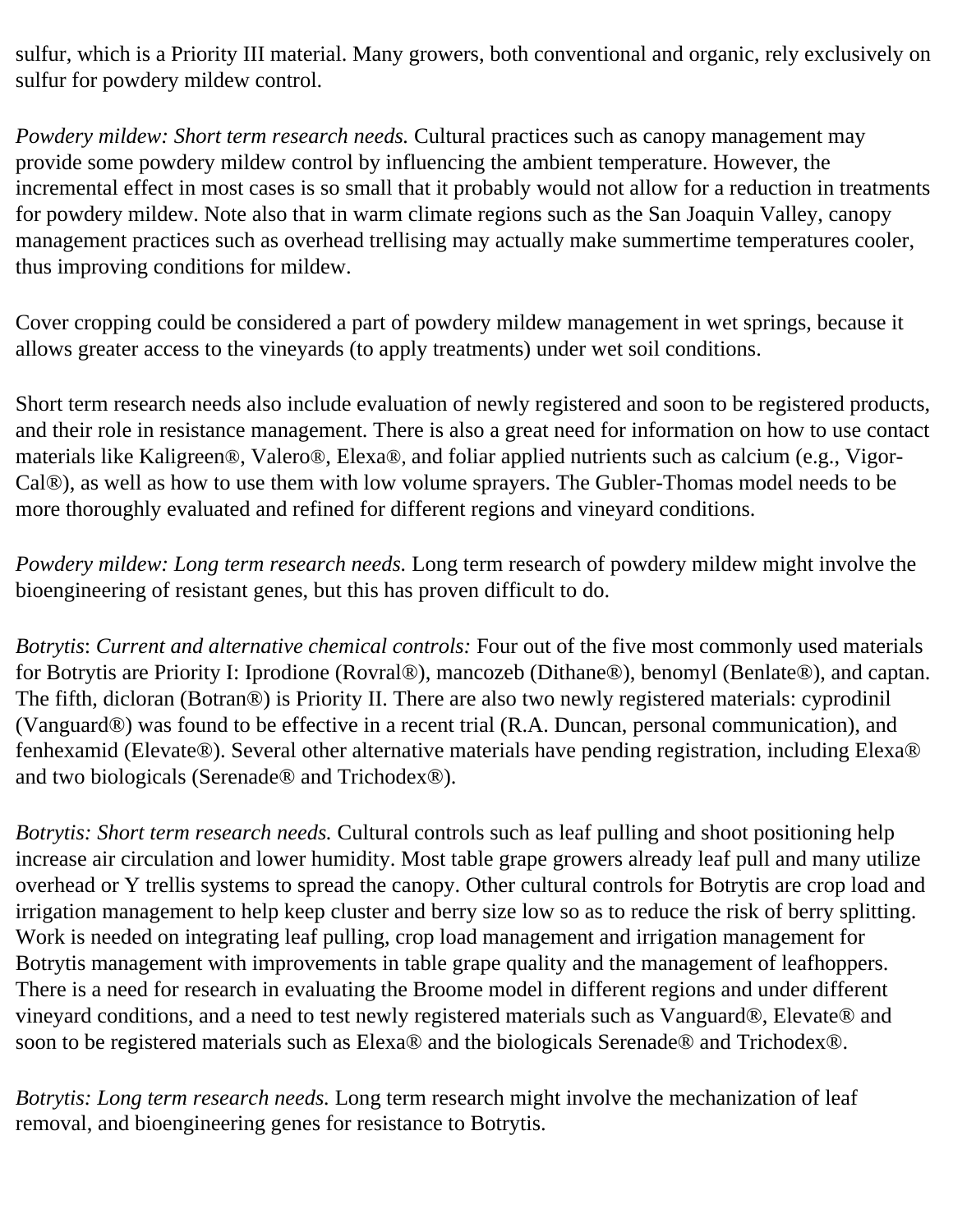sulfur, which is a Priority III material. Many growers, both conventional and organic, rely exclusively on sulfur for powdery mildew control.

*Powdery mildew: Short term research needs.* Cultural practices such as canopy management may provide some powdery mildew control by influencing the ambient temperature. However, the incremental effect in most cases is so small that it probably would not allow for a reduction in treatments for powdery mildew. Note also that in warm climate regions such as the San Joaquin Valley, canopy management practices such as overhead trellising may actually make summertime temperatures cooler, thus improving conditions for mildew.

Cover cropping could be considered a part of powdery mildew management in wet springs, because it allows greater access to the vineyards (to apply treatments) under wet soil conditions.

Short term research needs also include evaluation of newly registered and soon to be registered products, and their role in resistance management. There is also a great need for information on how to use contact materials like Kaligreen®, Valero®, Elexa®, and foliar applied nutrients such as calcium (e.g., Vigor-Cal®), as well as how to use them with low volume sprayers. The Gubler-Thomas model needs to be more thoroughly evaluated and refined for different regions and vineyard conditions.

*Powdery mildew: Long term research needs.* Long term research of powdery mildew might involve the bioengineering of resistant genes, but this has proven difficult to do.

*Botrytis*: *Current and alternative chemical controls:* Four out of the five most commonly used materials for Botrytis are Priority I: Iprodione (Rovral®), mancozeb (Dithane®), benomyl (Benlate®), and captan. The fifth, dicloran (Botran®) is Priority II. There are also two newly registered materials: cyprodinil (Vanguard®) was found to be effective in a recent trial (R.A. Duncan, personal communication), and fenhexamid (Elevate®). Several other alternative materials have pending registration, including Elexa® and two biologicals (Serenade® and Trichodex®).

*Botrytis: Short term research needs.* Cultural controls such as leaf pulling and shoot positioning help increase air circulation and lower humidity. Most table grape growers already leaf pull and many utilize overhead or Y trellis systems to spread the canopy. Other cultural controls for Botrytis are crop load and irrigation management to help keep cluster and berry size low so as to reduce the risk of berry splitting. Work is needed on integrating leaf pulling, crop load management and irrigation management for Botrytis management with improvements in table grape quality and the management of leafhoppers. There is a need for research in evaluating the Broome model in different regions and under different vineyard conditions, and a need to test newly registered materials such as Vanguard®, Elevate® and soon to be registered materials such as Elexa® and the biologicals Serenade® and Trichodex®.

*Botrytis: Long term research needs.* Long term research might involve the mechanization of leaf removal, and bioengineering genes for resistance to Botrytis.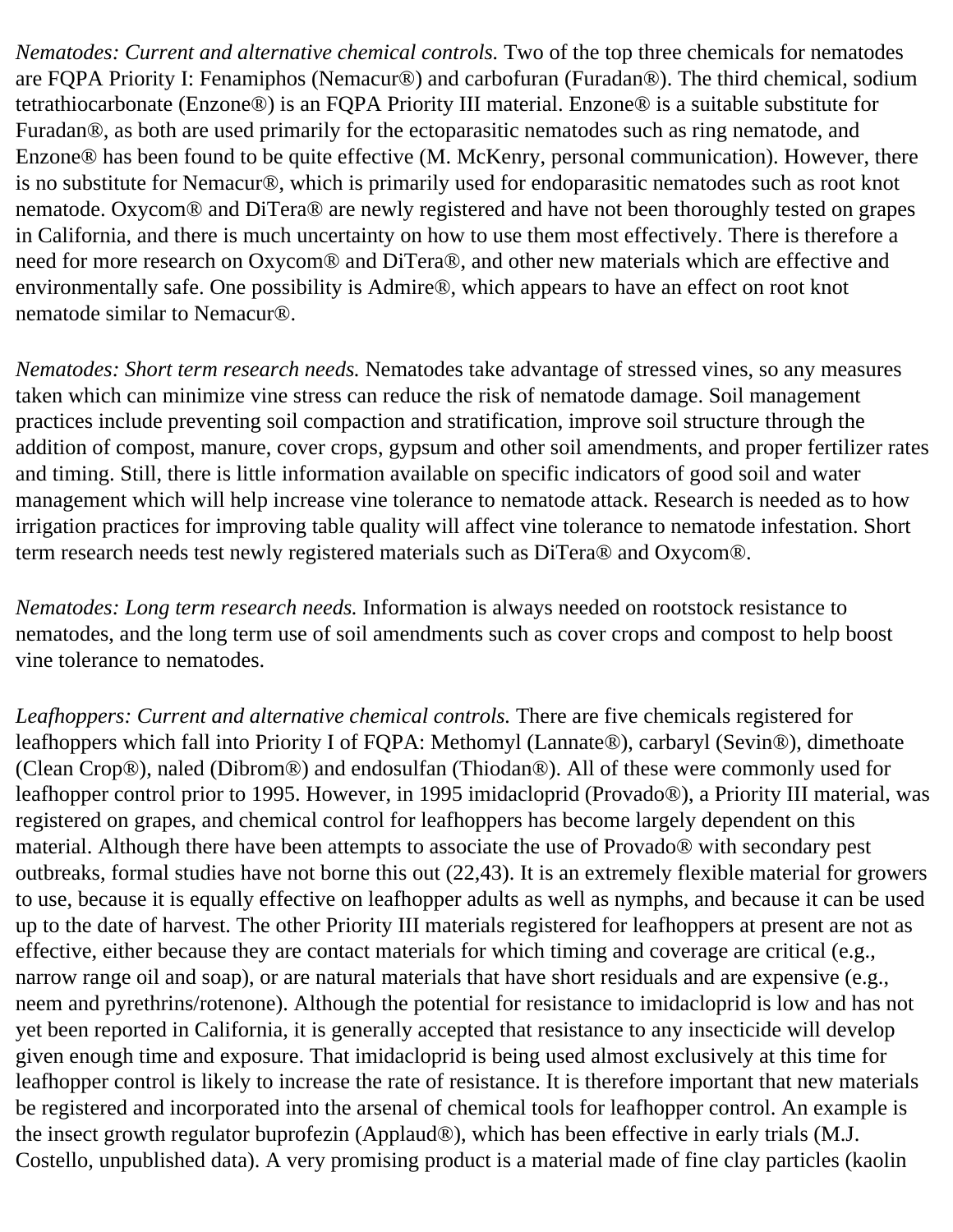*Nematodes: Current and alternative chemical controls.* Two of the top three chemicals for nematodes are FQPA Priority I: Fenamiphos (Nemacur®) and carbofuran (Furadan®). The third chemical, sodium tetrathiocarbonate (Enzone®) is an FQPA Priority III material. Enzone® is a suitable substitute for Furadan®, as both are used primarily for the ectoparasitic nematodes such as ring nematode, and Enzone® has been found to be quite effective (M. McKenry, personal communication). However, there is no substitute for Nemacur®, which is primarily used for endoparasitic nematodes such as root knot nematode. Oxycom® and DiTera® are newly registered and have not been thoroughly tested on grapes in California, and there is much uncertainty on how to use them most effectively. There is therefore a need for more research on Oxycom® and DiTera®, and other new materials which are effective and environmentally safe. One possibility is Admire®, which appears to have an effect on root knot nematode similar to Nemacur®.

*Nematodes: Short term research needs.* Nematodes take advantage of stressed vines, so any measures taken which can minimize vine stress can reduce the risk of nematode damage. Soil management practices include preventing soil compaction and stratification, improve soil structure through the addition of compost, manure, cover crops, gypsum and other soil amendments, and proper fertilizer rates and timing. Still, there is little information available on specific indicators of good soil and water management which will help increase vine tolerance to nematode attack. Research is needed as to how irrigation practices for improving table quality will affect vine tolerance to nematode infestation. Short term research needs test newly registered materials such as DiTera® and Oxycom®.

*Nematodes: Long term research needs.* Information is always needed on rootstock resistance to nematodes, and the long term use of soil amendments such as cover crops and compost to help boost vine tolerance to nematodes.

*Leafhoppers: Current and alternative chemical controls.* There are five chemicals registered for leafhoppers which fall into Priority I of FQPA: Methomyl (Lannate®), carbaryl (Sevin®), dimethoate (Clean Crop®), naled (Dibrom®) and endosulfan (Thiodan®). All of these were commonly used for leafhopper control prior to 1995. However, in 1995 imidacloprid (Provado®), a Priority III material, was registered on grapes, and chemical control for leafhoppers has become largely dependent on this material. Although there have been attempts to associate the use of Provado® with secondary pest outbreaks, formal studies have not borne this out (22,43). It is an extremely flexible material for growers to use, because it is equally effective on leafhopper adults as well as nymphs, and because it can be used up to the date of harvest. The other Priority III materials registered for leafhoppers at present are not as effective, either because they are contact materials for which timing and coverage are critical (e.g., narrow range oil and soap), or are natural materials that have short residuals and are expensive (e.g., neem and pyrethrins/rotenone). Although the potential for resistance to imidacloprid is low and has not yet been reported in California, it is generally accepted that resistance to any insecticide will develop given enough time and exposure. That imidacloprid is being used almost exclusively at this time for leafhopper control is likely to increase the rate of resistance. It is therefore important that new materials be registered and incorporated into the arsenal of chemical tools for leafhopper control. An example is the insect growth regulator buprofezin (Applaud®), which has been effective in early trials (M.J. Costello, unpublished data). A very promising product is a material made of fine clay particles (kaolin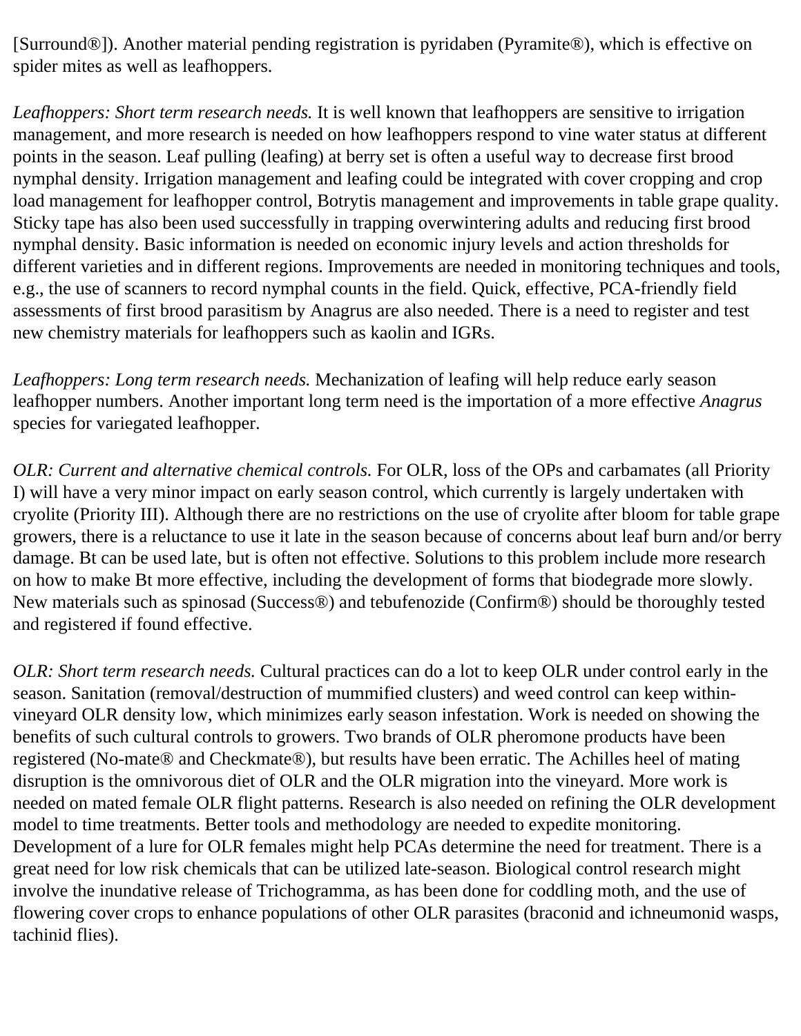[Surround®]). Another material pending registration is pyridaben (Pyramite®), which is effective on spider mites as well as leafhoppers.

*Leafhoppers: Short term research needs.* It is well known that leafhoppers are sensitive to irrigation management, and more research is needed on how leafhoppers respond to vine water status at different points in the season. Leaf pulling (leafing) at berry set is often a useful way to decrease first brood nymphal density. Irrigation management and leafing could be integrated with cover cropping and crop load management for leafhopper control, Botrytis management and improvements in table grape quality. Sticky tape has also been used successfully in trapping overwintering adults and reducing first brood nymphal density. Basic information is needed on economic injury levels and action thresholds for different varieties and in different regions. Improvements are needed in monitoring techniques and tools, e.g., the use of scanners to record nymphal counts in the field. Quick, effective, PCA-friendly field assessments of first brood parasitism by Anagrus are also needed. There is a need to register and test new chemistry materials for leafhoppers such as kaolin and IGRs.

*Leafhoppers: Long term research needs.* Mechanization of leafing will help reduce early season leafhopper numbers. Another important long term need is the importation of a more effective *Anagrus* species for variegated leafhopper.

*OLR: Current and alternative chemical controls.* For OLR, loss of the OPs and carbamates (all Priority I) will have a very minor impact on early season control, which currently is largely undertaken with cryolite (Priority III). Although there are no restrictions on the use of cryolite after bloom for table grape growers, there is a reluctance to use it late in the season because of concerns about leaf burn and/or berry damage. Bt can be used late, but is often not effective. Solutions to this problem include more research on how to make Bt more effective, including the development of forms that biodegrade more slowly. New materials such as spinosad (Success®) and tebufenozide (Confirm®) should be thoroughly tested and registered if found effective.

*OLR: Short term research needs.* Cultural practices can do a lot to keep OLR under control early in the season. Sanitation (removal/destruction of mummified clusters) and weed control can keep within-vineyard OLR density low, which minimizes early season infestation. Work is needed on showing the benefits of such cultural controls to growers. Two brands of OLR pheromone products have been registered (No-mate® and Checkmate®), but results have been erratic. The Achilles heel of mating disruption is the omnivorous diet of OLR and the OLR migration into the vineyard. More work is needed on mated female OLR flight patterns. Research is also needed on refining the OLR development model to time treatments. Better tools and methodology are needed to expedite monitoring. Development of a lure for OLR females might help PCAs determine the need for treatment. There is a great need for low risk chemicals that can be utilized late-season. Biological control research might involve the inundative release of Trichogramma, as has been done for coddling moth, and the use of flowering cover crops to enhance populations of other OLR parasites (braconid and ichneumonid wasps, tachinid flies).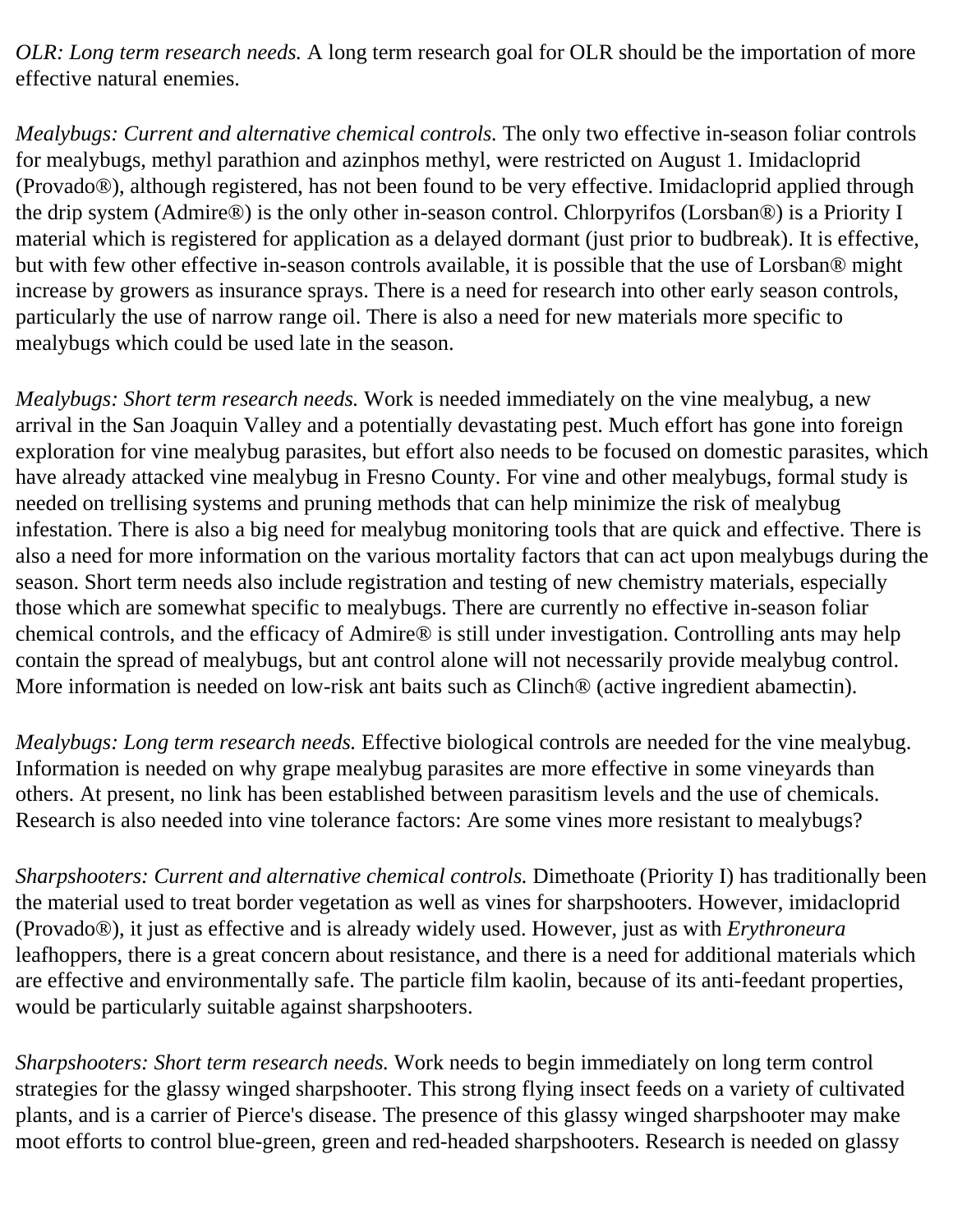*OLR: Long term research needs.* A long term research goal for OLR should be the importation of more effective natural enemies.

*Mealybugs: Current and alternative chemical controls.* The only two effective in-season foliar controls for mealybugs, methyl parathion and azinphos methyl, were restricted on August 1. Imidacloprid (Provado®), although registered, has not been found to be very effective. Imidacloprid applied through the drip system (Admire®) is the only other in-season control. Chlorpyrifos (Lorsban®) is a Priority I material which is registered for application as a delayed dormant (just prior to budbreak). It is effective, but with few other effective in-season controls available, it is possible that the use of Lorsban® might increase by growers as insurance sprays. There is a need for research into other early season controls, particularly the use of narrow range oil. There is also a need for new materials more specific to mealybugs which could be used late in the season.

*Mealybugs: Short term research needs.* Work is needed immediately on the vine mealybug, a new arrival in the San Joaquin Valley and a potentially devastating pest. Much effort has gone into foreign exploration for vine mealybug parasites, but effort also needs to be focused on domestic parasites, which have already attacked vine mealybug in Fresno County. For vine and other mealybugs, formal study is needed on trellising systems and pruning methods that can help minimize the risk of mealybug infestation. There is also a big need for mealybug monitoring tools that are quick and effective. There is also a need for more information on the various mortality factors that can act upon mealybugs during the season. Short term needs also include registration and testing of new chemistry materials, especially those which are somewhat specific to mealybugs. There are currently no effective in-season foliar chemical controls, and the efficacy of Admire® is still under investigation. Controlling ants may help contain the spread of mealybugs, but ant control alone will not necessarily provide mealybug control. More information is needed on low-risk ant baits such as Clinch® (active ingredient abamectin).

*Mealybugs: Long term research needs.* Effective biological controls are needed for the vine mealybug. Information is needed on why grape mealybug parasites are more effective in some vineyards than others. At present, no link has been established between parasitism levels and the use of chemicals. Research is also needed into vine tolerance factors: Are some vines more resistant to mealybugs?

*Sharpshooters: Current and alternative chemical controls.* Dimethoate (Priority I) has traditionally been the material used to treat border vegetation as well as vines for sharpshooters. However, imidacloprid (Provado®), it just as effective and is already widely used. However, just as with *Erythroneura* leafhoppers, there is a great concern about resistance, and there is a need for additional materials which are effective and environmentally safe. The particle film kaolin, because of its anti-feedant properties, would be particularly suitable against sharpshooters.

*Sharpshooters: Short term research needs.* Work needs to begin immediately on long term control strategies for the glassy winged sharpshooter. This strong flying insect feeds on a variety of cultivated plants, and is a carrier of Pierce's disease. The presence of this glassy winged sharpshooter may make moot efforts to control blue-green, green and red-headed sharpshooters. Research is needed on glassy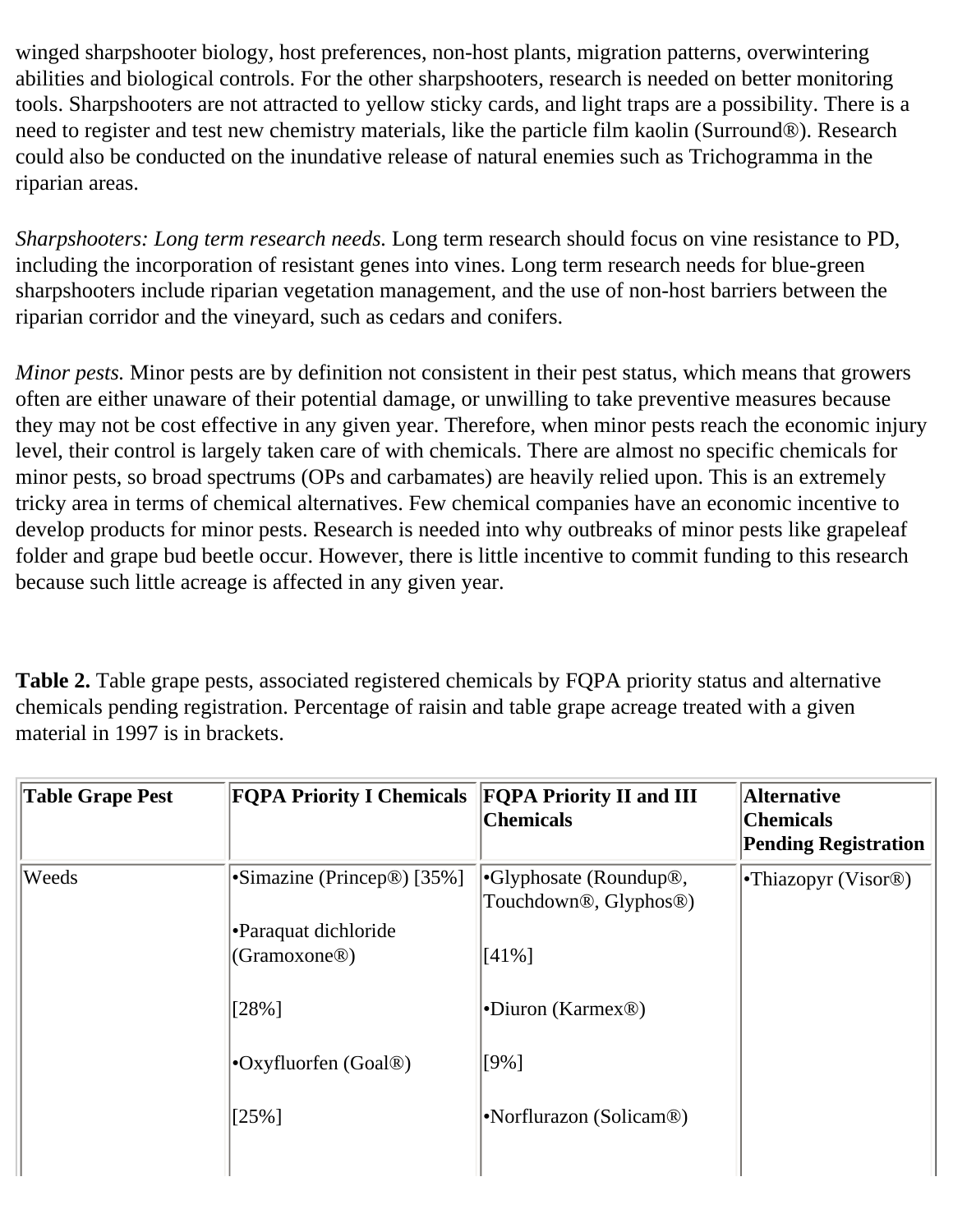winged sharpshooter biology, host preferences, non-host plants, migration patterns, overwintering abilities and biological controls. For the other sharpshooters, research is needed on better monitoring tools. Sharpshooters are not attracted to yellow sticky cards, and light traps are a possibility. There is a need to register and test new chemistry materials, like the particle film kaolin (Surround®). Research could also be conducted on the inundative release of natural enemies such as Trichogramma in the riparian areas.

*Sharpshooters: Long term research needs.* Long term research should focus on vine resistance to PD, including the incorporation of resistant genes into vines. Long term research needs for blue-green sharpshooters include riparian vegetation management, and the use of non-host barriers between the riparian corridor and the vineyard, such as cedars and conifers.

*Minor pests.* Minor pests are by definition not consistent in their pest status, which means that growers often are either unaware of their potential damage, or unwilling to take preventive measures because they may not be cost effective in any given year. Therefore, when minor pests reach the economic injury level, their control is largely taken care of with chemicals. There are almost no specific chemicals for minor pests, so broad spectrums (OPs and carbamates) are heavily relied upon. This is an extremely tricky area in terms of chemical alternatives. Few chemical companies have an economic incentive to develop products for minor pests. Research is needed into why outbreaks of minor pests like grapeleaf folder and grape bud beetle occur. However, there is little incentive to commit funding to this research because such little acreage is affected in any given year.

**Table 2.** Table grape pests, associated registered chemicals by FQPA priority status and alternative chemicals pending registration. Percentage of raisin and table grape acreage treated with a given material in 1997 is in brackets.

| Table Grape Pest | FQPA Priority I Chemicals | FQPA Priority II and III Chemicals | Alternative Chemicals Pending Registration |
|---|---|---|---|
| Weeds | •Simazine (Princep®) [35%]<br><br>•Paraquat dichloride (Gramoxone®)<br><br>[28%]<br><br>•Oxyfluorfen (Goal®)<br><br>[25%] | •Glyphosate (Roundup®, Touchdown®, Glyphos®)<br><br>[41%]<br><br>•Diuron (Karmex®)<br><br>[9%]<br><br>•Norflurazon (Solicam®) | •Thiazopyr (Visor®) |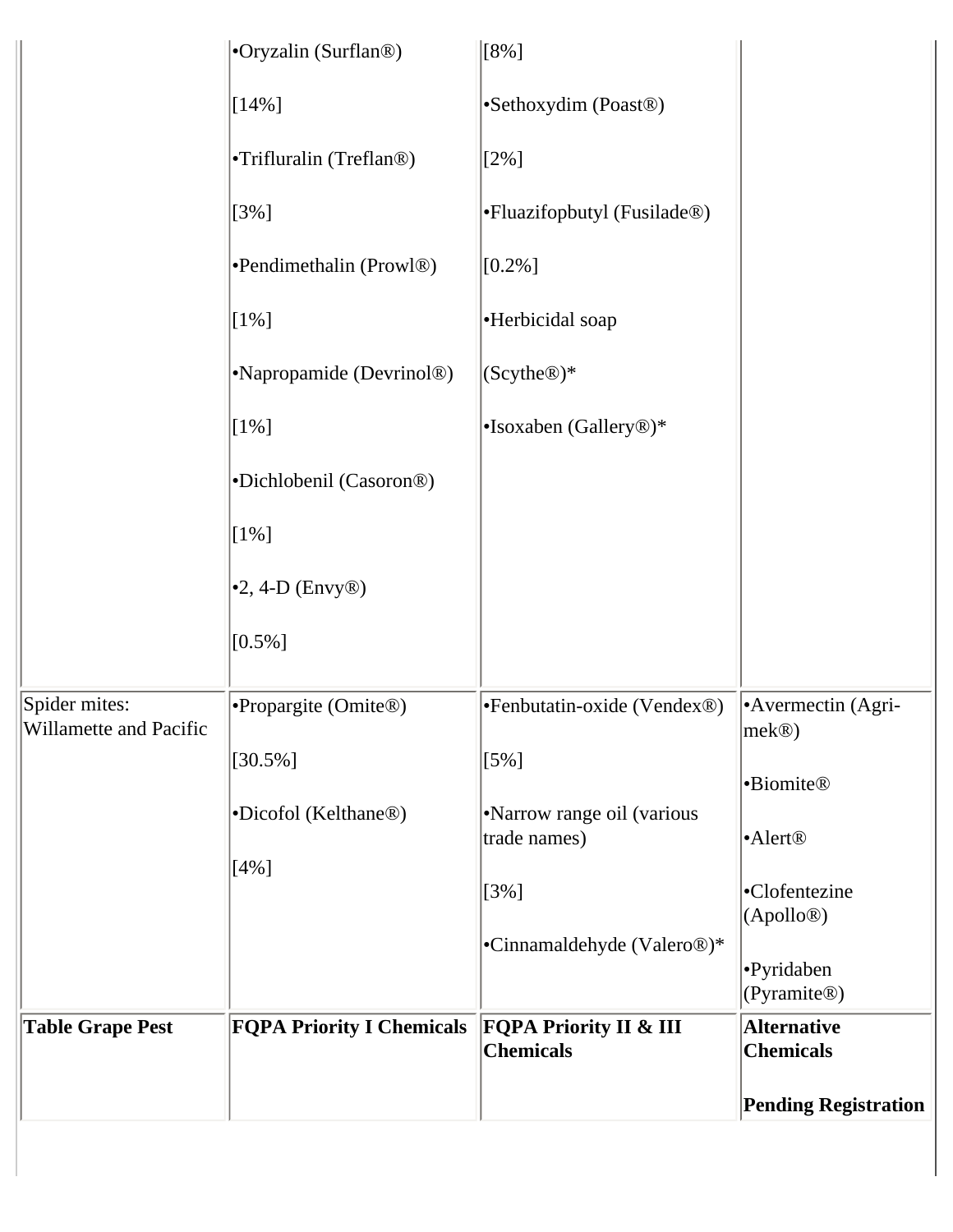| | | | |
|---|---|---|---|
| | •Oryzalin (Surflan®)<br><br>[14%]<br><br>•Trifluralin (Treflan®)<br><br>[3%]<br><br>•Pendimethalin (Prowl®)<br><br>[1%]<br><br>•Napropamide (Devrinol®)<br><br>[1%]<br><br>•Dichlobenil (Casoron®)<br><br>[1%]<br><br>•2, 4-D (Envy®)<br><br>[0.5%] | [8%]<br><br>•Sethoxydim (Poast®)<br><br>[2%]<br><br>•Fluazifopbutyl (Fusilade®)<br><br>[0.2%]<br><br>•Herbicidal soap<br><br>(Scythe®)*<br><br>•Isoxaben (Gallery®)* | |
| Spider mites: Willamette and Pacific | •Propargite (Omite®)<br><br>[30.5%]<br><br>•Dicofol (Kelthane®)<br><br>[4%] | •Fenbutatin-oxide (Vendex®)<br><br>[5%]<br><br>•Narrow range oil (various trade names)<br><br>[3%]<br><br>•Cinnamaldehyde (Valero®)* | •Avermectin (Agri-mek®)<br><br>•Biomite®<br><br>•Alert®<br><br>•Clofentezine (Apollo®)<br><br>•Pyridaben (Pyramite®) |
| **Table Grape Pest** | **FQPA Priority I Chemicals** | **FQPA Priority II & III Chemicals** | **Alternative Chemicals**<br><br>**Pending Registration** |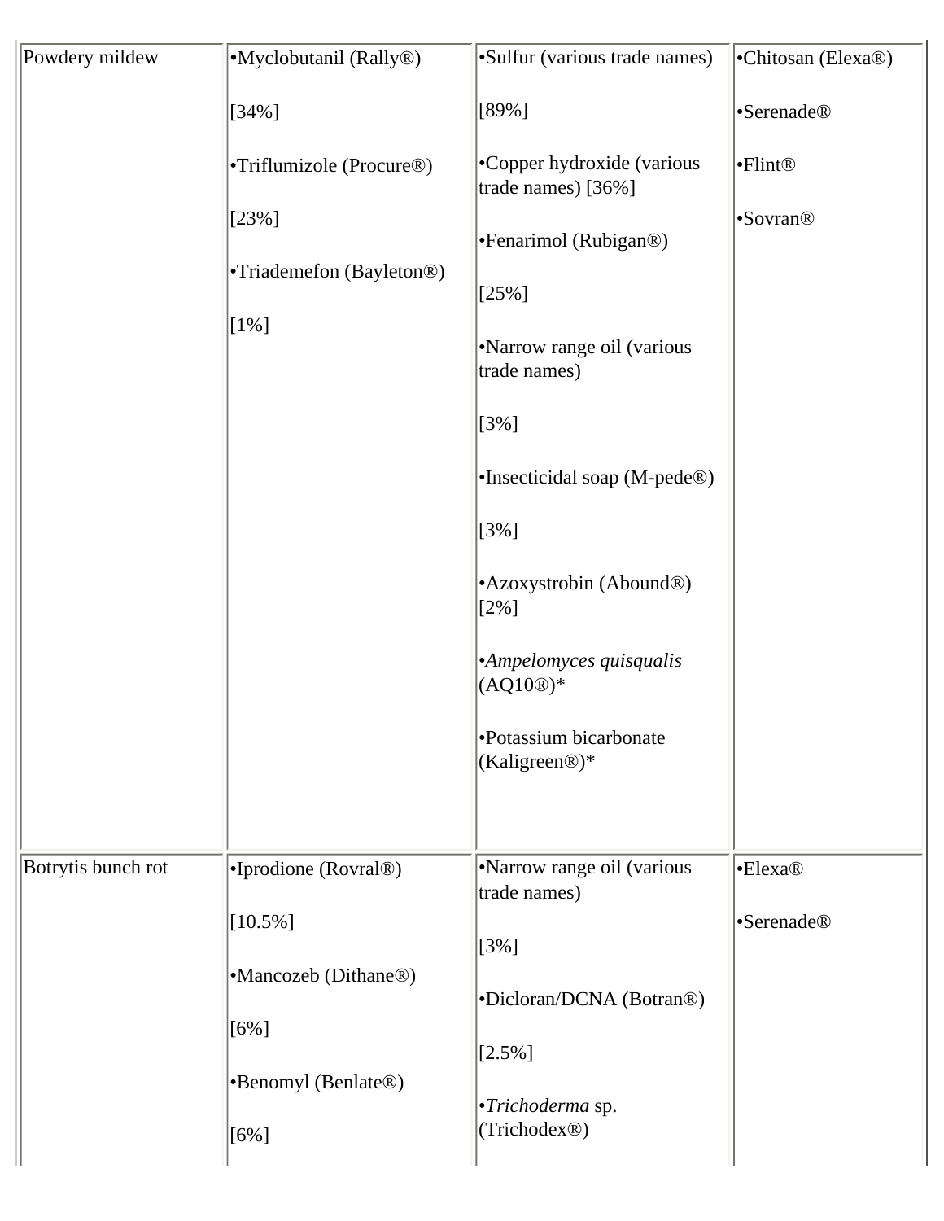| | | | |
|---|---|---|---|
| Powdery mildew | •Myclobutanil (Rally®) [34%] •Triflumizole (Procure®) [23%] •Triademefon (Bayleton®) [1%] | •Sulfur (various trade names) [89%] •Copper hydroxide (various trade names) [36%] •Fenarimol (Rubigan®) [25%] •Narrow range oil (various trade names) [3%] •Insecticidal soap (M-pede®) [3%] •Azoxystrobin (Abound®) [2%] •*Ampelomyces quisqualis* (AQ10®)* •Potassium bicarbonate (Kaligreen®)* | •Chitosan (Elexa®) •Serenade® •Flint® •Sovran® |
| Botrytis bunch rot | •Iprodione (Rovral®) [10.5%] •Mancozeb (Dithane®) [6%] •Benomyl (Benlate®) [6%] | •Narrow range oil (various trade names) [3%] •Dicloran/DCNA (Botran®) [2.5%] •*Trichoderma* sp. (Trichodex®) | •Elexa® •Serenade® |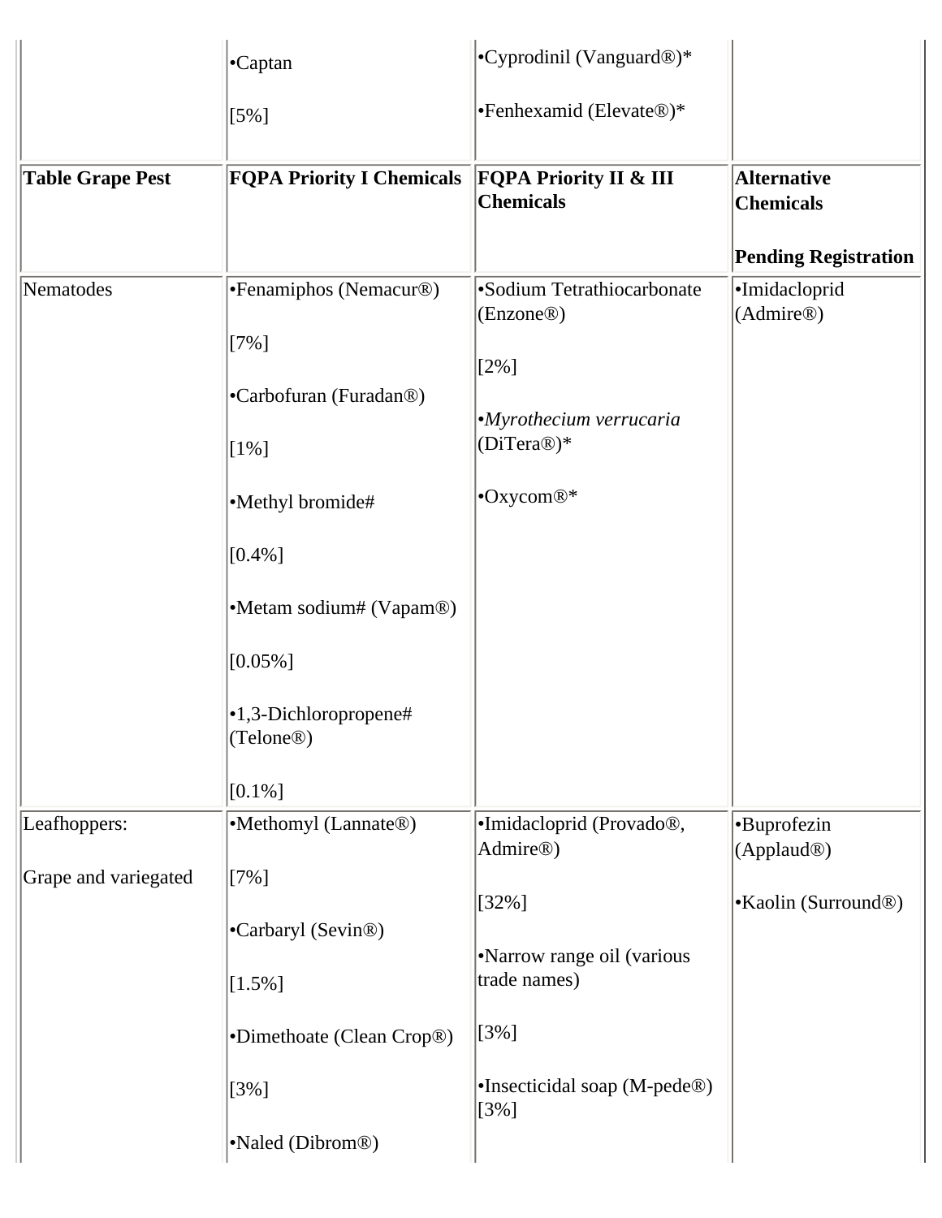| | | | |
|---|---|---|---|
| | •Captan<br><br>[5%] | •Cyprodinil (Vanguard®)*<br><br>•Fenhexamid (Elevate®)* | |
| **Table Grape Pest** | **FQPA Priority I Chemicals** | **FQPA Priority II & III Chemicals** | **Alternative Chemicals**<br><br>**Pending Registration** |
| Nematodes | •Fenamiphos (Nemacur®)<br><br>[7%]<br><br>•Carbofuran (Furadan®)<br><br>[1%]<br><br>•Methyl bromide#<br><br>[0.4%]<br><br>•Metam sodium# (Vapam®)<br><br>[0.05%]<br><br>•1,3-Dichloropropene# (Telone®)<br><br>[0.1%] | •Sodium Tetrathiocarbonate (Enzone®)<br><br>[2%]<br><br>•*Myrothecium verrucaria* (DiTera®)*<br><br>•Oxycom®* | •Imidacloprid (Admire®) |
| Leafhoppers:<br><br>Grape and variegated | •Methomyl (Lannate®)<br><br>[7%]<br><br>•Carbaryl (Sevin®)<br><br>[1.5%]<br><br>•Dimethoate (Clean Crop®)<br><br>[3%]<br><br>•Naled (Dibrom®) | •Imidacloprid (Provado®, Admire®)<br><br>[32%]<br><br>•Narrow range oil (various trade names)<br><br>[3%]<br><br>•Insecticidal soap (M-pede®) [3%] | •Buprofezin (Applaud®)<br><br>•Kaolin (Surround®) |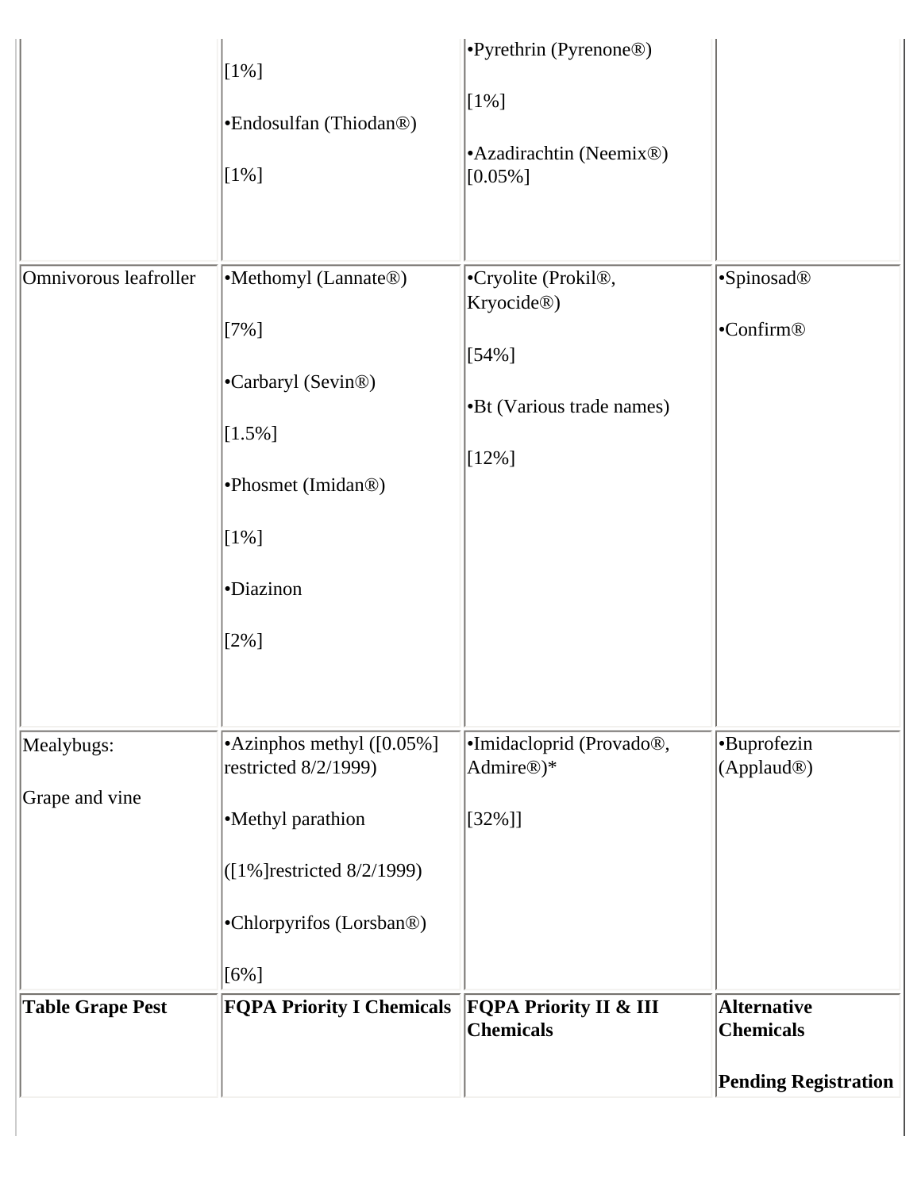| | | | |
|---|---|---|---|
| | [1%] •Endosulfan (Thiodan®) [1%] | •Pyrethrin (Pyrenone®) [1%] •Azadirachtin (Neemix®) [0.05%] | |
| Omnivorous leafroller | •Methomyl (Lannate®) [7%] •Carbaryl (Sevin®) [1.5%] •Phosmet (Imidan®) [1%] •Diazinon [2%] | •Cryolite (Prokil®, Kryocide®) [54%] •Bt (Various trade names) [12%] | •Spinosad® •Confirm® |
| Mealybugs: Grape and vine | •Azinphos methyl ([0.05%] restricted 8/2/1999) •Methyl parathion ([1%]restricted 8/2/1999) •Chlorpyrifos (Lorsban®) [6%] | •Imidacloprid (Provado®, Admire®)* [32%]] | •Buprofezin (Applaud®) |
| **Table Grape Pest** | **FQPA Priority I Chemicals** | **FQPA Priority II & III Chemicals** | **Alternative Chemicals** **Pending Registration** |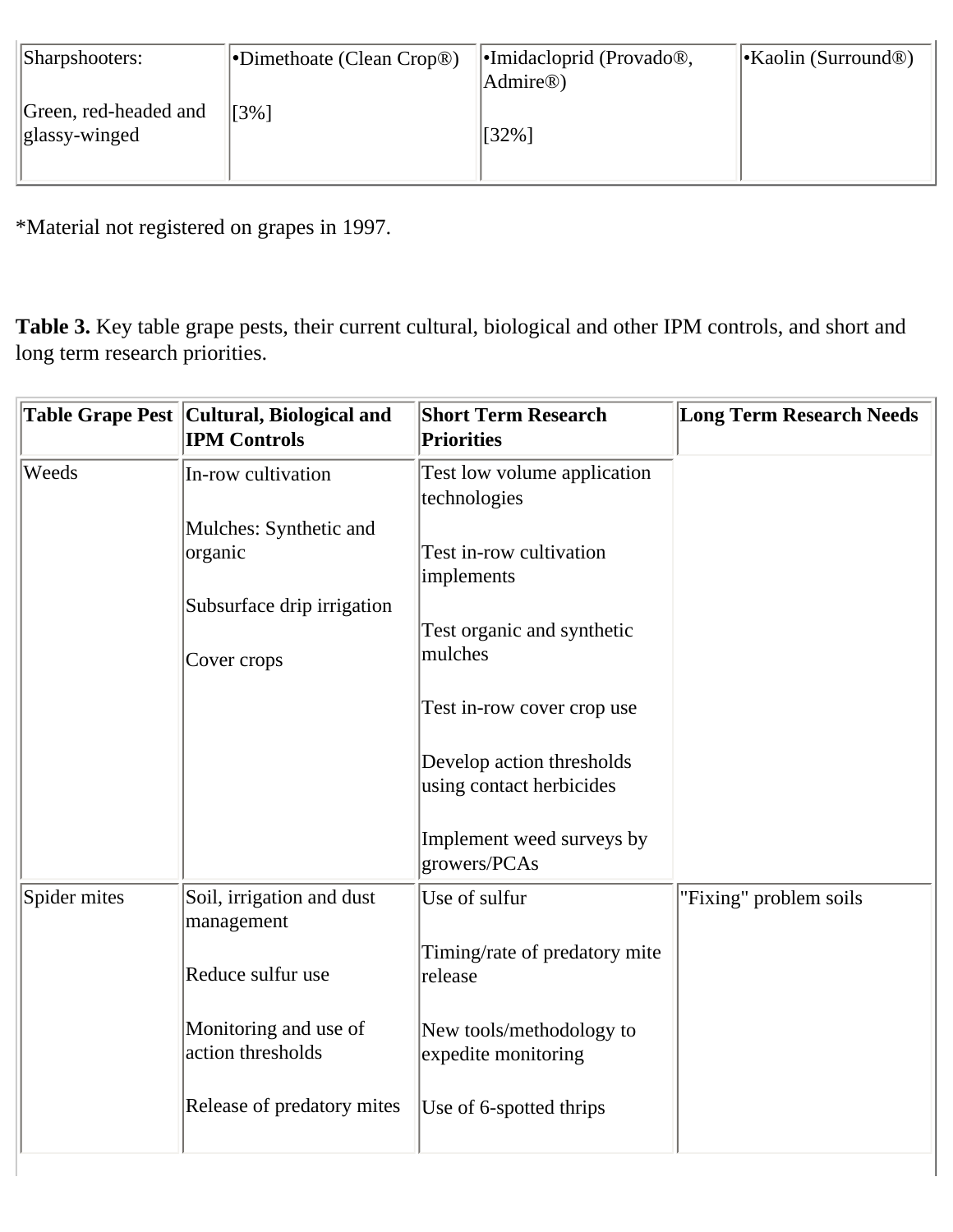| Sharpshooters:<br><br>Green, red-headed and glassy-winged | •Dimethoate (Clean Crop®)<br><br>[3%] | •Imidacloprid (Provado®, Admire®)<br><br>[32%] | •Kaolin (Surround®) |
|---|---|---|---|

*Material not registered on grapes in 1997.

**Table 3.** Key table grape pests, their current cultural, biological and other IPM controls, and short and long term research priorities.

| Table Grape Pest | Cultural, Biological and IPM Controls | Short Term Research Priorities | Long Term Research Needs |
|---|---|---|---|
| Weeds | In-row cultivation<br><br>Mulches: Synthetic and organic<br><br>Subsurface drip irrigation<br><br>Cover crops | Test low volume application technologies<br><br>Test in-row cultivation implements<br><br>Test organic and synthetic mulches<br><br>Test in-row cover crop use<br><br>Develop action thresholds using contact herbicides<br><br>Implement weed surveys by growers/PCAs | |
| Spider mites | Soil, irrigation and dust management<br><br>Reduce sulfur use<br><br>Monitoring and use of action thresholds<br><br>Release of predatory mites | Use of sulfur<br><br>Timing/rate of predatory mite release<br><br>New tools/methodology to expedite monitoring<br><br>Use of 6-spotted thrips | "Fixing" problem soils |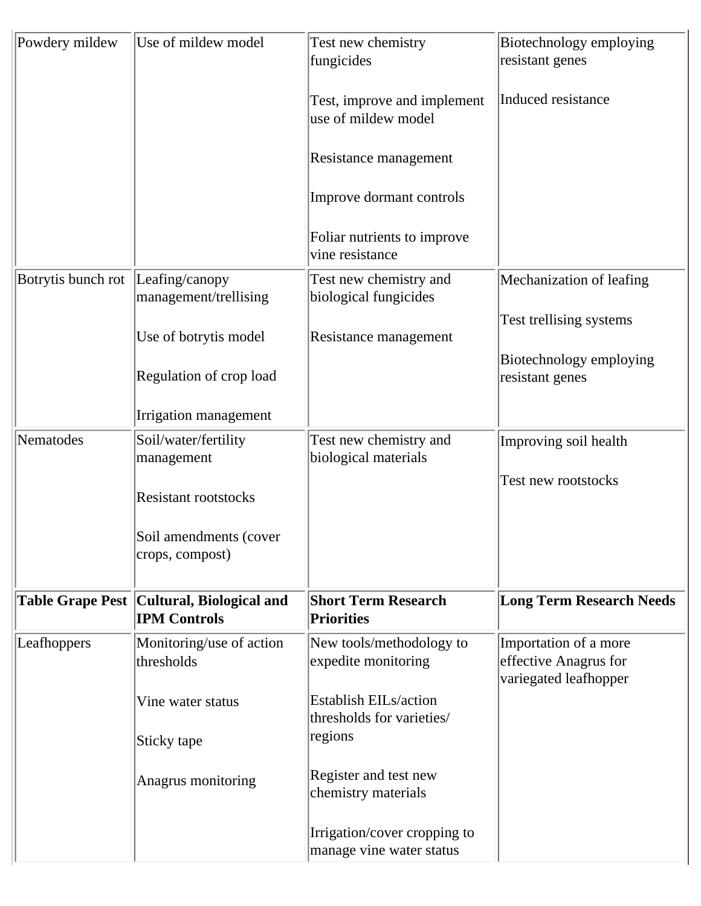| | | | |
|---|---|---|---|
| Powdery mildew | Use of mildew model | Test new chemistry fungicides<br><br>Test, improve and implement use of mildew model<br><br>Resistance management<br><br>Improve dormant controls<br><br>Foliar nutrients to improve vine resistance | Biotechnology employing resistant genes<br><br>Induced resistance |
| Botrytis bunch rot | Leafing/canopy management/trellising<br><br>Use of botrytis model<br><br>Regulation of crop load<br><br>Irrigation management | Test new chemistry and biological fungicides<br><br>Resistance management | Mechanization of leafing<br><br>Test trellising systems<br><br>Biotechnology employing resistant genes |
| Nematodes | Soil/water/fertility management<br><br>Resistant rootstocks<br><br>Soil amendments (cover crops, compost) | Test new chemistry and biological materials | Improving soil health<br><br>Test new rootstocks |

| Table Grape Pest | Cultural, Biological and IPM Controls | Short Term Research Priorities | Long Term Research Needs |
|---|---|---|---|
| Leafhoppers | Monitoring/use of action thresholds<br><br>Vine water status<br><br>Sticky tape<br><br>Anagrus monitoring | New tools/methodology to expedite monitoring<br><br>Establish EILs/action thresholds for varieties/ regions<br><br>Register and test new chemistry materials<br><br>Irrigation/cover cropping to manage vine water status | Importation of a more effective Anagrus for variegated leafhopper |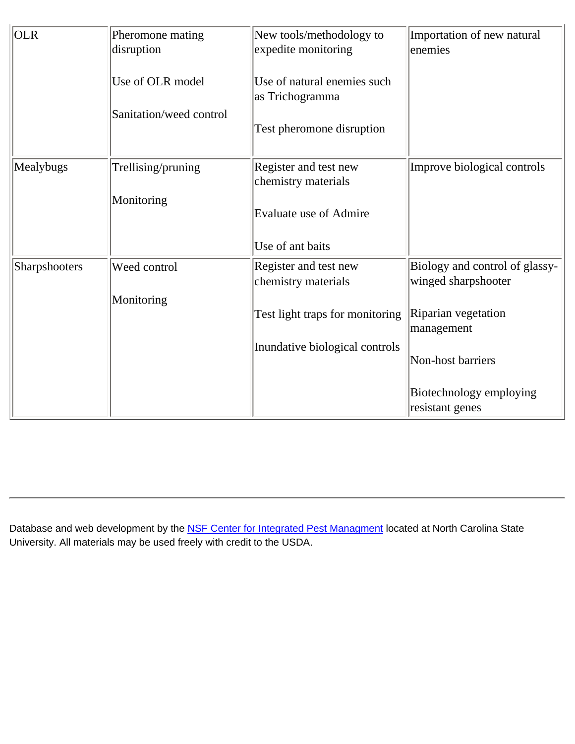| | | | |
|---|---|---|---|
| OLR | Pheromone mating disruption<br><br>Use of OLR model<br><br>Sanitation/weed control | New tools/methodology to expedite monitoring<br><br>Use of natural enemies such as Trichogramma<br><br>Test pheromone disruption | Importation of new natural enemies |
| Mealybugs | Trellising/pruning<br><br>Monitoring | Register and test new chemistry materials<br><br>Evaluate use of Admire<br><br>Use of ant baits | Improve biological controls |
| Sharpshooters | Weed control<br><br>Monitoring | Register and test new chemistry materials<br><br>Test light traps for monitoring<br><br>Inundative biological controls | Biology and control of glassy-winged sharpshooter<br><br>Riparian vegetation management<br><br>Non-host barriers<br><br>Biotechnology employing resistant genes |

---

Database and web development by the NSF Center for Integrated Pest Managment located at North Carolina State University. All materials may be used freely with credit to the USDA.